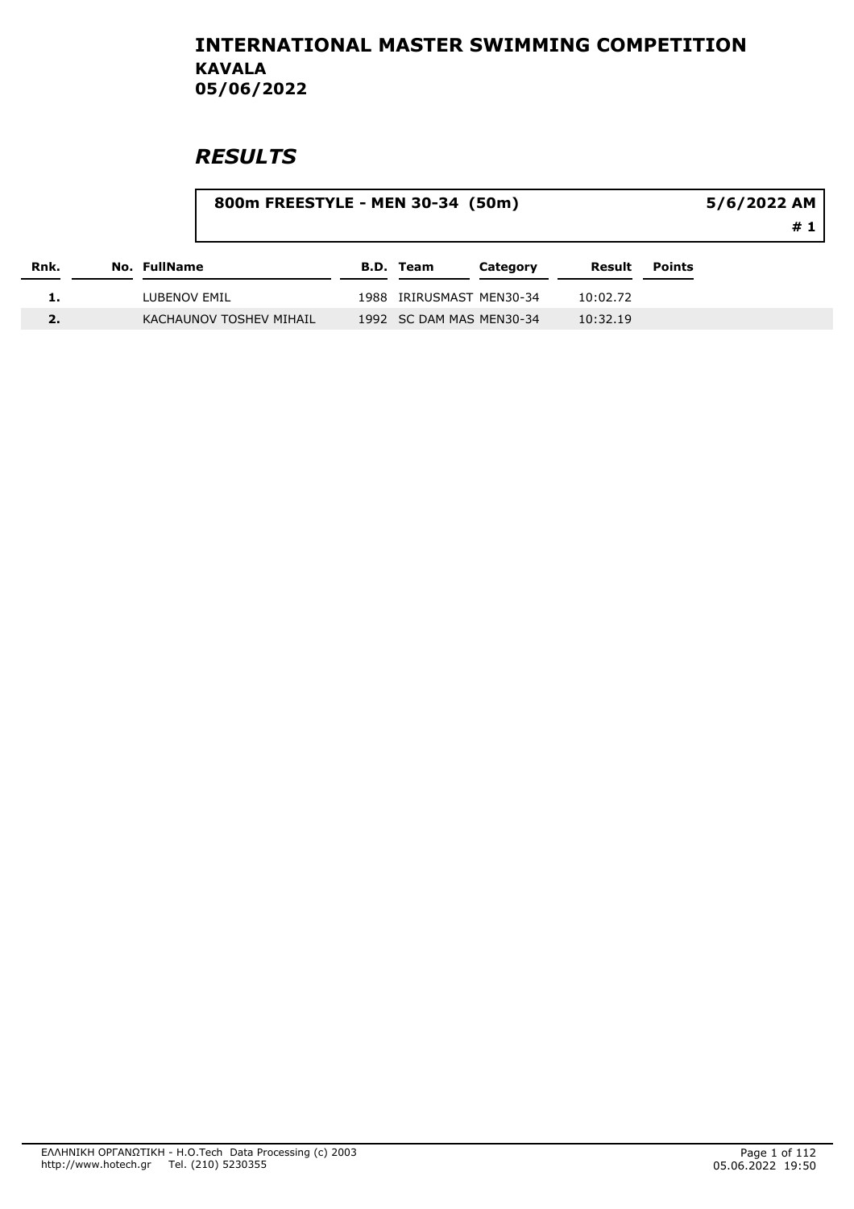# INTERNATIONAL MASTER SWIMMING COMPETITION
## KAVALA
## 05/06/2022

## *RESULTS*

**800m FREESTYLE - MEN 30-34 (50m)** — **5/6/2022 AM** — **# 1**

| Rnk. | No. | FullName | B.D. | Team | Category | Result | Points |
|---|---|---|---|---|---|---|---|
| 1. | | LUBENOV EMIL | 1988 | IRIRUSMAST | MEN30-34 | 10:02.72 | |
| 2. | | KACHAUNOV TOSHEV MIHAIL | 1992 | SC DAM MAS | MEN30-34 | 10:32.19 | |

ΕΛΛΗΝΙΚΗ ΟΡΓΑΝΩΤΙΚΗ - H.O.Tech Data Processing (c) 2003
http://www.hotech.gr Tel. (210) 5230355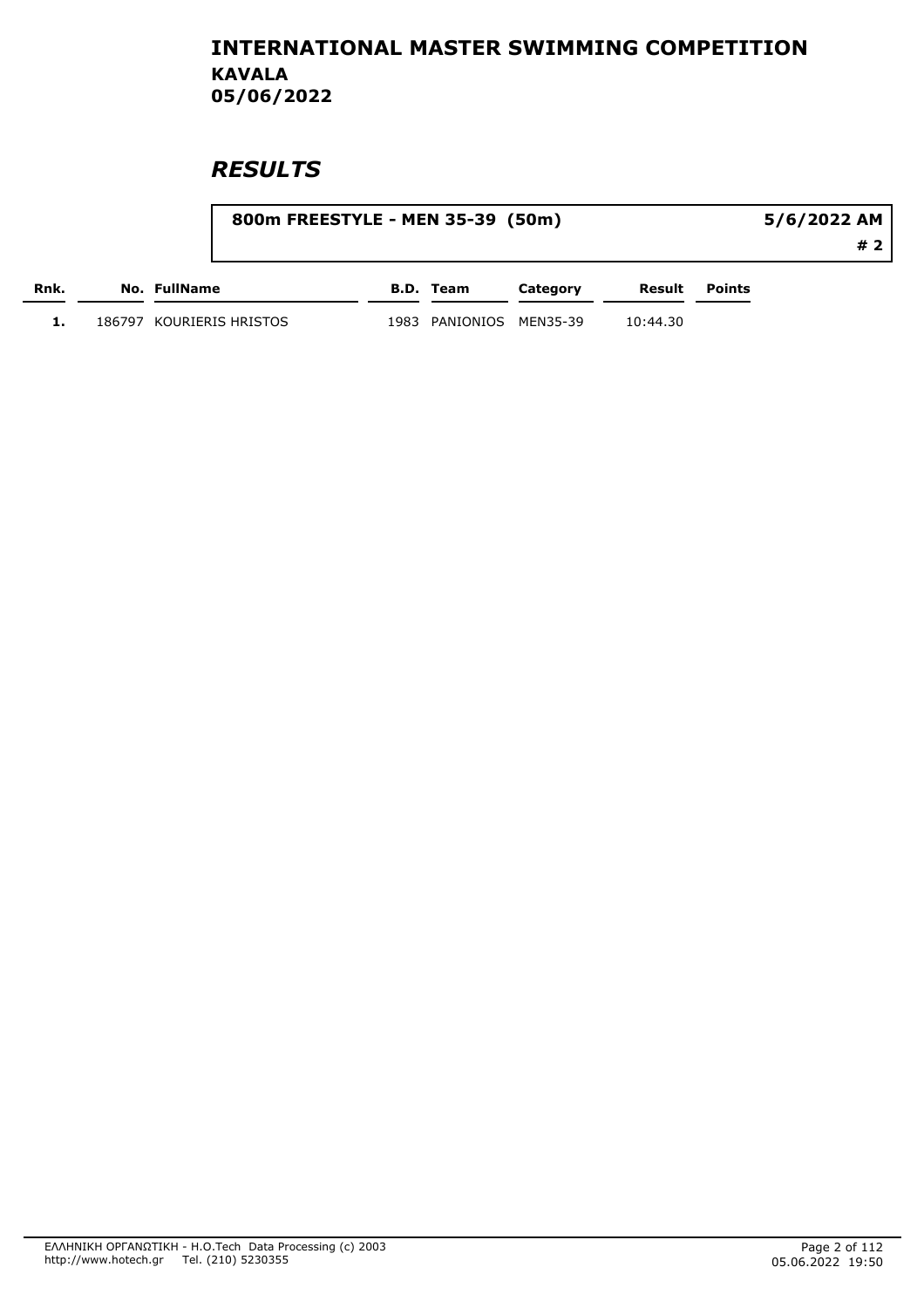# INTERNATIONAL MASTER SWIMMING COMPETITION

**KAVALA**

**05/06/2022**

## *RESULTS*

**800m FREESTYLE - MEN 35-39 (50m)** — **5/6/2022 AM** — **# 2**

| Rnk. | No. | FullName | B.D. | Team | Category | Result | Points |
|---|---|---|---|---|---|---|---|
| 1. | 186797 | KOURIERIS HRISTOS | 1983 | PANIONIOS | MEN35-39 | 10:44.30 | |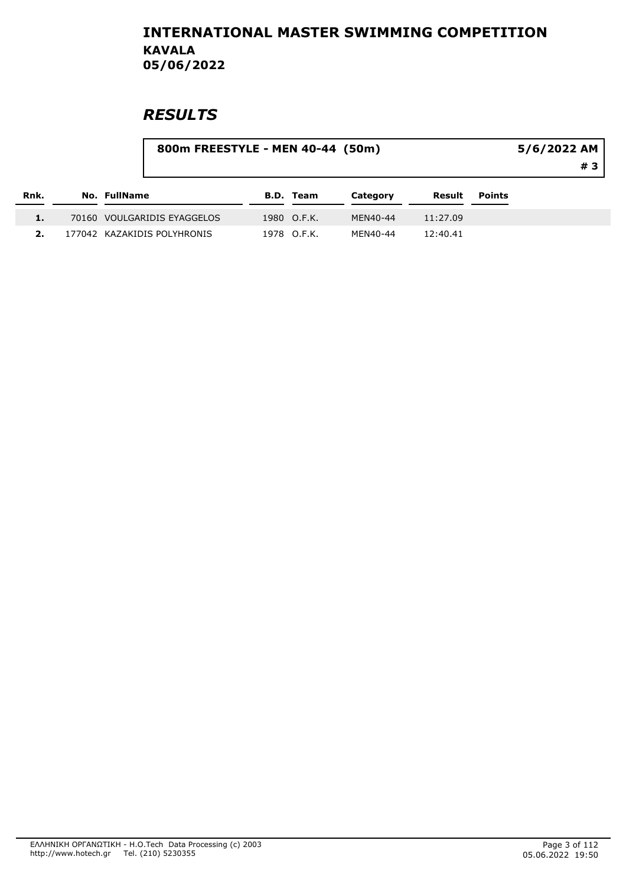# INTERNATIONAL MASTER SWIMMING COMPETITION
## KAVALA
## 05/06/2022

## *RESULTS*

**800m FREESTYLE - MEN 40-44 (50m)** — **5/6/2022 AM** — **# 3**

| Rnk. | No. | FullName | B.D. | Team | Category | Result | Points |
|---|---|---|---|---|---|---|---|
| 1. | 70160 | VOULGARIDIS EYAGGELOS | 1980 | O.F.K. | MEN40-44 | 11:27.09 | |
| 2. | 177042 | KAZAKIDIS POLYHRONIS | 1978 | O.F.K. | MEN40-44 | 12:40.41 | |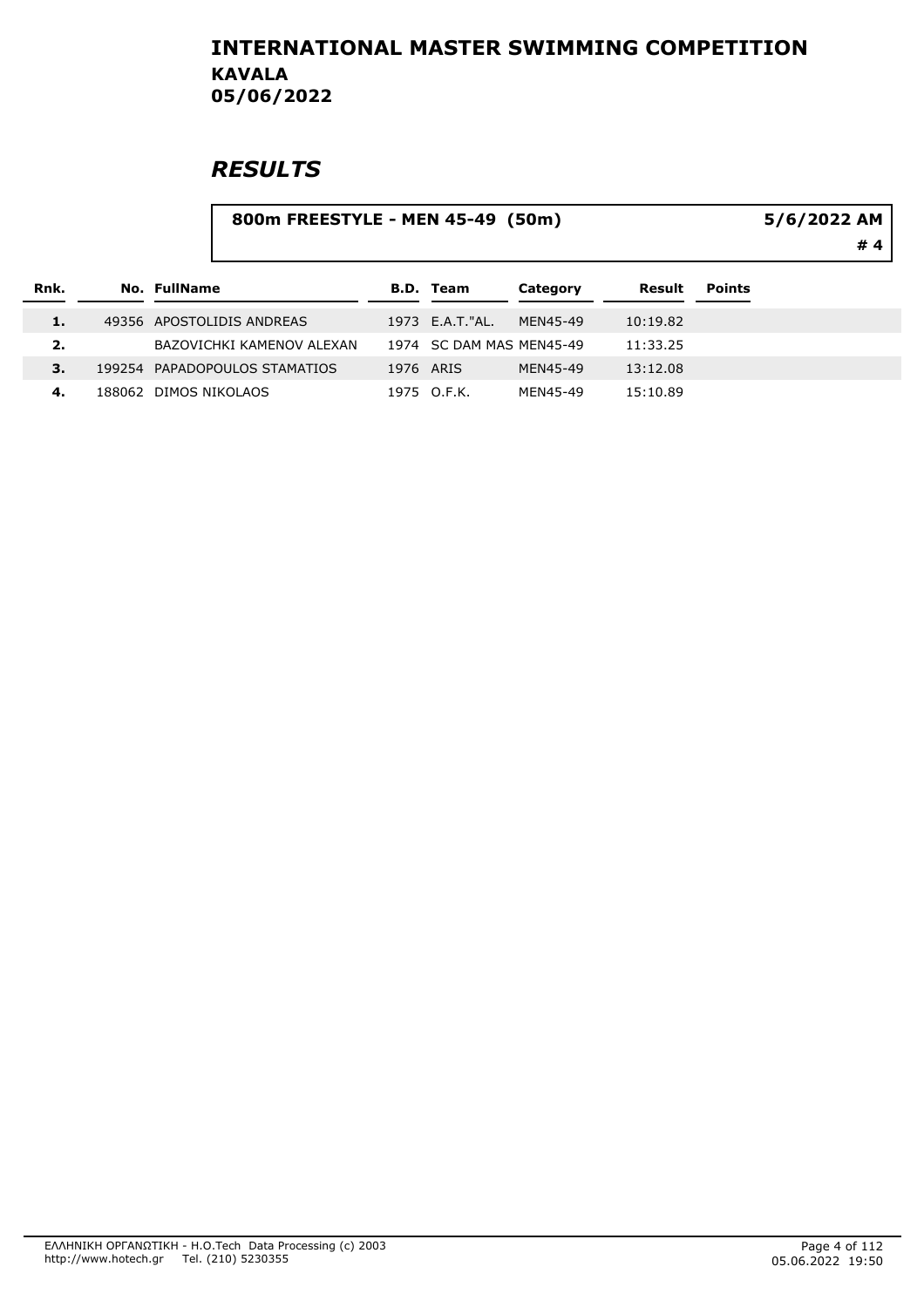# INTERNATIONAL MASTER SWIMMING COMPETITION

**KAVALA**

**05/06/2022**

## *RESULTS*

**800m FREESTYLE - MEN 45-49 (50m)** 5/6/2022 AM

\# 4

| Rnk. | No. | FullName | B.D. | Team | Category | Result | Points |
|---|---|---|---|---|---|---|---|
| 1. | 49356 | APOSTOLIDIS ANDREAS | 1973 | E.A.T."AL. | MEN45-49 | 10:19.82 | |
| 2. | | BAZOVICHKI KAMENOV ALEXAN | 1974 | SC DAM MAS | MEN45-49 | 11:33.25 | |
| 3. | 199254 | PAPADOPOULOS STAMATIOS | 1976 | ARIS | MEN45-49 | 13:12.08 | |
| 4. | 188062 | DIMOS NIKOLAOS | 1975 | O.F.K. | MEN45-49 | 15:10.89 | |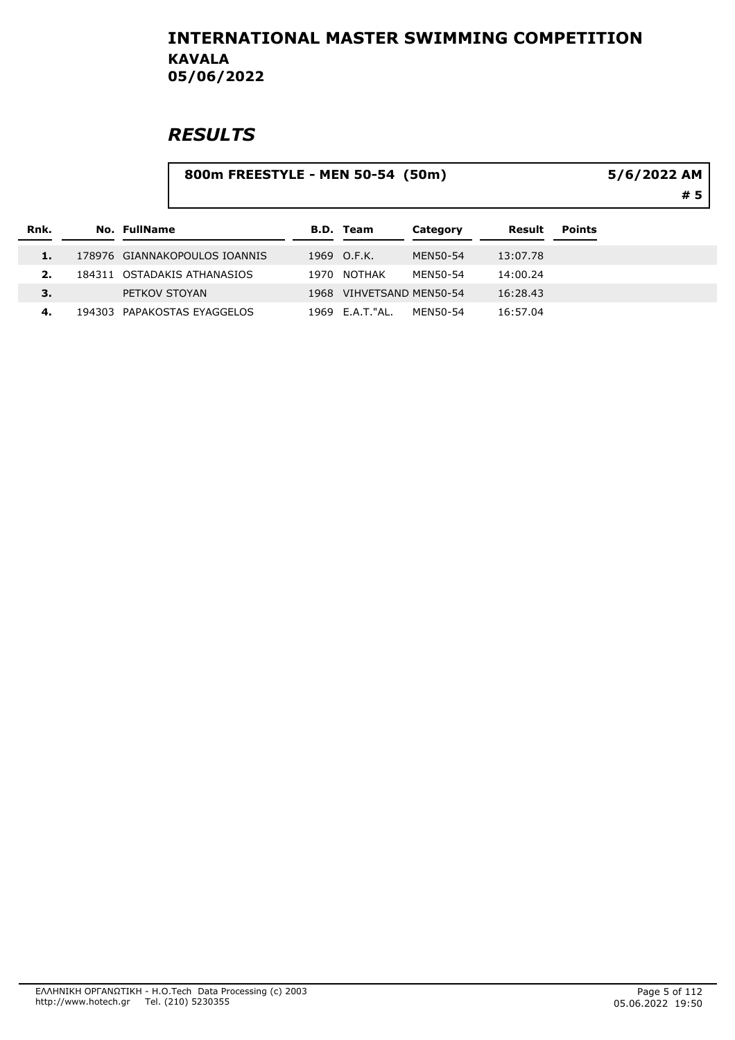# INTERNATIONAL MASTER SWIMMING COMPETITION
**KAVALA**
**05/06/2022**

## *RESULTS*

**800m FREESTYLE - MEN 50-54 (50m)** 5/6/2022 AM
# 5

| Rnk. | No. | FullName | B.D. | Team | Category | Result | Points |
|---|---|---|---|---|---|---|---|
| 1. | 178976 | GIANNAKOPOULOS IOANNIS | 1969 | O.F.K. | MEN50-54 | 13:07.78 | |
| 2. | 184311 | OSTADAKIS ATHANASIOS | 1970 | NOTHAK | MEN50-54 | 14:00.24 | |
| 3. | | PETKOV STOYAN | 1968 | VIHVETSAND | MEN50-54 | 16:28.43 | |
| 4. | 194303 | PAPAKOSTAS EYAGGELOS | 1969 | E.A.T."AL. | MEN50-54 | 16:57.04 | |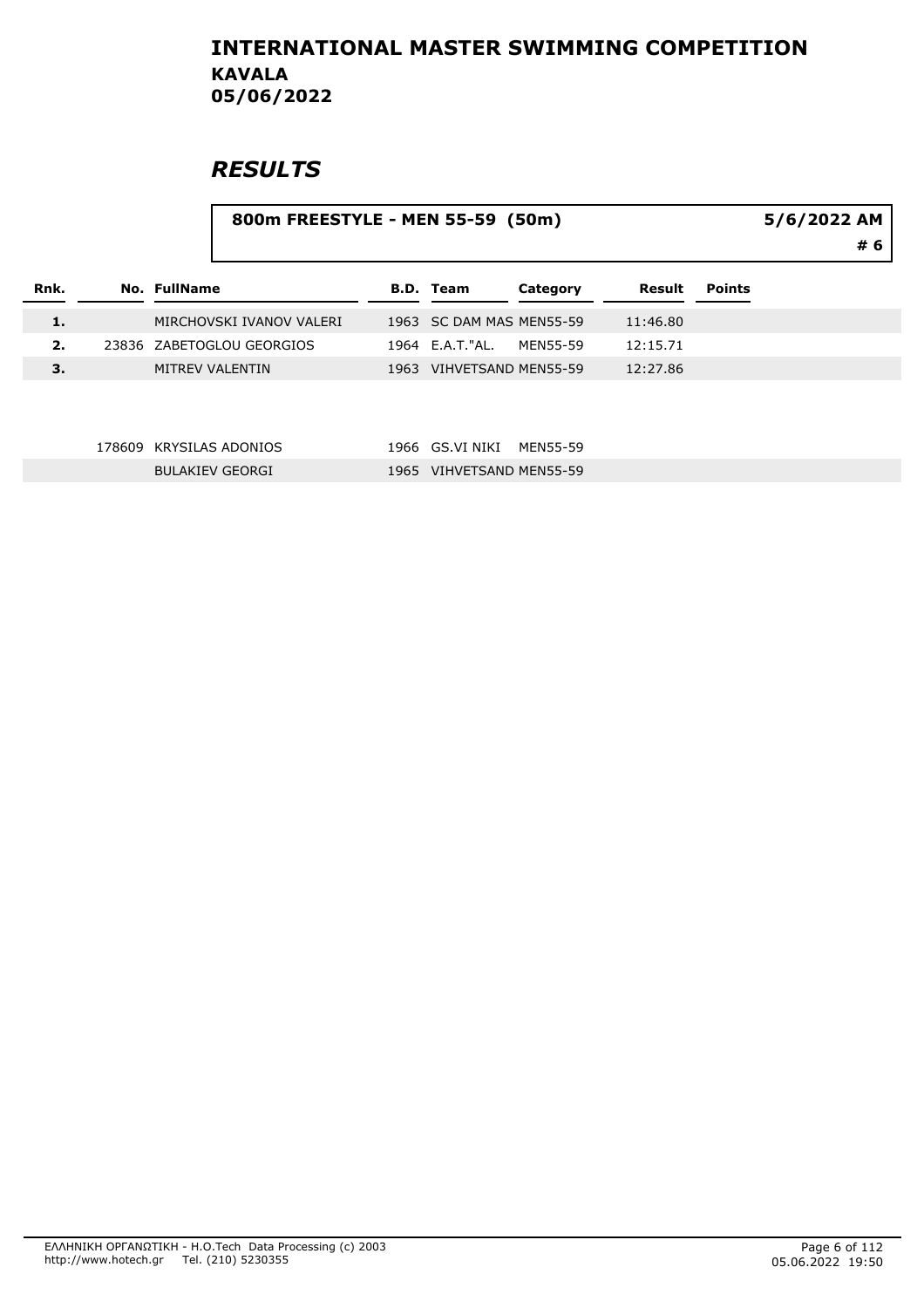# INTERNATIONAL MASTER SWIMMING COMPETITION

## KAVALA

## 05/06/2022

## *RESULTS*

**800m FREESTYLE - MEN 55-59 (50m)** | **5/6/2022 AM** | **# 6**

| Rnk. | No. | FullName | B.D. | Team | Category | Result | Points |
|---|---|---|---|---|---|---|---|
| 1. | | MIRCHOVSKI IVANOV VALERI | 1963 | SC DAM MAS | MEN55-59 | 11:46.80 | |
| 2. | 23836 | ZABETOGLOU GEORGIOS | 1964 | E.A.T."AL. | MEN55-59 | 12:15.71 | |
| 3. | | MITREV VALENTIN | 1963 | VIHVETSAND | MEN55-59 | 12:27.86 | |
| | 178609 | KRYSILAS ADONIOS | 1966 | GS.VI NIKI | MEN55-59 | | |
| | | BULAKIEV GEORGI | 1965 | VIHVETSAND | MEN55-59 | | |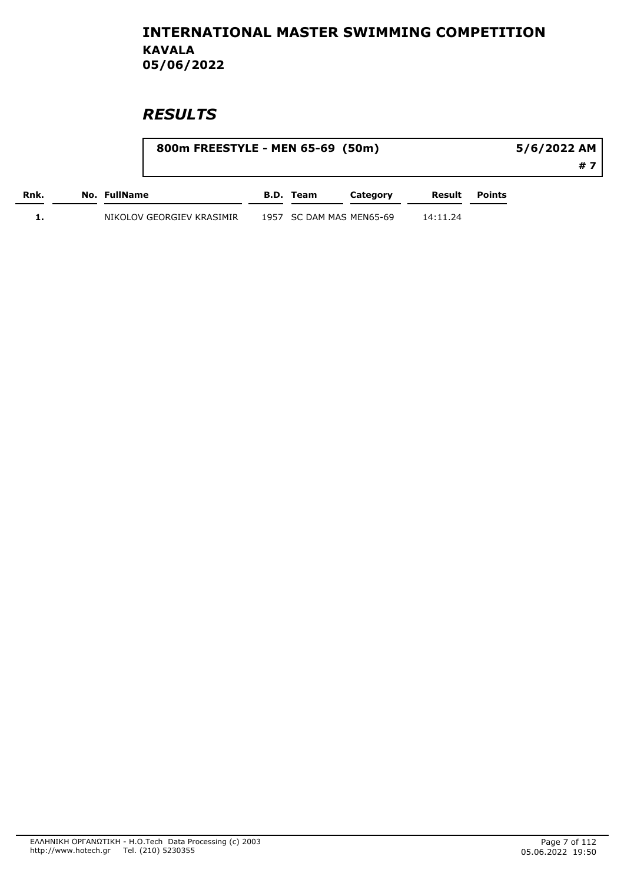# INTERNATIONAL MASTER SWIMMING COMPETITION

**KAVALA**

**05/06/2022**

## *RESULTS*

**800m FREESTYLE - MEN 65-69 (50m)** 5/6/2022 AM

**# 7**

| Rnk. | No. | FullName | B.D. | Team | Category | Result | Points |
|---|---|---|---|---|---|---|---|
| 1. | | NIKOLOV GEORGIEV KRASIMIR | 1957 | SC DAM MAS | MEN65-69 | 14:11.24 | |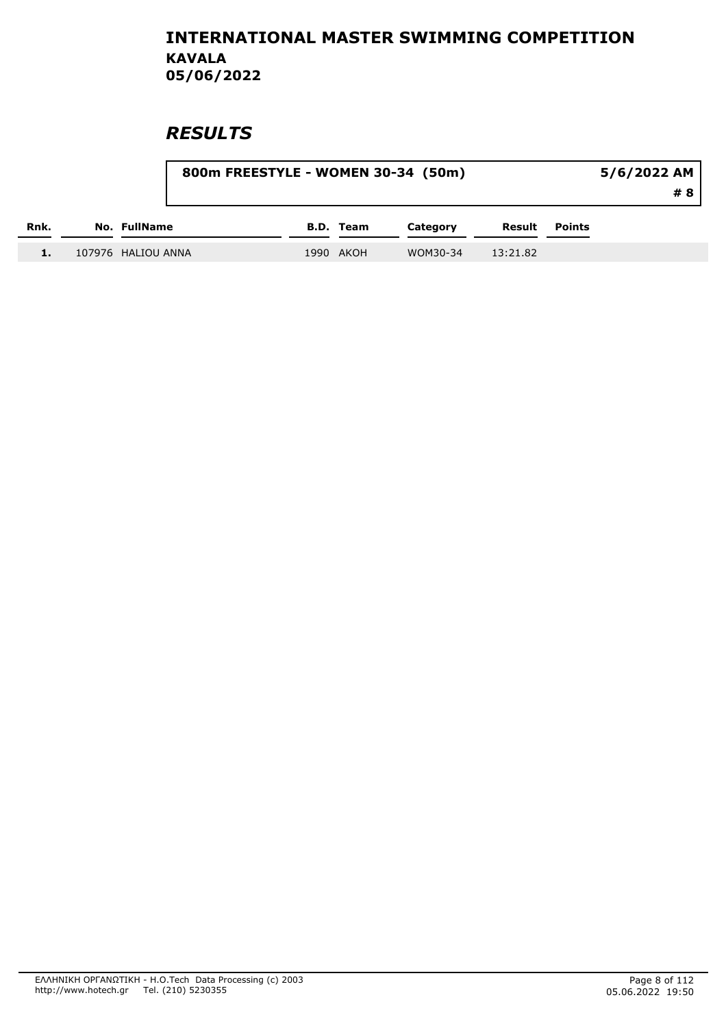# INTERNATIONAL MASTER SWIMMING COMPETITION

## KAVALA

## 05/06/2022

## *RESULTS*

**800m FREESTYLE - WOMEN 30-34 (50m)** | **5/6/2022 AM** | **# 8**

| Rnk. | No. | FullName | B.D. | Team | Category | Result | Points |
|---|---|---|---|---|---|---|---|
| 1. | 107976 | HALIOU ANNA | 1990 | AKOH | WOM30-34 | 13:21.82 | |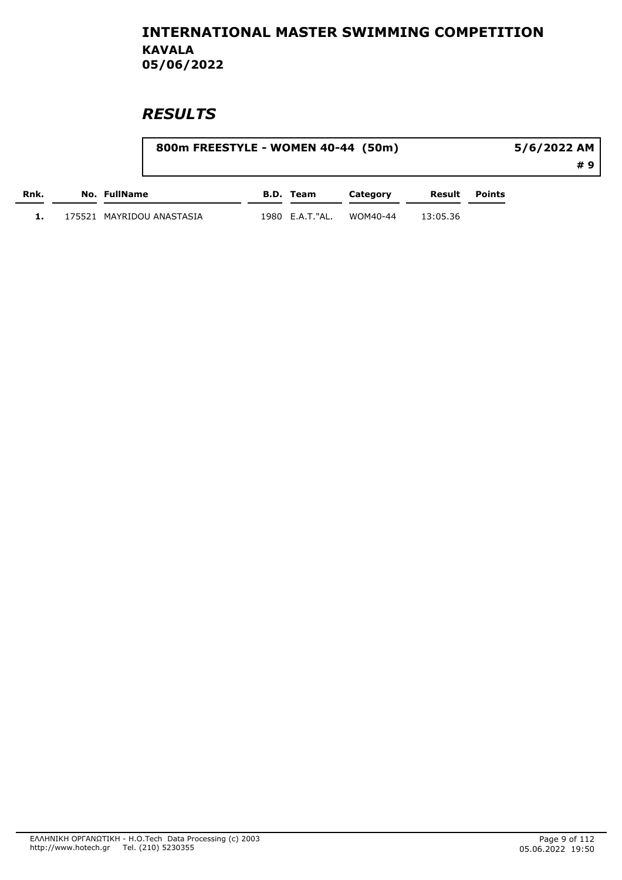# INTERNATIONAL MASTER SWIMMING COMPETITION
## KAVALA
## 05/06/2022

## *RESULTS*

**800m FREESTYLE - WOMEN 40-44 (50m)** — **5/6/2022 AM** — **# 9**

| Rnk. | No. | FullName | B.D. | Team | Category | Result | Points |
|---|---|---|---|---|---|---|---|
| 1. | 175521 | MAYRIDOU ANASTASIA | 1980 | E.A.T."AL. | WOM40-44 | 13:05.36 | |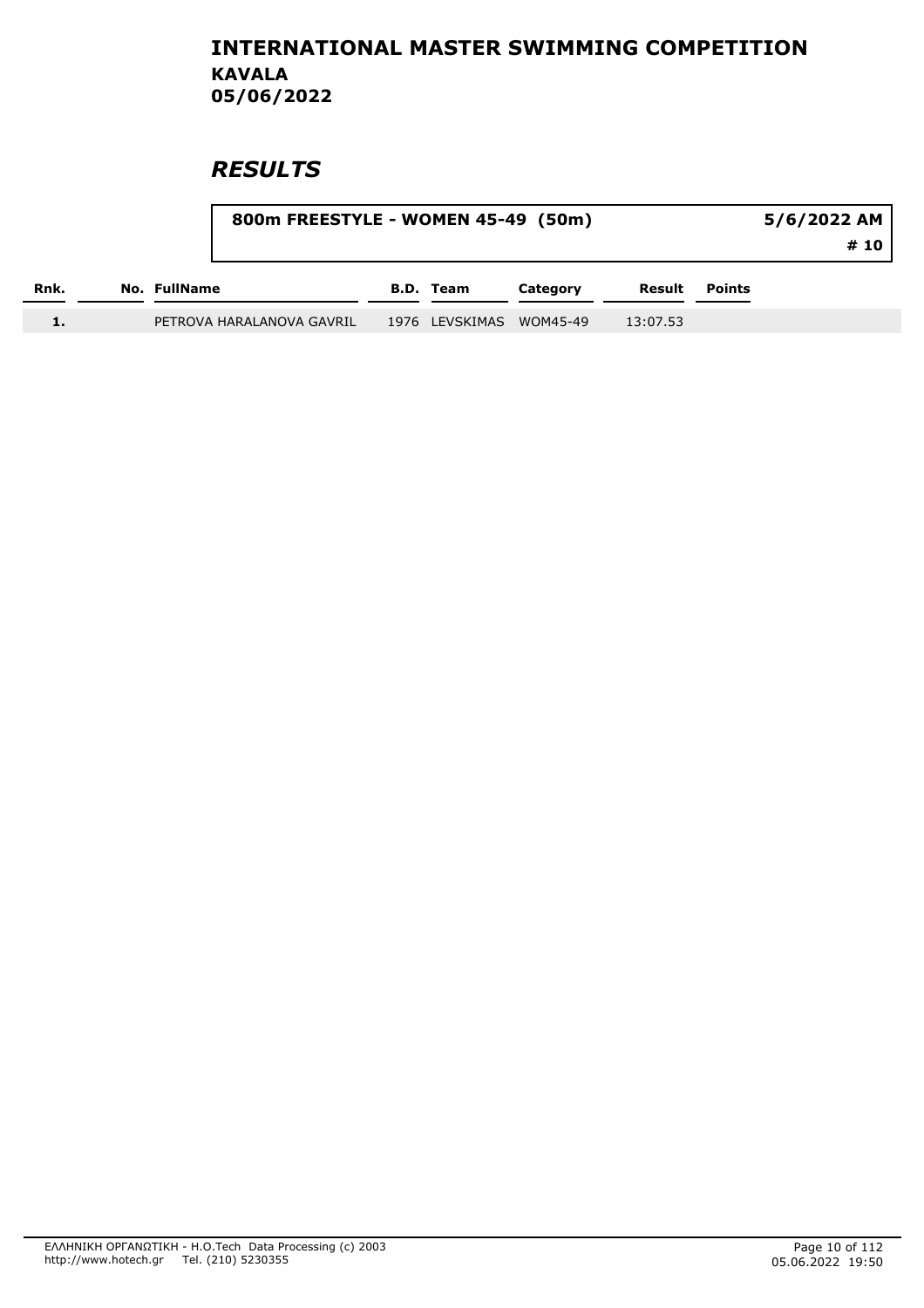# INTERNATIONAL MASTER SWIMMING COMPETITION
## KAVALA
## 05/06/2022

## *RESULTS*

| 800m FREESTYLE - WOMEN 45-49 (50m) | 5/6/2022 AM |
|---|---|
| | # 10 |

| Rnk. | No. | FullName | B.D. | Team | Category | Result | Points |
|---|---|---|---|---|---|---|---|
| 1. | | PETROVA HARALANOVA GAVRIL | 1976 | LEVSKIMAS | WOM45-49 | 13:07.53 | |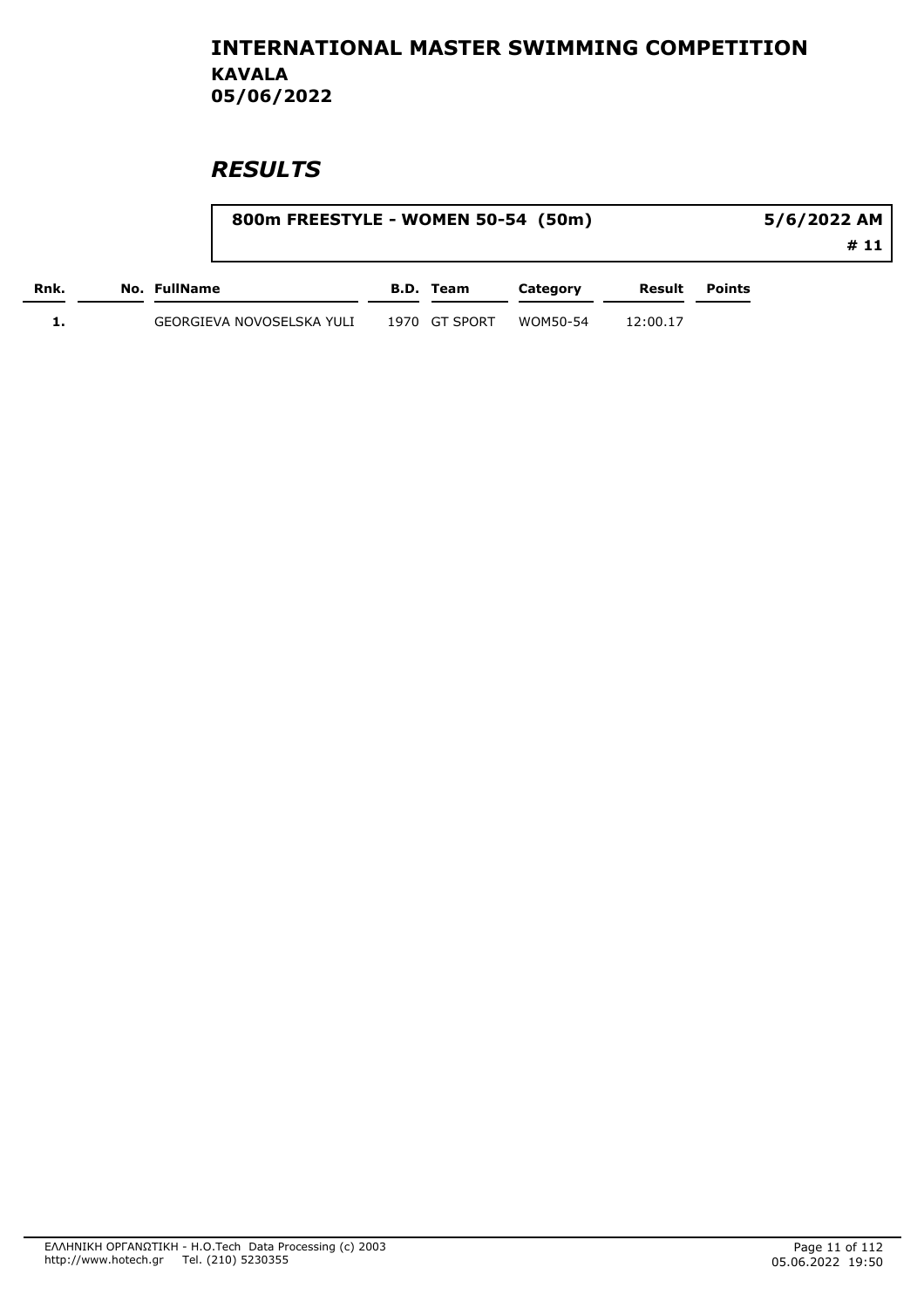# INTERNATIONAL MASTER SWIMMING COMPETITION

**KAVALA**

**05/06/2022**

## *RESULTS*

**800m FREESTYLE - WOMEN 50-54 (50m)** — **5/6/2022 AM** — **# 11**

| Rnk. | No. | FullName | B.D. | Team | Category | Result | Points |
|---|---|---|---|---|---|---|---|
| 1. | | GEORGIEVA NOVOSELSKA YULI | 1970 | GT SPORT | WOM50-54 | 12:00.17 | |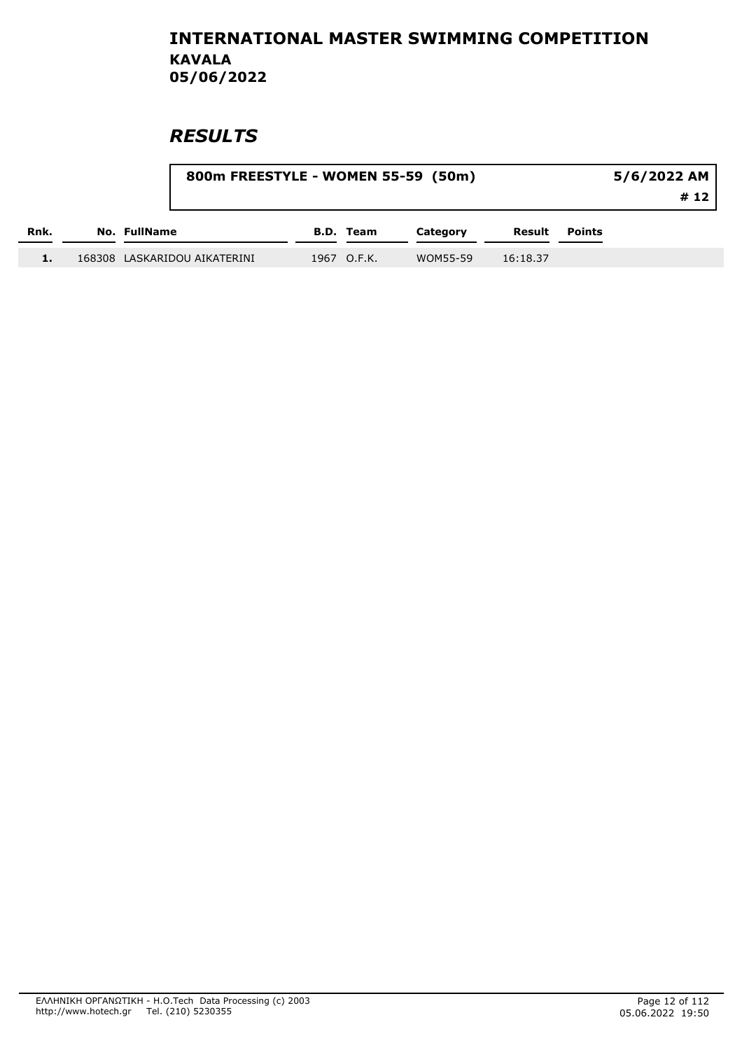# INTERNATIONAL MASTER SWIMMING COMPETITION

**KAVALA**

**05/06/2022**

## *RESULTS*

**800m FREESTYLE - WOMEN 55-59 (50m)** | **5/6/2022 AM** | **# 12**

| Rnk. | No. | FullName | B.D. | Team | Category | Result | Points |
|---|---|---|---|---|---|---|---|
| 1. | 168308 | LASKARIDOU AIKATERINI | 1967 | O.F.K. | WOM55-59 | 16:18.37 | |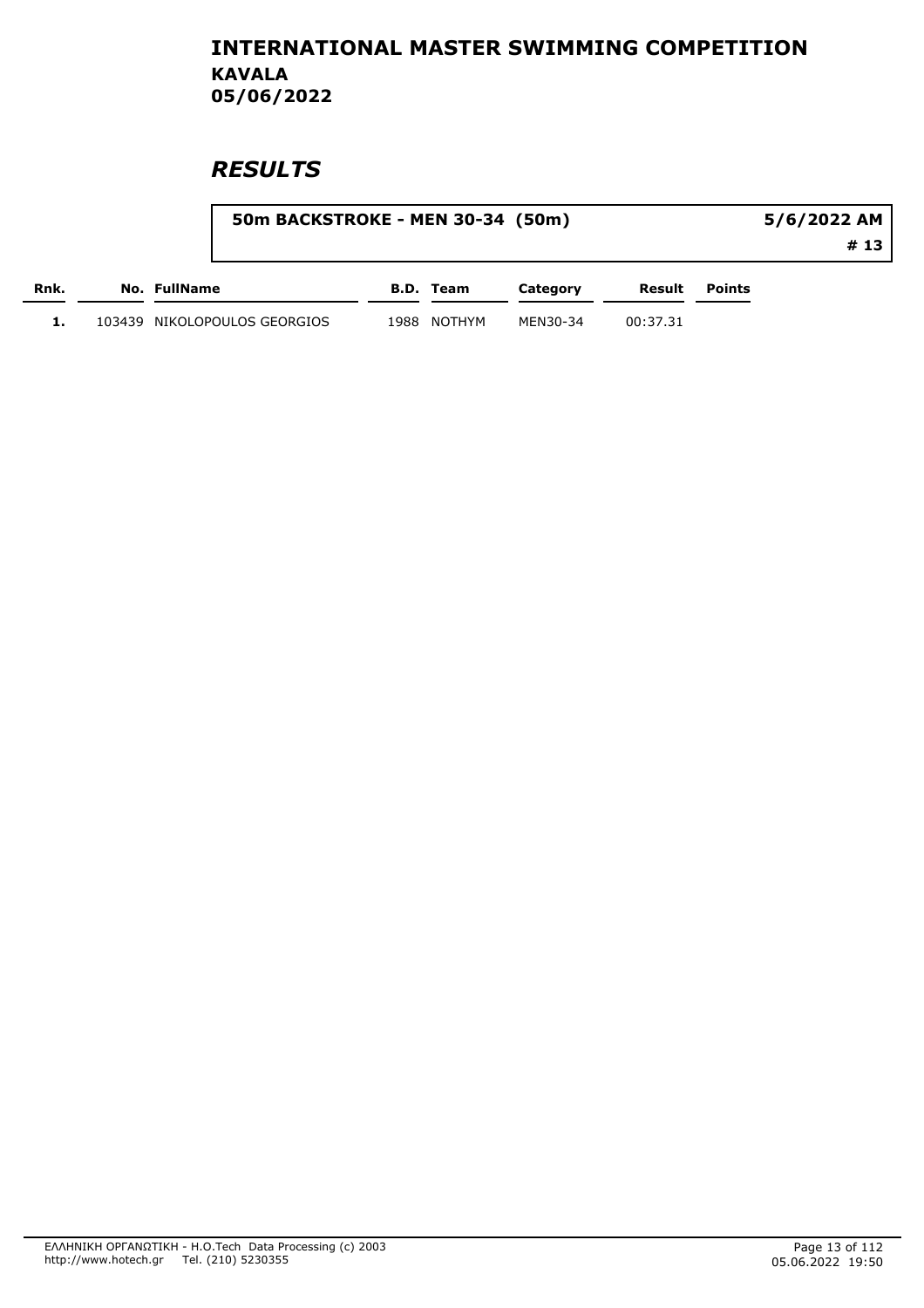# INTERNATIONAL MASTER SWIMMING COMPETITION
## KAVALA
## 05/06/2022

## *RESULTS*

**50m BACKSTROKE - MEN 30-34 (50m)** — **5/6/2022 AM** — **# 13**

| Rnk. | No. | FullName | B.D. | Team | Category | Result | Points |
|---|---|---|---|---|---|---|---|
| 1. | 103439 | NIKOLOPOULOS GEORGIOS | 1988 | NOTHYM | MEN30-34 | 00:37.31 | |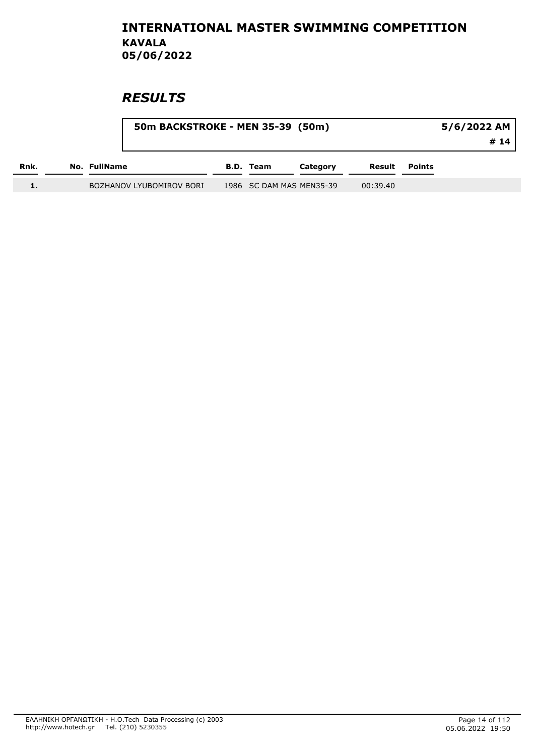# INTERNATIONAL MASTER SWIMMING COMPETITION

**KAVALA**
**05/06/2022**

## *RESULTS*

**50m BACKSTROKE - MEN 35-39 (50m)** — **5/6/2022 AM** — **# 14**

| Rnk. | No. | FullName | B.D. | Team | Category | Result | Points |
|---|---|---|---|---|---|---|---|
| 1. | | BOZHANOV LYUBOMIROV BORI | 1986 | SC DAM MAS | MEN35-39 | 00:39.40 | |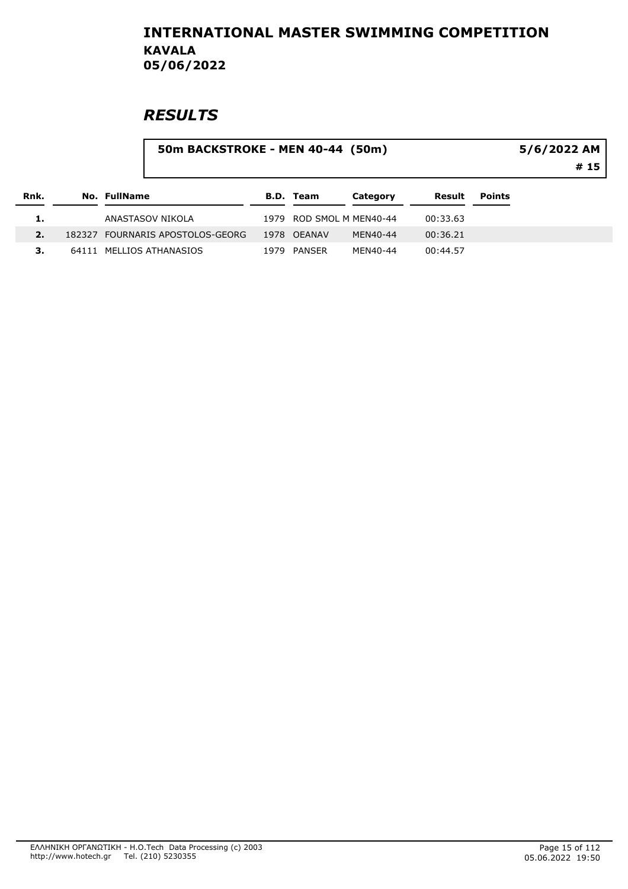# INTERNATIONAL MASTER SWIMMING COMPETITION

**KAVALA**
**05/06/2022**

## *RESULTS*

**50m BACKSTROKE - MEN 40-44 (50m)** — **5/6/2022 AM** — **# 15**

| Rnk. | No. | FullName | B.D. | Team | Category | Result | Points |
|---|---|---|---|---|---|---|---|
| 1. | | ANASTASOV NIKOLA | 1979 | ROD SMOL M | MEN40-44 | 00:33.63 | |
| 2. | 182327 | FOURNARIS APOSTOLOS-GEORG | 1978 | OEANAV | MEN40-44 | 00:36.21 | |
| 3. | 64111 | MELLIOS ATHANASIOS | 1979 | PANSER | MEN40-44 | 00:44.57 | |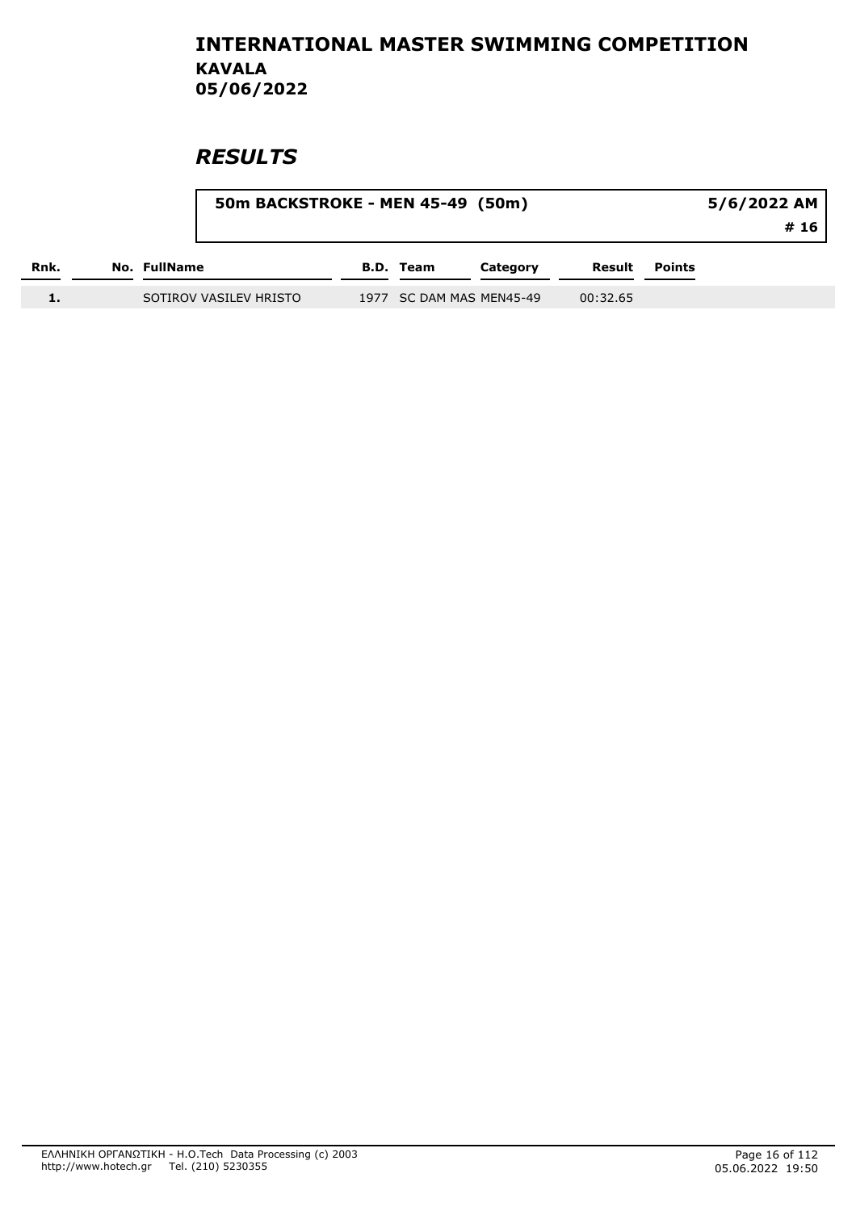# INTERNATIONAL MASTER SWIMMING COMPETITION

**KAVALA**
**05/06/2022**

## *RESULTS*

**50m BACKSTROKE - MEN 45-49 (50m)** — **5/6/2022 AM** — **# 16**

| Rnk. | No. | FullName | B.D. | Team | Category | Result | Points |
|---|---|---|---|---|---|---|---|
| 1. | | SOTIROV VASILEV HRISTO | 1977 | SC DAM MAS | MEN45-49 | 00:32.65 | |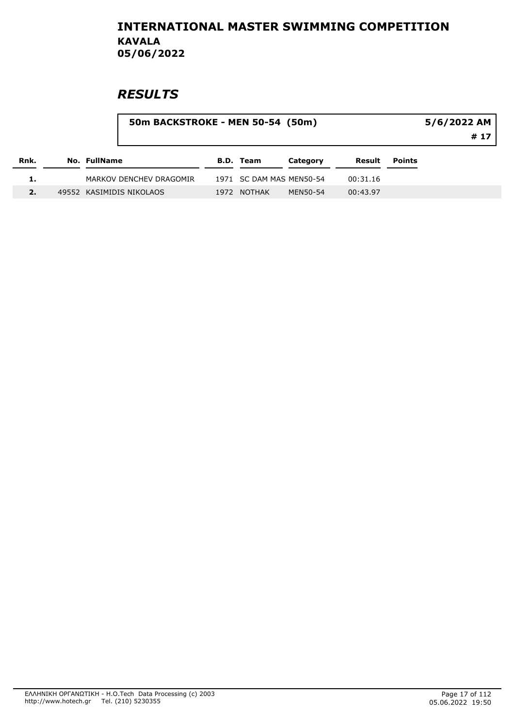# INTERNATIONAL MASTER SWIMMING COMPETITION
**KAVALA**
**05/06/2022**

## *RESULTS*

**50m BACKSTROKE - MEN 50-54 (50m)** — **5/6/2022 AM** — **# 17**

| Rnk. | No. | FullName | B.D. | Team | Category | Result | Points |
|---|---|---|---|---|---|---|---|
| 1. | | MARKOV DENCHEV DRAGOMIR | 1971 | SC DAM MAS | MEN50-54 | 00:31.16 | |
| 2. | 49552 | KASIMIDIS NIKOLAOS | 1972 | NOTHAK | MEN50-54 | 00:43.97 | |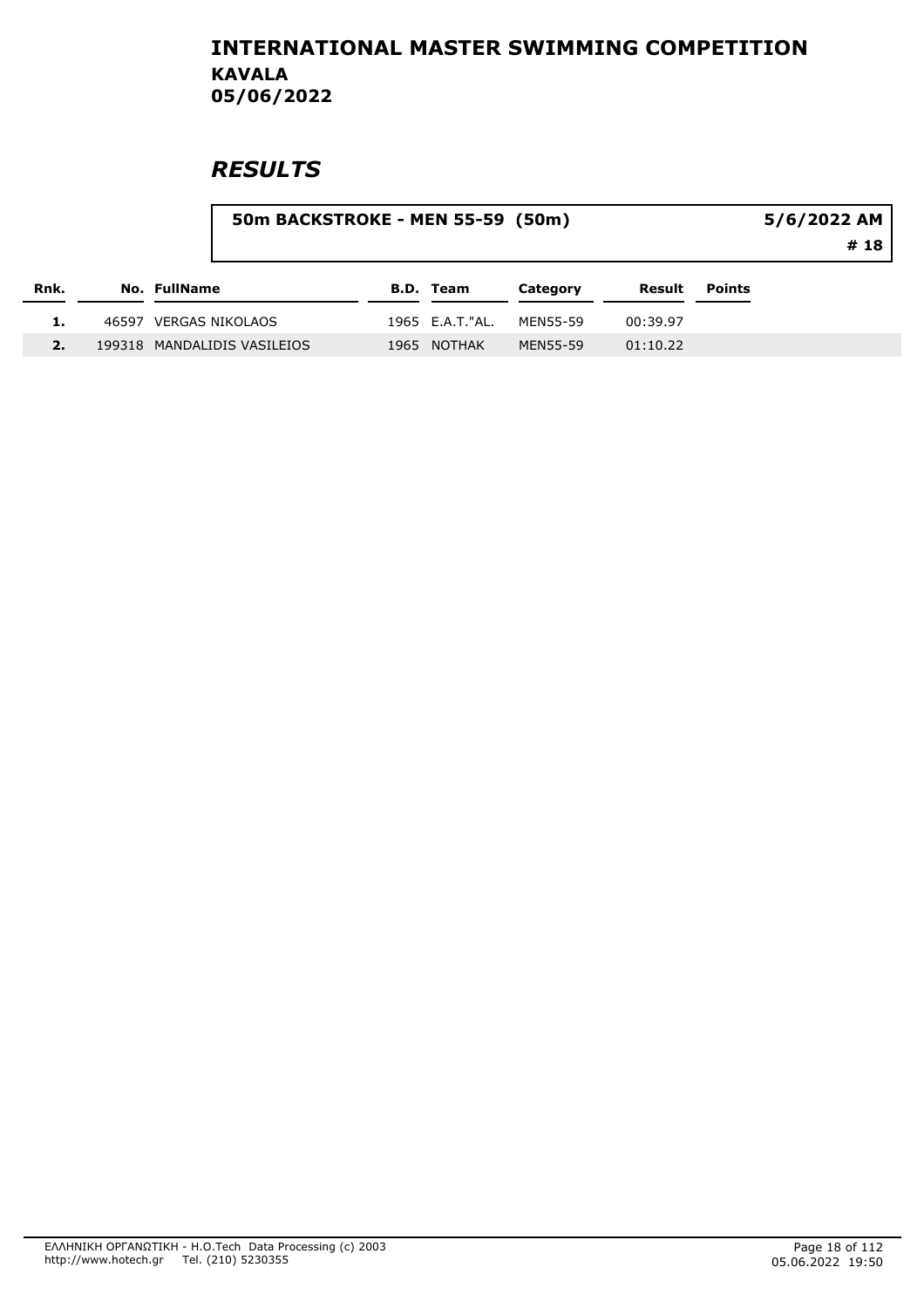# INTERNATIONAL MASTER SWIMMING COMPETITION
## KAVALA
## 05/06/2022

# RESULTS

**50m BACKSTROKE - MEN 55-59 (50m)** — 5/6/2022 AM — # 18

| Rnk. | No. | FullName | B.D. | Team | Category | Result | Points |
|---|---|---|---|---|---|---|---|
| 1. | 46597 | VERGAS NIKOLAOS | 1965 | E.A.T."AL. | MEN55-59 | 00:39.97 | |
| 2. | 199318 | MANDALIDIS VASILEIOS | 1965 | NOTHAK | MEN55-59 | 01:10.22 | |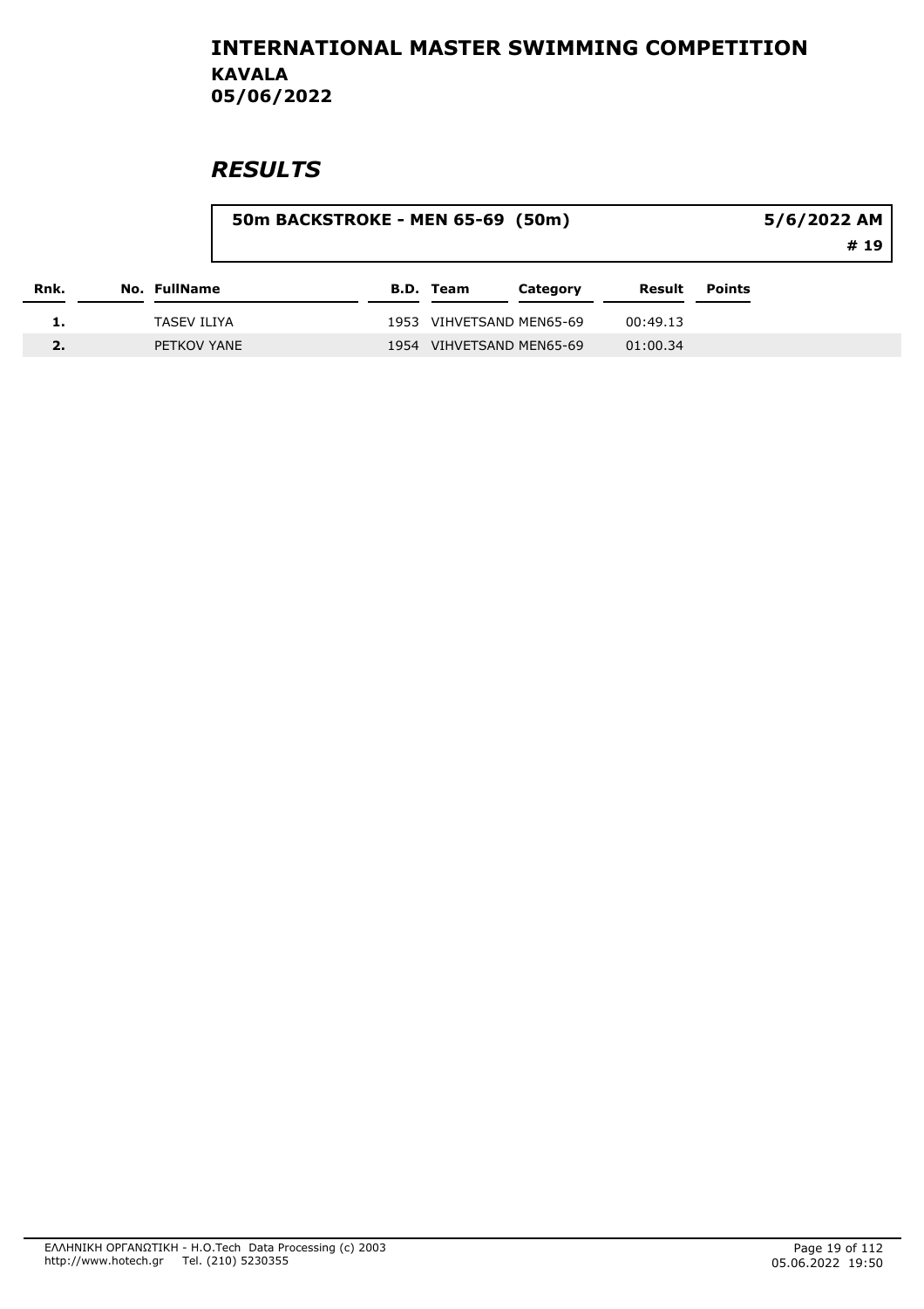# INTERNATIONAL MASTER SWIMMING COMPETITION
## KAVALA
## 05/06/2022

## *RESULTS*

**50m BACKSTROKE - MEN 65-69 (50m)** | **5/6/2022 AM** | **# 19**

| Rnk. | No. | FullName | B.D. | Team | Category | Result | Points |
|---|---|---|---|---|---|---|---|
| 1. | | TASEV ILIYA | 1953 | VIHVETSAND | MEN65-69 | 00:49.13 | |
| 2. | | PETKOV YANE | 1954 | VIHVETSAND | MEN65-69 | 01:00.34 | |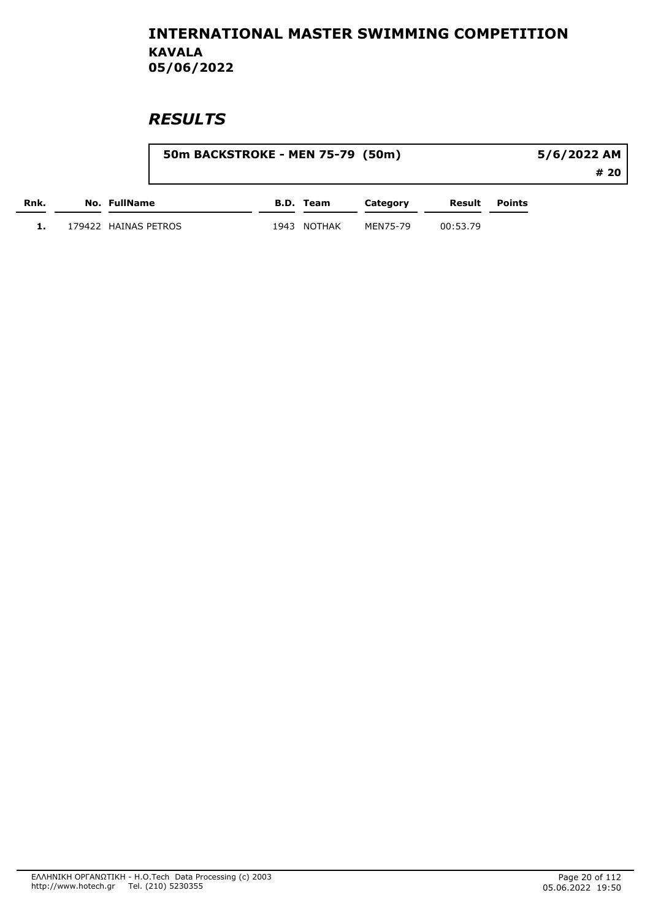# INTERNATIONAL MASTER SWIMMING COMPETITION
## KAVALA
## 05/06/2022

## *RESULTS*

**50m BACKSTROKE - MEN 75-79 (50m)** — **5/6/2022 AM** — **# 20**

| Rnk. | No. | FullName | B.D. | Team | Category | Result | Points |
|---|---|---|---|---|---|---|---|
| 1. | 179422 | HAINAS PETROS | 1943 | NOTHAK | MEN75-79 | 00:53.79 | |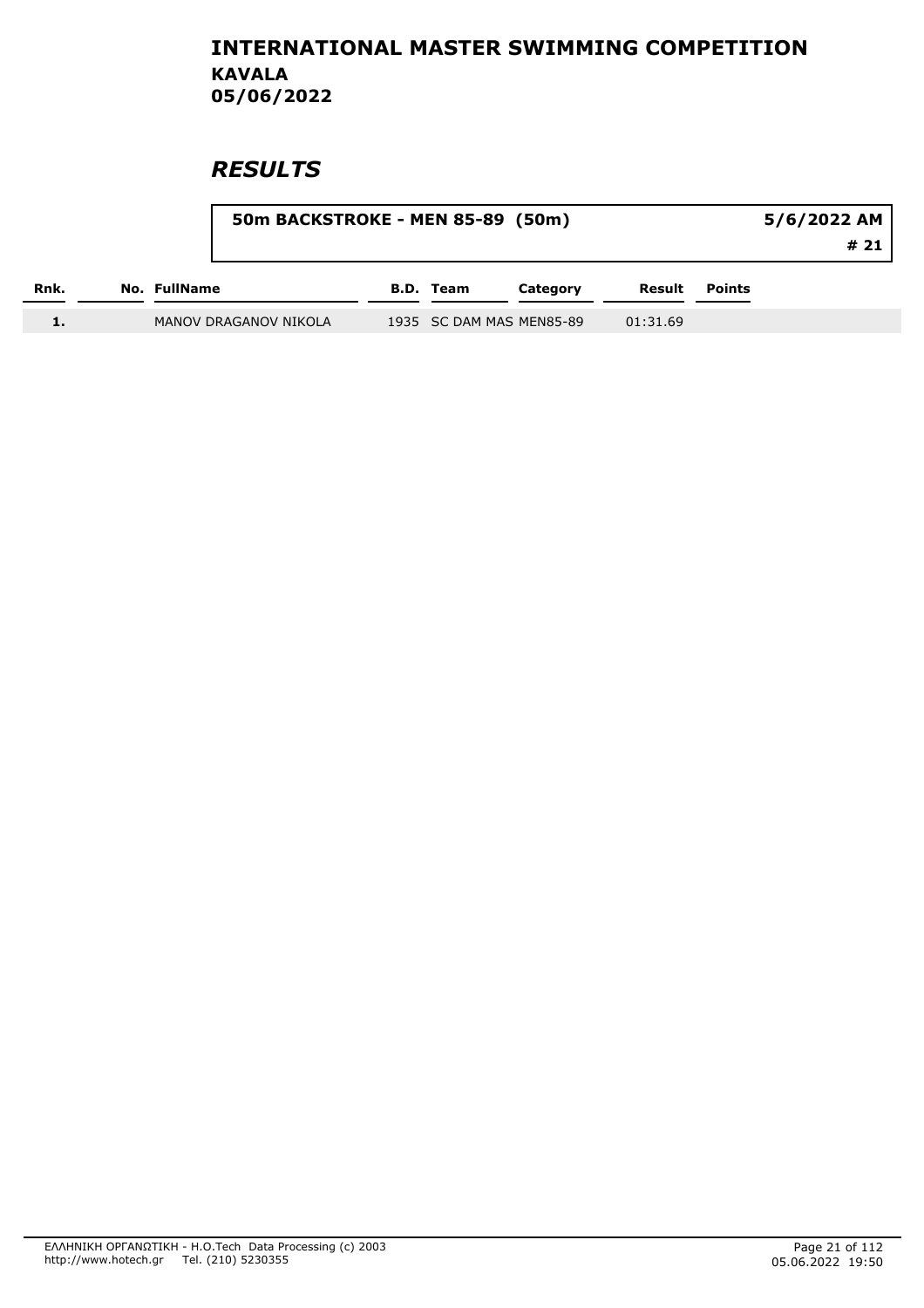# INTERNATIONAL MASTER SWIMMING COMPETITION
## KAVALA
## 05/06/2022

## *RESULTS*

| 50m BACKSTROKE - MEN 85-89 (50m) | 5/6/2022 AM |
|---|---|
| | # 21 |

| Rnk. | No. | FullName | B.D. | Team | Category | Result | Points |
|---|---|---|---|---|---|---|---|
| 1. | | MANOV DRAGANOV NIKOLA | 1935 | SC DAM MAS | MEN85-89 | 01:31.69 | |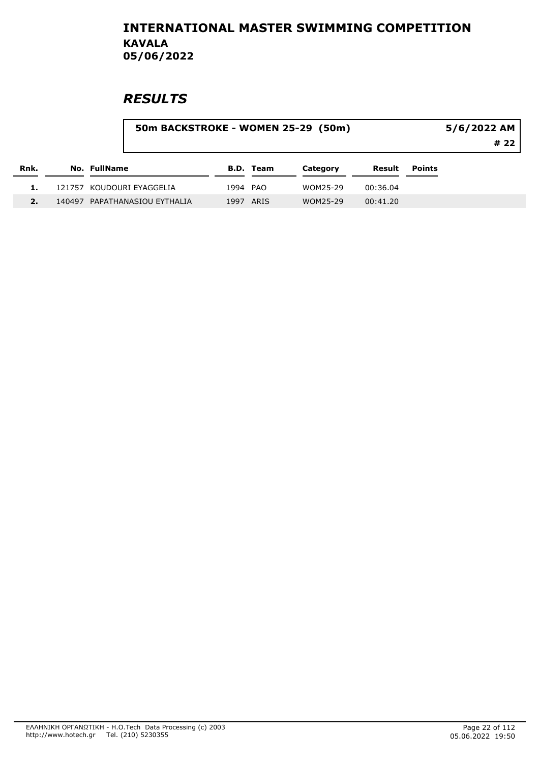# INTERNATIONAL MASTER SWIMMING COMPETITION
## KAVALA
## 05/06/2022

## *RESULTS*

**50m BACKSTROKE - WOMEN 25-29 (50m)** — **5/6/2022 AM** — **# 22**

| Rnk. | No. | FullName | B.D. | Team | Category | Result | Points |
|---|---|---|---|---|---|---|---|
| 1. | 121757 | KOUDOURI EYAGGELIA | 1994 | PAO | WOM25-29 | 00:36.04 | |
| 2. | 140497 | PAPATHANASIOU EYTHALIA | 1997 | ARIS | WOM25-29 | 00:41.20 | |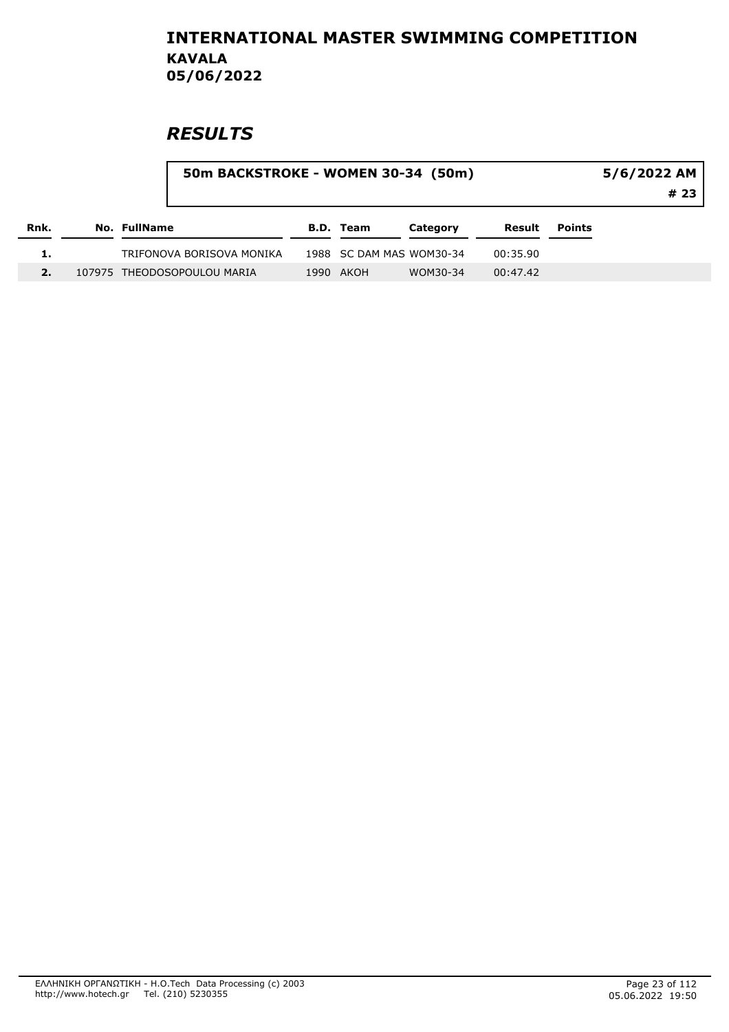# INTERNATIONAL MASTER SWIMMING COMPETITION

## KAVALA

## 05/06/2022

## *RESULTS*

| 50m BACKSTROKE - WOMEN 30-34 (50m) | 5/6/2022 AM |
|---|---|
| | # 23 |

| Rnk. | No. | FullName | B.D. | Team | Category | Result | Points |
|---|---|---|---|---|---|---|---|
| 1. | | TRIFONOVA BORISOVA MONIKA | 1988 | SC DAM MAS | WOM30-34 | 00:35.90 | |
| 2. | 107975 | THEODOSOPOULOU MARIA | 1990 | AKOH | WOM30-34 | 00:47.42 | |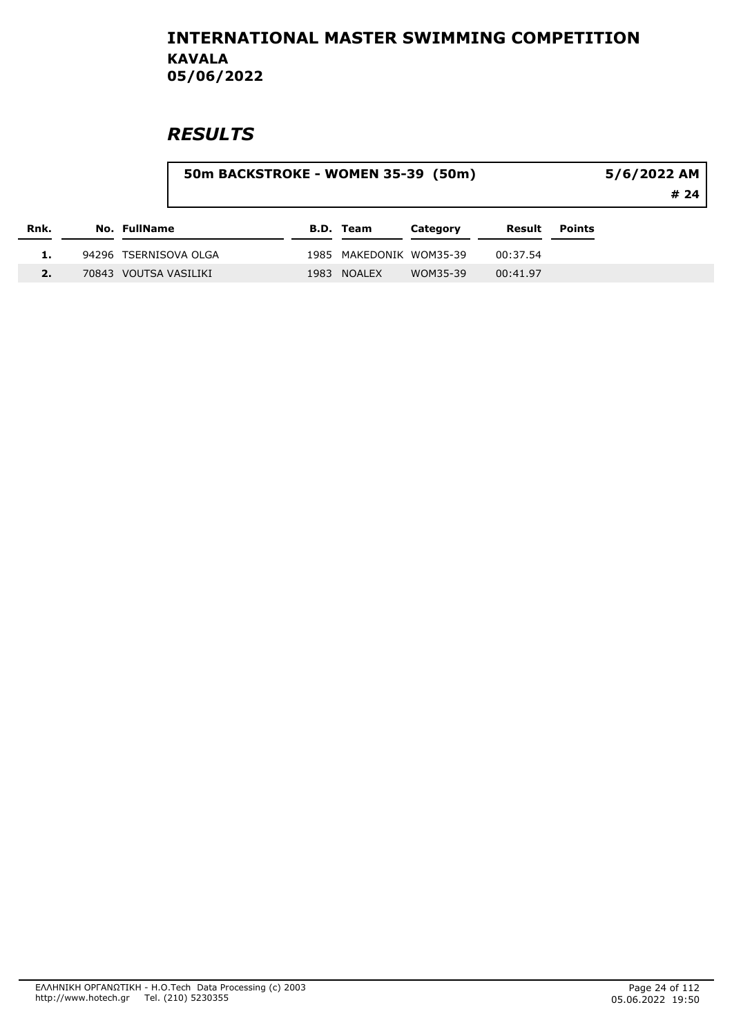# INTERNATIONAL MASTER SWIMMING COMPETITION

**KAVALA**
**05/06/2022**

## *RESULTS*

**50m BACKSTROKE - WOMEN 35-39 (50m)** — **5/6/2022 AM** — **# 24**

| Rnk. | No. | FullName | B.D. | Team | Category | Result | Points |
|---|---|---|---|---|---|---|---|
| 1. | 94296 | TSERNISOVA OLGA | 1985 | MAKEDONIK | WOM35-39 | 00:37.54 | |
| 2. | 70843 | VOUTSA VASILIKI | 1983 | NOALEX | WOM35-39 | 00:41.97 | |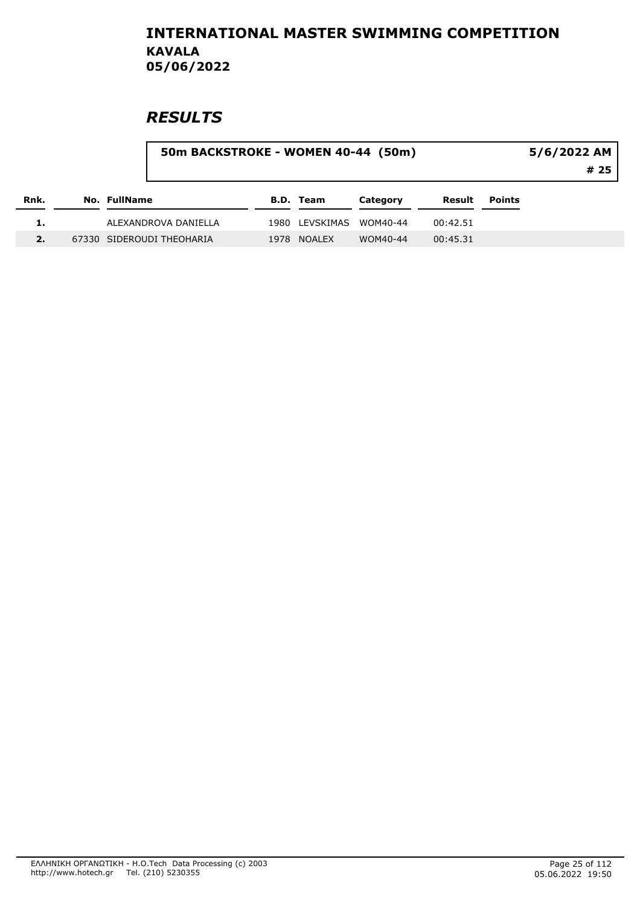# INTERNATIONAL MASTER SWIMMING COMPETITION
## KAVALA
## 05/06/2022

## *RESULTS*

**50m BACKSTROKE - WOMEN 40-44 (50m)** — **5/6/2022 AM** — **# 25**

| Rnk. | No. | FullName | B.D. | Team | Category | Result | Points |
|---|---|---|---|---|---|---|---|
| 1. | | ALEXANDROVA DANIELLA | 1980 | LEVSKIMAS | WOM40-44 | 00:42.51 | |
| 2. | 67330 | SIDEROUDI THEOHARIA | 1978 | NOALEX | WOM40-44 | 00:45.31 | |

ΕΛΛΗΝΙΚΗ ΟΡΓΑΝΩΤΙΚΗ - H.O.Tech Data Processing (c) 2003
http://www.hotech.gr Tel. (210) 5230355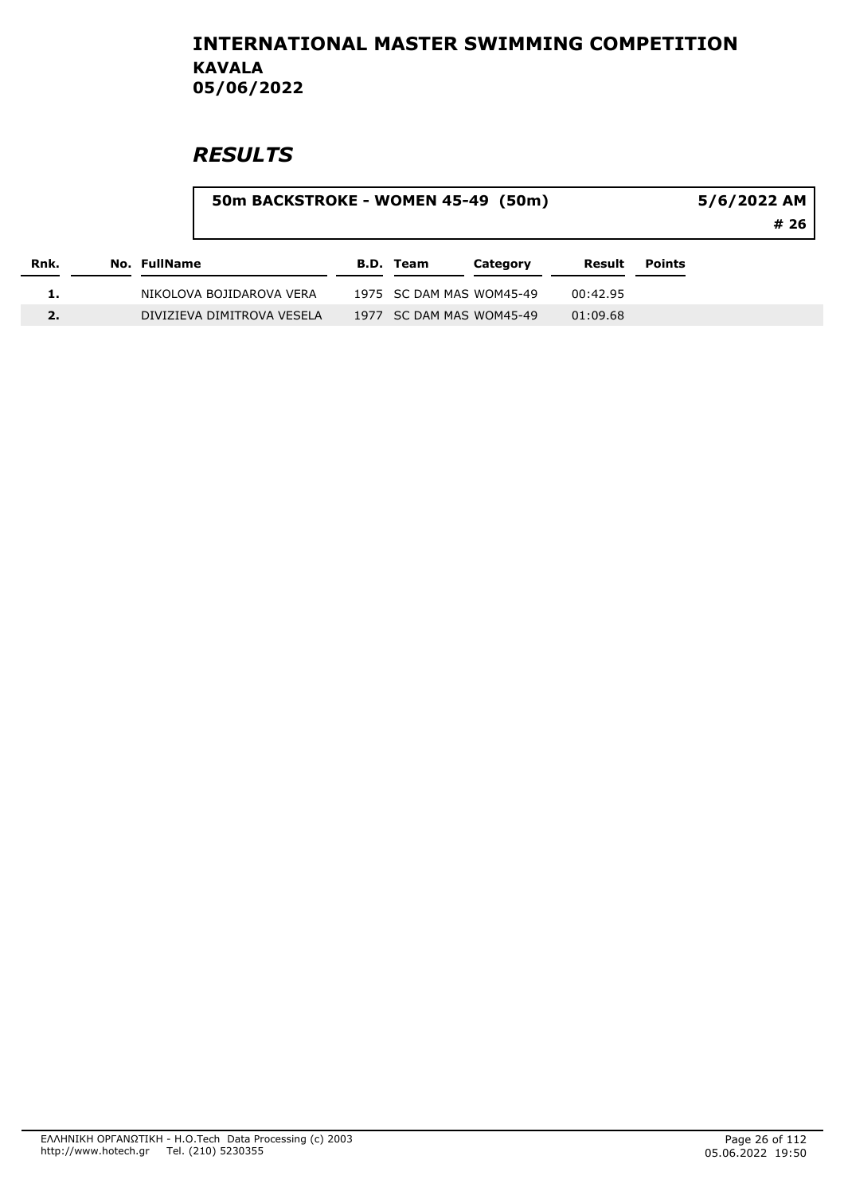# INTERNATIONAL MASTER SWIMMING COMPETITION
## KAVALA
## 05/06/2022

## *RESULTS*

**50m BACKSTROKE - WOMEN 45-49 (50m)** — 5/6/2022 AM — # 26

| Rnk. | No. | FullName | B.D. | Team | Category | Result | Points |
|---|---|---|---|---|---|---|---|
| 1. | | NIKOLOVA BOJIDAROVA VERA | 1975 | SC DAM MAS | WOM45-49 | 00:42.95 | |
| 2. | | DIVIZIEVA DIMITROVA VESELA | 1977 | SC DAM MAS | WOM45-49 | 01:09.68 | |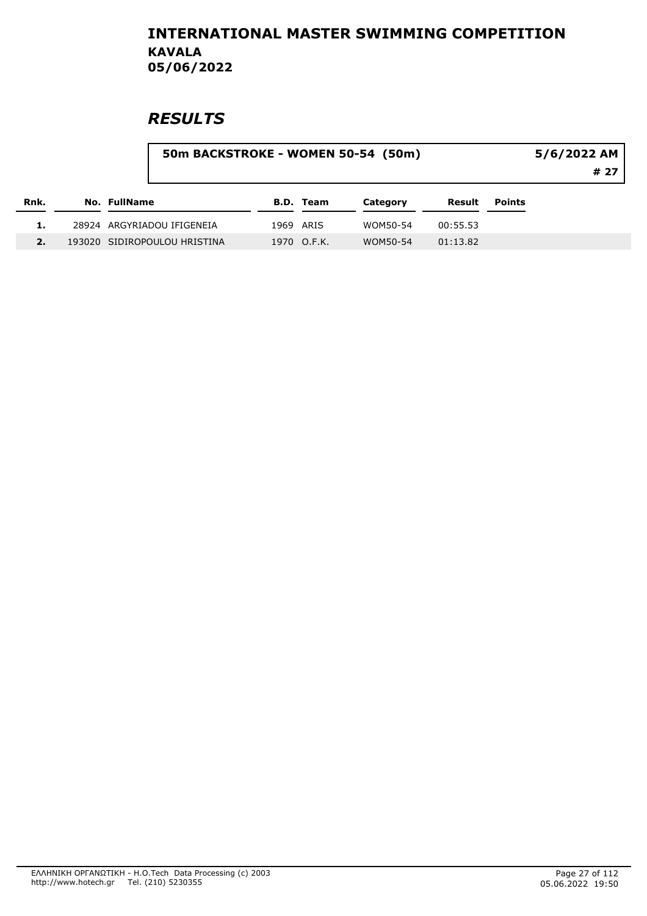# INTERNATIONAL MASTER SWIMMING COMPETITION

**KAVALA**

**05/06/2022**

## *RESULTS*

**50m BACKSTROKE - WOMEN 50-54 (50m)** — **5/6/2022 AM** — **# 27**

| Rnk. | No. | FullName | B.D. | Team | Category | Result | Points |
|---|---|---|---|---|---|---|---|
| 1. | 28924 | ARGYRIADOU IFIGENEIA | 1969 | ARIS | WOM50-54 | 00:55.53 | |
| 2. | 193020 | SIDIROPOULOU HRISTINA | 1970 | O.F.K. | WOM50-54 | 01:13.82 | |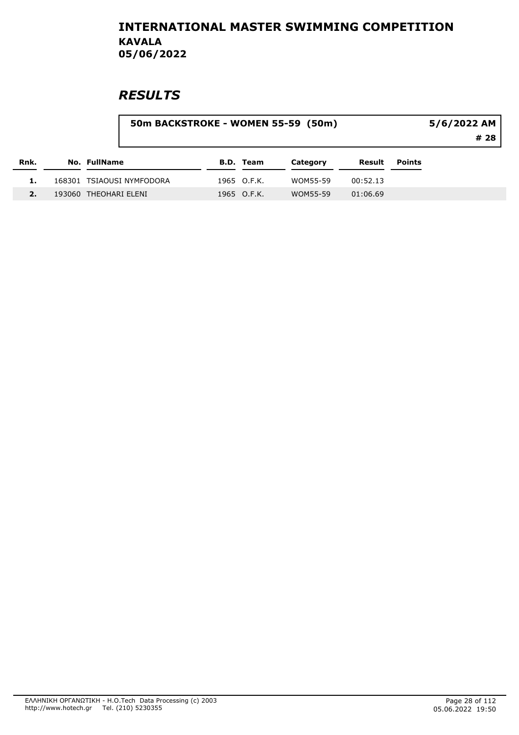# INTERNATIONAL MASTER SWIMMING COMPETITION

**KAVALA**
**05/06/2022**

## *RESULTS*

**50m BACKSTROKE - WOMEN 55-59 (50m)** — **5/6/2022 AM** — **# 28**

| Rnk. | No. | FullName | B.D. | Team | Category | Result | Points |
|---|---|---|---|---|---|---|---|
| 1. | 168301 | TSIAOUSI NYMFODORA | 1965 | O.F.K. | WOM55-59 | 00:52.13 | |
| 2. | 193060 | THEOHARI ELENI | 1965 | O.F.K. | WOM55-59 | 01:06.69 | |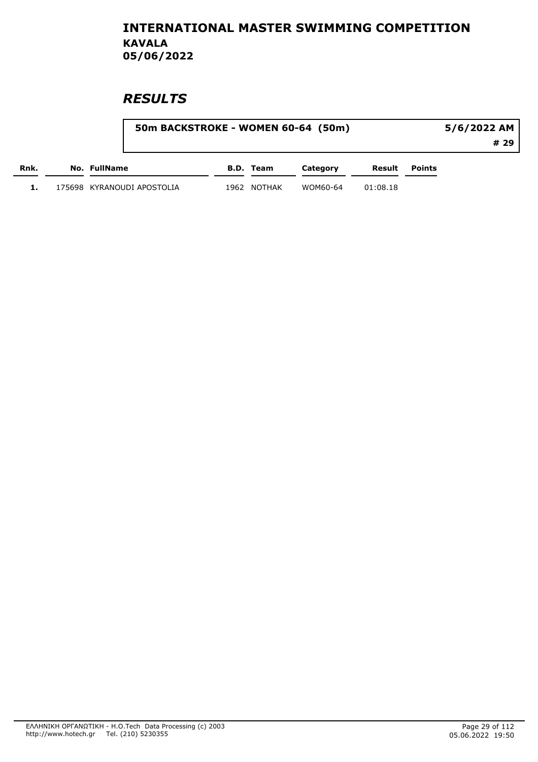# INTERNATIONAL MASTER SWIMMING COMPETITION
## KAVALA
## 05/06/2022

## *RESULTS*

**50m BACKSTROKE - WOMEN 60-64 (50m)** — **5/6/2022 AM** — **# 29**

| Rnk. | No. | FullName | B.D. | Team | Category | Result | Points |
|---|---|---|---|---|---|---|---|
| 1. | 175698 | KYRANOUDI APOSTOLIA | 1962 | NOTHAK | WOM60-64 | 01:08.18 | |

ΕΛΛΗΝΙΚΗ ΟΡΓΑΝΩΤΙΚΗ - H.O.Tech Data Processing (c) 2003
http://www.hotech.gr Tel. (210) 5230355

05.06.2022 19:50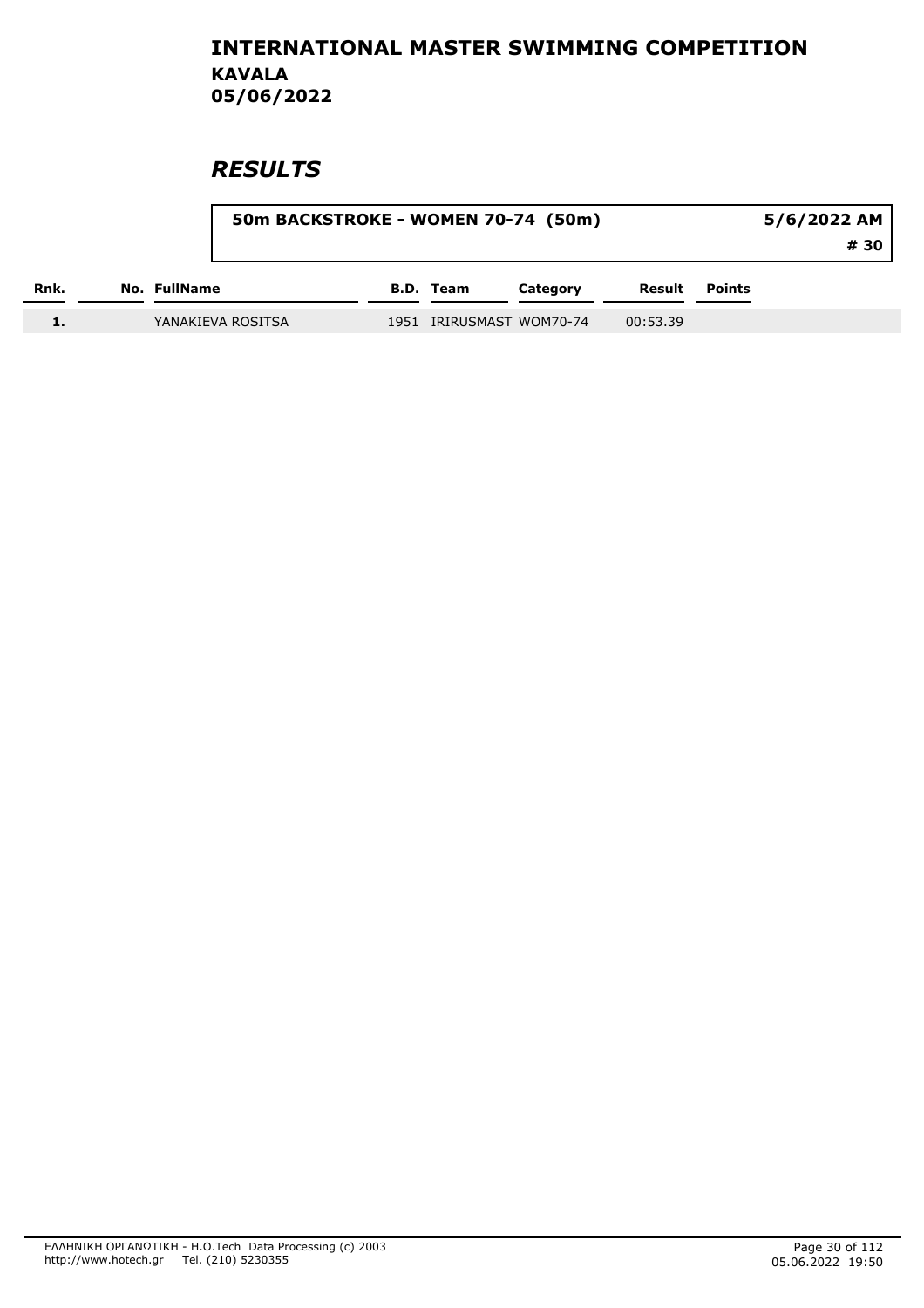# INTERNATIONAL MASTER SWIMMING COMPETITION
## KAVALA
## 05/06/2022

## *RESULTS*

**50m BACKSTROKE - WOMEN 70-74 (50m)** **5/6/2022 AM**

**# 30**

| Rnk. | No. | FullName | B.D. | Team | Category | Result | Points |
|---|---|---|---|---|---|---|---|
| 1. | | YANAKIEVA ROSITSA | 1951 | IRIRUSMAST | WOM70-74 | 00:53.39 | |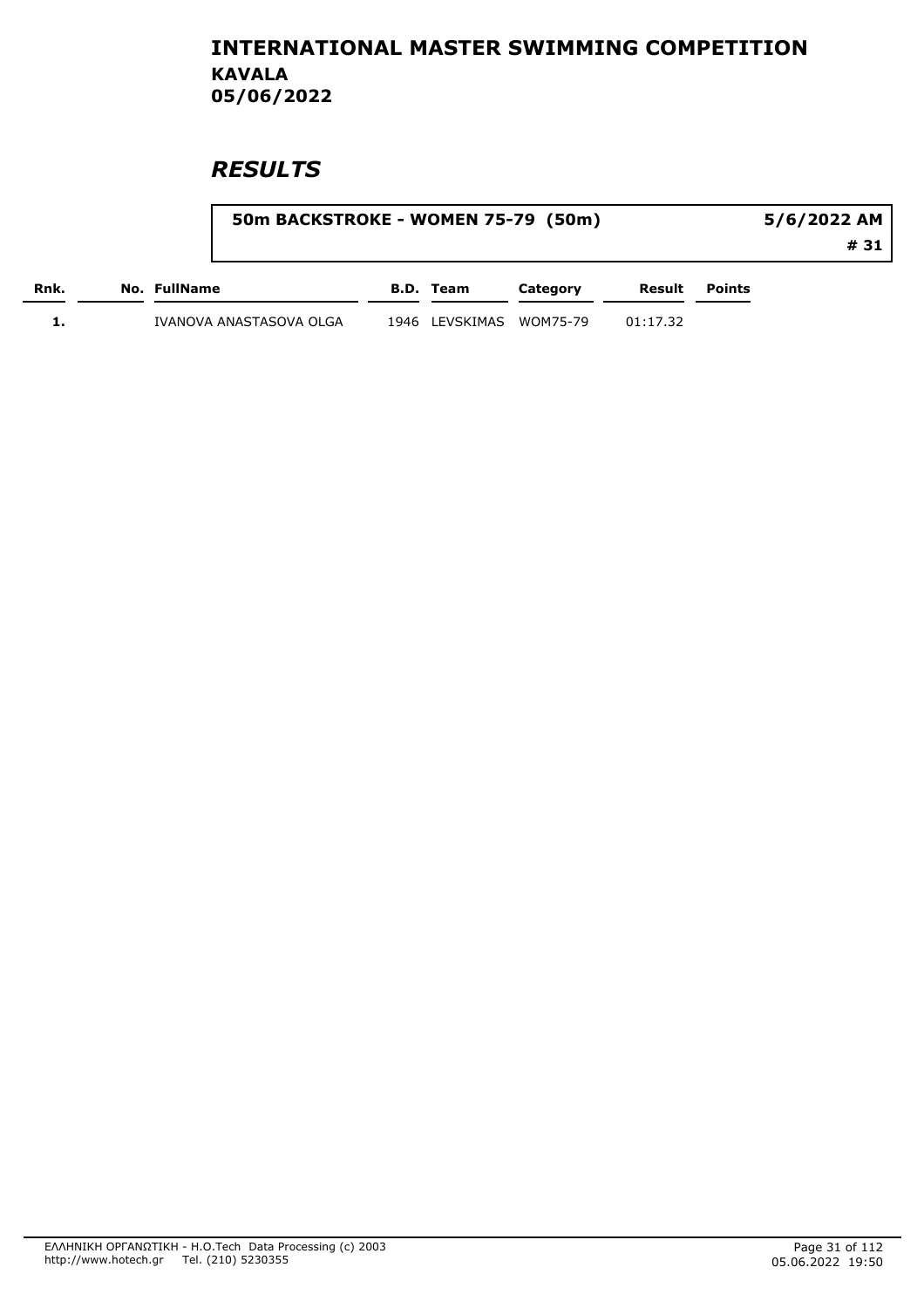# INTERNATIONAL MASTER SWIMMING COMPETITION

## KAVALA
## 05/06/2022

## *RESULTS*

| 50m BACKSTROKE - WOMEN 75-79 (50m) | 5/6/2022 AM |
| --- | --- |
| | # 31 |

| Rnk. | No. | FullName | B.D. | Team | Category | Result | Points |
| --- | --- | --- | --- | --- | --- | --- | --- |
| 1. | | IVANOVA ANASTASOVA OLGA | 1946 | LEVSKIMAS | WOM75-79 | 01:17.32 | |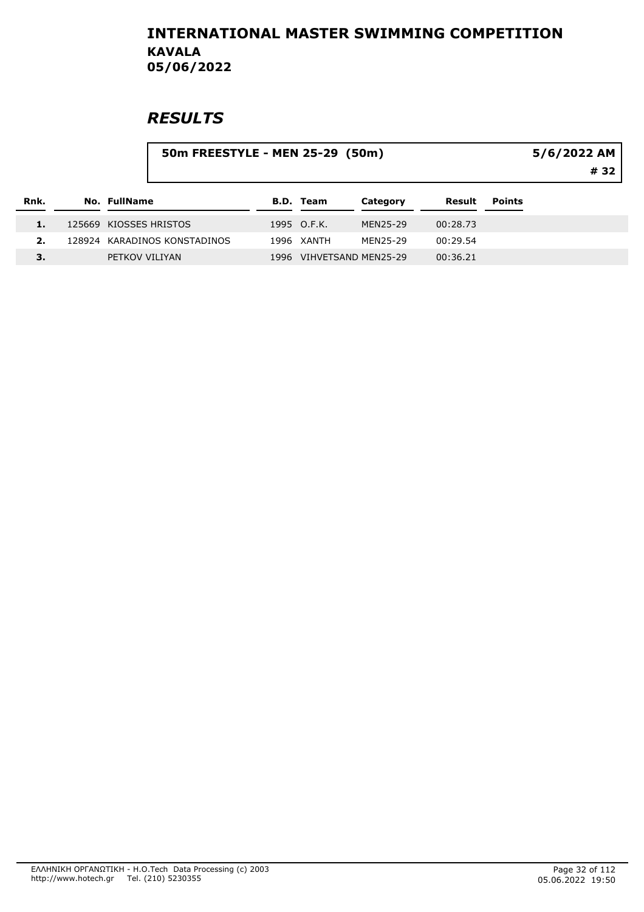# INTERNATIONAL MASTER SWIMMING COMPETITION

**KAVALA**
**05/06/2022**

## *RESULTS*

**50m FREESTYLE - MEN 25-29 (50m)** — **5/6/2022 AM** — **# 32**

| Rnk. | No. | FullName | B.D. | Team | Category | Result | Points |
|---|---|---|---|---|---|---|---|
| 1. | 125669 | KIOSSES HRISTOS | 1995 | O.F.K. | MEN25-29 | 00:28.73 | |
| 2. | 128924 | KARADINOS KONSTADINOS | 1996 | XANTH | MEN25-29 | 00:29.54 | |
| 3. | | PETKOV VILIYAN | 1996 | VIHVETSAND | MEN25-29 | 00:36.21 | |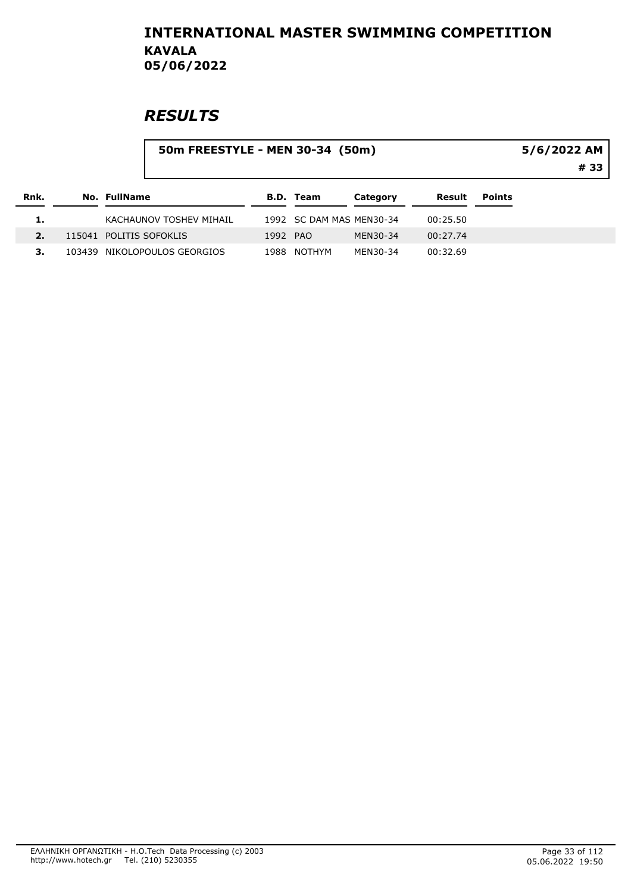# INTERNATIONAL MASTER SWIMMING COMPETITION

**KAVALA**
**05/06/2022**

## *RESULTS*

**50m FREESTYLE - MEN 30-34 (50m)** — **5/6/2022 AM** — **# 33**

| Rnk. | No. | FullName | B.D. | Team | Category | Result | Points |
|---|---|---|---|---|---|---|---|
| 1. | | KACHAUNOV TOSHEV MIHAIL | 1992 | SC DAM MAS | MEN30-34 | 00:25.50 | |
| 2. | 115041 | POLITIS SOFOKLIS | 1992 | PAO | MEN30-34 | 00:27.74 | |
| 3. | 103439 | NIKOLOPOULOS GEORGIOS | 1988 | NOTHYM | MEN30-34 | 00:32.69 | |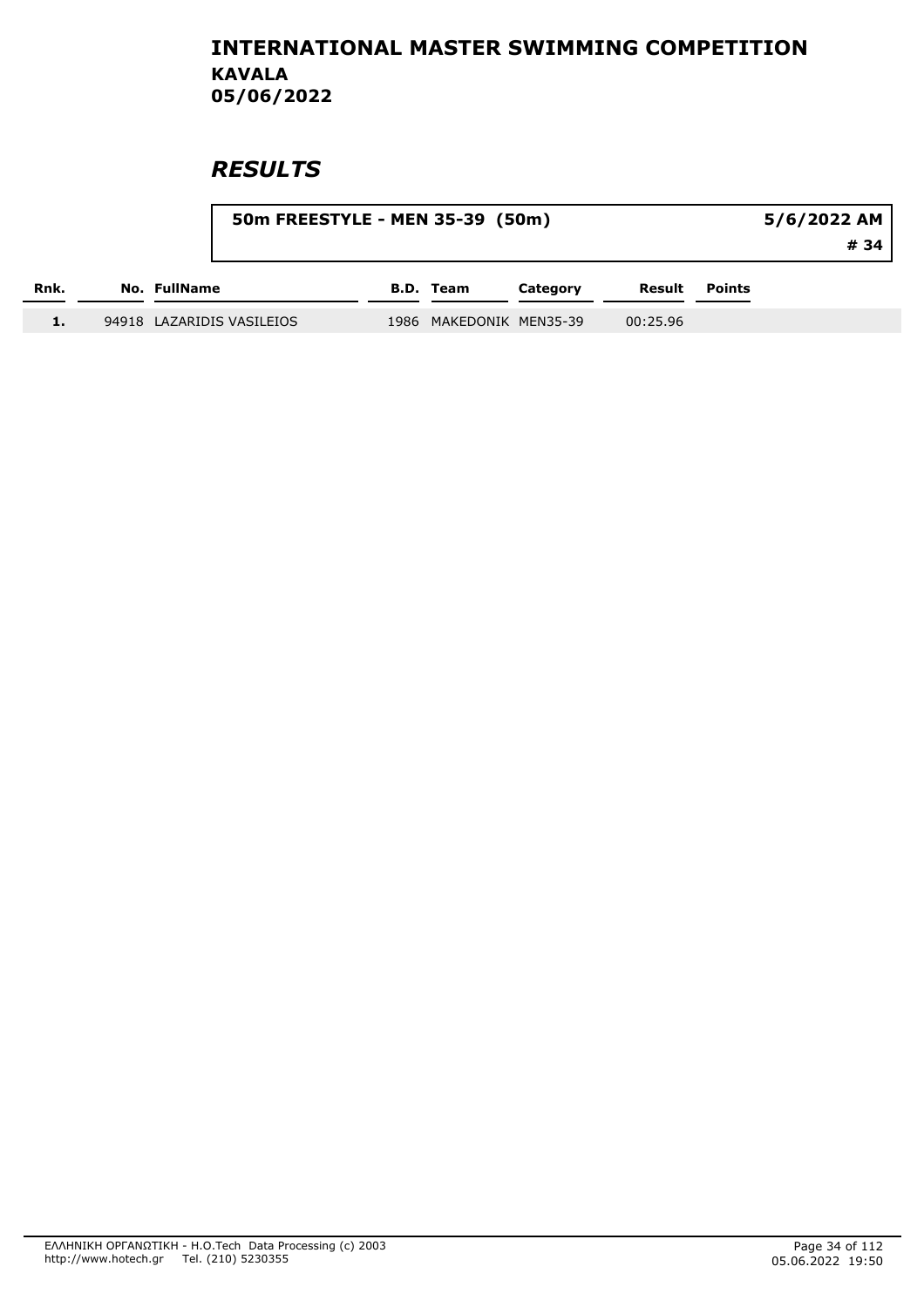# INTERNATIONAL MASTER SWIMMING COMPETITION

**KAVALA**
**05/06/2022**

## *RESULTS*

**50m FREESTYLE - MEN 35-39 (50m)** — **5/6/2022 AM** — **# 34**

| Rnk. | No. | FullName | B.D. | Team | Category | Result | Points |
|---|---|---|---|---|---|---|---|
| 1. | 94918 | LAZARIDIS VASILEIOS | 1986 | MAKEDONIK | MEN35-39 | 00:25.96 | |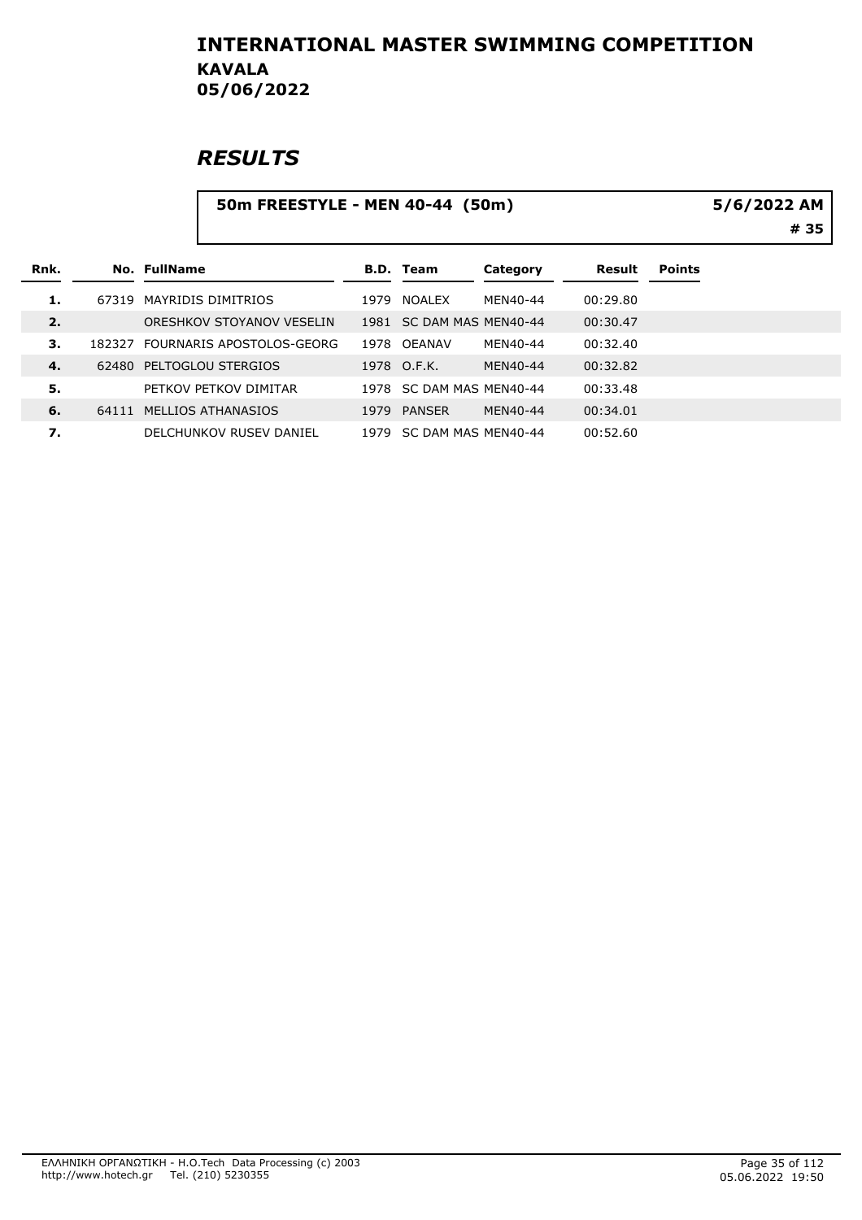# INTERNATIONAL MASTER SWIMMING COMPETITION
## KAVALA
## 05/06/2022

# RESULTS

**50m FREESTYLE - MEN 40-44 (50m)** 5/6/2022 AM

\# 35

| Rnk. | No. | FullName | B.D. | Team | Category | Result | Points |
|---|---|---|---|---|---|---|---|
| 1. | 67319 | MAYRIDIS DIMITRIOS | 1979 | NOALEX | MEN40-44 | 00:29.80 | |
| 2. | | ORESHKOV STOYANOV VESELIN | 1981 | SC DAM MAS | MEN40-44 | 00:30.47 | |
| 3. | 182327 | FOURNARIS APOSTOLOS-GEORG | 1978 | OEANAV | MEN40-44 | 00:32.40 | |
| 4. | 62480 | PELTOGLOU STERGIOS | 1978 | O.F.K. | MEN40-44 | 00:32.82 | |
| 5. | | PETKOV PETKOV DIMITAR | 1978 | SC DAM MAS | MEN40-44 | 00:33.48 | |
| 6. | 64111 | MELLIOS ATHANASIOS | 1979 | PANSER | MEN40-44 | 00:34.01 | |
| 7. | | DELCHUNKOV RUSEV DANIEL | 1979 | SC DAM MAS | MEN40-44 | 00:52.60 | |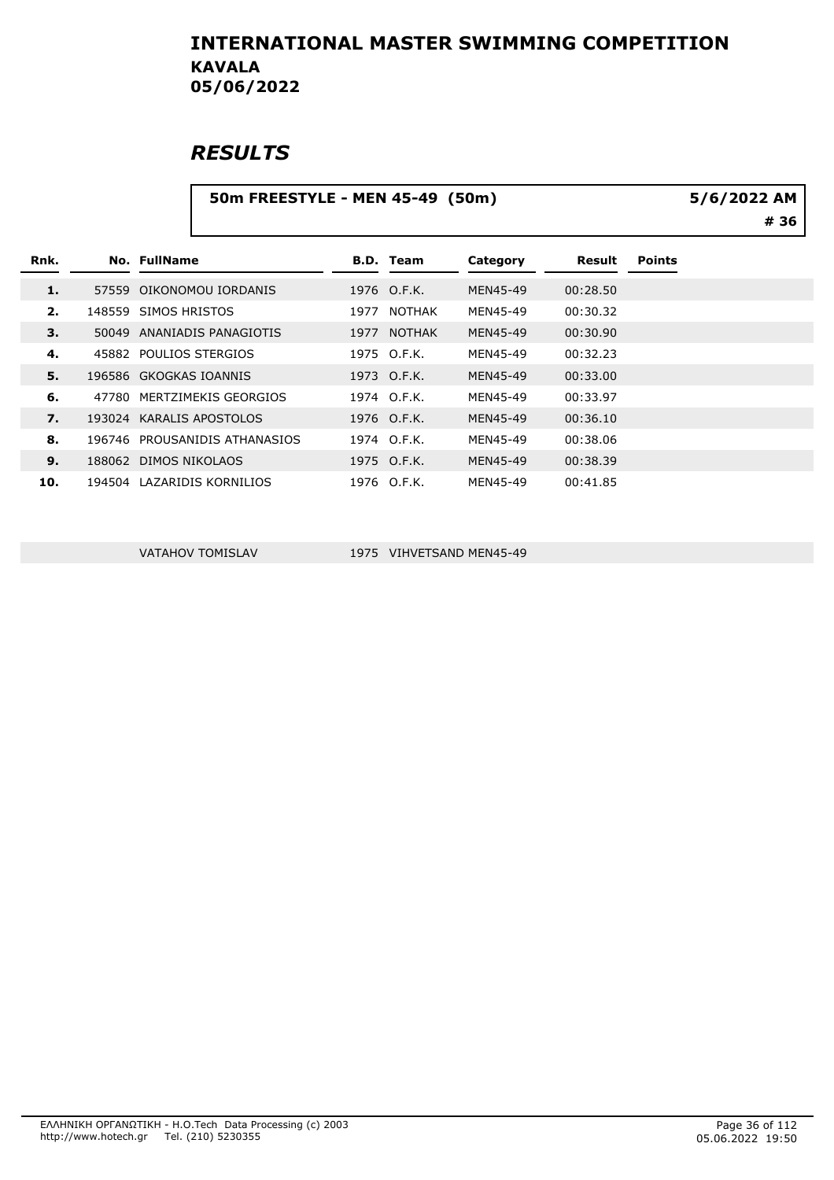# INTERNATIONAL MASTER SWIMMING COMPETITION

**KAVALA**

**05/06/2022**

## RESULTS

**50m FREESTYLE - MEN 45-49 (50m)** — **5/6/2022 AM** — **# 36**

| Rnk. | No. | FullName | B.D. | Team | Category | Result | Points |
|---|---|---|---|---|---|---|---|
| 1. | 57559 | OIKONOMOU IORDANIS | 1976 | O.F.K. | MEN45-49 | 00:28.50 | |
| 2. | 148559 | SIMOS HRISTOS | 1977 | NOTHAK | MEN45-49 | 00:30.32 | |
| 3. | 50049 | ANANIADIS PANAGIOTIS | 1977 | NOTHAK | MEN45-49 | 00:30.90 | |
| 4. | 45882 | POULIOS STERGIOS | 1975 | O.F.K. | MEN45-49 | 00:32.23 | |
| 5. | 196586 | GKOGKAS IOANNIS | 1973 | O.F.K. | MEN45-49 | 00:33.00 | |
| 6. | 47780 | MERTZIMEKIS GEORGIOS | 1974 | O.F.K. | MEN45-49 | 00:33.97 | |
| 7. | 193024 | KARALIS APOSTOLOS | 1976 | O.F.K. | MEN45-49 | 00:36.10 | |
| 8. | 196746 | PROUSANIDIS ATHANASIOS | 1974 | O.F.K. | MEN45-49 | 00:38.06 | |
| 9. | 188062 | DIMOS NIKOLAOS | 1975 | O.F.K. | MEN45-49 | 00:38.39 | |
| 10. | 194504 | LAZARIDIS KORNILIOS | 1976 | O.F.K. | MEN45-49 | 00:41.85 | |
| | | VATAHOV TOMISLAV | 1975 | VIHVETSAND | MEN45-49 | | |

ΕΛΛΗΝΙΚΗ ΟΡΓΑΝΩΤΙΚΗ - H.O.Tech Data Processing (c) 2003
http://www.hotech.gr Tel. (210) 5230355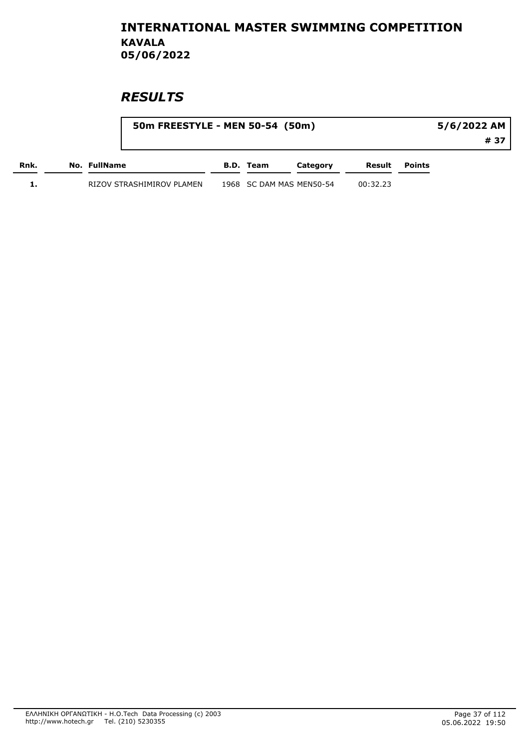# INTERNATIONAL MASTER SWIMMING COMPETITION

## KAVALA

## 05/06/2022

## *RESULTS*

**50m FREESTYLE - MEN 50-54 (50m)** — **5/6/2022 AM** — **# 37**

| Rnk. | No. | FullName | B.D. | Team | Category | Result | Points |
|---|---|---|---|---|---|---|---|
| 1. | | RIZOV STRASHIMIROV PLAMEN | 1968 | SC DAM MAS | MEN50-54 | 00:32.23 | |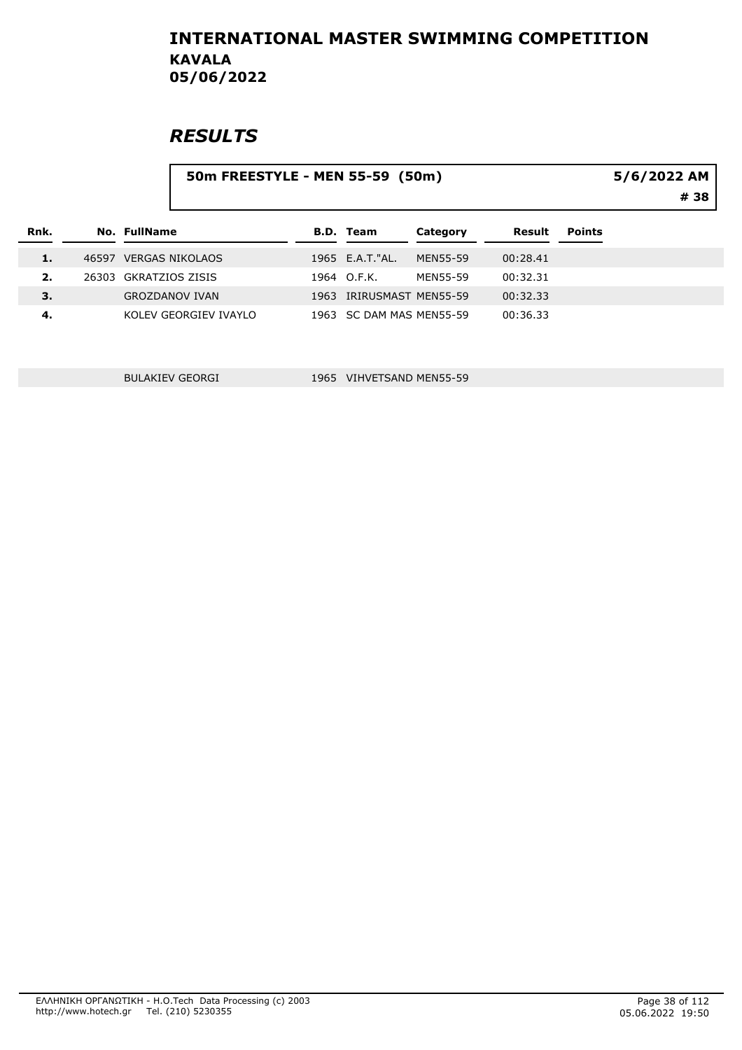# INTERNATIONAL MASTER SWIMMING COMPETITION

**KAVALA**
**05/06/2022**

## RESULTS

**50m FREESTYLE - MEN 55-59 (50m)** — 5/6/2022 AM — # 38

| Rnk. | No. | FullName | B.D. | Team | Category | Result | Points |
|---|---|---|---|---|---|---|---|
| 1. | 46597 | VERGAS NIKOLAOS | 1965 | E.A.T."AL. | MEN55-59 | 00:28.41 | |
| 2. | 26303 | GKRATZIOS ZISIS | 1964 | O.F.K. | MEN55-59 | 00:32.31 | |
| 3. | | GROZDANOV IVAN | 1963 | IRIRUSMAST | MEN55-59 | 00:32.33 | |
| 4. | | KOLEV GEORGIEV IVAYLO | 1963 | SC DAM MAS | MEN55-59 | 00:36.33 | |
| | | BULAKIEV GEORGI | 1965 | VIHVETSAND | MEN55-59 | | |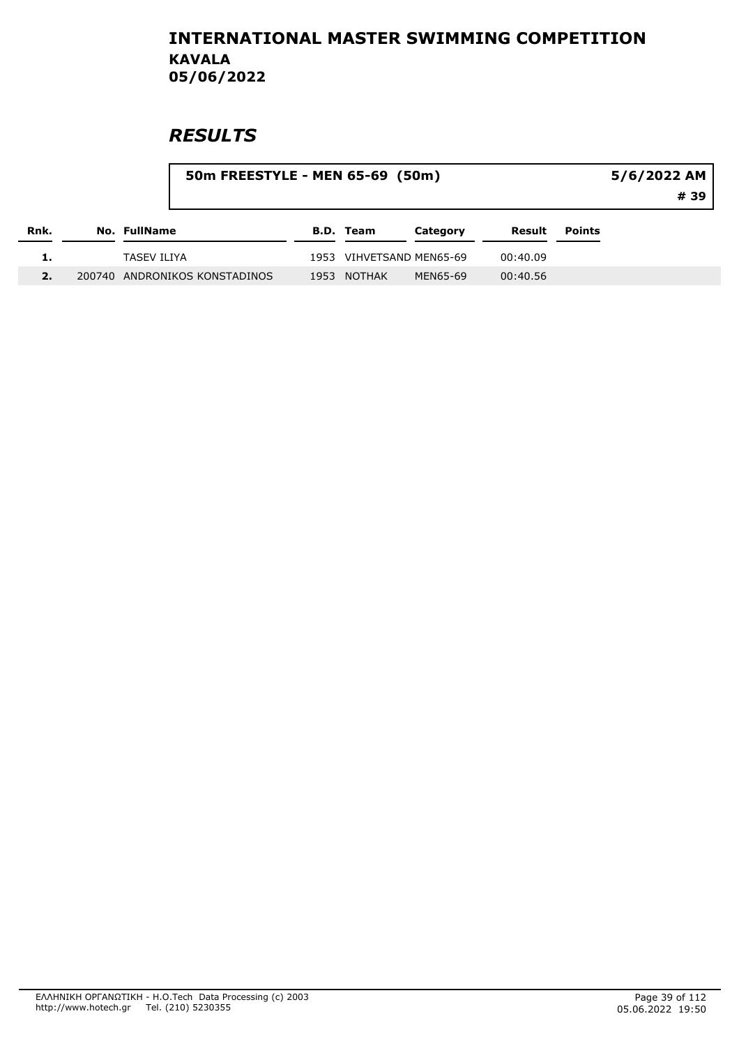# INTERNATIONAL MASTER SWIMMING COMPETITION

**KAVALA**
**05/06/2022**

## RESULTS

**50m FREESTYLE - MEN 65-69 (50m)** — 5/6/2022 AM — # 39

| Rnk. | No. | FullName | B.D. | Team | Category | Result | Points |
|---|---|---|---|---|---|---|---|
| 1. | | TASEV ILIYA | 1953 | VIHVETSAND | MEN65-69 | 00:40.09 | |
| 2. | 200740 | ANDRONIKOS KONSTADINOS | 1953 | NOTHAK | MEN65-69 | 00:40.56 | |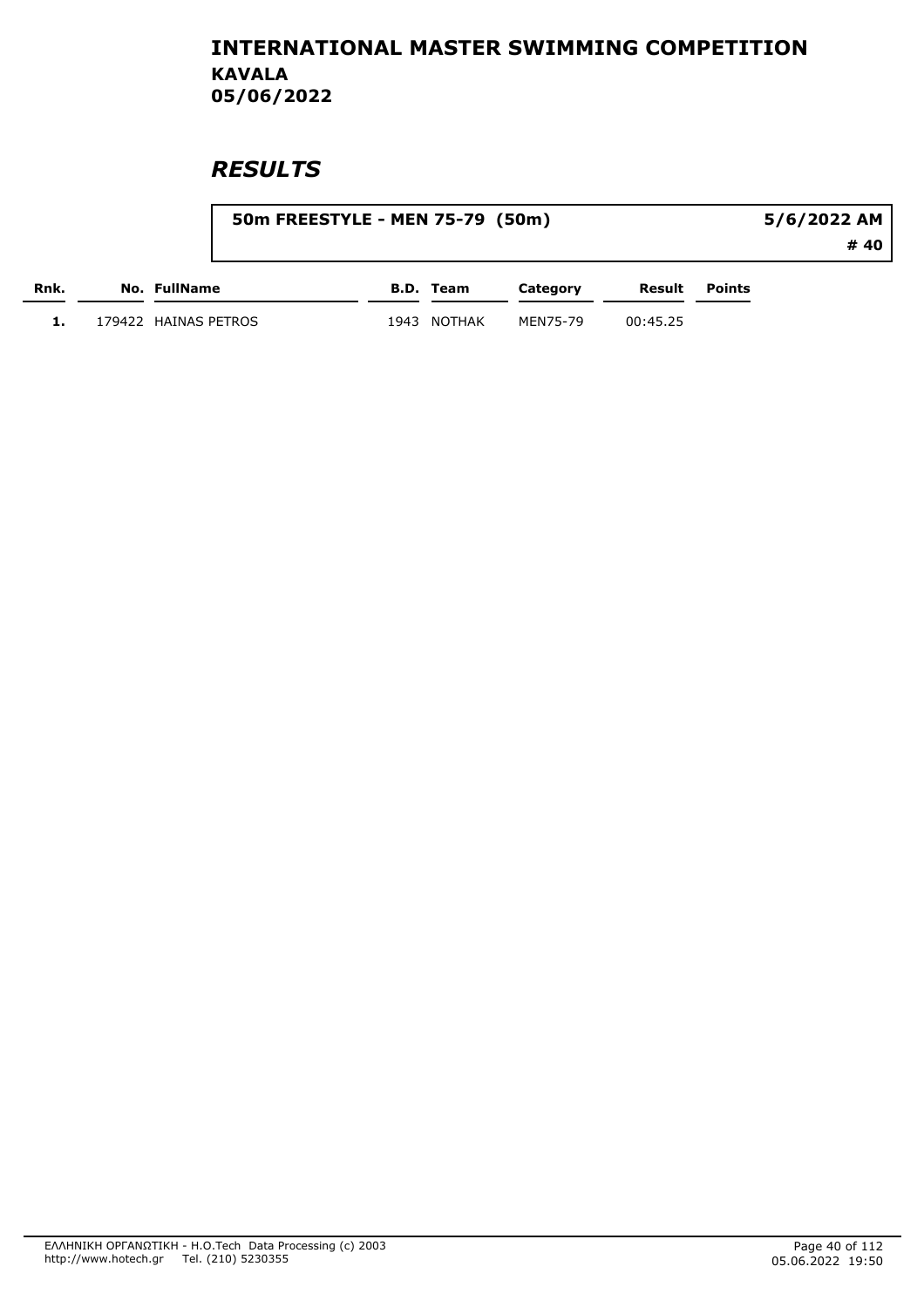# INTERNATIONAL MASTER SWIMMING COMPETITION
## KAVALA
## 05/06/2022

## *RESULTS*

**50m FREESTYLE - MEN 75-79 (50m)** — **5/6/2022 AM** — **# 40**

| Rnk. | No. | FullName | B.D. | Team | Category | Result | Points |
|---|---|---|---|---|---|---|---|
| 1. | 179422 | HAINAS PETROS | 1943 | NOTHAK | MEN75-79 | 00:45.25 | |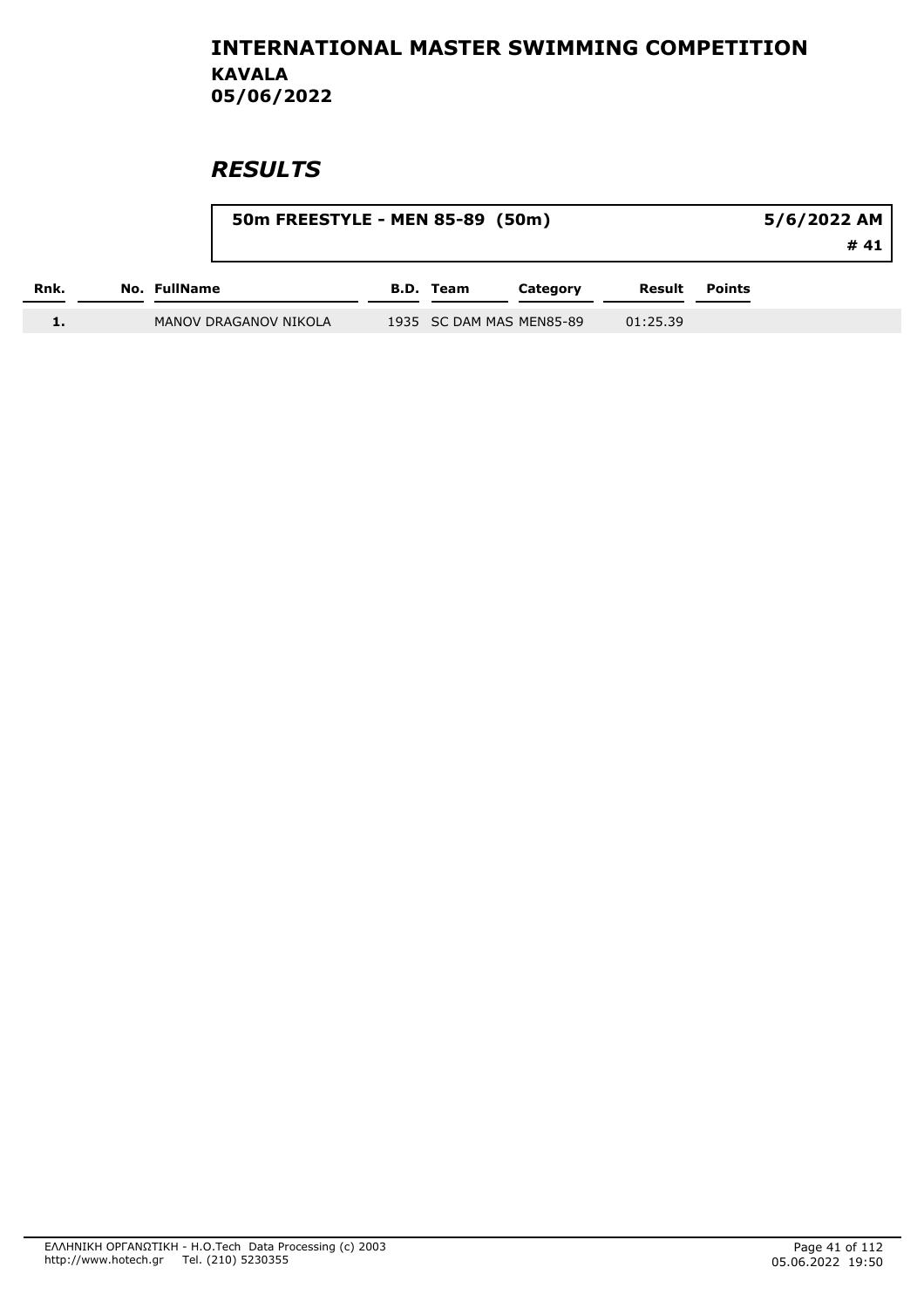# INTERNATIONAL MASTER SWIMMING COMPETITION

## KAVALA

## 05/06/2022

## *RESULTS*

**50m FREESTYLE - MEN 85-89 (50m)** | **5/6/2022 AM** | **# 41**

| Rnk. | No. | FullName | B.D. | Team | Category | Result | Points |
|---|---|---|---|---|---|---|---|
| 1. | | MANOV DRAGANOV NIKOLA | 1935 | SC DAM MAS | MEN85-89 | 01:25.39 | |

ΕΛΛΗΝΙΚΗ ΟΡΓΑΝΩΤΙΚΗ - H.O.Tech Data Processing (c) 2003
http://www.hotech.gr Tel. (210) 5230355

05.06.2022 19:50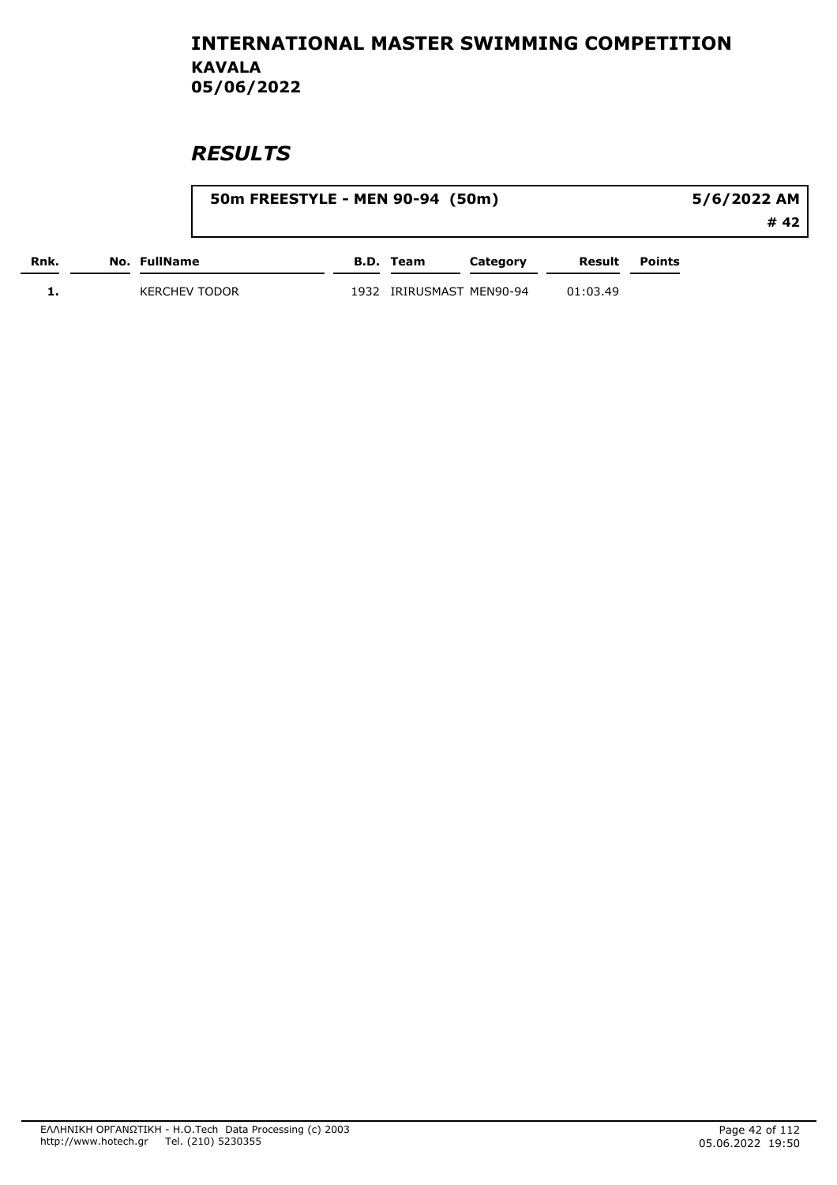# INTERNATIONAL MASTER SWIMMING COMPETITION
## KAVALA
## 05/06/2022

## *RESULTS*

**50m FREESTYLE - MEN 90-94 (50m)** — **5/6/2022 AM** — **# 42**

| Rnk. | No. | FullName | B.D. | Team | Category | Result | Points |
|---|---|---|---|---|---|---|---|
| 1. | | KERCHEV TODOR | 1932 | IRIRUSMAST | MEN90-94 | 01:03.49 | |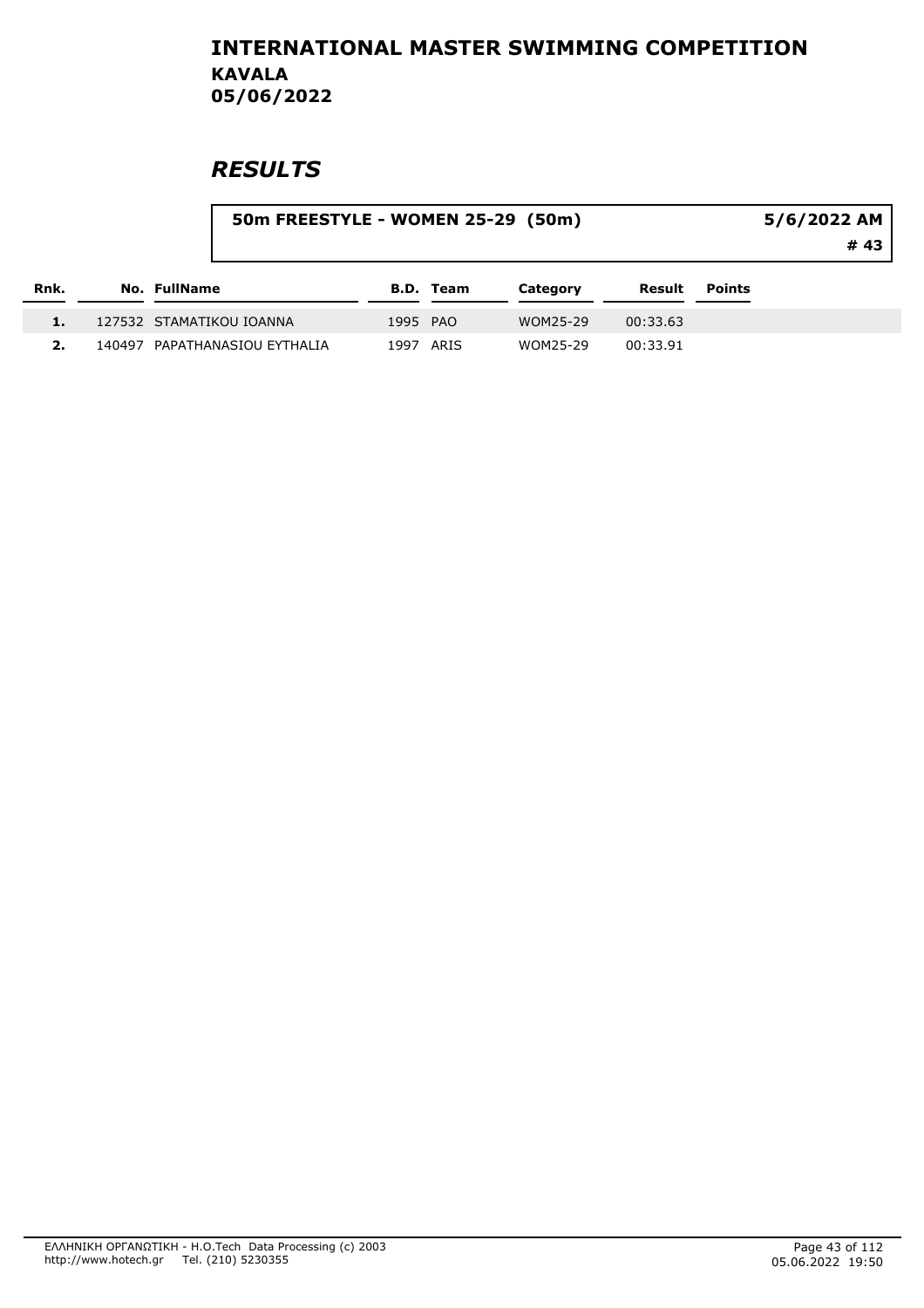# INTERNATIONAL MASTER SWIMMING COMPETITION

## KAVALA

## 05/06/2022

# *RESULTS*

**50m FREESTYLE - WOMEN 25-29 (50m)** **5/6/2022 AM**

**# 43**

| Rnk. | No. | FullName | B.D. | Team | Category | Result | Points |
|---|---|---|---|---|---|---|---|
| **1.** | 127532 | STAMATIKOU IOANNA | 1995 | PAO | WOM25-29 | 00:33.63 | |
| **2.** | 140497 | PAPATHANASIOU EYTHALIA | 1997 | ARIS | WOM25-29 | 00:33.91 | |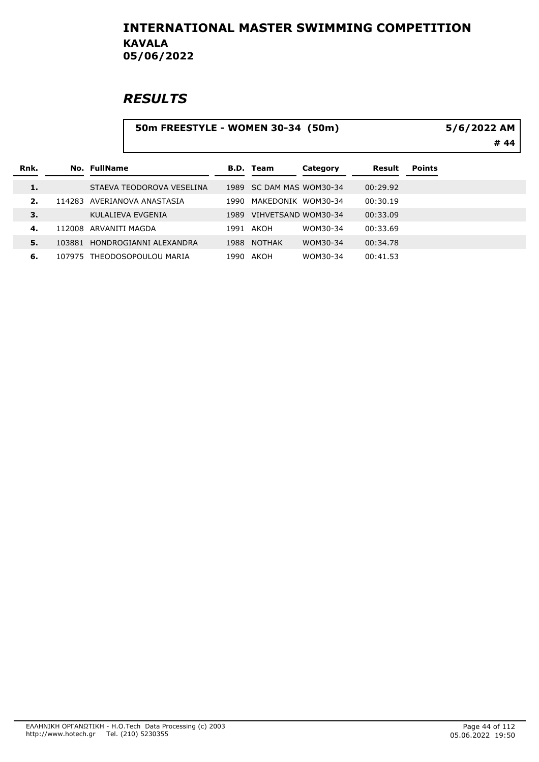# INTERNATIONAL MASTER SWIMMING COMPETITION

## KAVALA

## 05/06/2022

## *RESULTS*

**50m FREESTYLE - WOMEN 30-34 (50m)** | **5/6/2022 AM** | **# 44**

| Rnk. | No. | FullName | B.D. | Team | Category | Result | Points |
|---|---|---|---|---|---|---|---|
| 1. | | STAEVA TEODOROVA VESELINA | 1989 | SC DAM MAS | WOM30-34 | 00:29.92 | |
| 2. | 114283 | AVERIANOVA ANASTASIA | 1990 | MAKEDONIK | WOM30-34 | 00:30.19 | |
| 3. | | KULALIEVA EVGENIA | 1989 | VIHVETSAND | WOM30-34 | 00:33.09 | |
| 4. | 112008 | ARVANITI MAGDA | 1991 | AKOH | WOM30-34 | 00:33.69 | |
| 5. | 103881 | HONDROGIANNI ALEXANDRA | 1988 | NOTHAK | WOM30-34 | 00:34.78 | |
| 6. | 107975 | THEODOSOPOULOU MARIA | 1990 | AKOH | WOM30-34 | 00:41.53 | |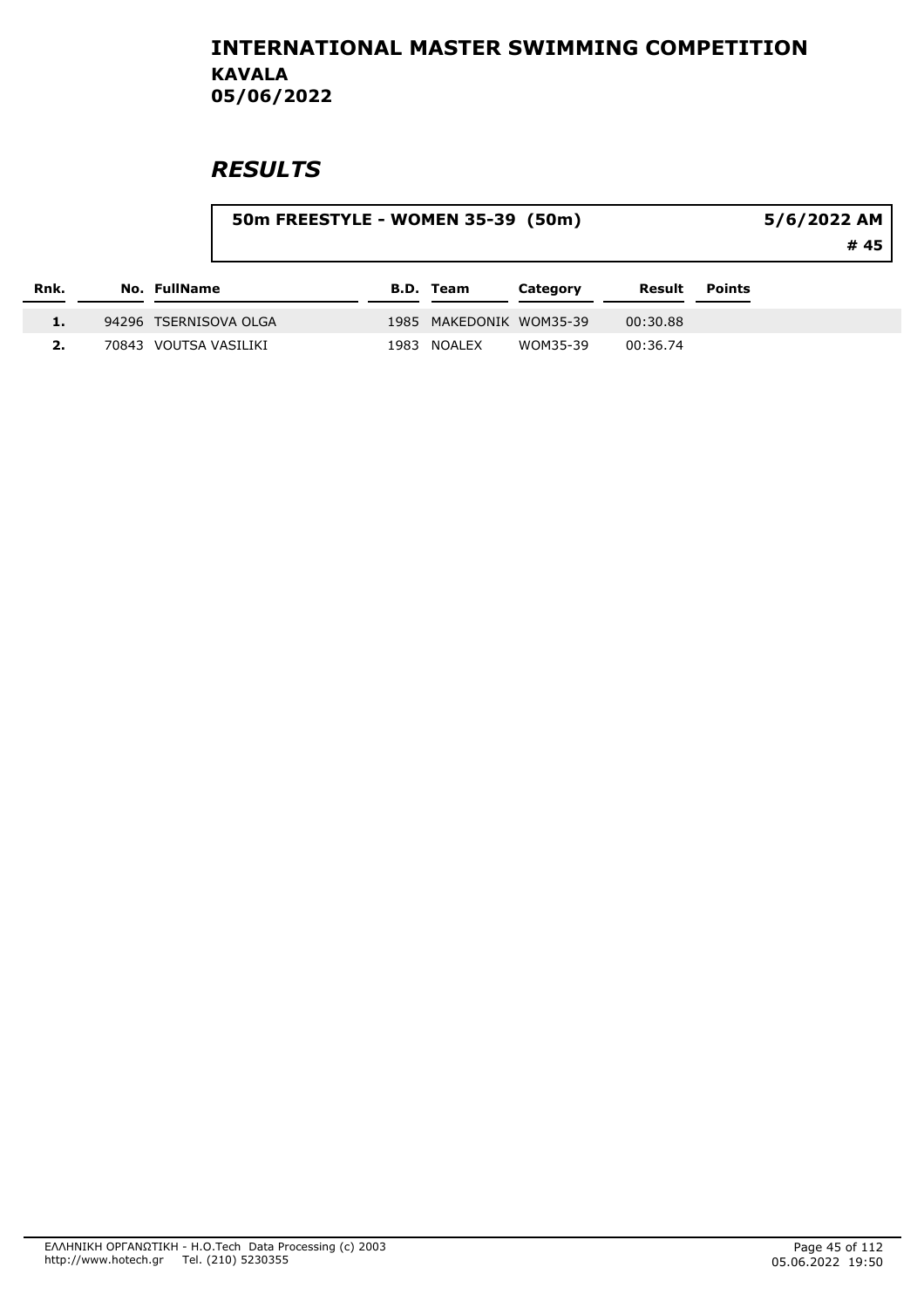# INTERNATIONAL MASTER SWIMMING COMPETITION

**KAVALA**
**05/06/2022**

## *RESULTS*

**50m FREESTYLE - WOMEN 35-39 (50m)** — **5/6/2022 AM** — **# 45**

| Rnk. | No. | FullName | B.D. | Team | Category | Result | Points |
|---|---|---|---|---|---|---|---|
| 1. | 94296 | TSERNISOVA OLGA | 1985 | MAKEDONIK | WOM35-39 | 00:30.88 | |
| 2. | 70843 | VOUTSA VASILIKI | 1983 | NOALEX | WOM35-39 | 00:36.74 | |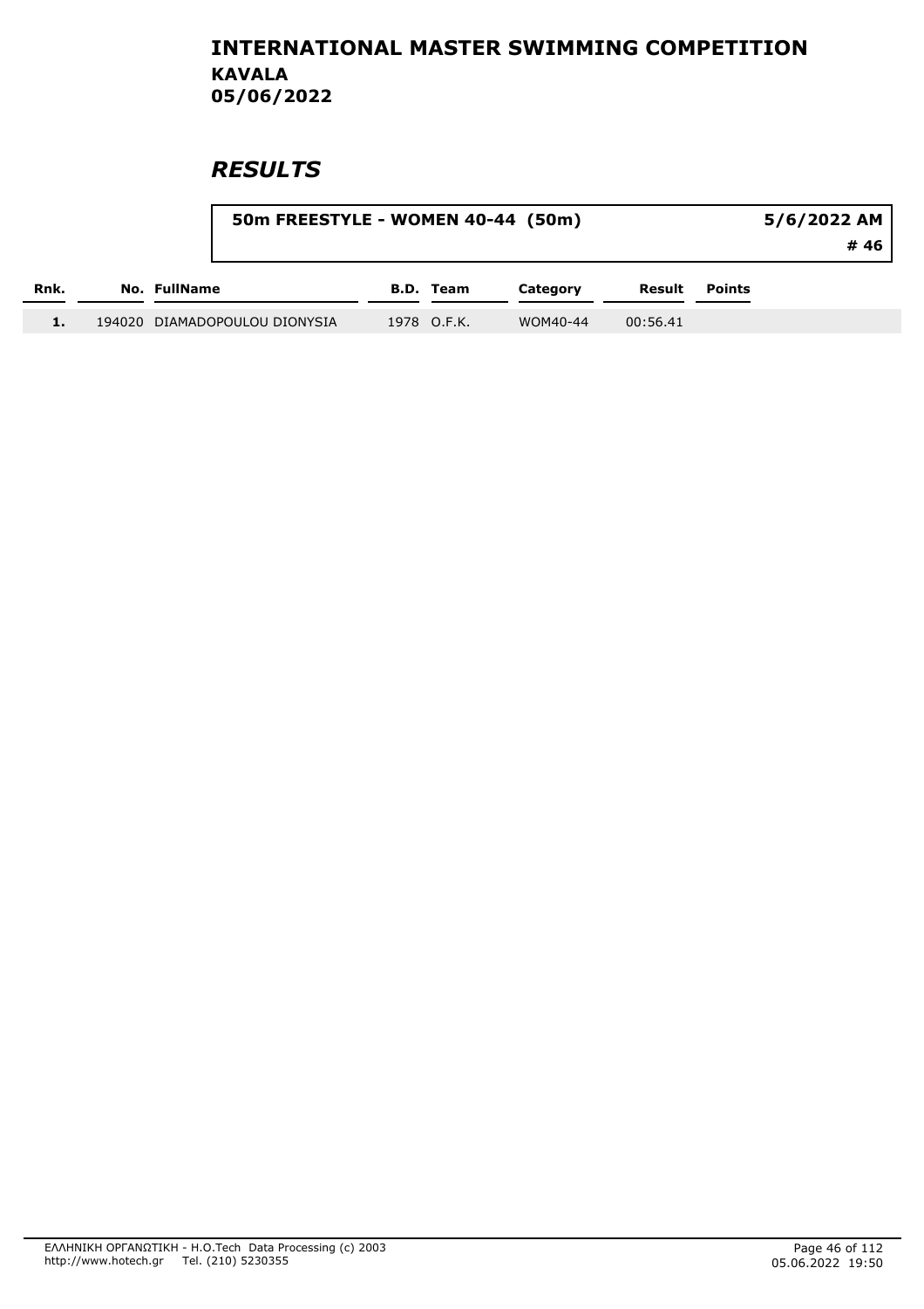# INTERNATIONAL MASTER SWIMMING COMPETITION

**KAVALA**

**05/06/2022**

## *RESULTS*

| 50m FREESTYLE - WOMEN 40-44 (50m) | 5/6/2022 AM |
|---|---|
| | # 46 |

| Rnk. | No. | FullName | B.D. | Team | Category | Result | Points |
|---|---|---|---|---|---|---|---|
| 1. | 194020 | DIAMADOPOULOU DIONYSIA | 1978 | O.F.K. | WOM40-44 | 00:56.41 | |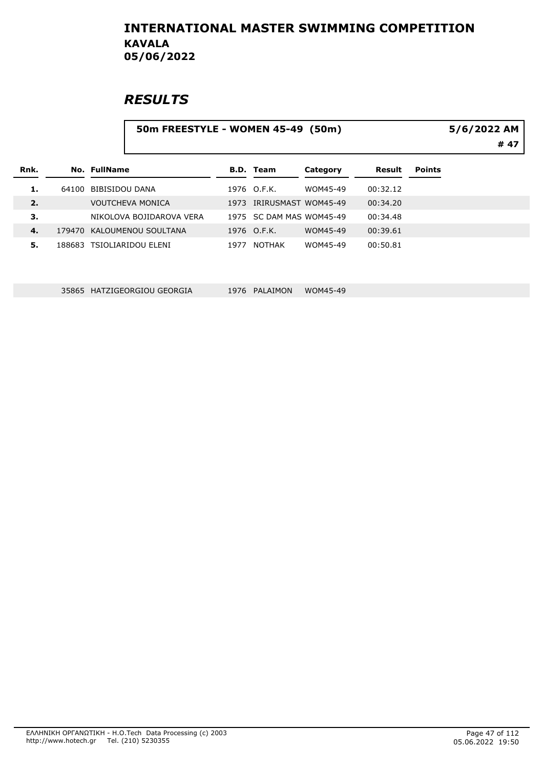# INTERNATIONAL MASTER SWIMMING COMPETITION
## KAVALA
## 05/06/2022

## *RESULTS*

**50m FREESTYLE - WOMEN 45-49 (50m)** | **5/6/2022 AM** | **# 47**

| Rnk. | No. | FullName | B.D. | Team | Category | Result | Points |
|---|---|---|---|---|---|---|---|
| 1. | 64100 | BIBISIDOU DANA | 1976 | O.F.K. | WOM45-49 | 00:32.12 | |
| 2. | | VOUTCHEVA MONICA | 1973 | IRIRUSMAST | WOM45-49 | 00:34.20 | |
| 3. | | NIKOLOVA BOJIDAROVA VERA | 1975 | SC DAM MAS | WOM45-49 | 00:34.48 | |
| 4. | 179470 | KALOUMENOU SOULTANA | 1976 | O.F.K. | WOM45-49 | 00:39.61 | |
| 5. | 188683 | TSIOLIARIDOU ELENI | 1977 | NOTHAK | WOM45-49 | 00:50.81 | |
| | 35865 | HATZIGEORGIOU GEORGIA | 1976 | PALAIMON | WOM45-49 | | |

ΕΛΛΗΝΙΚΗ ΟΡΓΑΝΩΤΙΚΗ - H.O.Tech Data Processing (c) 2003
http://www.hotech.gr Tel. (210) 5230355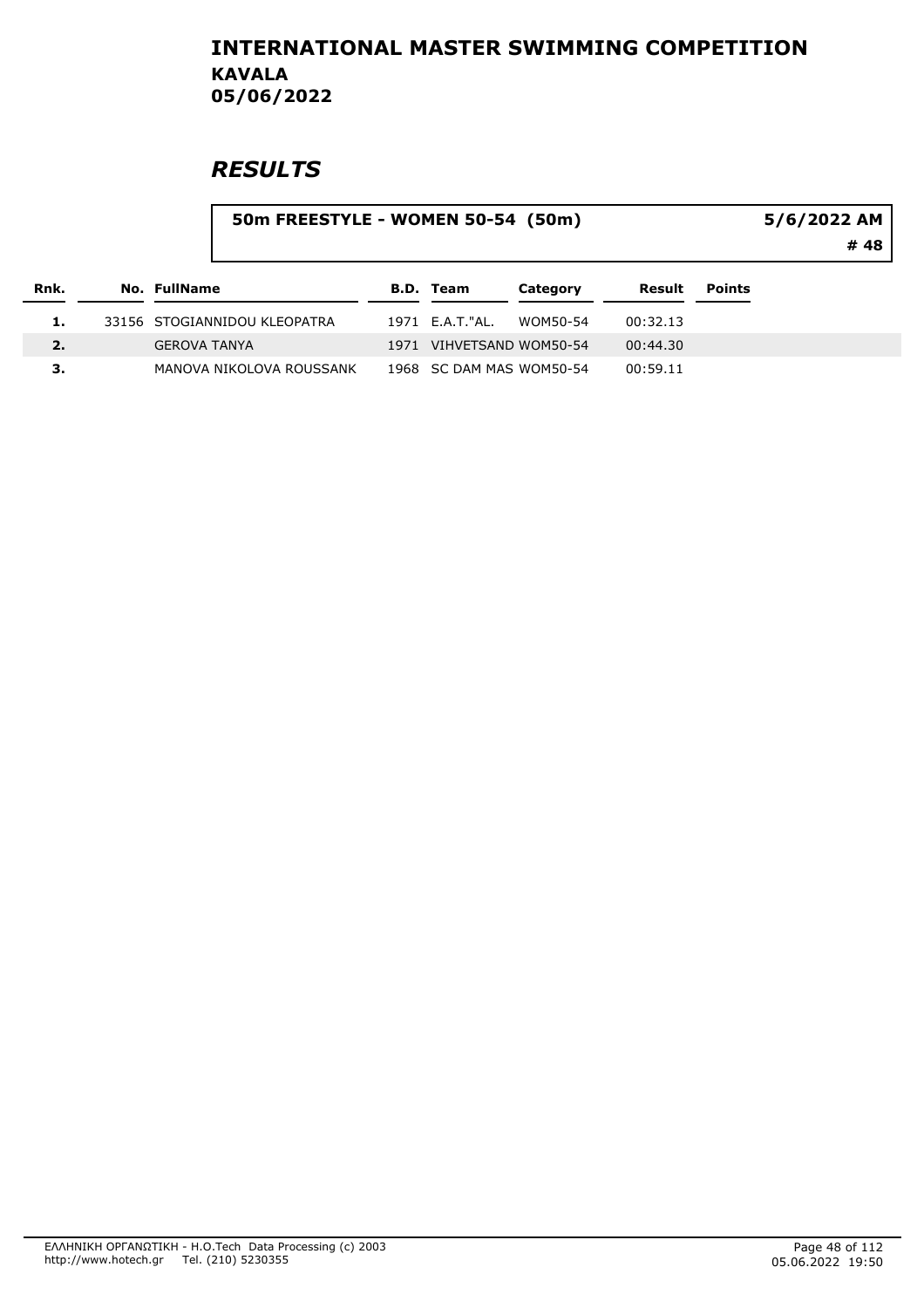# INTERNATIONAL MASTER SWIMMING COMPETITION

**KAVALA**
**05/06/2022**

## RESULTS

**50m FREESTYLE - WOMEN 50-54 (50m)** — **5/6/2022 AM** — **# 48**

| Rnk. | No. | FullName | B.D. | Team | Category | Result | Points |
|---|---|---|---|---|---|---|---|
| 1. | 33156 | STOGIANNIDOU KLEOPATRA | 1971 | E.A.T."AL. | WOM50-54 | 00:32.13 | |
| 2. | | GEROVA TANYA | 1971 | VIHVETSAND | WOM50-54 | 00:44.30 | |
| 3. | | MANOVA NIKOLOVA ROUSSANK | 1968 | SC DAM MAS | WOM50-54 | 00:59.11 | |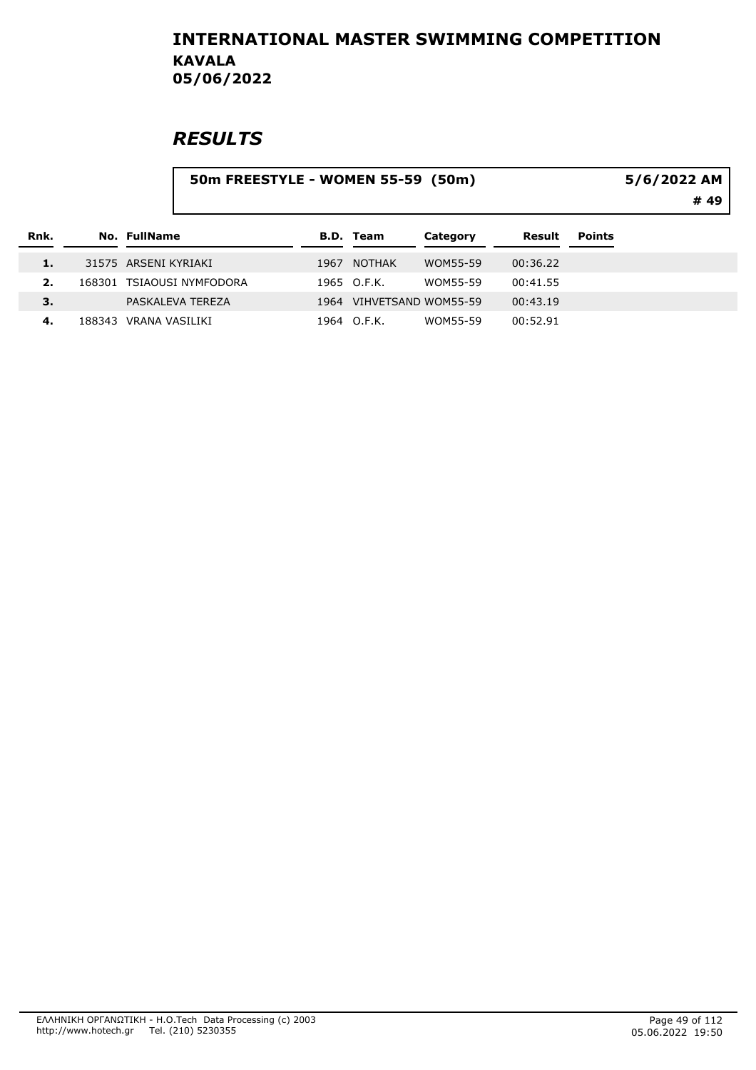# INTERNATIONAL MASTER SWIMMING COMPETITION

## KAVALA

## 05/06/2022

## RESULTS

**50m FREESTYLE - WOMEN 55-59 (50m)** 5/6/2022 AM

**# 49**

| Rnk. | No. | FullName | B.D. | Team | Category | Result | Points |
|---|---|---|---|---|---|---|---|
| 1. | 31575 | ARSENI KYRIAKI | 1967 | NOTHAK | WOM55-59 | 00:36.22 | |
| 2. | 168301 | TSIAOUSI NYMFODORA | 1965 | O.F.K. | WOM55-59 | 00:41.55 | |
| 3. | | PASKALEVA TEREZA | 1964 | VIHVETSAND | WOM55-59 | 00:43.19 | |
| 4. | 188343 | VRANA VASILIKI | 1964 | O.F.K. | WOM55-59 | 00:52.91 | |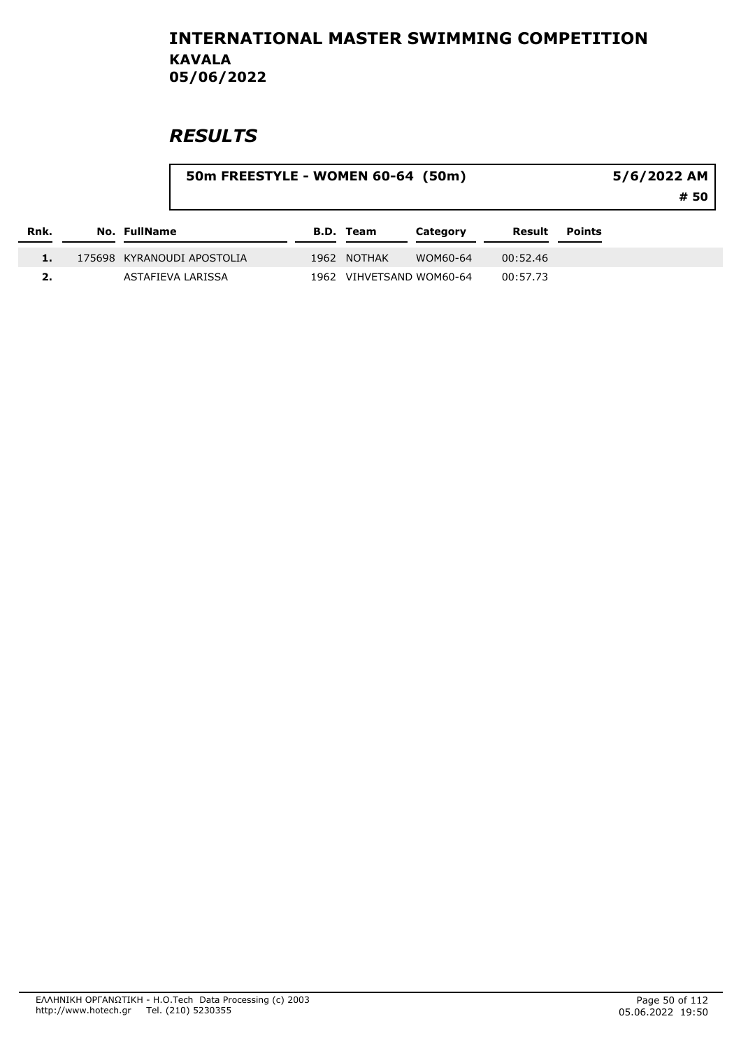# INTERNATIONAL MASTER SWIMMING COMPETITION

**KAVALA**

**05/06/2022**

## *RESULTS*

**50m FREESTYLE - WOMEN 60-64 (50m)** **5/6/2022 AM**

**# 50**

| Rnk. | No. | FullName | B.D. | Team | Category | Result | Points |
|---|---|---|---|---|---|---|---|
| 1. | 175698 | KYRANOUDI APOSTOLIA | 1962 | NOTHAK | WOM60-64 | 00:52.46 | |
| 2. | | ASTAFIEVA LARISSA | 1962 | VIHVETSAND | WOM60-64 | 00:57.73 | |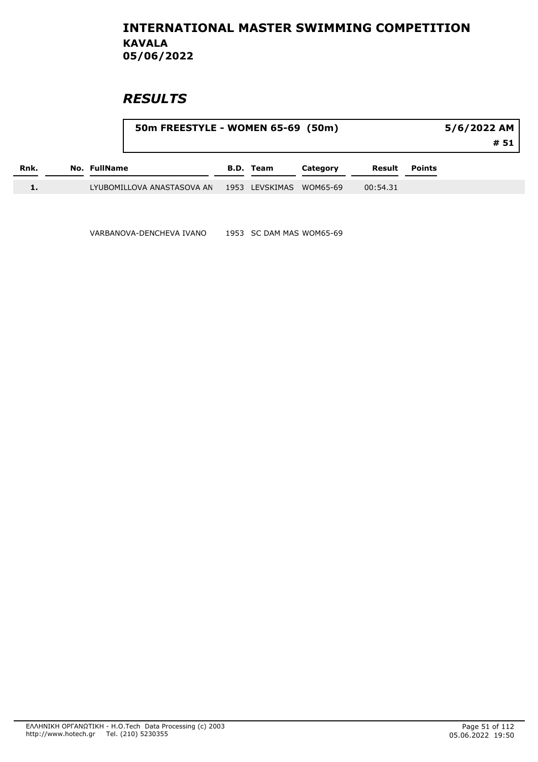# INTERNATIONAL MASTER SWIMMING COMPETITION
## KAVALA
## 05/06/2022

## *RESULTS*

**50m FREESTYLE - WOMEN 65-69 (50m)** — **5/6/2022 AM** — **# 51**

| Rnk. | No. | FullName | B.D. | Team | Category | Result | Points |
|---|---|---|---|---|---|---|---|
| 1. | | LYUBOMILLOVA ANASTASOVA AN | 1953 | LEVSKIMAS | WOM65-69 | 00:54.31 | |
| | | VARBANOVA-DENCHEVA IVANO | 1953 | SC DAM MAS | WOM65-69 | | |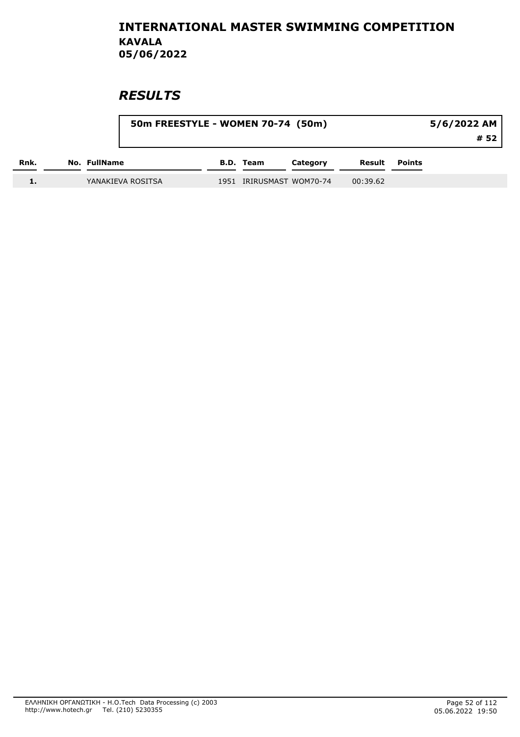# INTERNATIONAL MASTER SWIMMING COMPETITION

## KAVALA

## 05/06/2022

## *RESULTS*

**50m FREESTYLE - WOMEN 70-74 (50m)** — **5/6/2022 AM** — **# 52**

| Rnk. | No. | FullName | B.D. | Team | Category | Result | Points |
|---|---|---|---|---|---|---|---|
| 1. | | YANAKIEVA ROSITSA | 1951 | IRIRUSMAST | WOM70-74 | 00:39.62 | |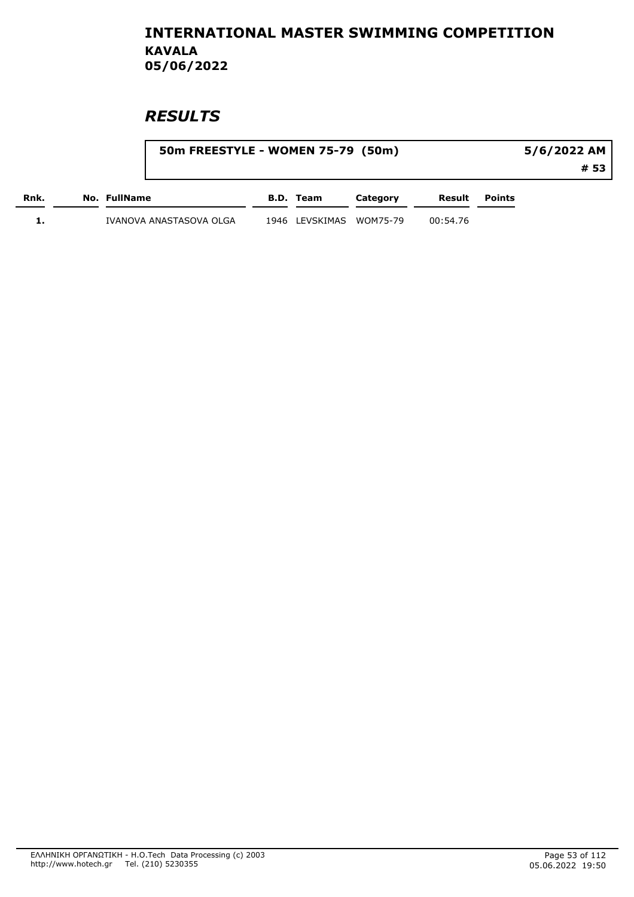# INTERNATIONAL MASTER SWIMMING COMPETITION

**KAVALA**

**05/06/2022**

## *RESULTS*

| 50m FREESTYLE - WOMEN 75-79 (50m) | 5/6/2022 AM |
| --- | --- |
| | # 53 |

| Rnk. | No. | FullName | B.D. | Team | Category | Result | Points |
| --- | --- | --- | --- | --- | --- | --- | --- |
| 1. | | IVANOVA ANASTASOVA OLGA | 1946 | LEVSKIMAS | WOM75-79 | 00:54.76 | |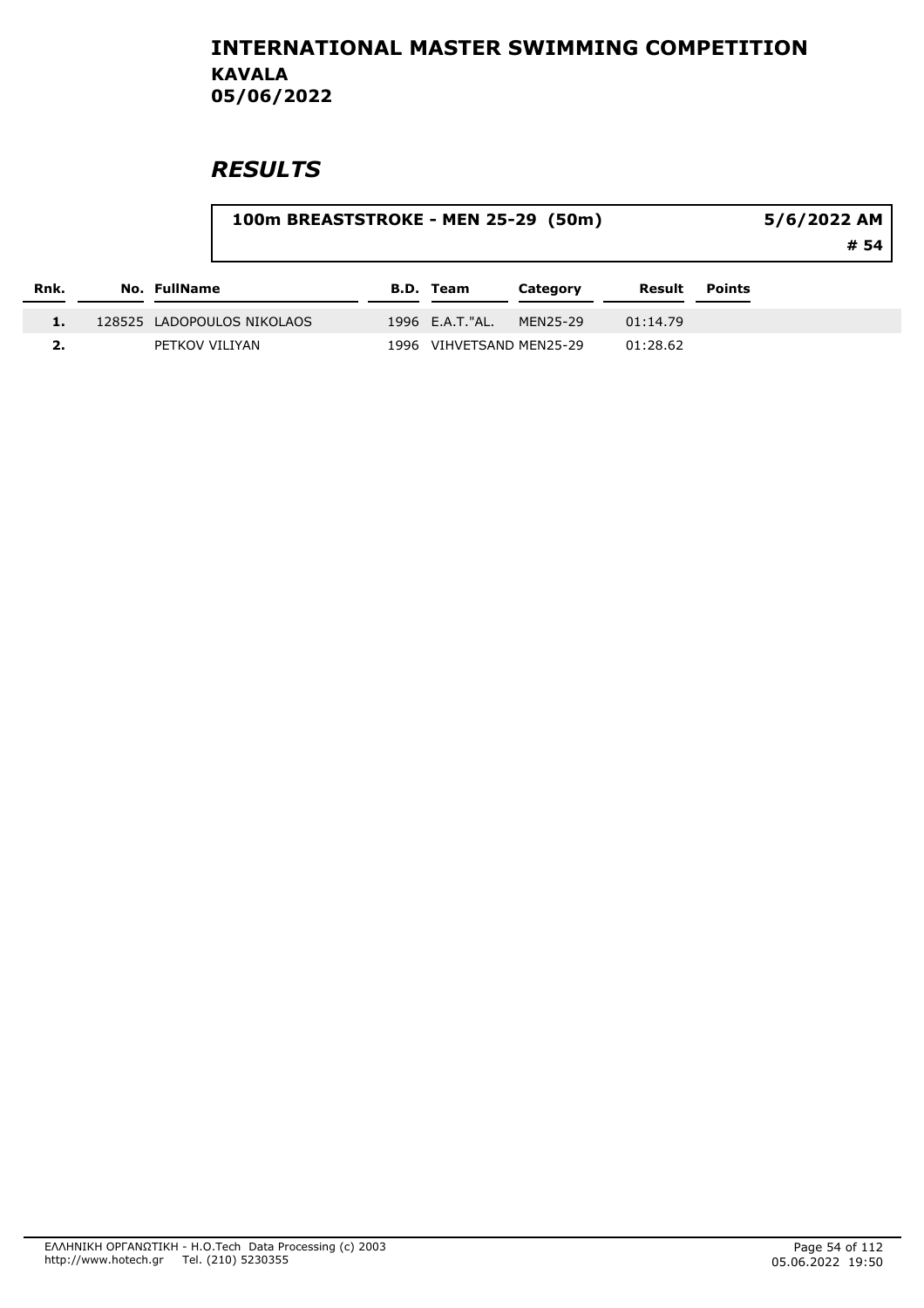# INTERNATIONAL MASTER SWIMMING COMPETITION

**KAVALA**

**05/06/2022**

## *RESULTS*

**100m BREASTSTROKE - MEN 25-29 (50m)** — **5/6/2022 AM** — **# 54**

| Rnk. | No. | FullName | B.D. | Team | Category | Result | Points |
|---|---|---|---|---|---|---|---|
| 1. | 128525 | LADOPOULOS NIKOLAOS | 1996 | E.A.T."AL. | MEN25-29 | 01:14.79 | |
| 2. | | PETKOV VILIYAN | 1996 | VIHVETSAND | MEN25-29 | 01:28.62 | |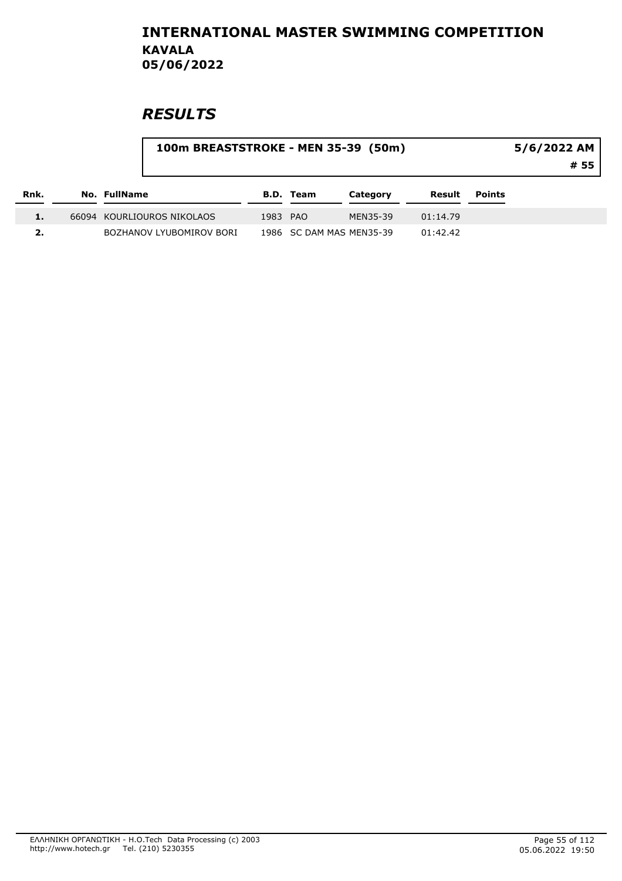## INTERNATIONAL MASTER SWIMMING COMPETITION
**KAVALA**
**05/06/2022**

# *RESULTS*

**100m BREASTSTROKE - MEN 35-39 (50m)** | **5/6/2022 AM** | **# 55**

| Rnk. | No. | FullName | B.D. | Team | Category | Result | Points |
|---|---|---|---|---|---|---|---|
| 1. | 66094 | KOURLIOUROS NIKOLAOS | 1983 | PAO | MEN35-39 | 01:14.79 | |
| 2. | | BOZHANOV LYUBOMIROV BORI | 1986 | SC DAM MAS | MEN35-39 | 01:42.42 | |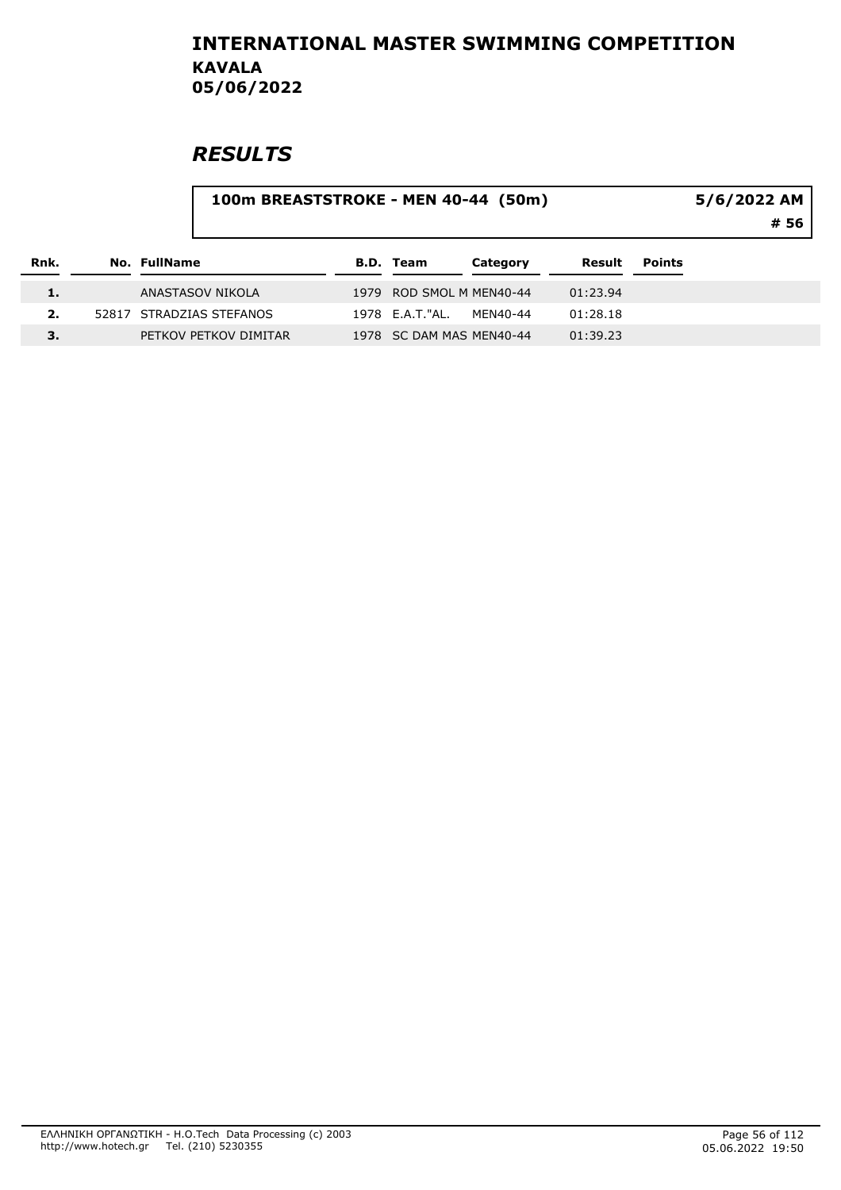# INTERNATIONAL MASTER SWIMMING COMPETITION

**KAVALA**
**05/06/2022**

## RESULTS

**100m BREASTSTROKE - MEN 40-44 (50m)** 5/6/2022 AM
**# 56**

| Rnk. | No. | FullName | B.D. | Team | Category | Result | Points |
|---|---|---|---|---|---|---|---|
| 1. | | ANASTASOV NIKOLA | 1979 | ROD SMOL M | MEN40-44 | 01:23.94 | |
| 2. | 52817 | STRADZIAS STEFANOS | 1978 | E.A.T."AL. | MEN40-44 | 01:28.18 | |
| 3. | | PETKOV PETKOV DIMITAR | 1978 | SC DAM MAS | MEN40-44 | 01:39.23 | |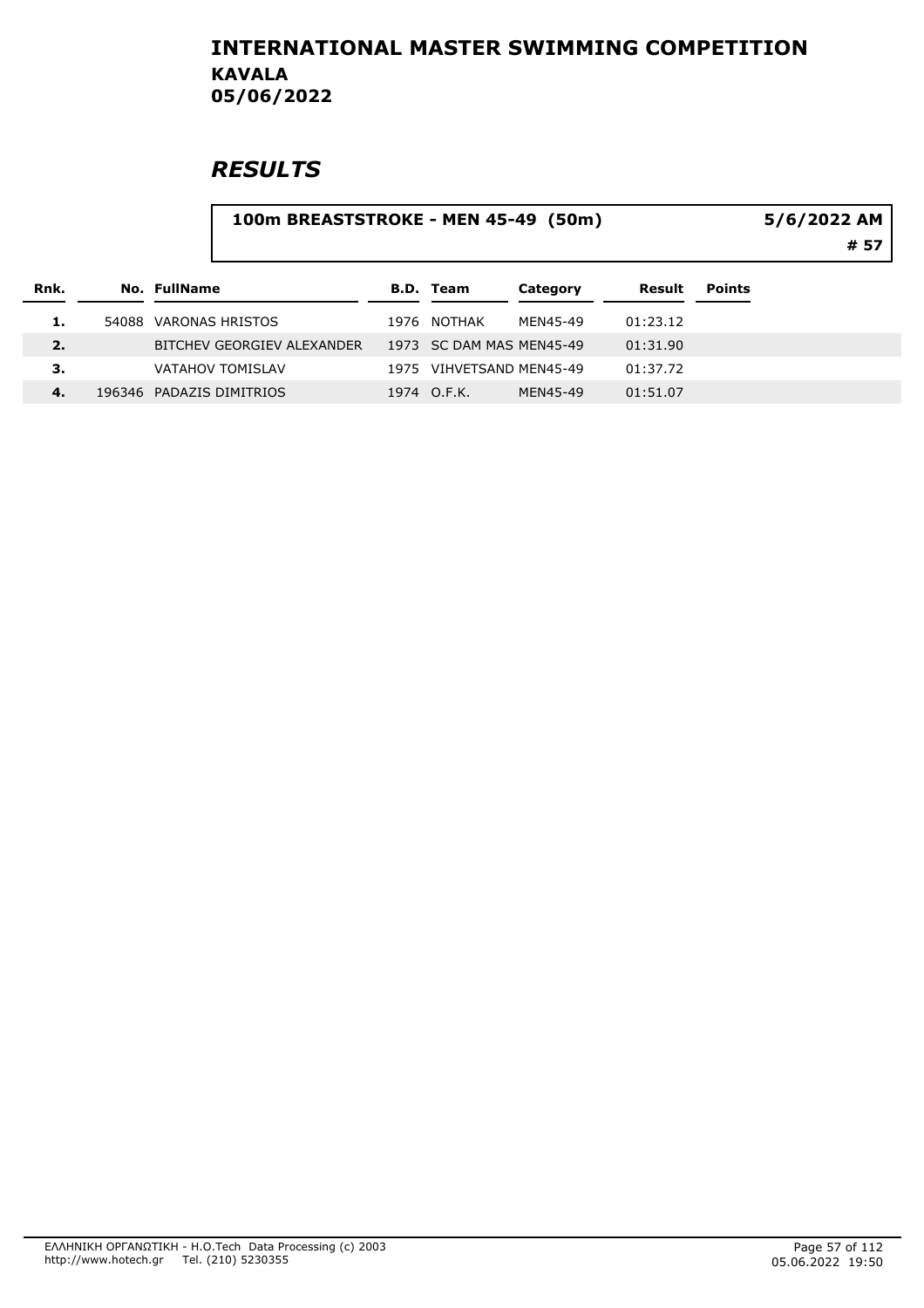# INTERNATIONAL MASTER SWIMMING COMPETITION

## KAVALA

## 05/06/2022

# RESULTS

**100m BREASTSTROKE - MEN 45-49 (50m)** — 5/6/2022 AM — # 57

| Rnk. | No. | FullName | B.D. | Team | Category | Result | Points |
|---|---|---|---|---|---|---|---|
| 1. | 54088 | VARONAS HRISTOS | 1976 | NOTHAK | MEN45-49 | 01:23.12 | |
| 2. | | BITCHEV GEORGIEV ALEXANDER | 1973 | SC DAM MAS | MEN45-49 | 01:31.90 | |
| 3. | | VATAHOV TOMISLAV | 1975 | VIHVETSAND | MEN45-49 | 01:37.72 | |
| 4. | 196346 | PADAZIS DIMITRIOS | 1974 | O.F.K. | MEN45-49 | 01:51.07 | |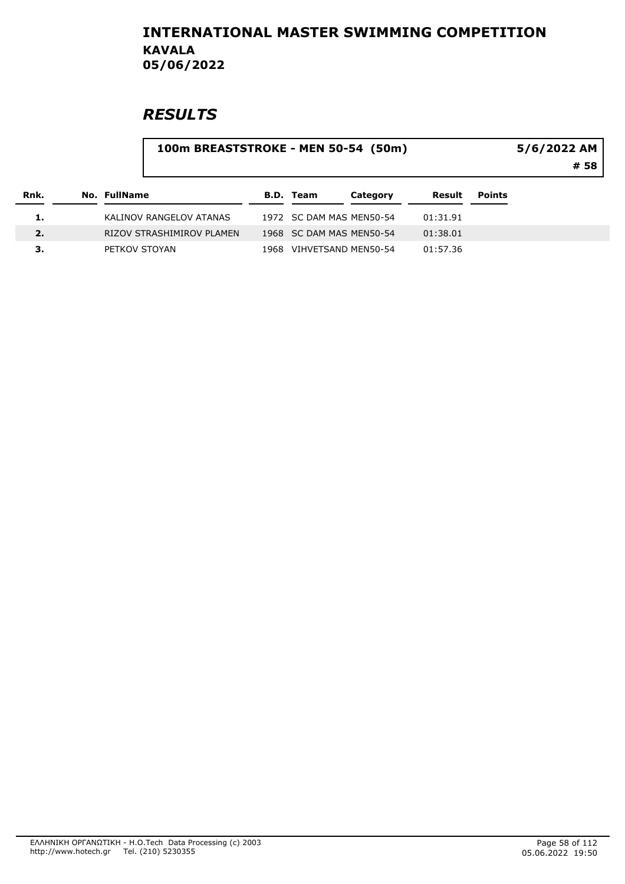# INTERNATIONAL MASTER SWIMMING COMPETITION

**KAVALA**
**05/06/2022**

## *RESULTS*

**100m BREASTSTROKE - MEN 50-54 (50m)** | **5/6/2022 AM** | **# 58**

| Rnk. | No. | FullName | B.D. | Team | Category | Result | Points |
|---|---|---|---|---|---|---|---|
| 1. | | KALINOV RANGELOV ATANAS | 1972 | SC DAM MAS | MEN50-54 | 01:31.91 | |
| 2. | | RIZOV STRASHIMIROV PLAMEN | 1968 | SC DAM MAS | MEN50-54 | 01:38.01 | |
| 3. | | PETKOV STOYAN | 1968 | VIHVETSAND | MEN50-54 | 01:57.36 | |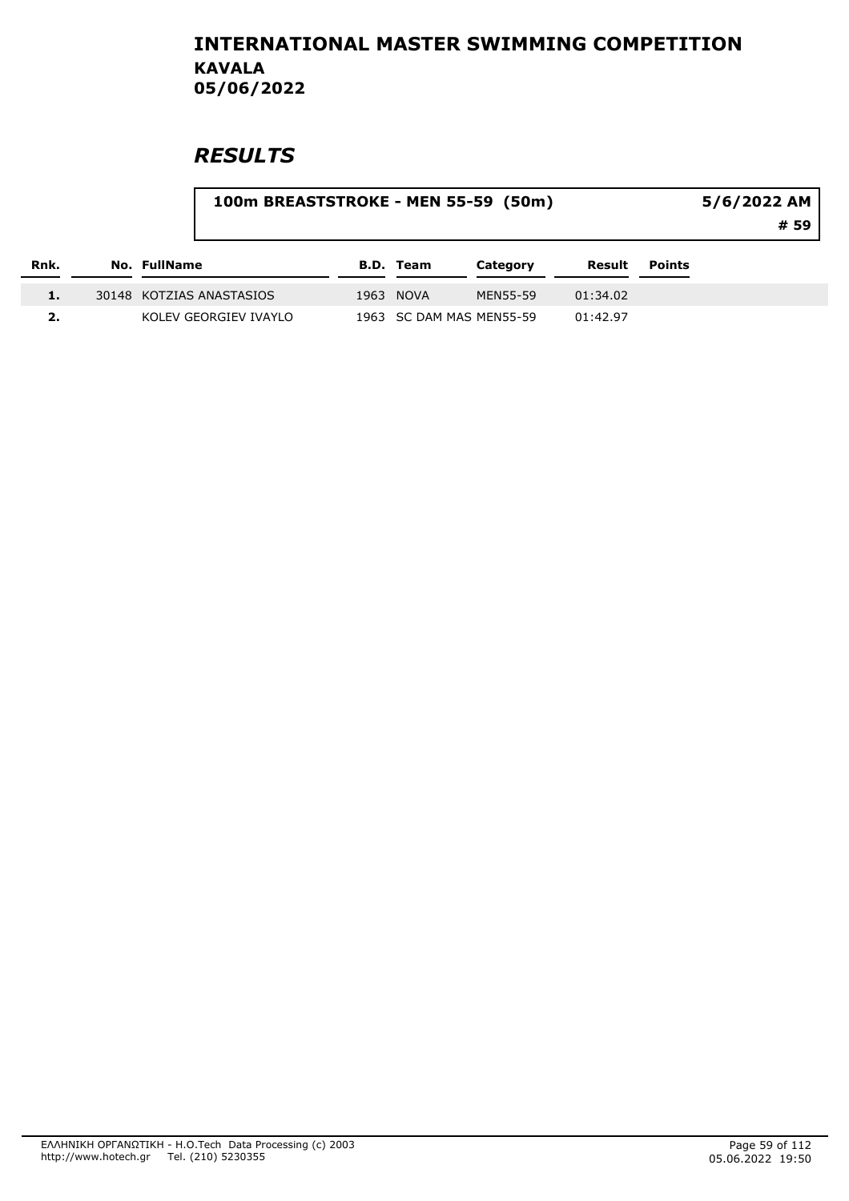# INTERNATIONAL MASTER SWIMMING COMPETITION

## KAVALA

## 05/06/2022

## RESULTS

**100m BREASTSTROKE - MEN 55-59 (50m)** — 5/6/2022 AM — # 59

| Rnk. | No. | FullName | B.D. | Team | Category | Result | Points |
|---|---|---|---|---|---|---|---|
| 1. | 30148 | KOTZIAS ANASTASIOS | 1963 | NOVA | MEN55-59 | 01:34.02 | |
| 2. | | KOLEV GEORGIEV IVAYLO | 1963 | SC DAM MAS | MEN55-59 | 01:42.97 | |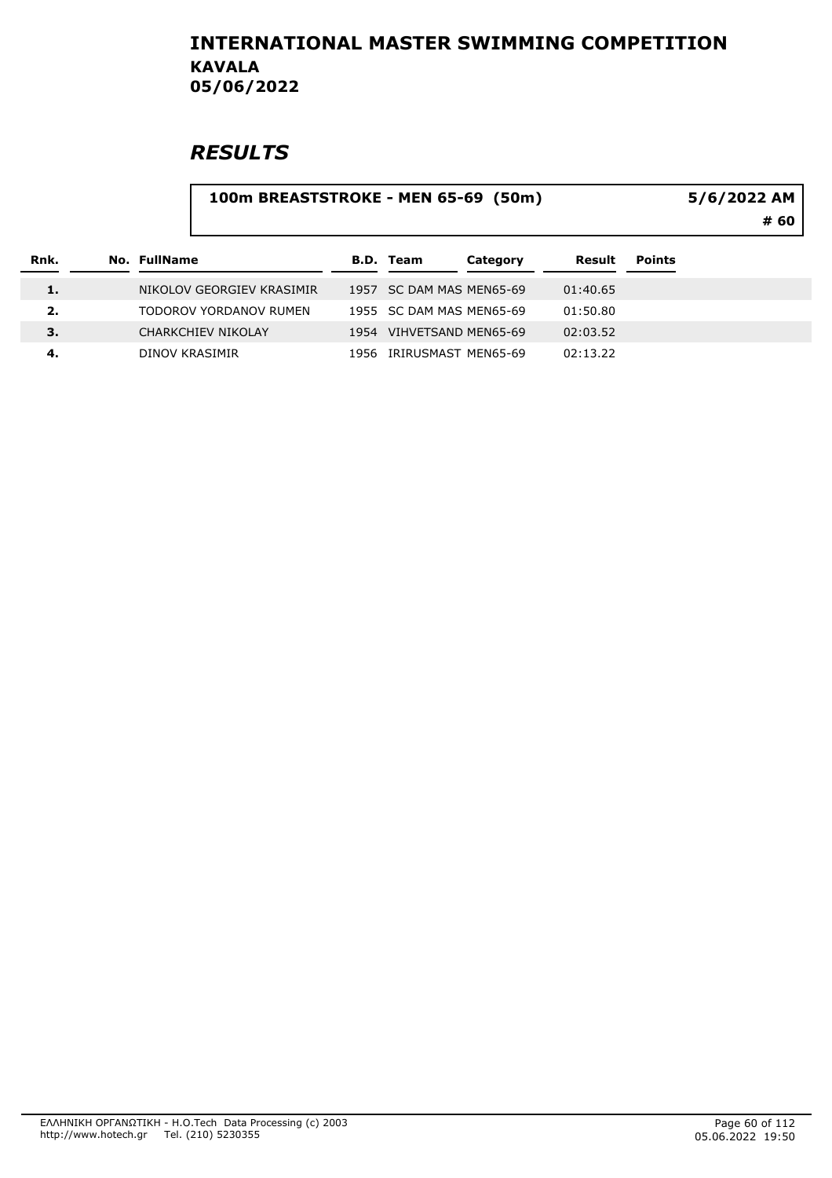# INTERNATIONAL MASTER SWIMMING COMPETITION

**KAVALA**
**05/06/2022**

## *RESULTS*

**100m BREASTSTROKE - MEN 65-69 (50m)** — **5/6/2022 AM** — **# 60**

| Rnk. | No. | FullName | B.D. | Team | Category | Result | Points |
|---|---|---|---|---|---|---|---|
| 1. | | NIKOLOV GEORGIEV KRASIMIR | 1957 | SC DAM MAS | MEN65-69 | 01:40.65 | |
| 2. | | TODOROV YORDANOV RUMEN | 1955 | SC DAM MAS | MEN65-69 | 01:50.80 | |
| 3. | | CHARKCHIEV NIKOLAY | 1954 | VIHVETSAND | MEN65-69 | 02:03.52 | |
| 4. | | DINOV KRASIMIR | 1956 | IRIRUSMAST | MEN65-69 | 02:13.22 | |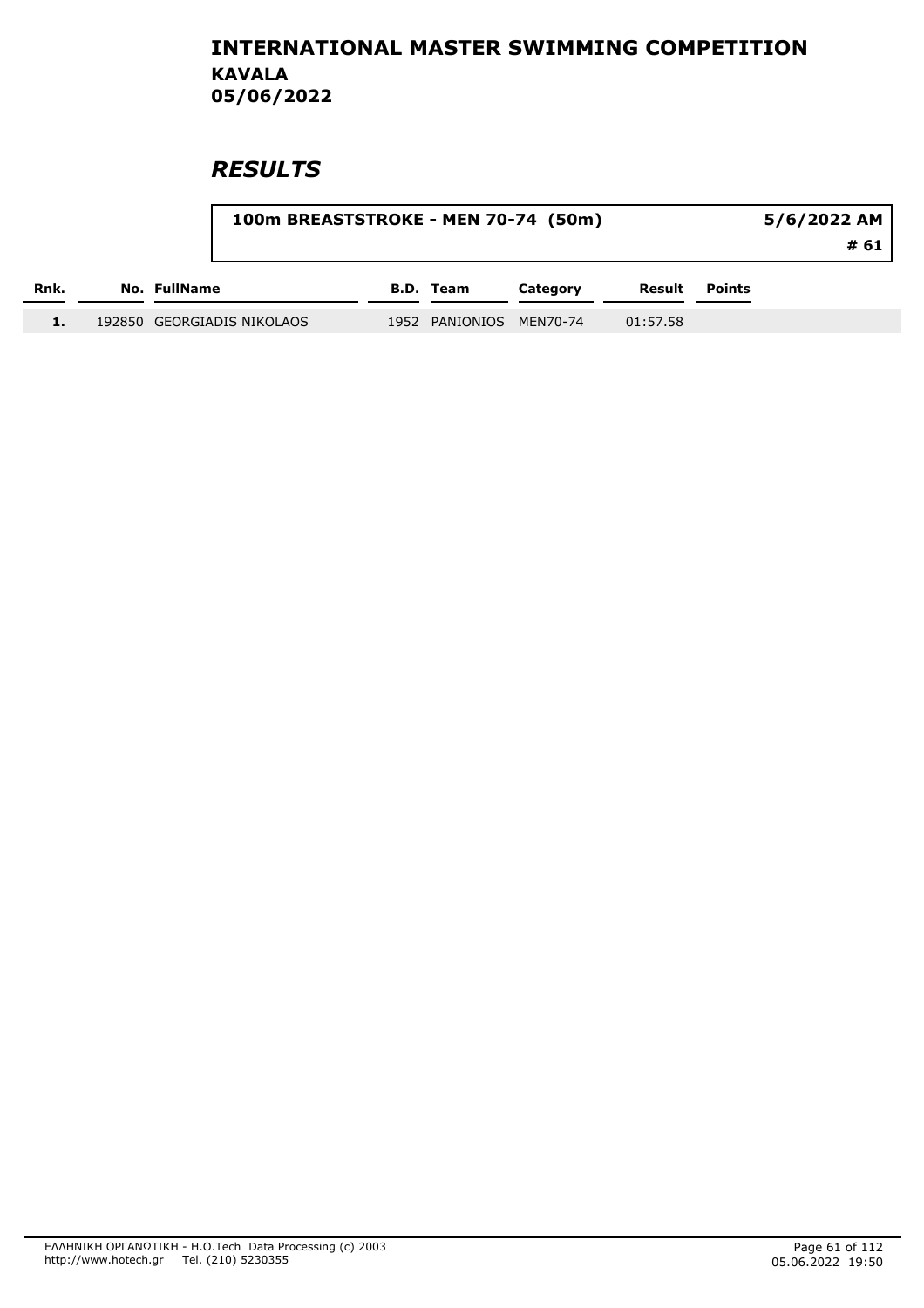# INTERNATIONAL MASTER SWIMMING COMPETITION

## KAVALA
## 05/06/2022

## *RESULTS*

**100m BREASTSTROKE - MEN 70-74 (50m)** — **5/6/2022 AM** — **# 61**

| Rnk. | No. | FullName | B.D. | Team | Category | Result | Points |
|---|---|---|---|---|---|---|---|
| 1. | 192850 | GEORGIADIS NIKOLAOS | 1952 | PANIONIOS | MEN70-74 | 01:57.58 | |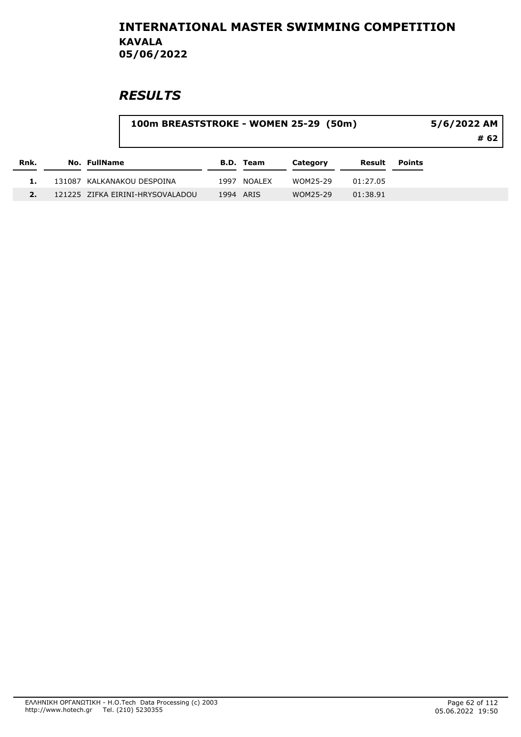# INTERNATIONAL MASTER SWIMMING COMPETITION

**KAVALA**
**05/06/2022**

## *RESULTS*

**100m BREASTSTROKE - WOMEN 25-29 (50m)** — **5/6/2022 AM** — **# 62**

| Rnk. | No. | FullName | B.D. | Team | Category | Result | Points |
|---|---|---|---|---|---|---|---|
| 1. | 131087 | KALKANAKOU DESPOINA | 1997 | NOALEX | WOM25-29 | 01:27.05 | |
| 2. | 121225 | ZIFKA EIRINI-HRYSOVALADOU | 1994 | ARIS | WOM25-29 | 01:38.91 | |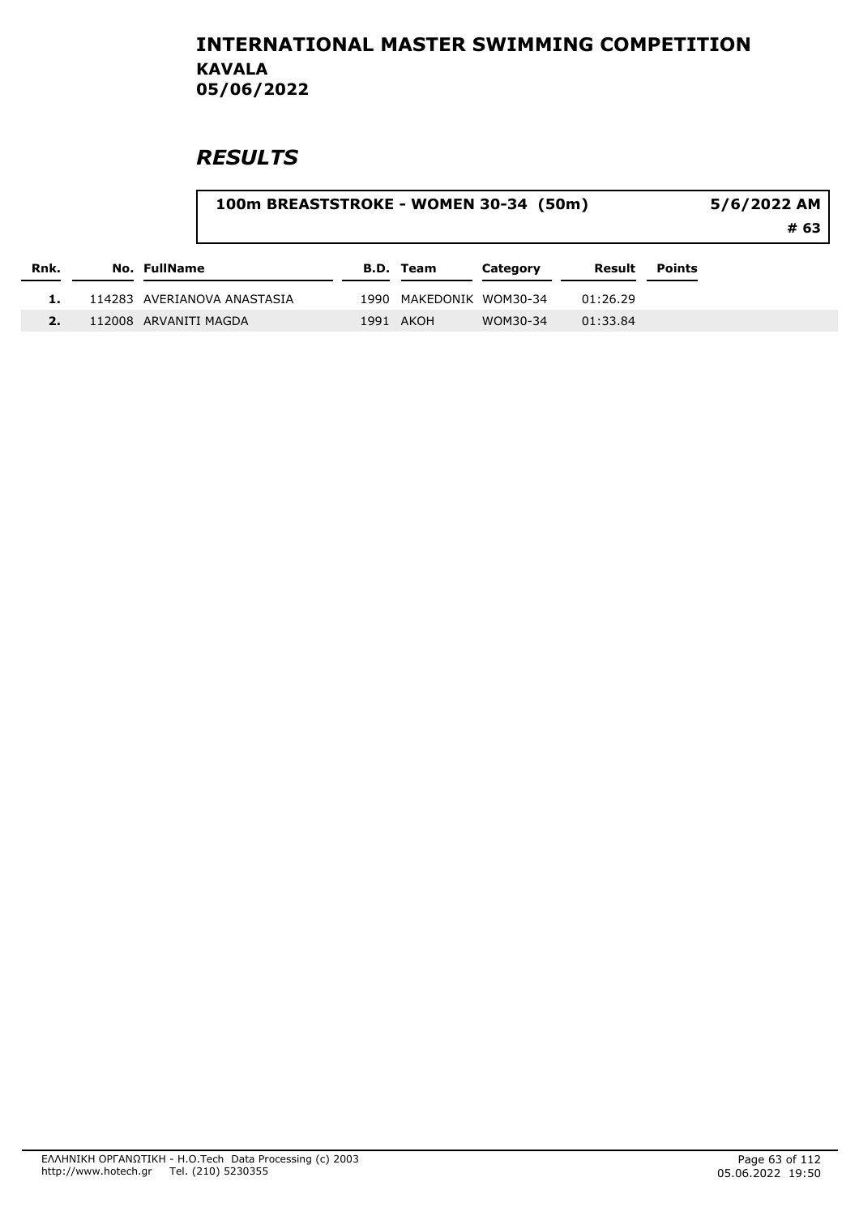# INTERNATIONAL MASTER SWIMMING COMPETITION

**KAVALA**
**05/06/2022**

## *RESULTS*

**100m BREASTSTROKE - WOMEN 30-34 (50m)** — **5/6/2022 AM** — **# 63**

| Rnk. | No. | FullName | B.D. | Team | Category | Result | Points |
|---|---|---|---|---|---|---|---|
| 1. | 114283 | AVERIANOVA ANASTASIA | 1990 | MAKEDONIK | WOM30-34 | 01:26.29 | |
| 2. | 112008 | ARVANITI MAGDA | 1991 | AKOH | WOM30-34 | 01:33.84 | |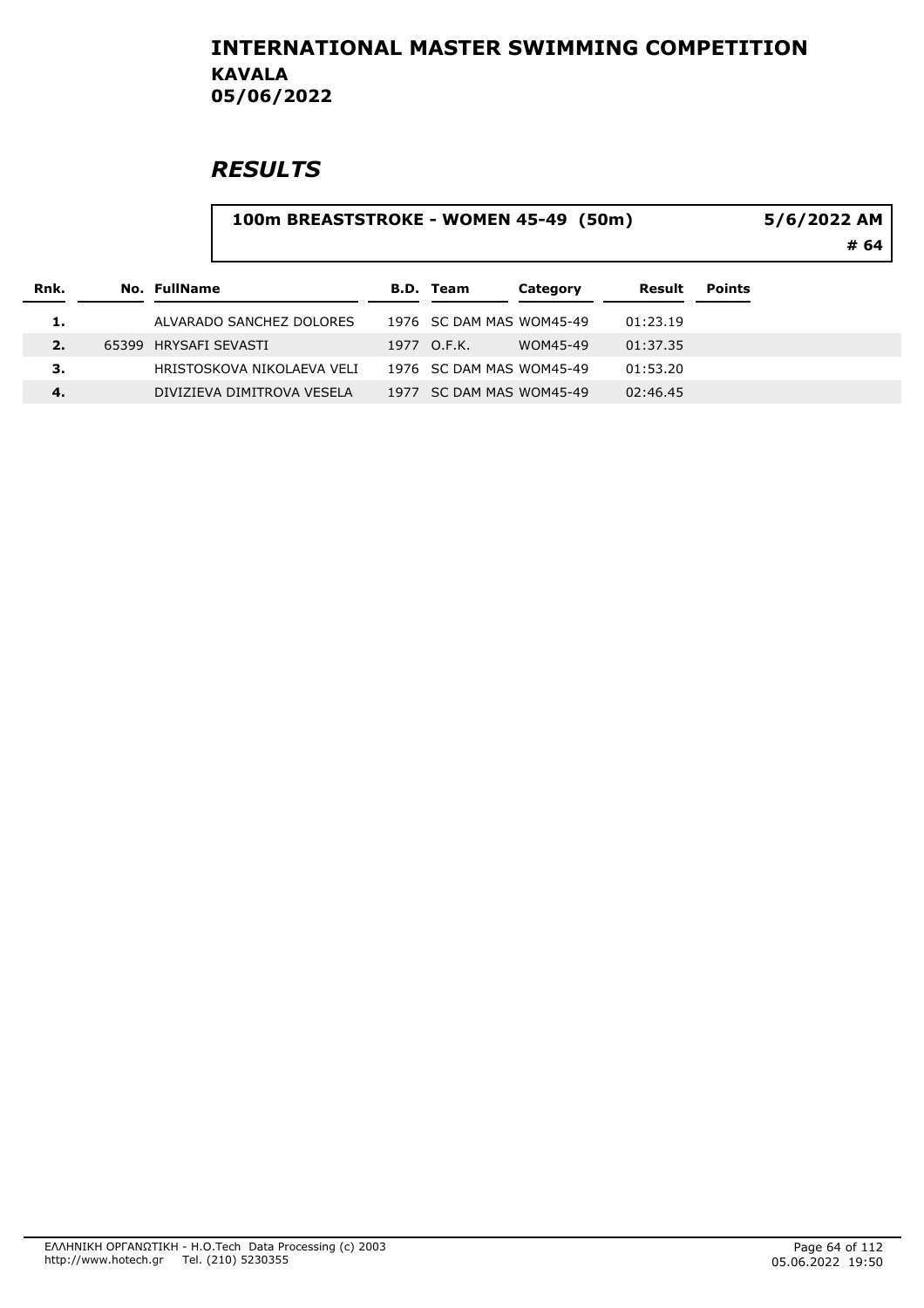# INTERNATIONAL MASTER SWIMMING COMPETITION
## KAVALA
## 05/06/2022

# RESULTS

**100m BREASTSTROKE - WOMEN 45-49 (50m)** — 5/6/2022 AM — # 64

| Rnk. | No. | FullName | B.D. | Team | Category | Result | Points |
|---|---|---|---|---|---|---|---|
| 1. | | ALVARADO SANCHEZ DOLORES | 1976 | SC DAM MAS | WOM45-49 | 01:23.19 | |
| 2. | 65399 | HRYSAFI SEVASTI | 1977 | O.F.K. | WOM45-49 | 01:37.35 | |
| 3. | | HRISTOSKOVA NIKOLAEVA VELI | 1976 | SC DAM MAS | WOM45-49 | 01:53.20 | |
| 4. | | DIVIZIEVA DIMITROVA VESELA | 1977 | SC DAM MAS | WOM45-49 | 02:46.45 | |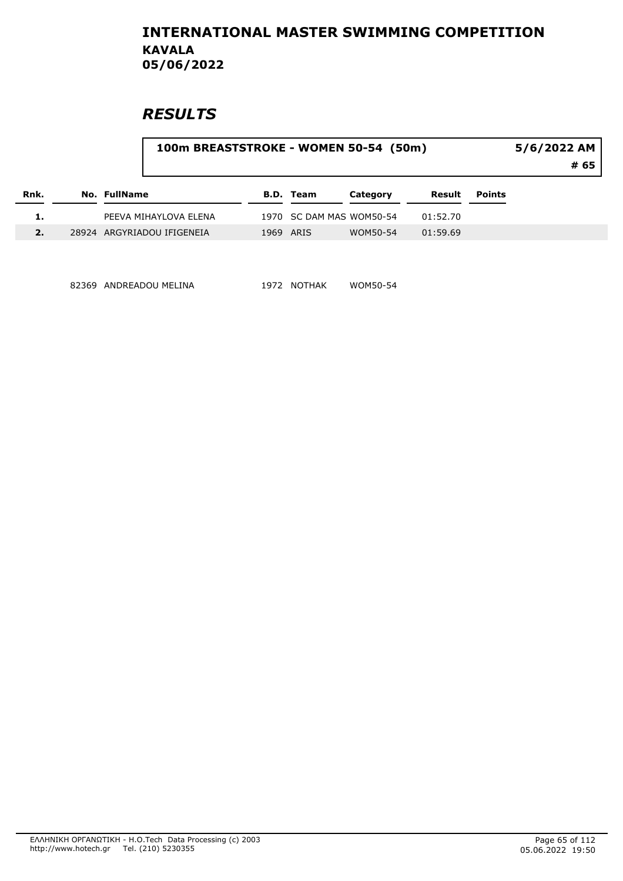# INTERNATIONAL MASTER SWIMMING COMPETITION

**KAVALA**

**05/06/2022**

## *RESULTS*

**100m BREASTSTROKE - WOMEN 50-54 (50m)** — **5/6/2022 AM** — **# 65**

| Rnk. | No. | FullName | B.D. | Team | Category | Result | Points |
|---|---|---|---|---|---|---|---|
| 1. | | PEEVA MIHAYLOVA ELENA | 1970 | SC DAM MAS | WOM50-54 | 01:52.70 | |
| 2. | 28924 | ARGYRIADOU IFIGENEIA | 1969 | ARIS | WOM50-54 | 01:59.69 | |
| | 82369 | ANDREADOU MELINA | 1972 | NOTHAK | WOM50-54 | | |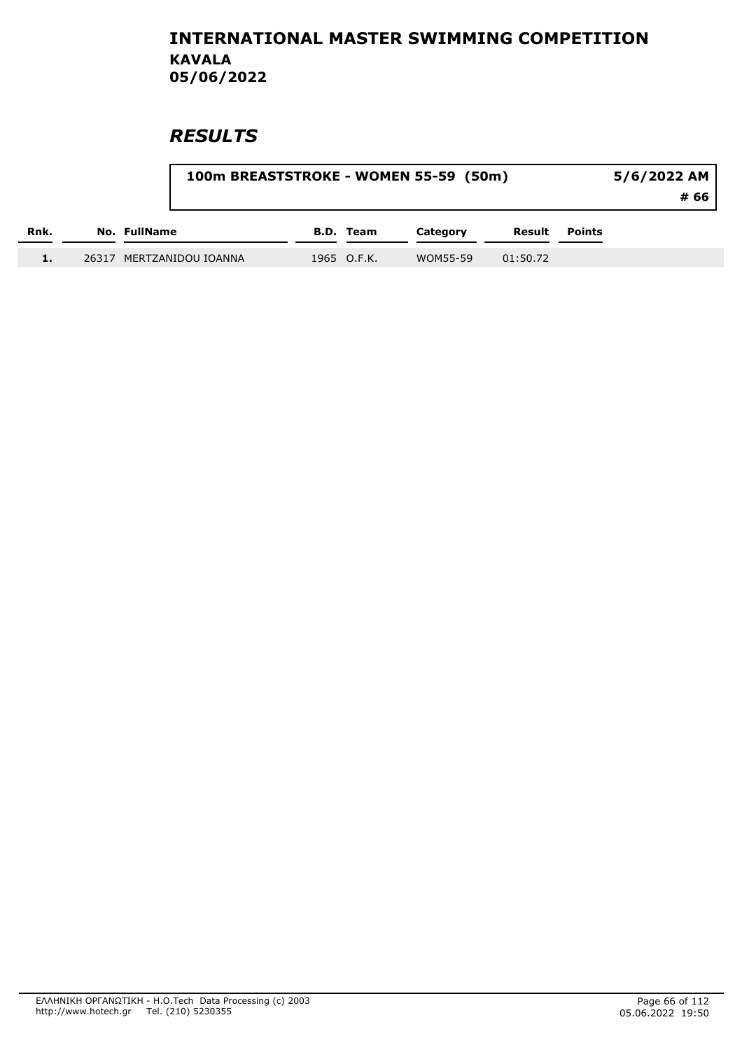# INTERNATIONAL MASTER SWIMMING COMPETITION

**KAVALA**

**05/06/2022**

## *RESULTS*

**100m BREASTSTROKE - WOMEN 55-59 (50m)** — **5/6/2022 AM** — **# 66**

| Rnk. | No. | FullName | B.D. | Team | Category | Result | Points |
|---|---|---|---|---|---|---|---|
| 1. | 26317 | MERTZANIDOU IOANNA | 1965 | O.F.K. | WOM55-59 | 01:50.72 | |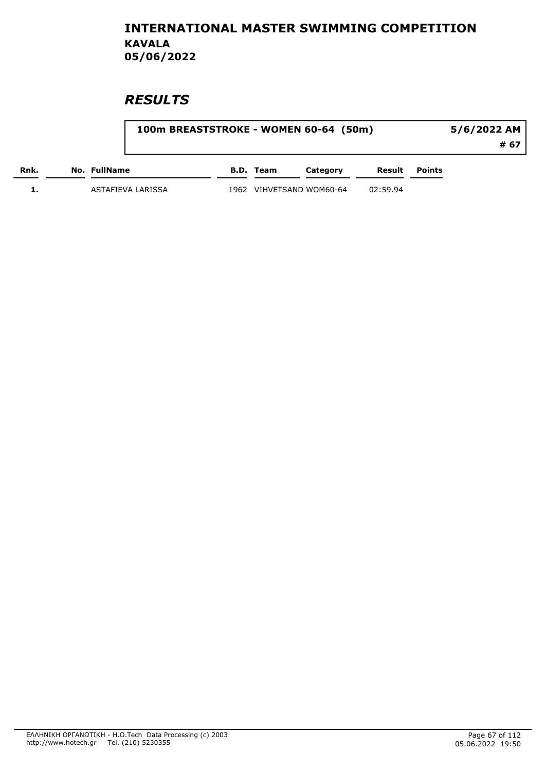# INTERNATIONAL MASTER SWIMMING COMPETITION
## KAVALA
## 05/06/2022

## *RESULTS*

**100m BREASTSTROKE - WOMEN 60-64 (50m)** — **5/6/2022 AM** — **# 67**

| Rnk. | No. | FullName | B.D. | Team | Category | Result | Points |
|---|---|---|---|---|---|---|---|
| 1. | | ASTAFIEVA LARISSA | 1962 | VIHVETSAND | WOM60-64 | 02:59.94 | |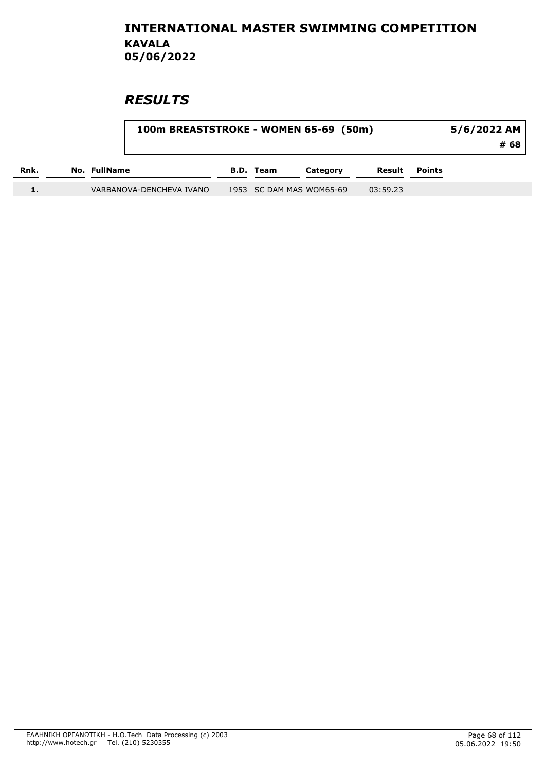# INTERNATIONAL MASTER SWIMMING COMPETITION
## KAVALA
## 05/06/2022

## *RESULTS*

**100m BREASTSTROKE - WOMEN 65-69 (50m)** — **5/6/2022 AM** — **# 68**

| Rnk. | No. | FullName | B.D. | Team | Category | Result | Points |
|---|---|---|---|---|---|---|---|
| 1. | | VARBANOVA-DENCHEVA IVANO | 1953 | SC DAM MAS | WOM65-69 | 03:59.23 | |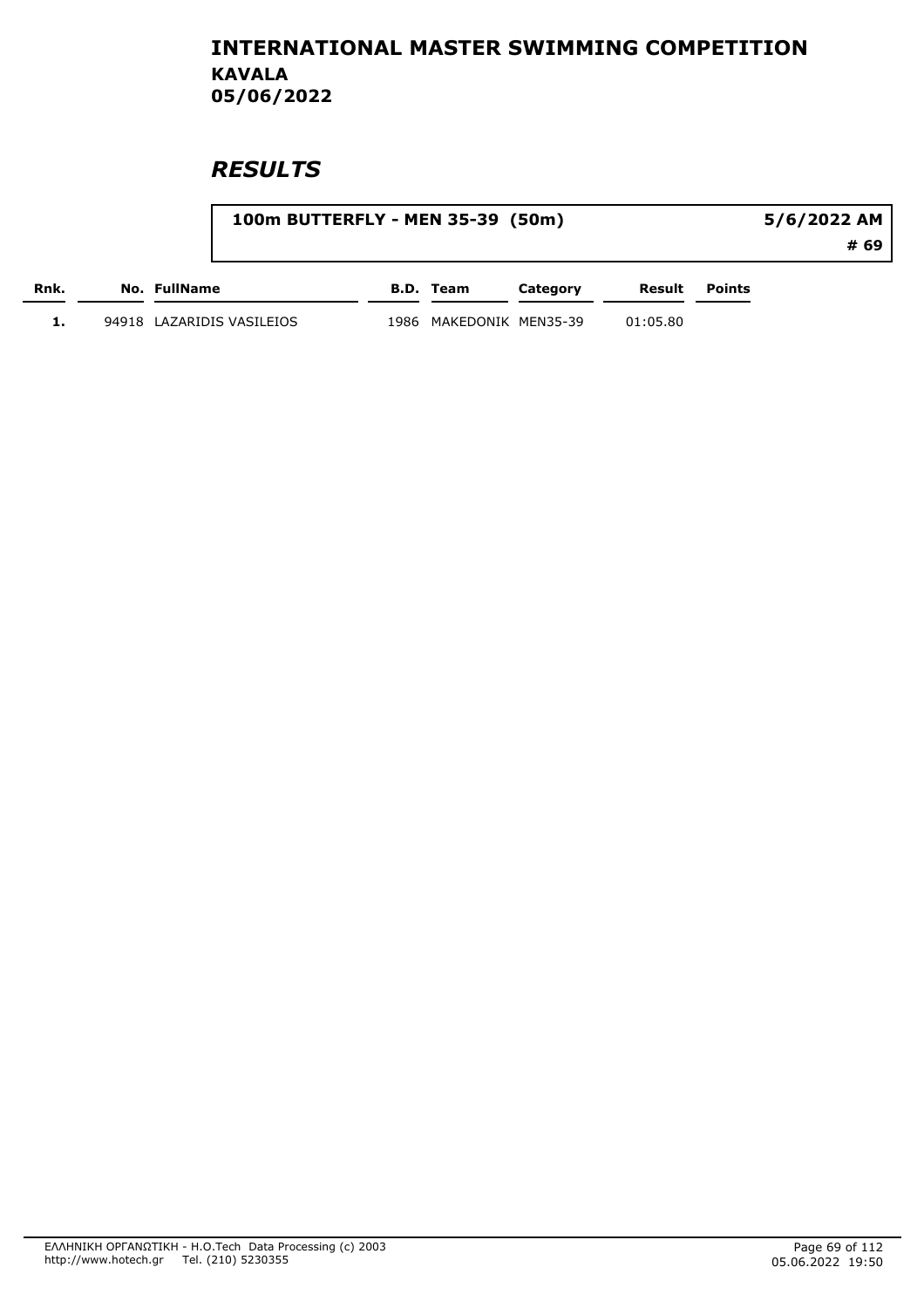# INTERNATIONAL MASTER SWIMMING COMPETITION

**KAVALA**

**05/06/2022**

## *RESULTS*

| 100m BUTTERFLY - MEN 35-39 (50m) | 5/6/2022 AM |
|---|---|
| | # 69 |

| Rnk. | No. | FullName | B.D. | Team | Category | Result | Points |
|---|---|---|---|---|---|---|---|
| 1. | 94918 | LAZARIDIS VASILEIOS | 1986 | MAKEDONIK | MEN35-39 | 01:05.80 | |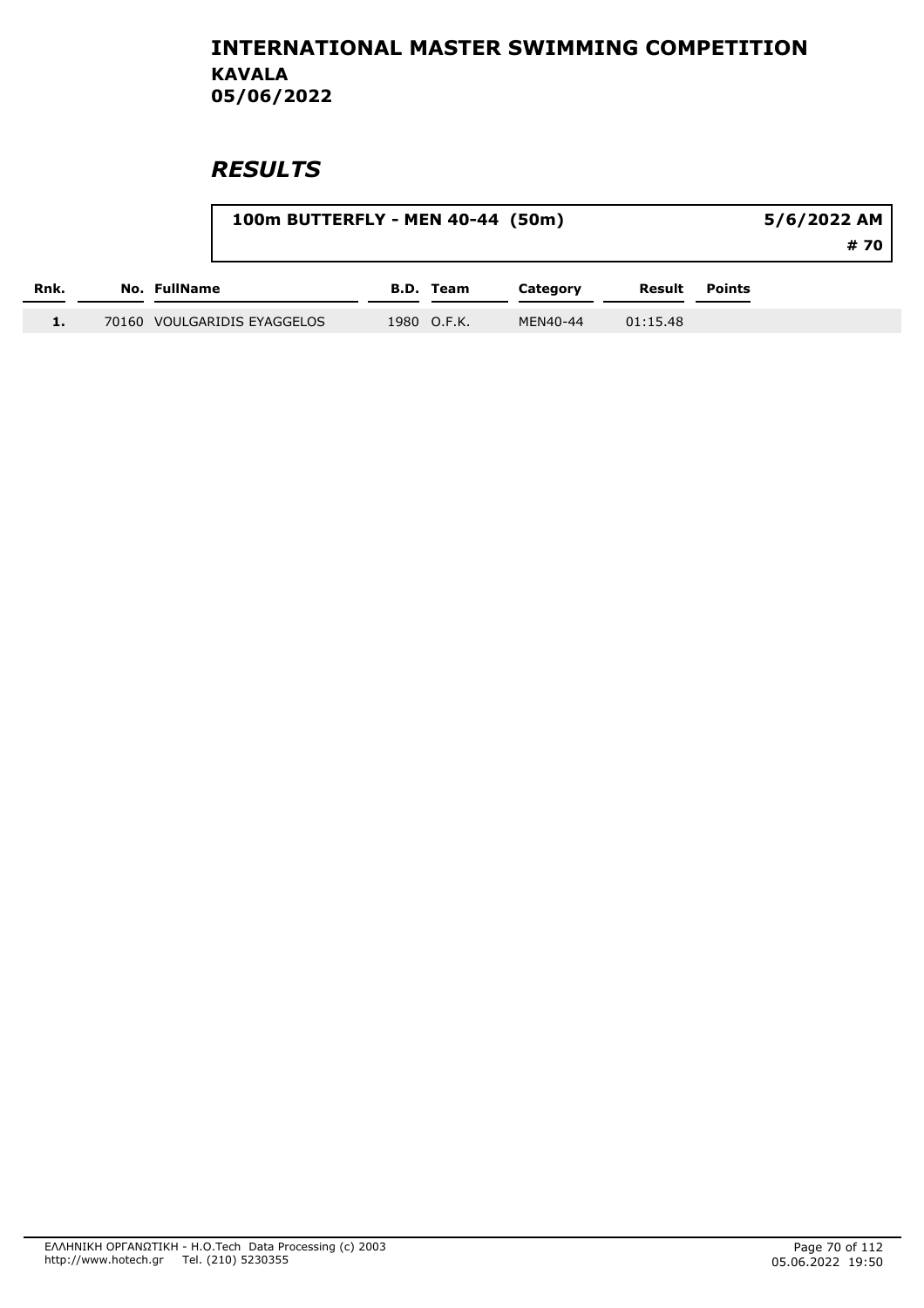# INTERNATIONAL MASTER SWIMMING COMPETITION

**KAVALA**

**05/06/2022**

## *RESULTS*

**100m BUTTERFLY - MEN 40-44 (50m)** — **5/6/2022 AM** — **# 70**

| Rnk. | No. | FullName | B.D. | Team | Category | Result | Points |
|---|---|---|---|---|---|---|---|
| 1. | 70160 | VOULGARIDIS EYAGGELOS | 1980 | O.F.K. | MEN40-44 | 01:15.48 | |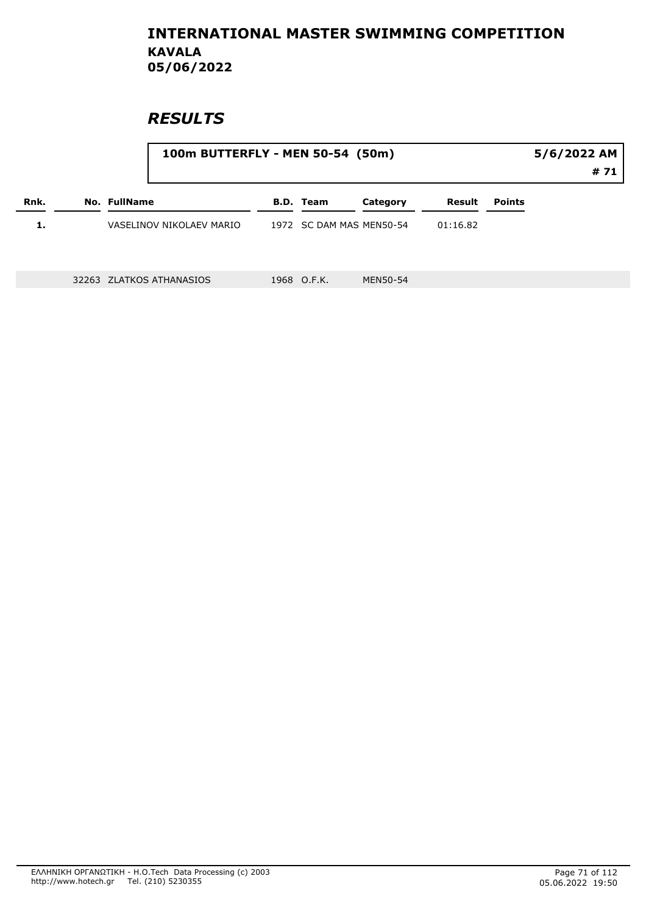# INTERNATIONAL MASTER SWIMMING COMPETITION

**KAVALA**

**05/06/2022**

## *RESULTS*

**100m BUTTERFLY - MEN 50-54 (50m)** — **5/6/2022 AM** — **# 71**

| Rnk. | No. | FullName | B.D. | Team | Category | Result | Points |
|---|---|---|---|---|---|---|---|
| 1. | | VASELINOV NIKOLAEV MARIO | 1972 | SC DAM MAS | MEN50-54 | 01:16.82 | |
| | 32263 | ZLATKOS ATHANASIOS | 1968 | O.F.K. | MEN50-54 | | |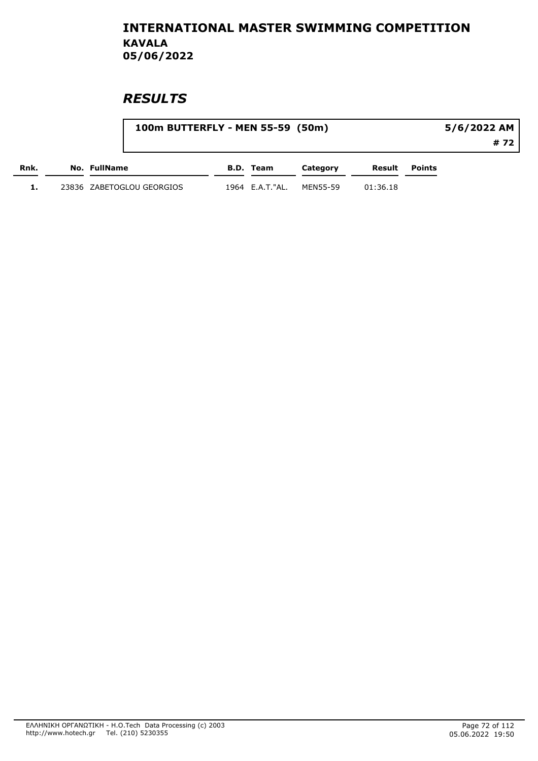# INTERNATIONAL MASTER SWIMMING COMPETITION

## KAVALA

## 05/06/2022

## *RESULTS*

**100m BUTTERFLY - MEN 55-59 (50m)** — **5/6/2022 AM** — **# 72**

| Rnk. | No. | FullName | B.D. | Team | Category | Result | Points |
|---|---|---|---|---|---|---|---|
| 1. | 23836 | ZABETOGLOU GEORGIOS | 1964 | E.A.T."AL. | MEN55-59 | 01:36.18 | |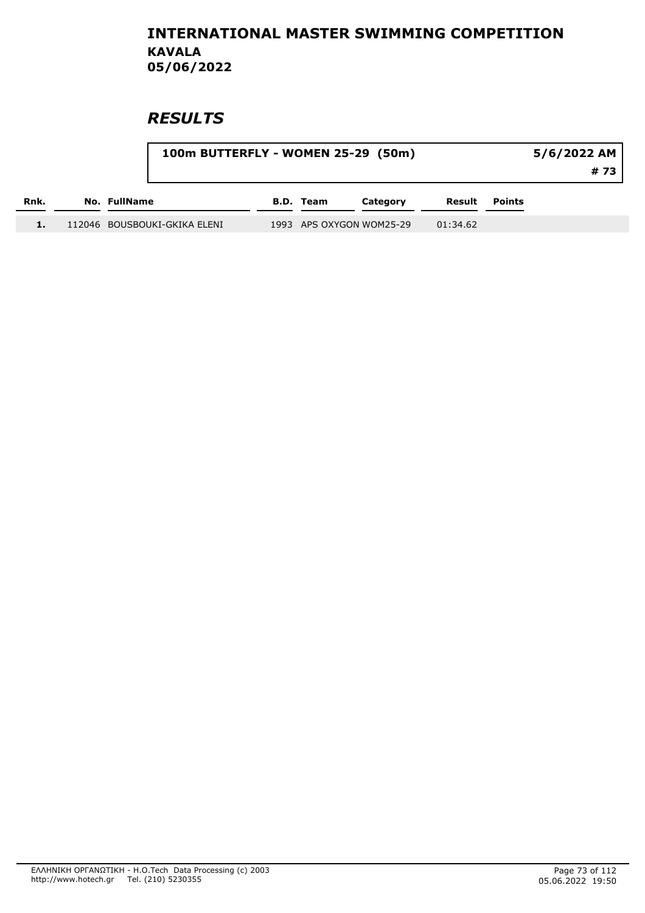# INTERNATIONAL MASTER SWIMMING COMPETITION
## KAVALA
## 05/06/2022

## RESULTS

| 100m BUTTERFLY - WOMEN 25-29 (50m) | 5/6/2022 AM |
|---|---|
| | # 73 |

| Rnk. | No. | FullName | B.D. | Team | Category | Result | Points |
|---|---|---|---|---|---|---|---|
| 1. | 112046 | BOUSBOUKI-GKIKA ELENI | 1993 | APS OXYGON | WOM25-29 | 01:34.62 | |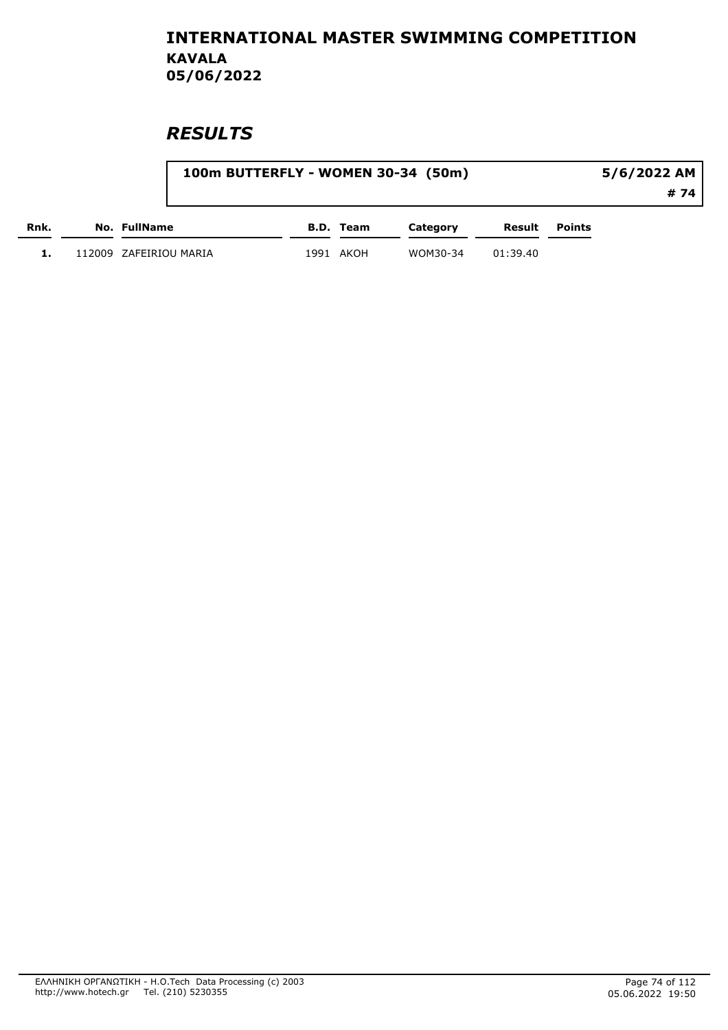# INTERNATIONAL MASTER SWIMMING COMPETITION

**KAVALA**

**05/06/2022**

## *RESULTS*

**100m BUTTERFLY - WOMEN 30-34 (50m)** — **5/6/2022 AM** — **# 74**

| Rnk. | No. | FullName | B.D. | Team | Category | Result | Points |
|---|---|---|---|---|---|---|---|
| 1. | 112009 | ZAFEIRIOU MARIA | 1991 | AKOH | WOM30-34 | 01:39.40 | |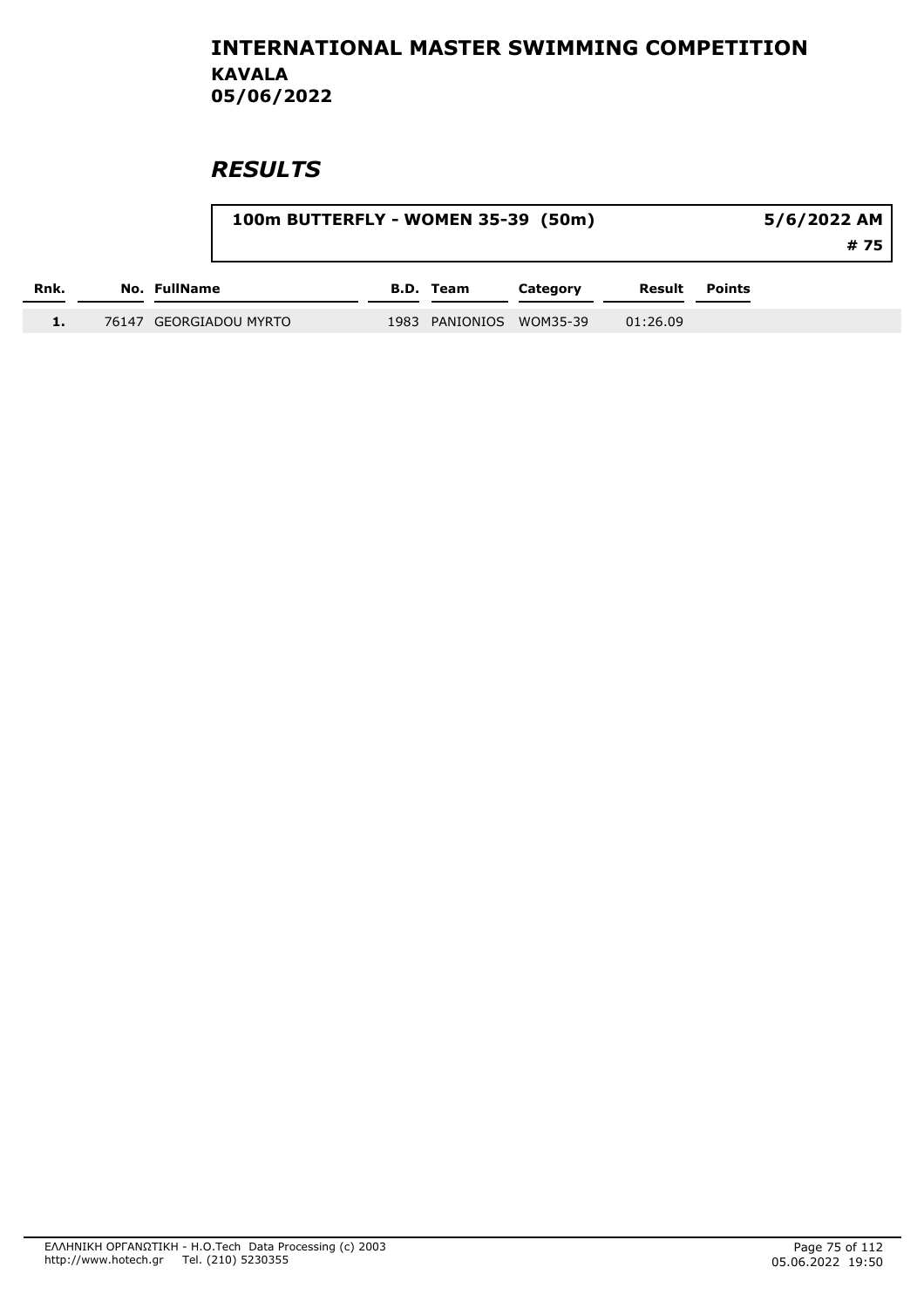# INTERNATIONAL MASTER SWIMMING COMPETITION

**KAVALA**

**05/06/2022**

## *RESULTS*

**100m BUTTERFLY - WOMEN 35-39 (50m)** — **5/6/2022 AM** — **# 75**

| Rnk. | No. | FullName | B.D. | Team | Category | Result | Points |
|---|---|---|---|---|---|---|---|
| 1. | 76147 | GEORGIADOU MYRTO | 1983 | PANIONIOS | WOM35-39 | 01:26.09 | |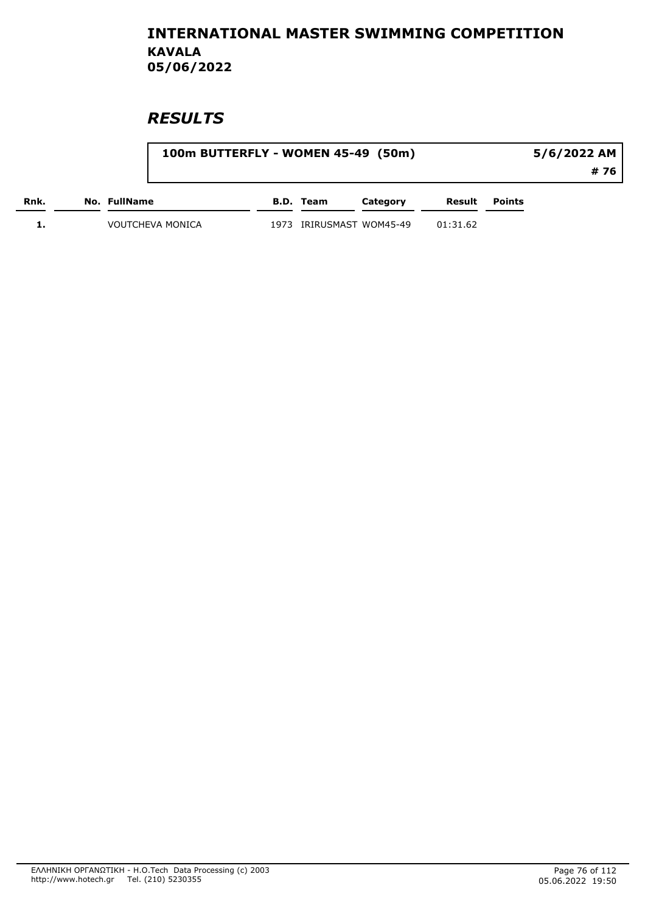## INTERNATIONAL MASTER SWIMMING COMPETITION
**KAVALA**
**05/06/2022**

## *RESULTS*

**100m BUTTERFLY - WOMEN 45-49 (50m)** — **5/6/2022 AM** — **# 76**

| Rnk. | No. | FullName | B.D. | Team | Category | Result | Points |
|---|---|---|---|---|---|---|---|
| 1. | | VOUTCHEVA MONICA | 1973 | IRIRUSMAST | WOM45-49 | 01:31.62 | |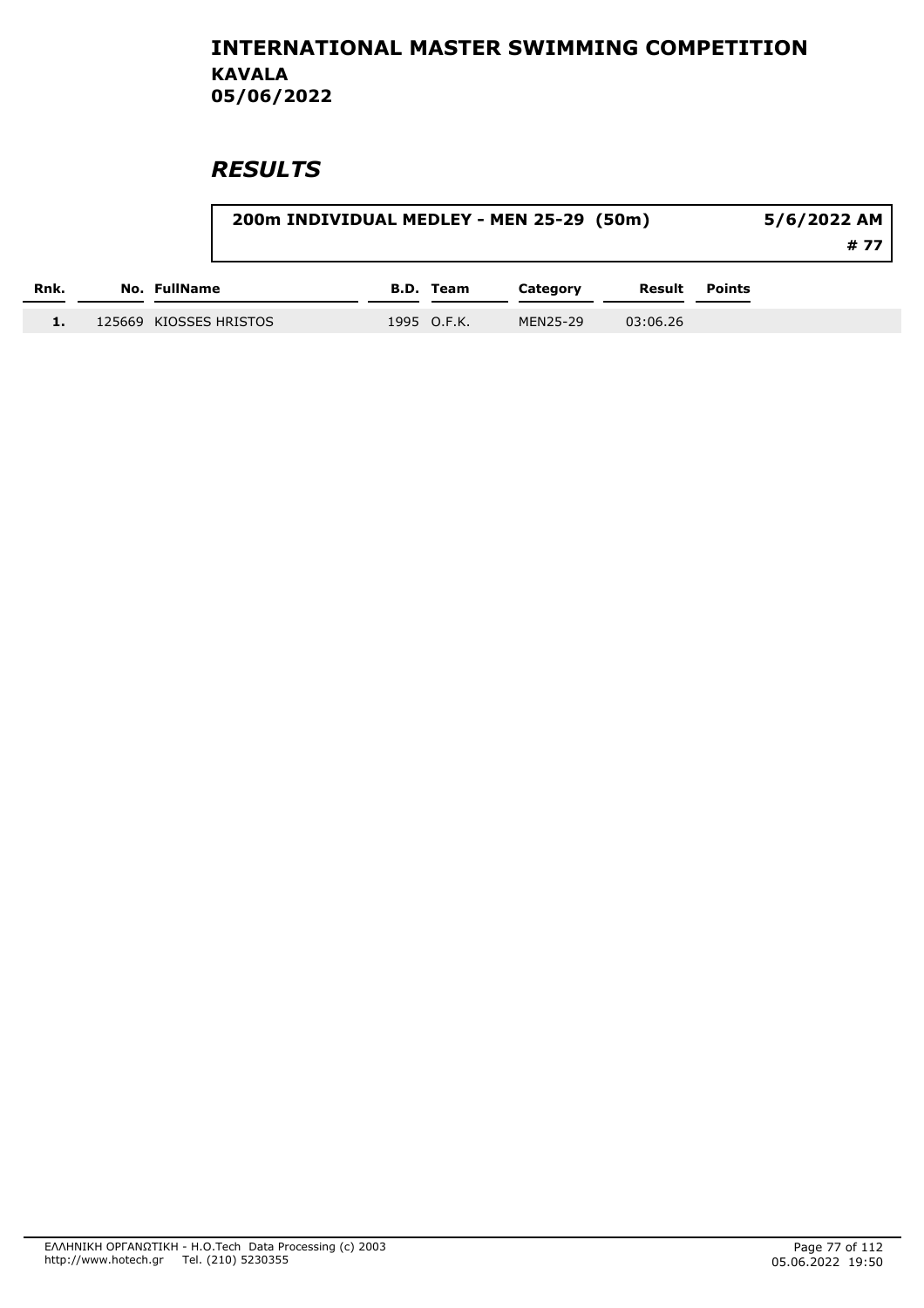# INTERNATIONAL MASTER SWIMMING COMPETITION

**KAVALA**

**05/06/2022**

## *RESULTS*

| 200m INDIVIDUAL MEDLEY - MEN 25-29 (50m) | 5/6/2022 AM |
|---|---|
| | # 77 |

| Rnk. | No. | FullName | B.D. | Team | Category | Result | Points |
|---|---|---|---|---|---|---|---|
| 1. | 125669 | KIOSSES HRISTOS | 1995 | O.F.K. | MEN25-29 | 03:06.26 | |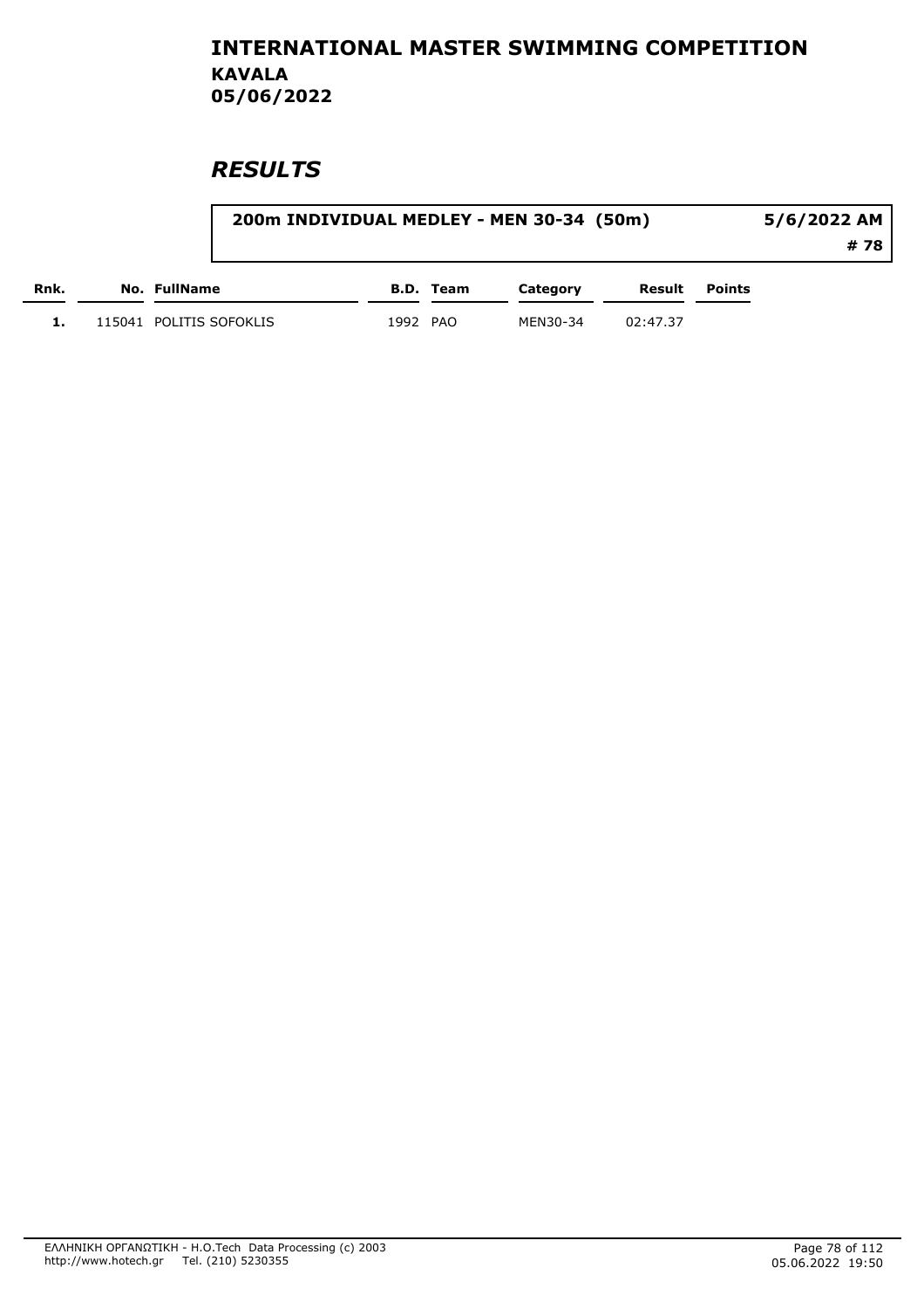# INTERNATIONAL MASTER SWIMMING COMPETITION
## KAVALA
## 05/06/2022

## *RESULTS*

**200m INDIVIDUAL MEDLEY - MEN 30-34 (50m)** — **5/6/2022 AM** — **# 78**

| Rnk. | No. | FullName | B.D. | Team | Category | Result | Points |
|---|---|---|---|---|---|---|---|
| 1. | 115041 | POLITIS SOFOKLIS | 1992 | PAO | MEN30-34 | 02:47.37 | |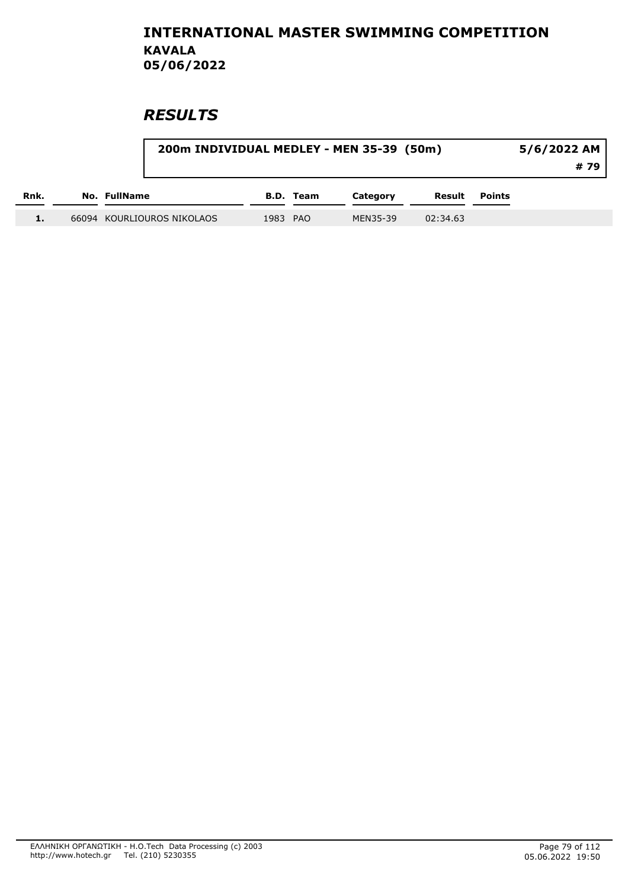# INTERNATIONAL MASTER SWIMMING COMPETITION
## KAVALA
## 05/06/2022

## *RESULTS*

**200m INDIVIDUAL MEDLEY - MEN 35-39 (50m)** — **5/6/2022 AM** — **# 79**

| Rnk. | No. | FullName | B.D. | Team | Category | Result | Points |
|---|---|---|---|---|---|---|---|
| 1. | 66094 | KOURLIOUROS NIKOLAOS | 1983 | PAO | MEN35-39 | 02:34.63 | |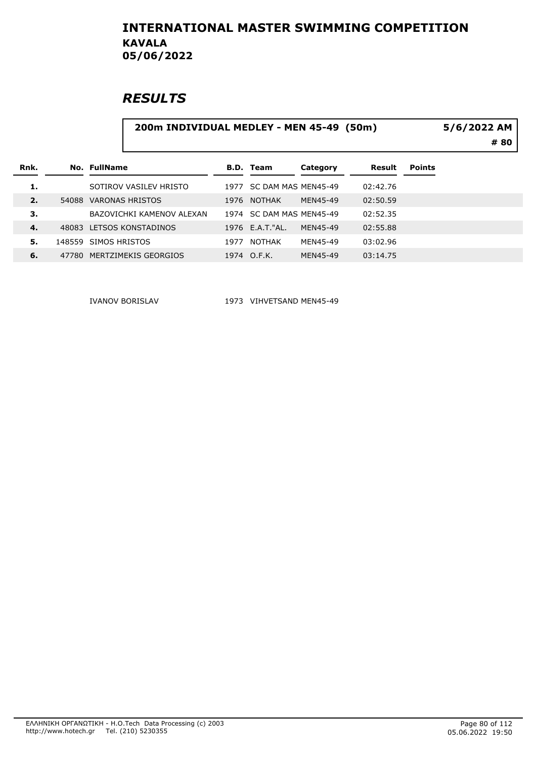# INTERNATIONAL MASTER SWIMMING COMPETITION
## KAVALA
## 05/06/2022

## *RESULTS*

**200m INDIVIDUAL MEDLEY - MEN 45-49 (50m)** **5/6/2022 AM**

**# 80**

| Rnk. | No. | FullName | B.D. | Team | Category | Result | Points |
|---|---|---|---|---|---|---|---|
| **1.** | | SOTIROV VASILEV HRISTO | 1977 | SC DAM MAS | MEN45-49 | 02:42.76 | |
| **2.** | 54088 | VARONAS HRISTOS | 1976 | NOTHAK | MEN45-49 | 02:50.59 | |
| **3.** | | BAZOVICHKI KAMENOV ALEXAN | 1974 | SC DAM MAS | MEN45-49 | 02:52.35 | |
| **4.** | 48083 | LETSOS KONSTADINOS | 1976 | E.A.T."AL. | MEN45-49 | 02:55.88 | |
| **5.** | 148559 | SIMOS HRISTOS | 1977 | NOTHAK | MEN45-49 | 03:02.96 | |
| **6.** | 47780 | MERTZIMEKIS GEORGIOS | 1974 | O.F.K. | MEN45-49 | 03:14.75 | |
| | | IVANOV BORISLAV | 1973 | VIHVETSAND | MEN45-49 | | |

ΕΛΛΗΝΙΚΗ ΟΡΓΑΝΩΤΙΚΗ - H.O.Tech Data Processing (c) 2003
http://www.hotech.gr Tel. (210) 5230355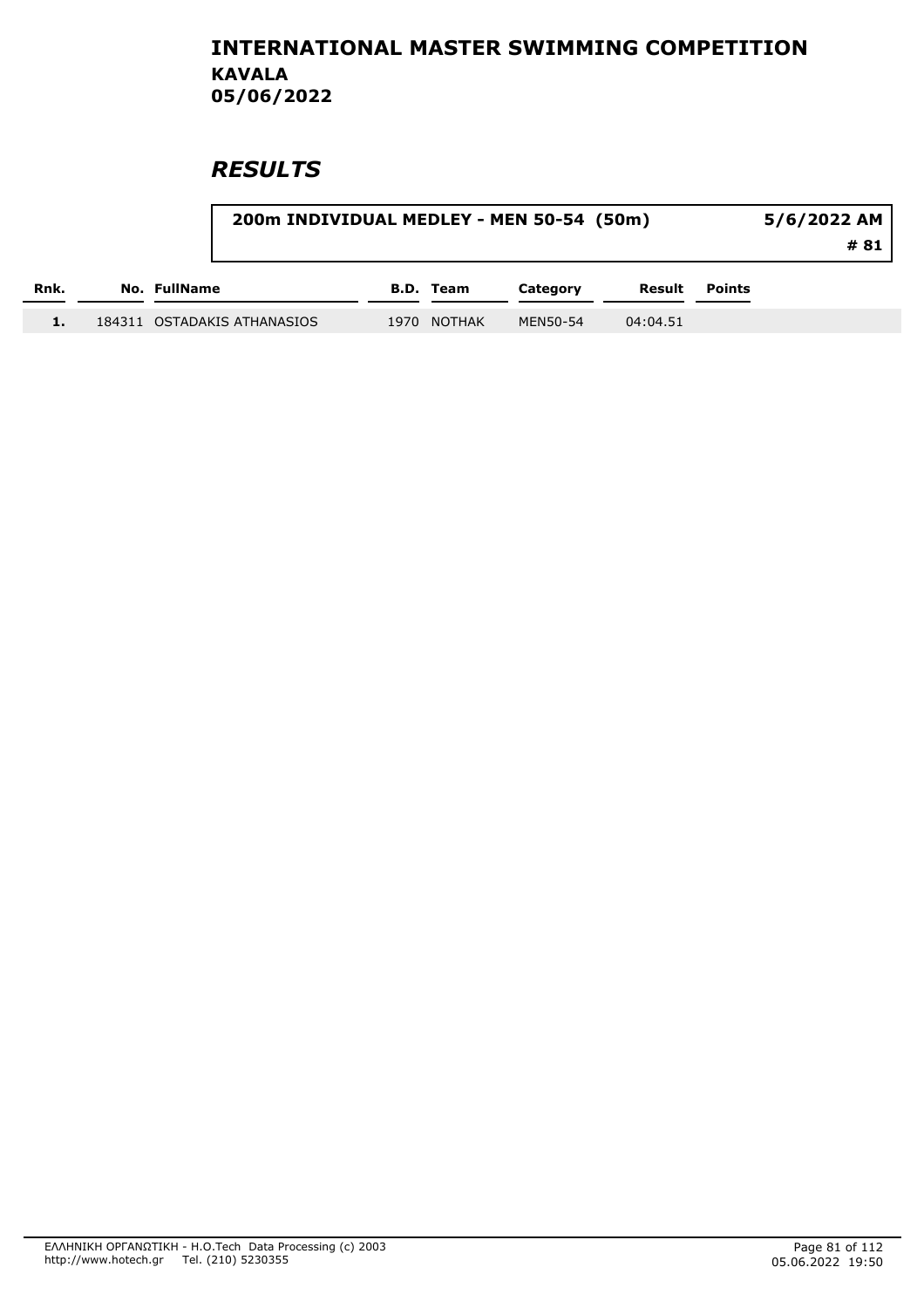# INTERNATIONAL MASTER SWIMMING COMPETITION

**KAVALA**
**05/06/2022**

## *RESULTS*

**200m INDIVIDUAL MEDLEY - MEN 50-54 (50m)** — **5/6/2022 AM** — **# 81**

| Rnk. | No. | FullName | B.D. | Team | Category | Result | Points |
|---|---|---|---|---|---|---|---|
| 1. | 184311 | OSTADAKIS ATHANASIOS | 1970 | NOTHAK | MEN50-54 | 04:04.51 | |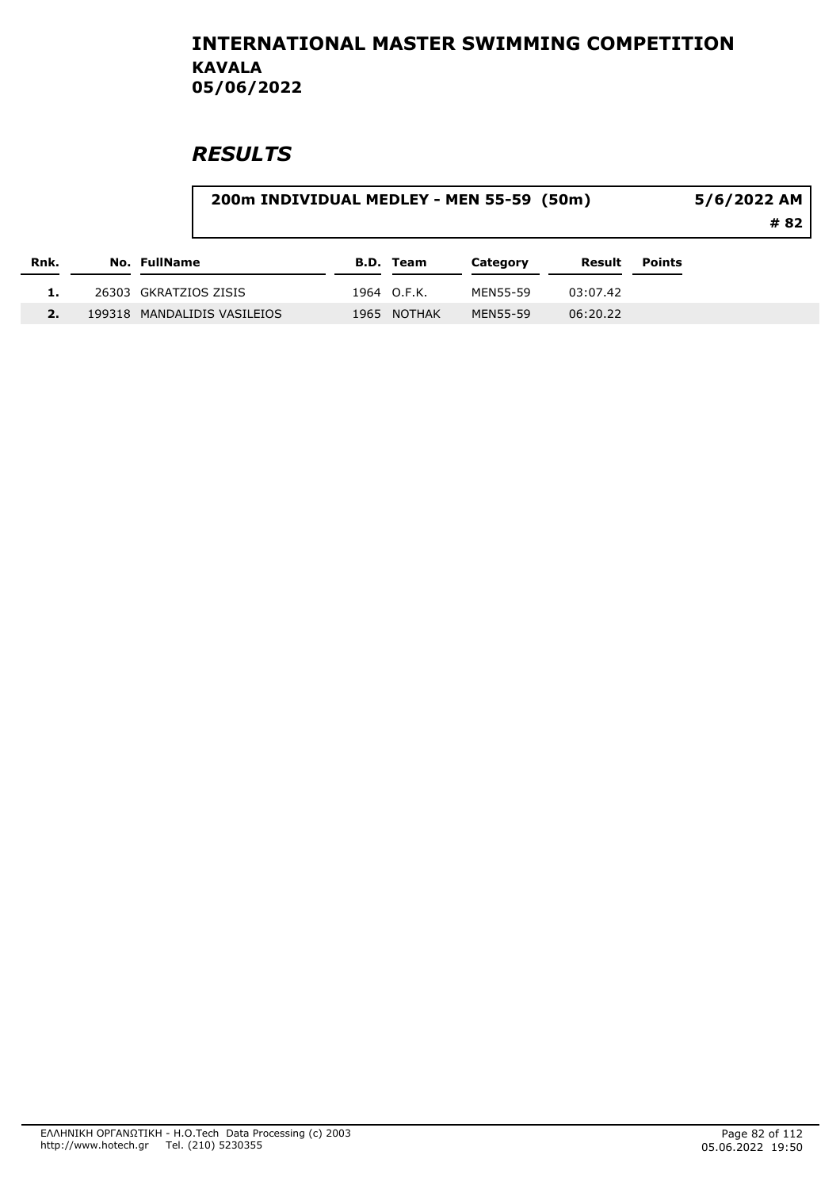# INTERNATIONAL MASTER SWIMMING COMPETITION

**KAVALA**
**05/06/2022**

## *RESULTS*

**200m INDIVIDUAL MEDLEY - MEN 55-59 (50m)** — **5/6/2022 AM** — **# 82**

| Rnk. | No. | FullName | B.D. | Team | Category | Result | Points |
|---|---|---|---|---|---|---|---|
| 1. | 26303 | GKRATZIOS ZISIS | 1964 | O.F.K. | MEN55-59 | 03:07.42 | |
| 2. | 199318 | MANDALIDIS VASILEIOS | 1965 | NOTHAK | MEN55-59 | 06:20.22 | |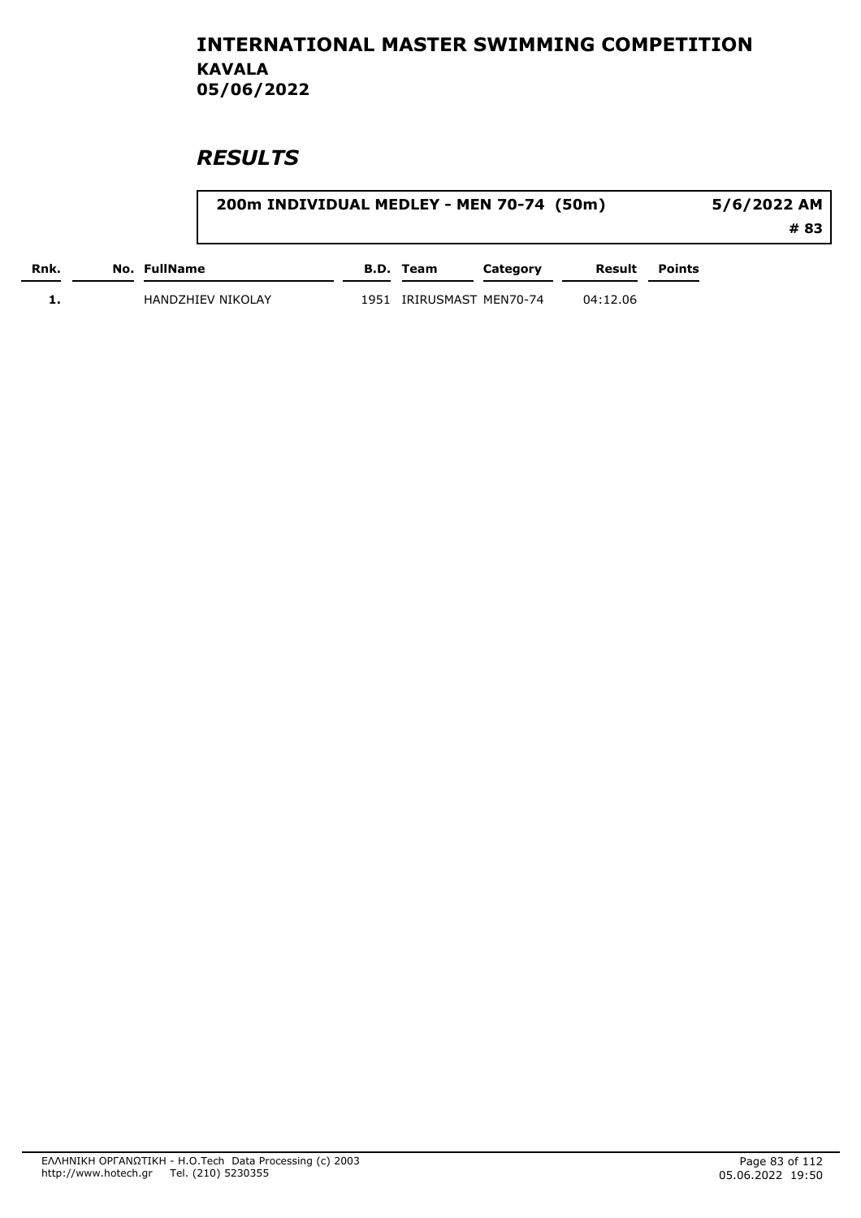# INTERNATIONAL MASTER SWIMMING COMPETITION

**KAVALA**

**05/06/2022**

## *RESULTS*

**200m INDIVIDUAL MEDLEY - MEN 70-74 (50m)** — **5/6/2022 AM** — **# 83**

| Rnk. | No. | FullName | B.D. | Team | Category | Result | Points |
|---|---|---|---|---|---|---|---|
| 1. | | HANDZHIEV NIKOLAY | 1951 | IRIRUSMAST | MEN70-74 | 04:12.06 | |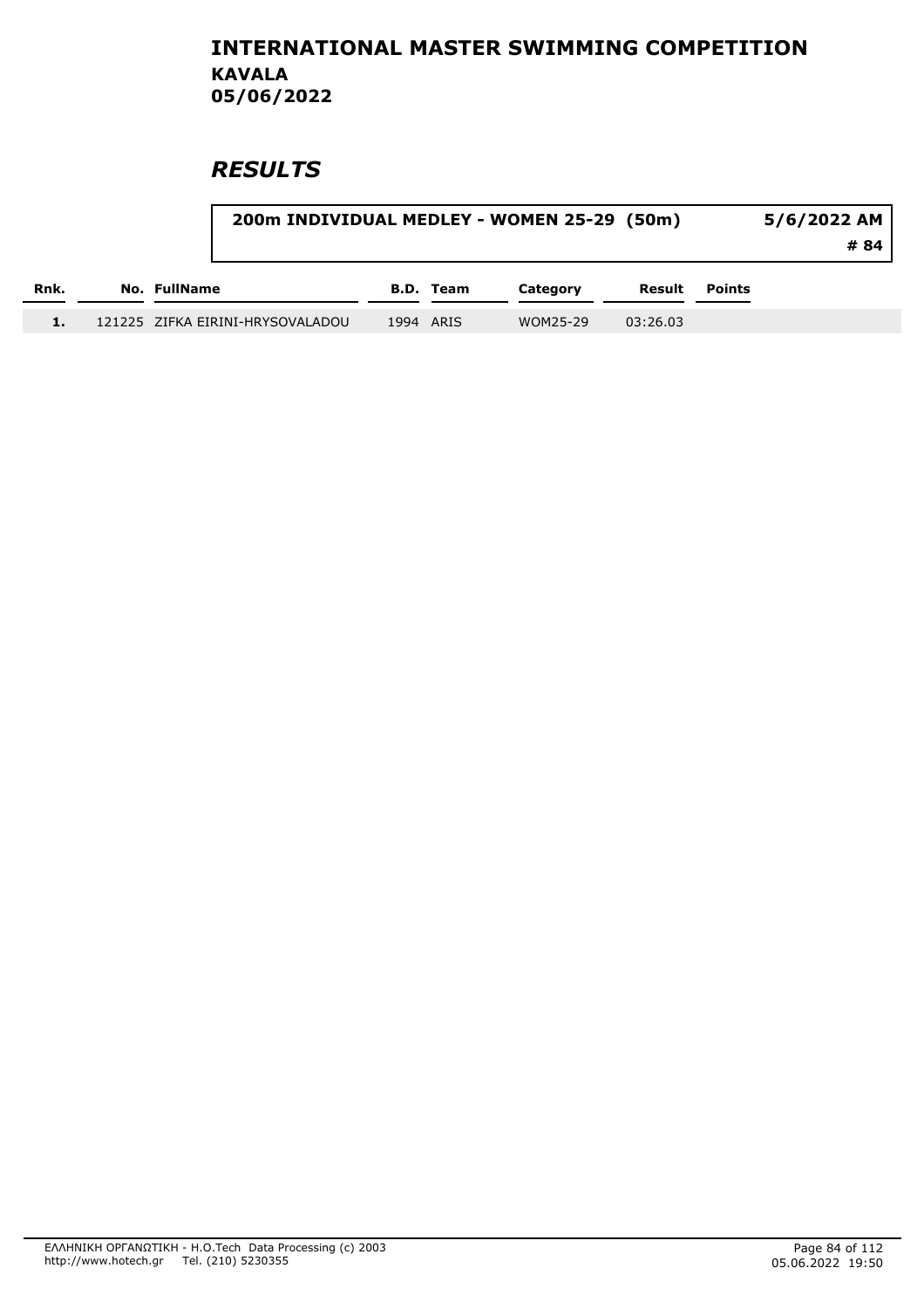# INTERNATIONAL MASTER SWIMMING COMPETITION

**KAVALA**

**05/06/2022**

## *RESULTS*

| 200m INDIVIDUAL MEDLEY - WOMEN 25-29 (50m) | 5/6/2022 AM |
| --- | --- |
| | # 84 |

| Rnk. | No. | FullName | B.D. | Team | Category | Result | Points |
| --- | --- | --- | --- | --- | --- | --- | --- |
| 1. | 121225 | ZIFKA EIRINI-HRYSOVALADOU | 1994 | ARIS | WOM25-29 | 03:26.03 | |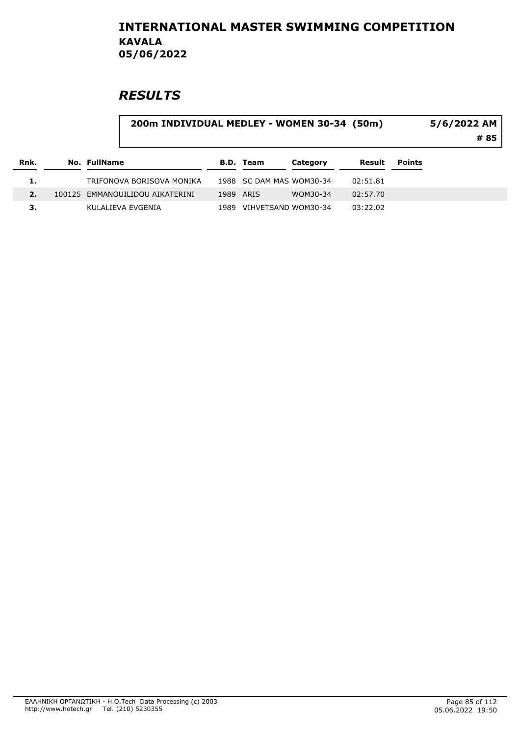# INTERNATIONAL MASTER SWIMMING COMPETITION

## KAVALA

## 05/06/2022

## RESULTS

**200m INDIVIDUAL MEDLEY - WOMEN 30-34 (50m)** — **5/6/2022 AM** — **# 85**

| Rnk. | No. | FullName | B.D. | Team | Category | Result | Points |
|---|---|---|---|---|---|---|---|
| 1. | | TRIFONOVA BORISOVA MONIKA | 1988 | SC DAM MAS | WOM30-34 | 02:51.81 | |
| 2. | 100125 | EMMANOUILIDOU AIKATERINI | 1989 | ARIS | WOM30-34 | 02:57.70 | |
| 3. | | KULALIEVA EVGENIA | 1989 | VIHVETSAND | WOM30-34 | 03:22.02 | |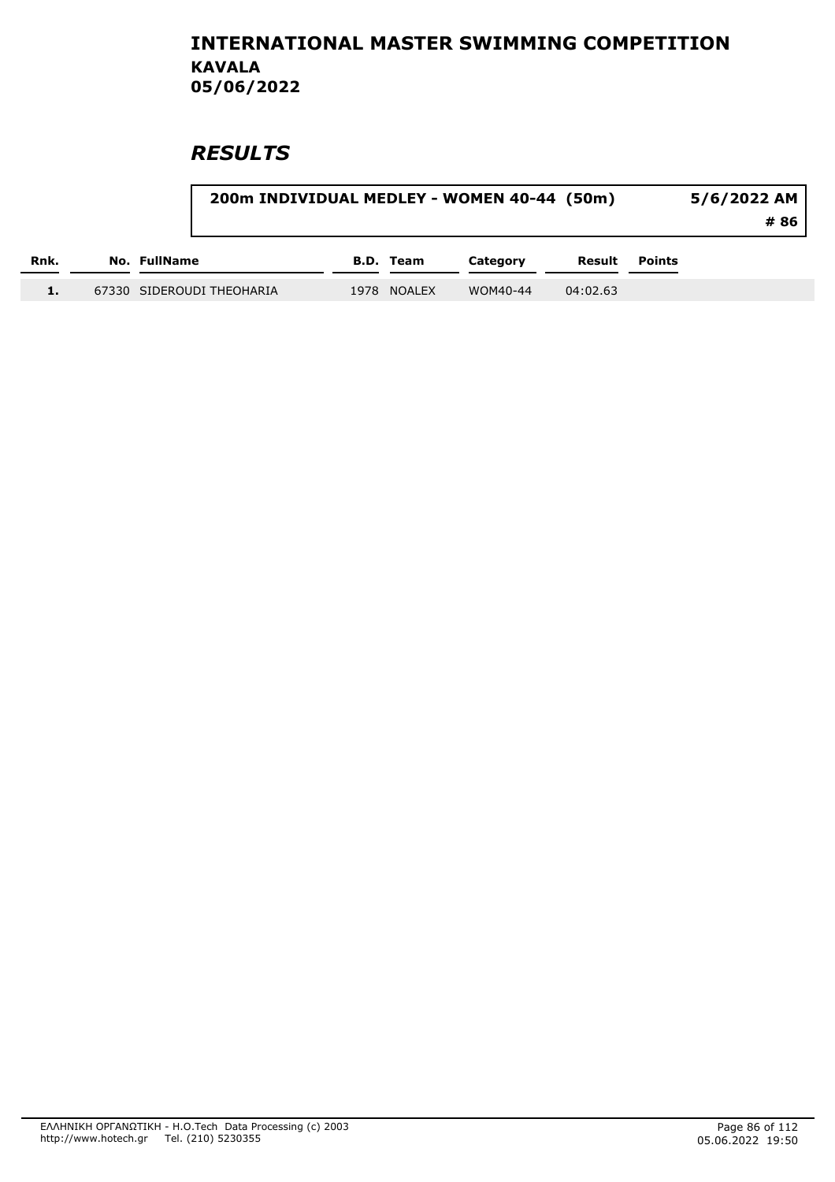# INTERNATIONAL MASTER SWIMMING COMPETITION

## KAVALA

## 05/06/2022

## *RESULTS*

**200m INDIVIDUAL MEDLEY - WOMEN 40-44 (50m)** — **5/6/2022 AM** — **# 86**

| Rnk. | No. | FullName | B.D. | Team | Category | Result | Points |
|---|---|---|---|---|---|---|---|
| 1. | 67330 | SIDEROUDI THEOHARIA | 1978 | NOALEX | WOM40-44 | 04:02.63 | |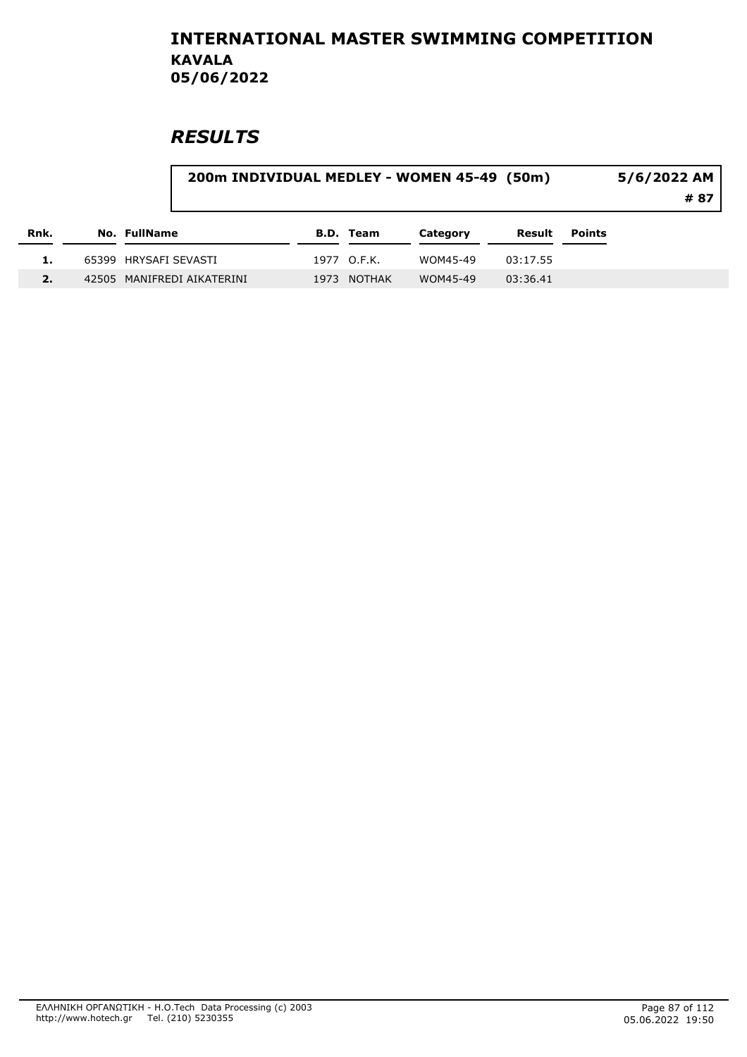# INTERNATIONAL MASTER SWIMMING COMPETITION

**KAVALA**
**05/06/2022**

## *RESULTS*

**200m INDIVIDUAL MEDLEY - WOMEN 45-49 (50m)** — **5/6/2022 AM** — **# 87**

| Rnk. | No. | FullName | B.D. | Team | Category | Result | Points |
|---|---|---|---|---|---|---|---|
| 1. | 65399 | HRYSAFI SEVASTI | 1977 | O.F.K. | WOM45-49 | 03:17.55 | |
| 2. | 42505 | MANIFREDI AIKATERINI | 1973 | NOTHAK | WOM45-49 | 03:36.41 | |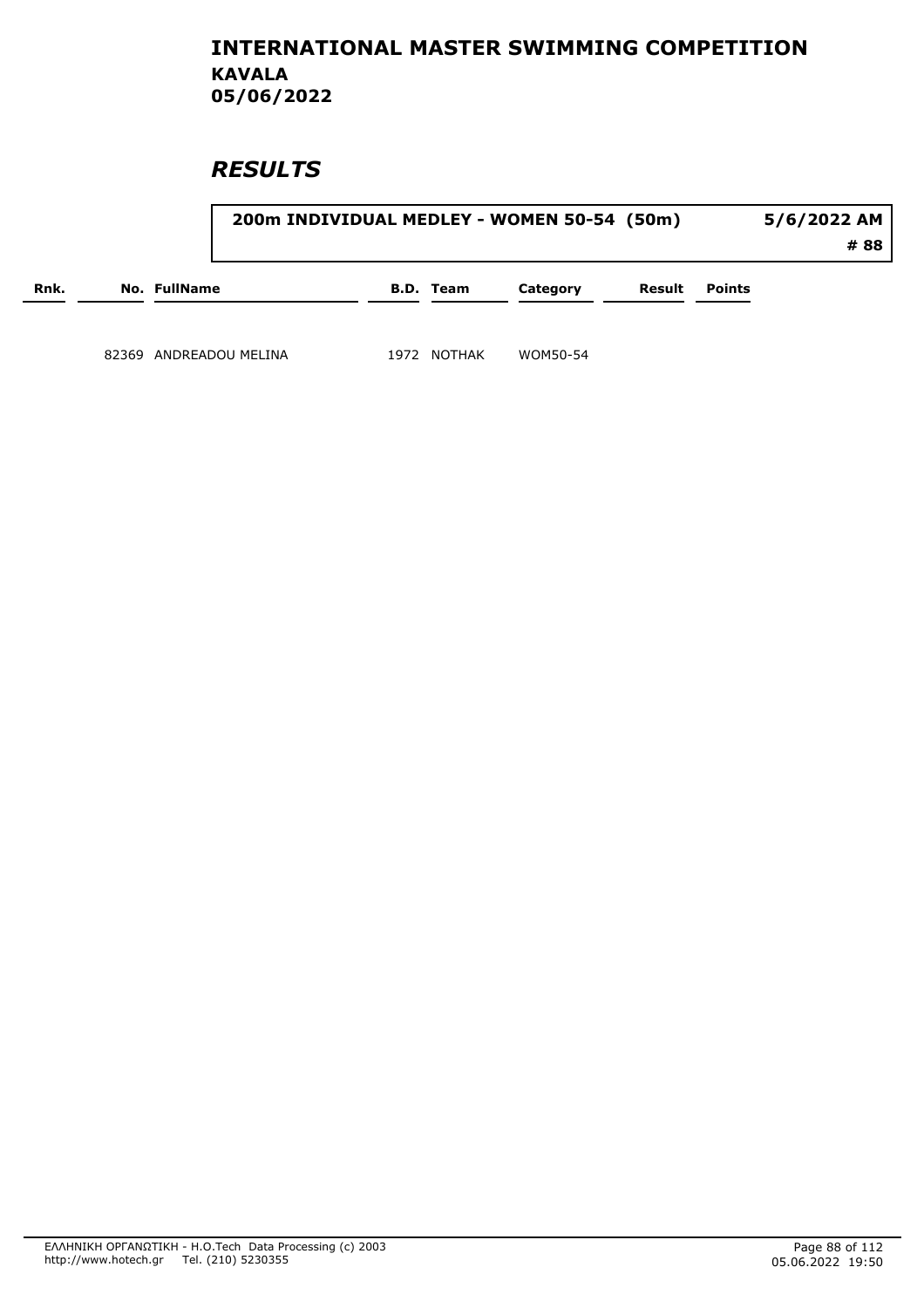# INTERNATIONAL MASTER SWIMMING COMPETITION

## KAVALA

## 05/06/2022

## *RESULTS*

**200m INDIVIDUAL MEDLEY - WOMEN 50-54 (50m)** — **5/6/2022 AM** — **# 88**

| Rnk. | No. | FullName | B.D. | Team | Category | Result | Points |
|---|---|---|---|---|---|---|---|
| | 82369 | ANDREADOU MELINA | 1972 | NOTHAK | WOM50-54 | | |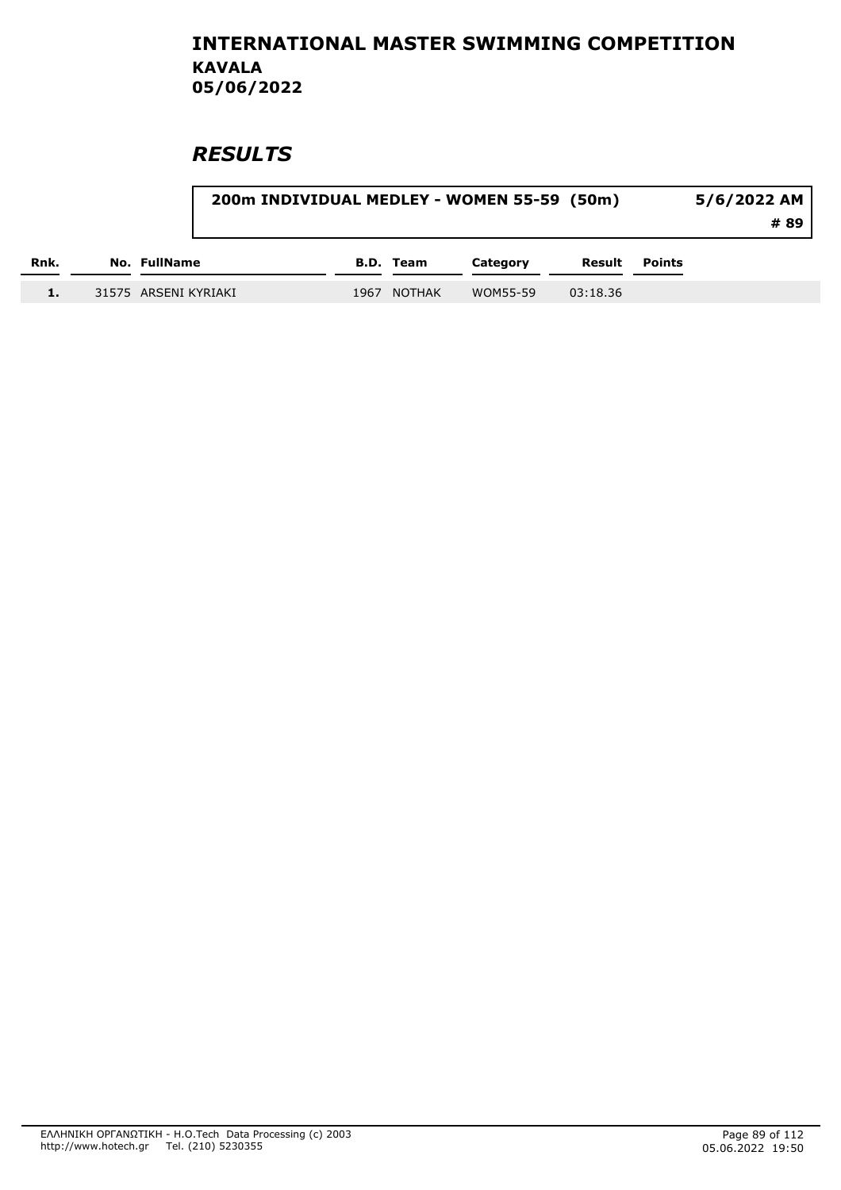# INTERNATIONAL MASTER SWIMMING COMPETITION

**KAVALA**
**05/06/2022**

## *RESULTS*

**200m INDIVIDUAL MEDLEY - WOMEN 55-59 (50m)** — **5/6/2022 AM** — **# 89**

| Rnk. | No. | FullName | B.D. | Team | Category | Result | Points |
|---|---|---|---|---|---|---|---|
| 1. | 31575 | ARSENI KYRIAKI | 1967 | NOTHAK | WOM55-59 | 03:18.36 | |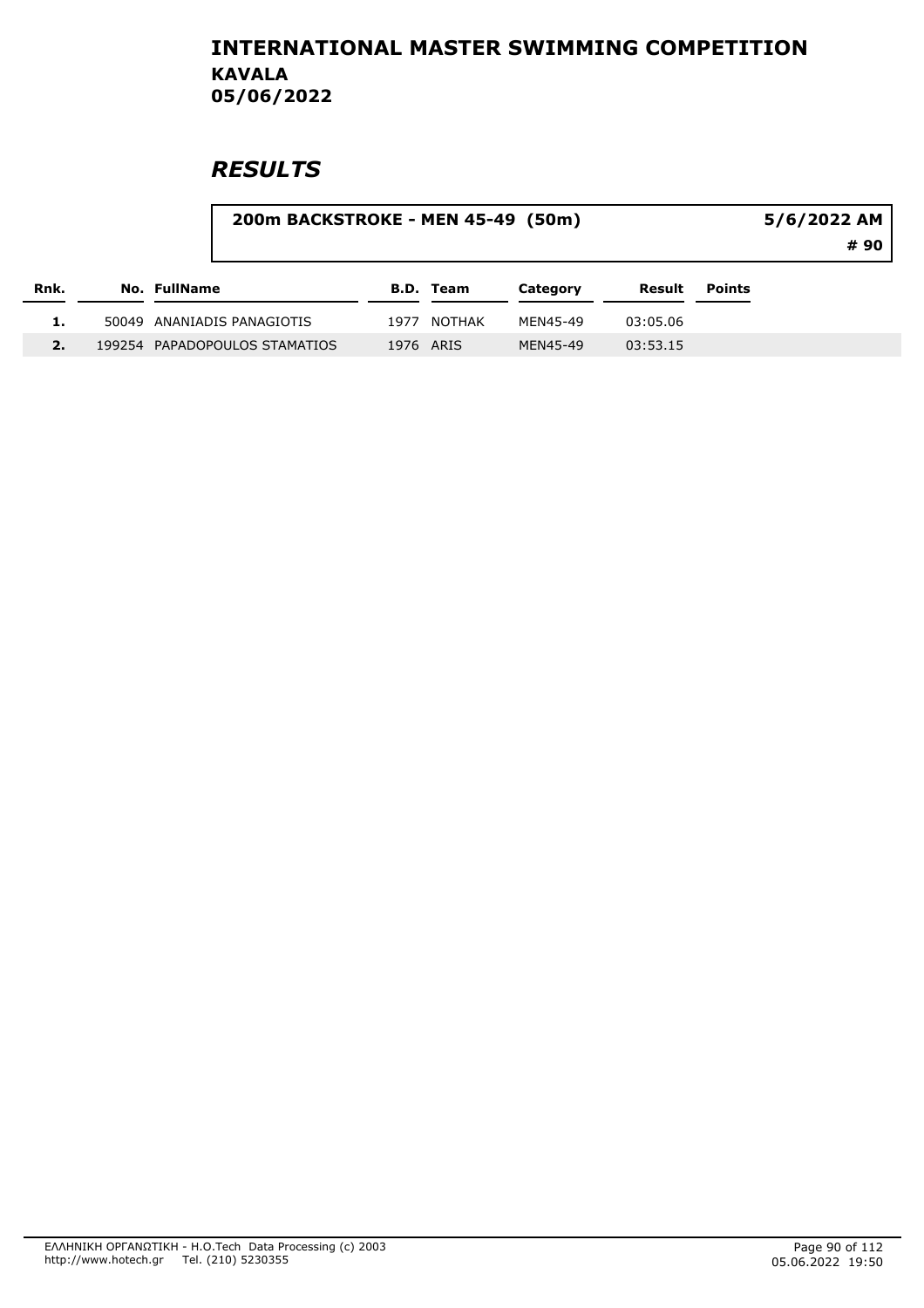# INTERNATIONAL MASTER SWIMMING COMPETITION
## KAVALA
## 05/06/2022

## *RESULTS*

**200m BACKSTROKE - MEN 45-49 (50m)** — **5/6/2022 AM** — **# 90**

| Rnk. | No. | FullName | B.D. | Team | Category | Result | Points |
|---|---|---|---|---|---|---|---|
| 1. | 50049 | ANANIADIS PANAGIOTIS | 1977 | NOTHAK | MEN45-49 | 03:05.06 | |
| 2. | 199254 | PAPADOPOULOS STAMATIOS | 1976 | ARIS | MEN45-49 | 03:53.15 | |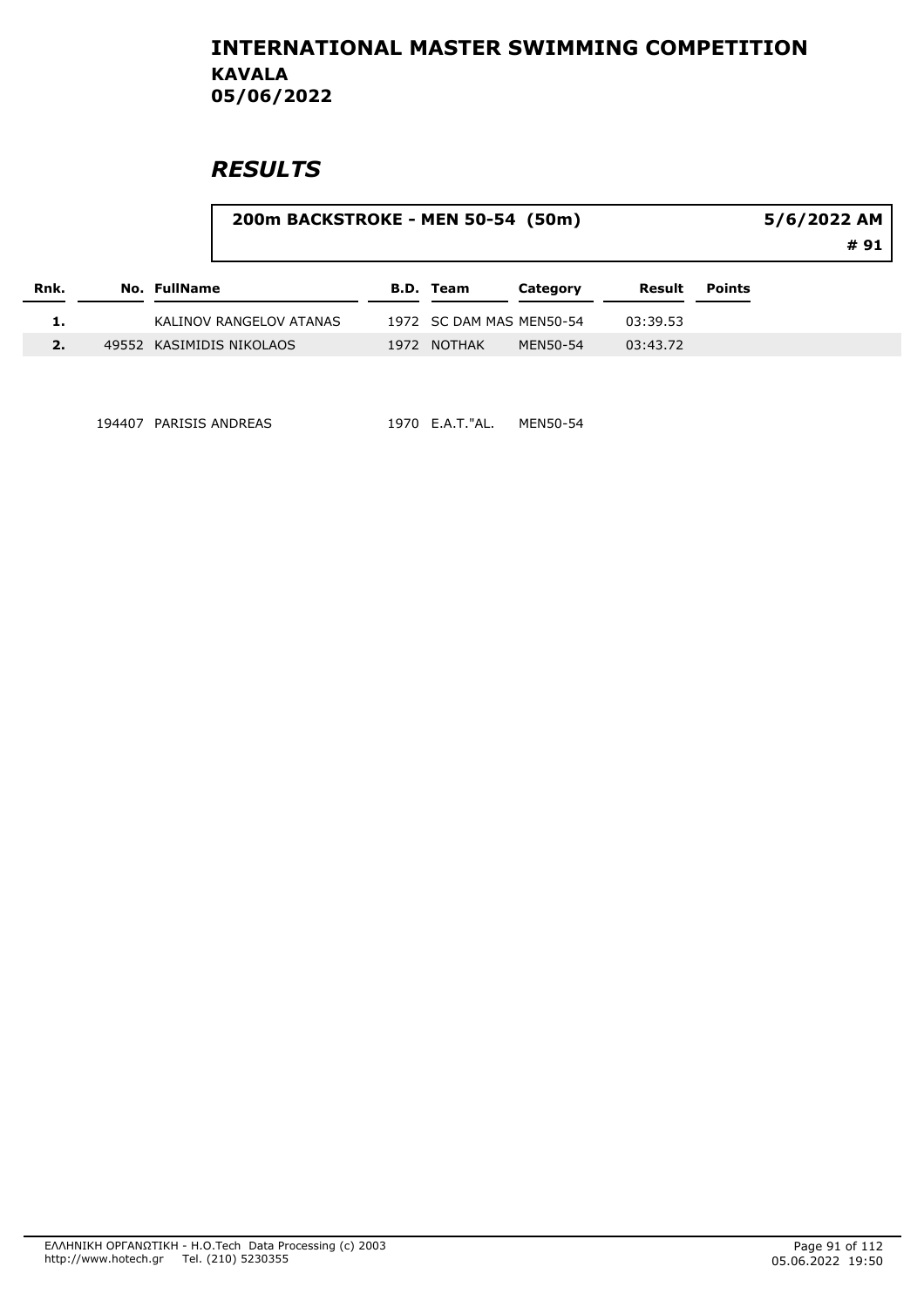# INTERNATIONAL MASTER SWIMMING COMPETITION
## KAVALA
## 05/06/2022

## *RESULTS*

**200m BACKSTROKE - MEN 50-54 (50m)** — **5/6/2022 AM** — **# 91**

| Rnk. | No. | FullName | B.D. | Team | Category | Result | Points |
|---|---|---|---|---|---|---|---|
| 1. | | KALINOV RANGELOV ATANAS | 1972 | SC DAM MAS | MEN50-54 | 03:39.53 | |
| 2. | 49552 | KASIMIDIS NIKOLAOS | 1972 | NOTHAK | MEN50-54 | 03:43.72 | |
| | 194407 | PARISIS ANDREAS | 1970 | E.A.T."AL. | MEN50-54 | | |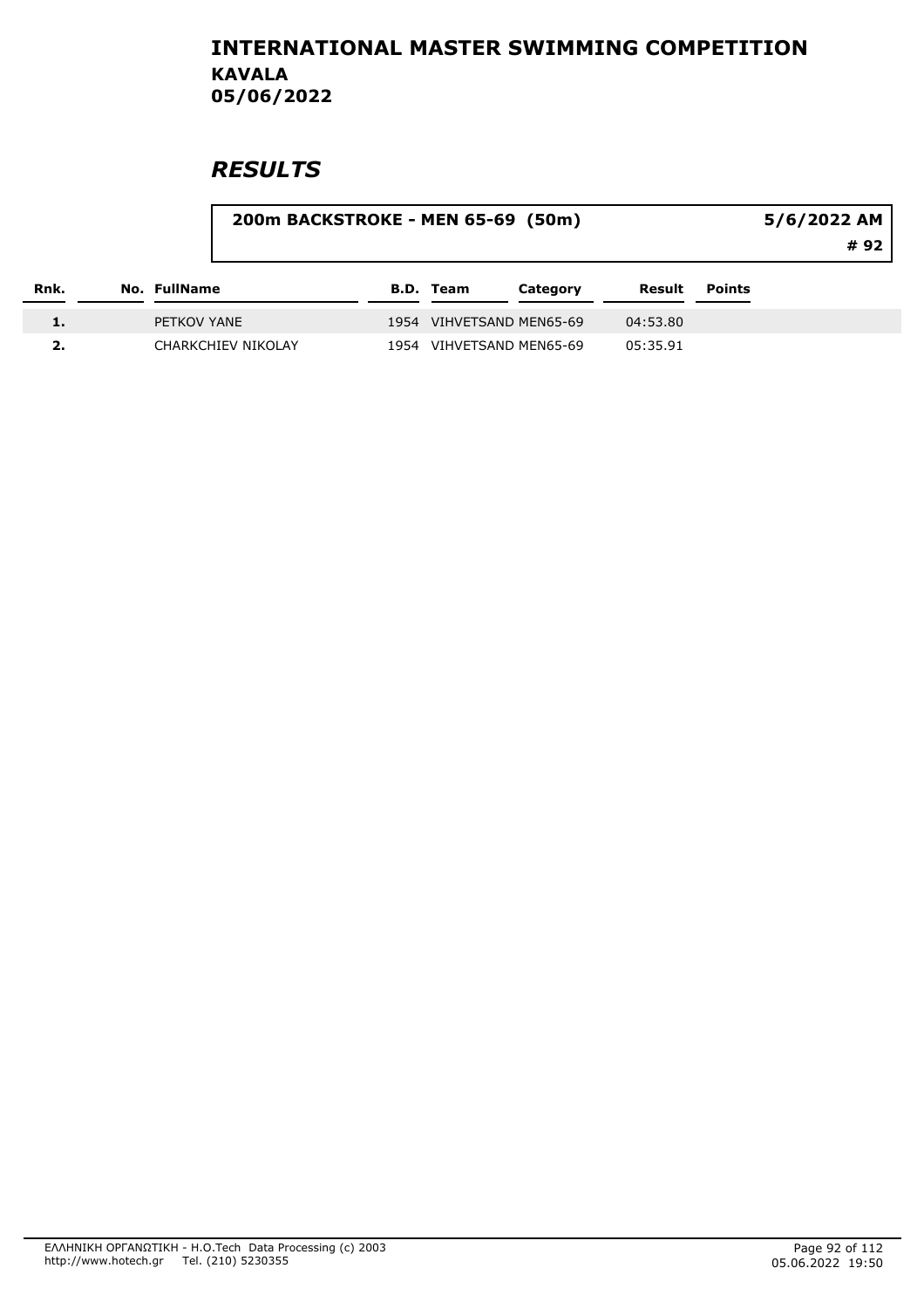# INTERNATIONAL MASTER SWIMMING COMPETITION
## KAVALA
## 05/06/2022

## *RESULTS*

**200m BACKSTROKE - MEN 65-69 (50m)** — **5/6/2022 AM** — **# 92**

| Rnk. | No. | FullName | B.D. | Team | Category | Result | Points |
|---|---|---|---|---|---|---|---|
| 1. | | PETKOV YANE | 1954 | VIHVETSAND | MEN65-69 | 04:53.80 | |
| 2. | | CHARKCHIEV NIKOLAY | 1954 | VIHVETSAND | MEN65-69 | 05:35.91 | |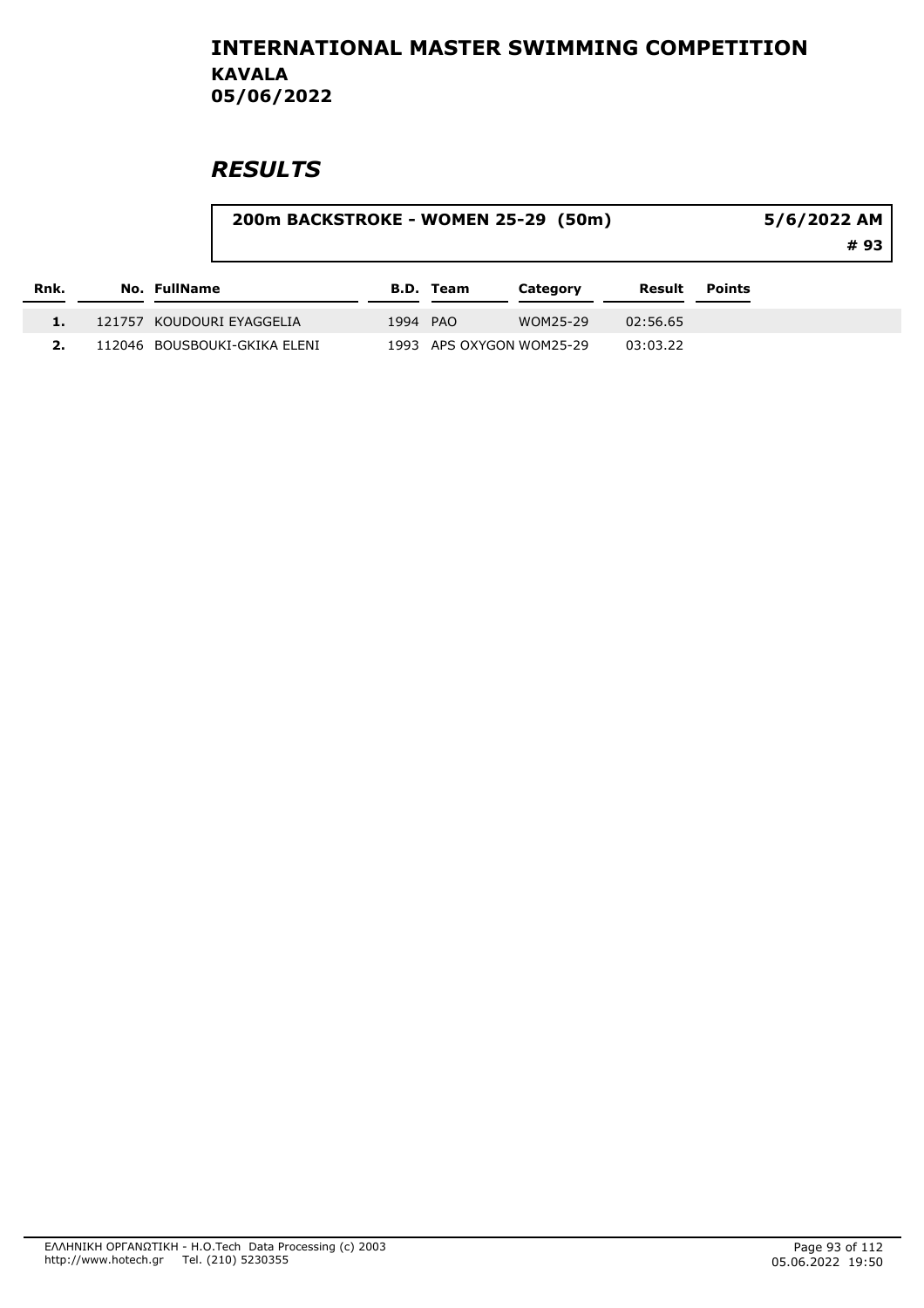# INTERNATIONAL MASTER SWIMMING COMPETITION
## KAVALA
## 05/06/2022

## *RESULTS*

**200m BACKSTROKE - WOMEN 25-29 (50m)** — **5/6/2022 AM** — **# 93**

| Rnk. | No. | FullName | B.D. | Team | Category | Result | Points |
|---|---|---|---|---|---|---|---|
| 1. | 121757 | KOUDOURI EYAGGELIA | 1994 | PAO | WOM25-29 | 02:56.65 | |
| 2. | 112046 | BOUSBOUKI-GKIKA ELENI | 1993 | APS OXYGON | WOM25-29 | 03:03.22 | |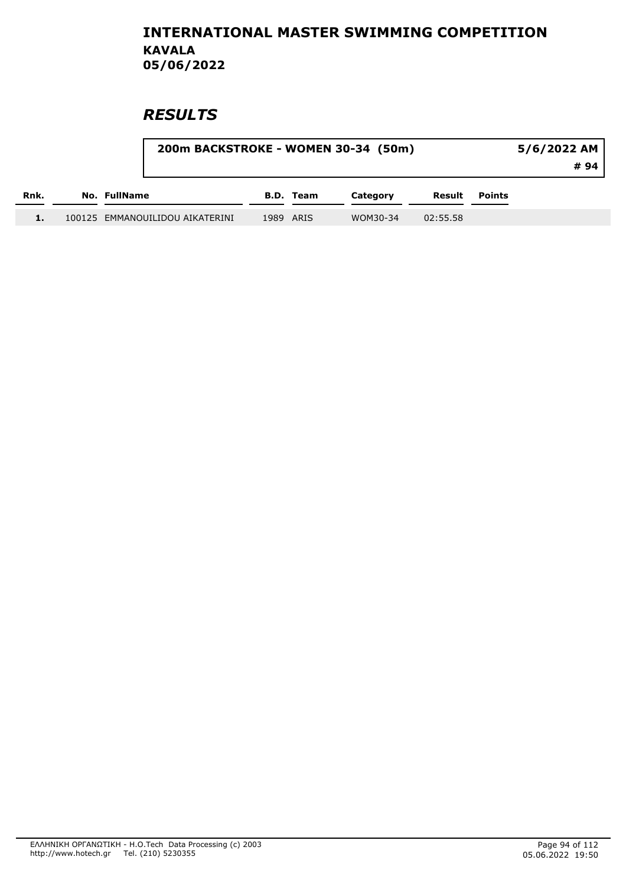# INTERNATIONAL MASTER SWIMMING COMPETITION

**KAVALA**
**05/06/2022**

## *RESULTS*

**200m BACKSTROKE - WOMEN 30-34 (50m)** — **5/6/2022 AM** — **# 94**

| Rnk. | No. | FullName | B.D. | Team | Category | Result | Points |
|---|---|---|---|---|---|---|---|
| 1. | 100125 | EMMANOUILIDOU AIKATERINI | 1989 | ARIS | WOM30-34 | 02:55.58 | |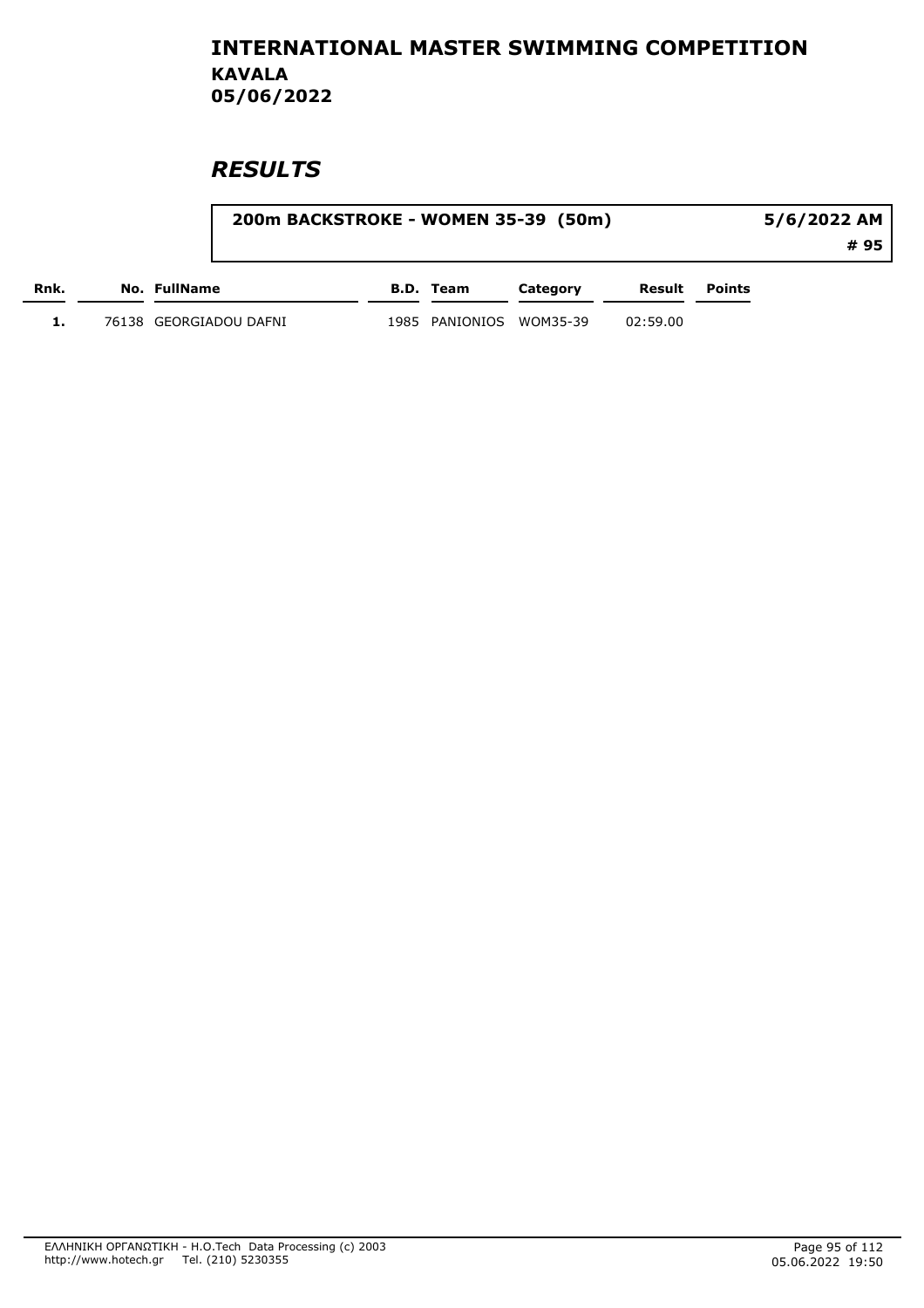# INTERNATIONAL MASTER SWIMMING COMPETITION

**KAVALA**
**05/06/2022**

## *RESULTS*

**200m BACKSTROKE - WOMEN 35-39 (50m)** — **5/6/2022 AM** — **# 95**

| Rnk. | No. | FullName | B.D. | Team | Category | Result | Points |
|---|---|---|---|---|---|---|---|
| 1. | 76138 | GEORGIADOU DAFNI | 1985 | PANIONIOS | WOM35-39 | 02:59.00 | |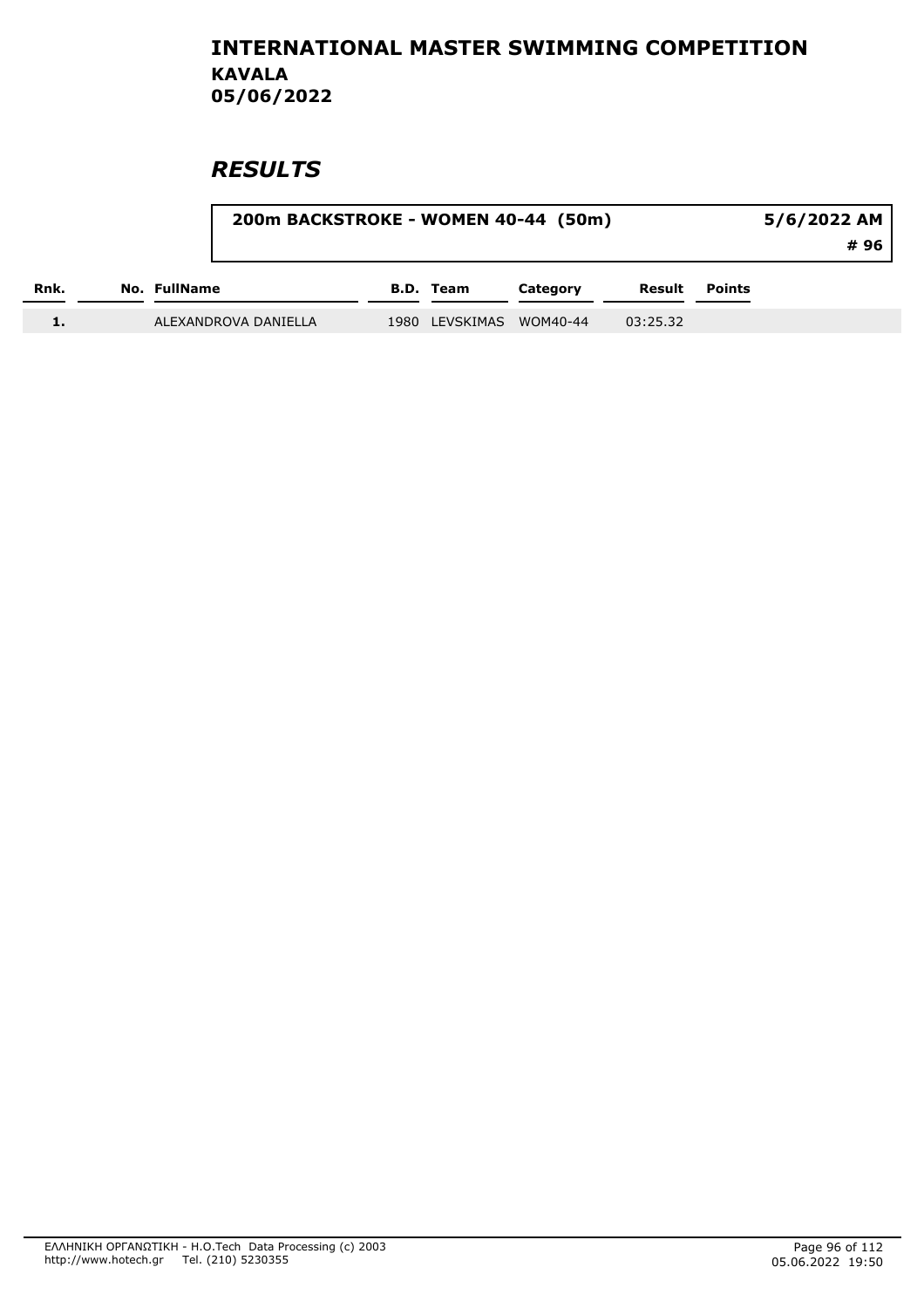# INTERNATIONAL MASTER SWIMMING COMPETITION

## KAVALA

## 05/06/2022

## *RESULTS*

| 200m BACKSTROKE - WOMEN 40-44 (50m) | 5/6/2022 AM |
|---|---|
| | # 96 |

| Rnk. | No. | FullName | B.D. | Team | Category | Result | Points |
|---|---|---|---|---|---|---|---|
| 1. | | ALEXANDROVA DANIELLA | 1980 | LEVSKIMAS | WOM40-44 | 03:25.32 | |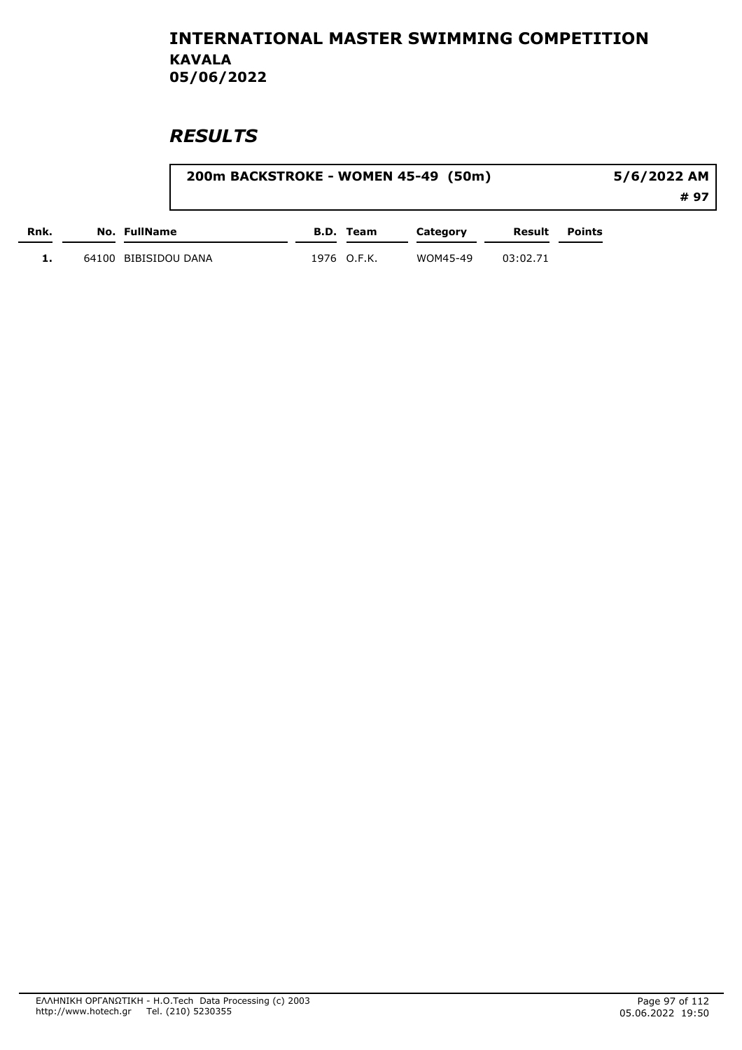# INTERNATIONAL MASTER SWIMMING COMPETITION
## KAVALA
## 05/06/2022

## *RESULTS*

**200m BACKSTROKE - WOMEN 45-49 (50m)** — **5/6/2022 AM** — **# 97**

| Rnk. | No. | FullName | B.D. | Team | Category | Result | Points |
|---|---|---|---|---|---|---|---|
| 1. | 64100 | BIBISIDOU DANA | 1976 | O.F.K. | WOM45-49 | 03:02.71 | |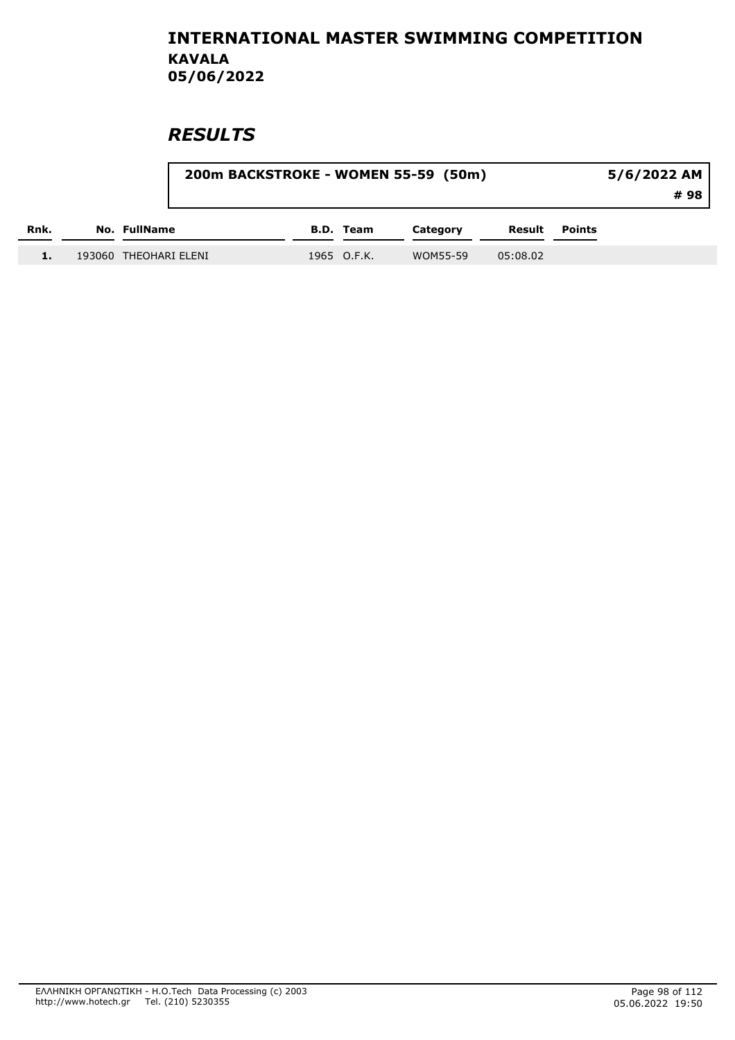# INTERNATIONAL MASTER SWIMMING COMPETITION

**KAVALA**

**05/06/2022**

## *RESULTS*

**200m BACKSTROKE - WOMEN 55-59 (50m)** — **5/6/2022 AM** — **# 98**

| Rnk. | No. | FullName | B.D. | Team | Category | Result | Points |
|---|---|---|---|---|---|---|---|
| 1. | 193060 | THEOHARI ELENI | 1965 | O.F.K. | WOM55-59 | 05:08.02 | |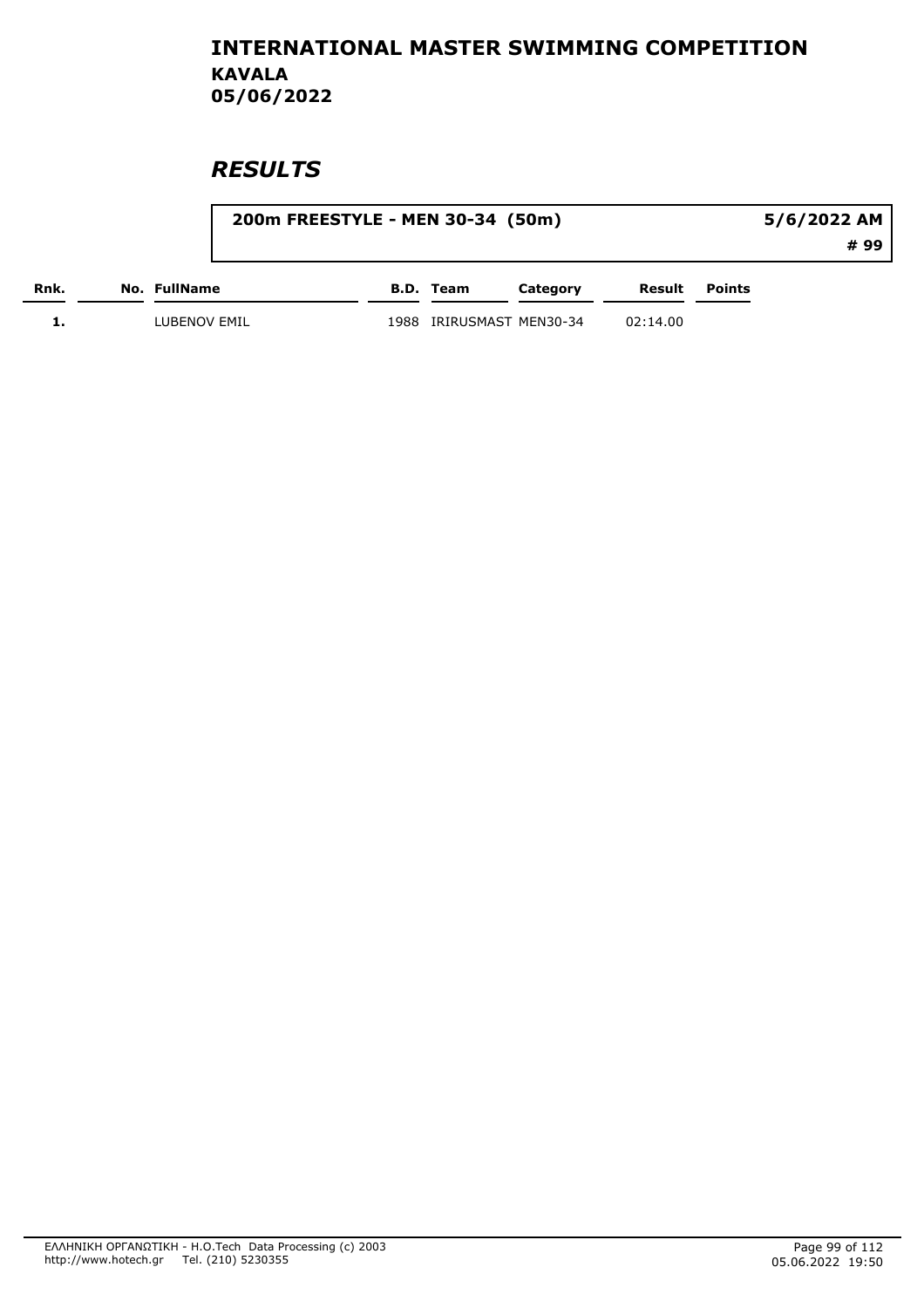# INTERNATIONAL MASTER SWIMMING COMPETITION

## KAVALA

## 05/06/2022

## *RESULTS*

**200m FREESTYLE - MEN 30-34 (50m)** — **5/6/2022 AM** — **# 99**

| Rnk. | No. | FullName | B.D. | Team | Category | Result | Points |
|---|---|---|---|---|---|---|---|
| 1. | | LUBENOV EMIL | 1988 | IRIRUSMAST | MEN30-34 | 02:14.00 | |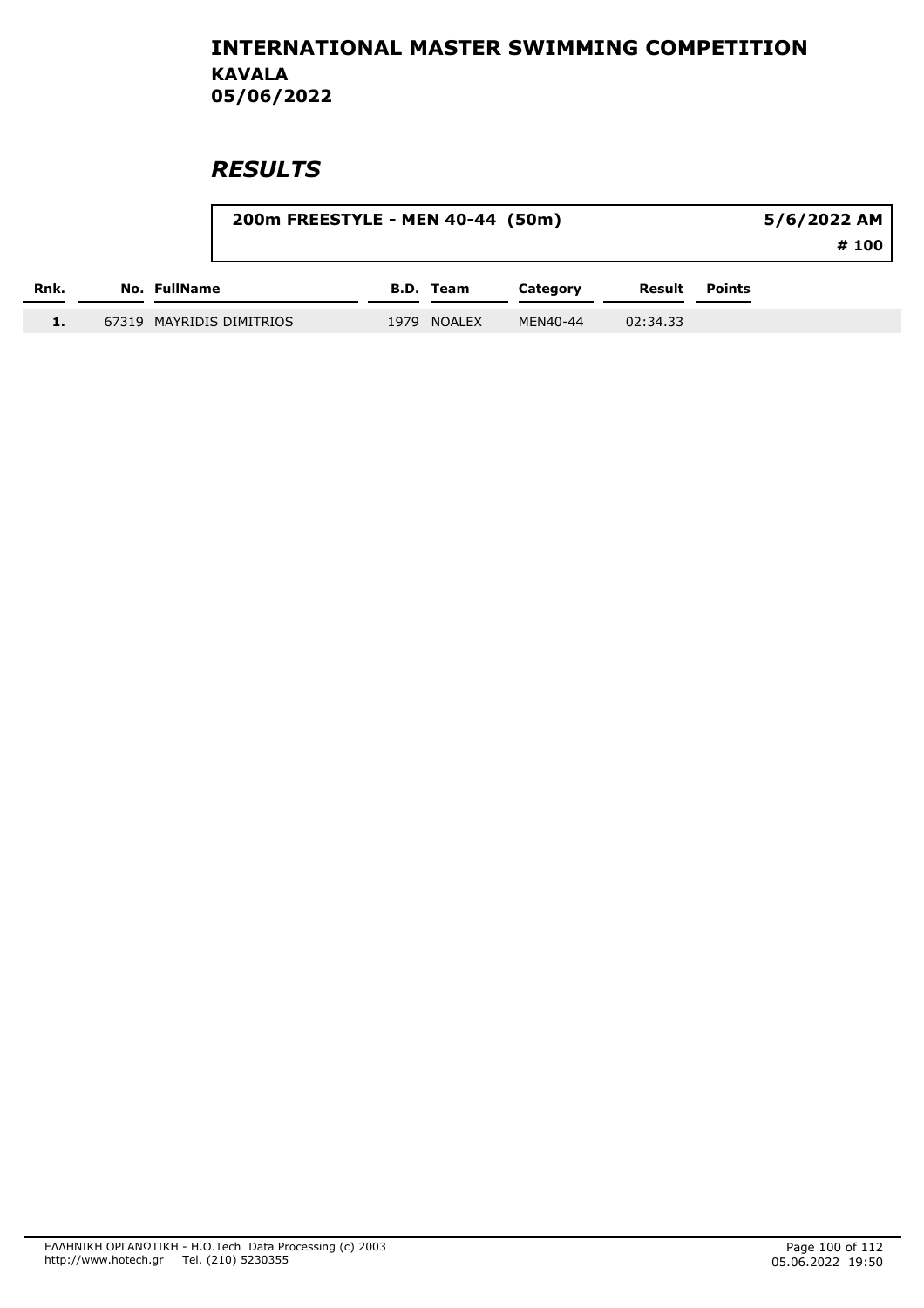# INTERNATIONAL MASTER SWIMMING COMPETITION
## KAVALA
## 05/06/2022

## *RESULTS*

**200m FREESTYLE - MEN 40-44 (50m)** — **5/6/2022 AM** — **# 100**

| Rnk. | No. | FullName | B.D. | Team | Category | Result | Points |
|---|---|---|---|---|---|---|---|
| 1. | 67319 | MAYRIDIS DIMITRIOS | 1979 | NOALEX | MEN40-44 | 02:34.33 | |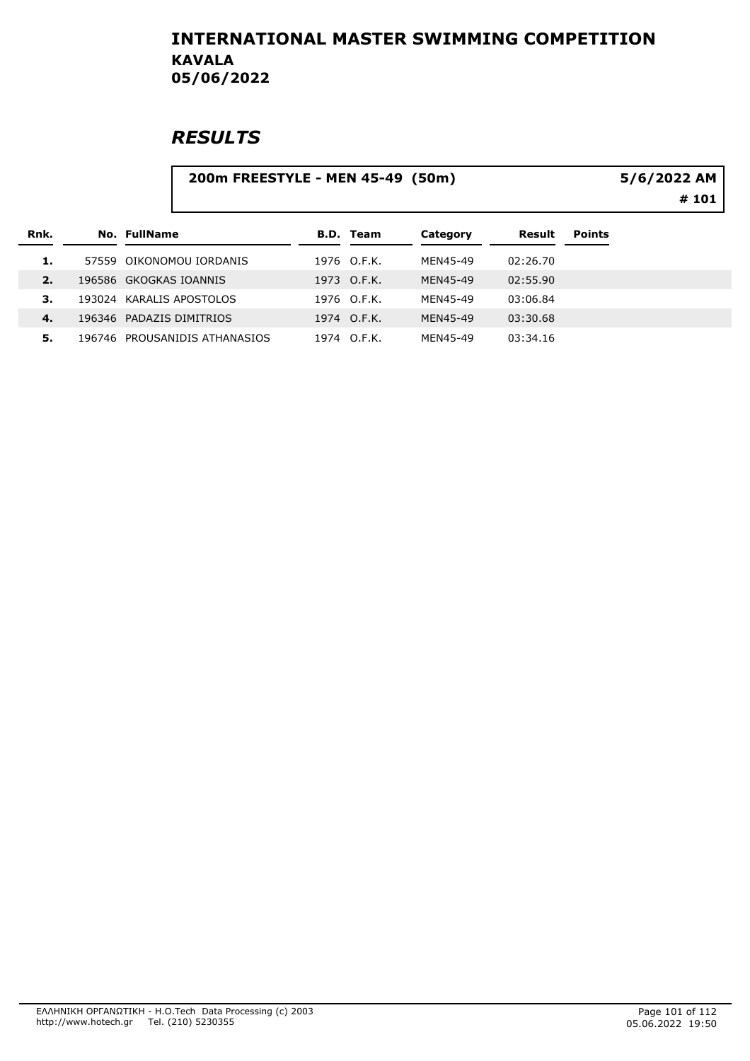# INTERNATIONAL MASTER SWIMMING COMPETITION

## KAVALA

## 05/06/2022

# *RESULTS*

**200m FREESTYLE - MEN 45-49 (50m)** — 5/6/2022 AM — # 101

| Rnk. | No. | FullName | B.D. | Team | Category | Result | Points |
|---|---|---|---|---|---|---|---|
| 1. | 57559 | OIKONOMOU IORDANIS | 1976 | O.F.K. | MEN45-49 | 02:26.70 | |
| 2. | 196586 | GKOGKAS IOANNIS | 1973 | O.F.K. | MEN45-49 | 02:55.90 | |
| 3. | 193024 | KARALIS APOSTOLOS | 1976 | O.F.K. | MEN45-49 | 03:06.84 | |
| 4. | 196346 | PADAZIS DIMITRIOS | 1974 | O.F.K. | MEN45-49 | 03:30.68 | |
| 5. | 196746 | PROUSANIDIS ATHANASIOS | 1974 | O.F.K. | MEN45-49 | 03:34.16 | |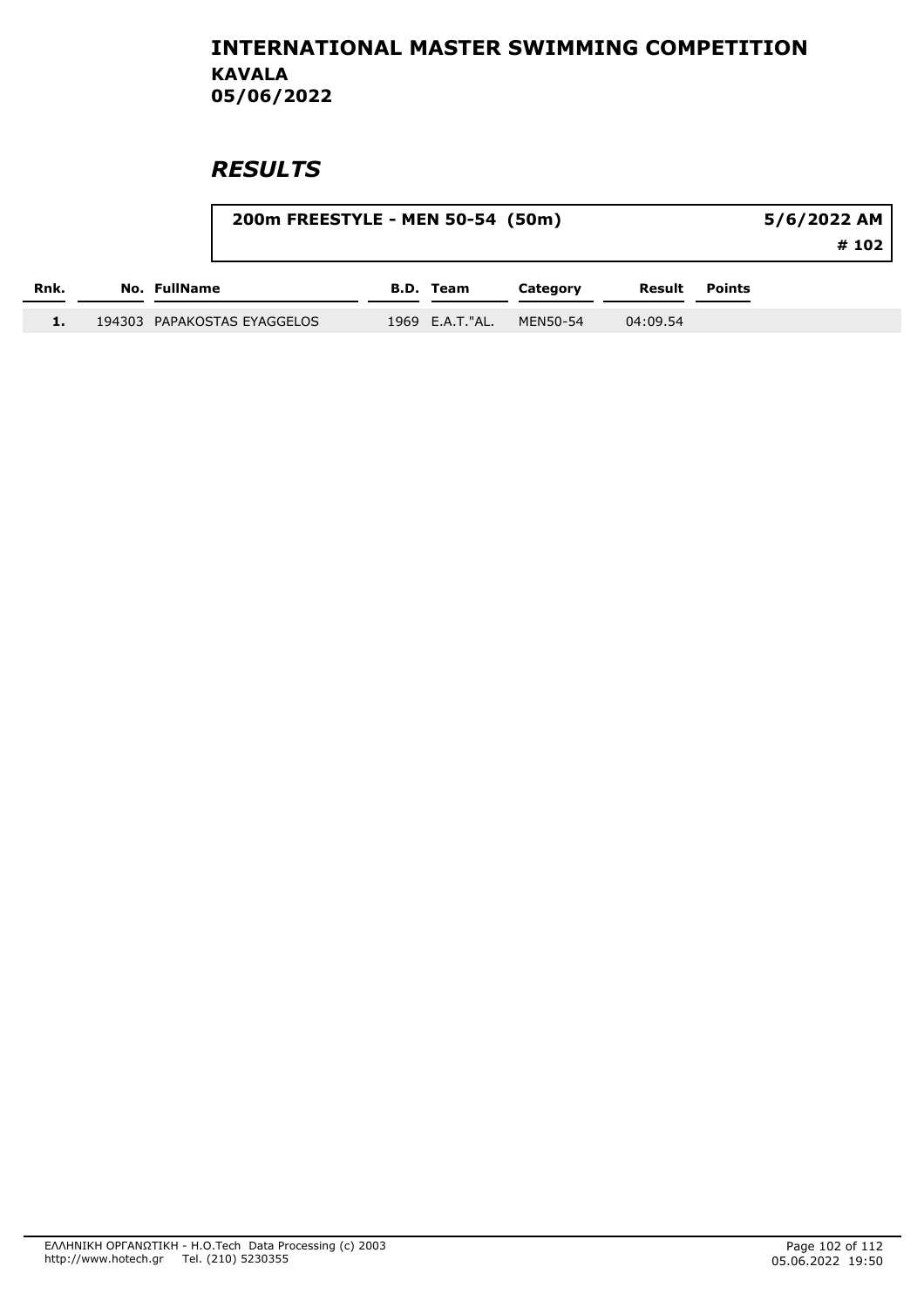# INTERNATIONAL MASTER SWIMMING COMPETITION
## KAVALA
## 05/06/2022

## *RESULTS*

**200m FREESTYLE - MEN 50-54 (50m)** — **5/6/2022 AM** — **# 102**

| Rnk. | No. | FullName | B.D. | Team | Category | Result | Points |
|---|---|---|---|---|---|---|---|
| 1. | 194303 | PAPAKOSTAS EYAGGELOS | 1969 | E.A.T."AL. | MEN50-54 | 04:09.54 | |

ΕΛΛΗΝΙΚΗ ΟΡΓΑΝΩΤΙΚΗ - H.O.Tech Data Processing (c) 2003
http://www.hotech.gr Tel. (210) 5230355

05.06.2022 19:50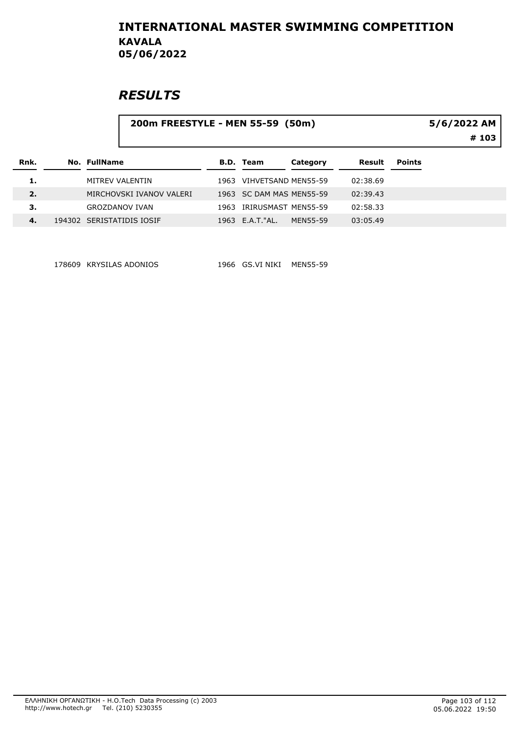# INTERNATIONAL MASTER SWIMMING COMPETITION

## KAVALA

## 05/06/2022

# RESULTS

**200m FREESTYLE - MEN 55-59 (50m)** 5/6/2022 AM

**# 103**

| Rnk. | No. | FullName | B.D. | Team | Category | Result | Points |
|---|---|---|---|---|---|---|---|
| 1. | | MITREV VALENTIN | 1963 | VIHVETSAND | MEN55-59 | 02:38.69 | |
| 2. | | MIRCHOVSKI IVANOV VALERI | 1963 | SC DAM MAS | MEN55-59 | 02:39.43 | |
| 3. | | GROZDANOV IVAN | 1963 | IRIRUSMAST | MEN55-59 | 02:58.33 | |
| 4. | 194302 | SERISTATIDIS IOSIF | 1963 | E.A.T."AL. | MEN55-59 | 03:05.49 | |
| | 178609 | KRYSILAS ADONIOS | 1966 | GS.VI NIKI | MEN55-59 | | |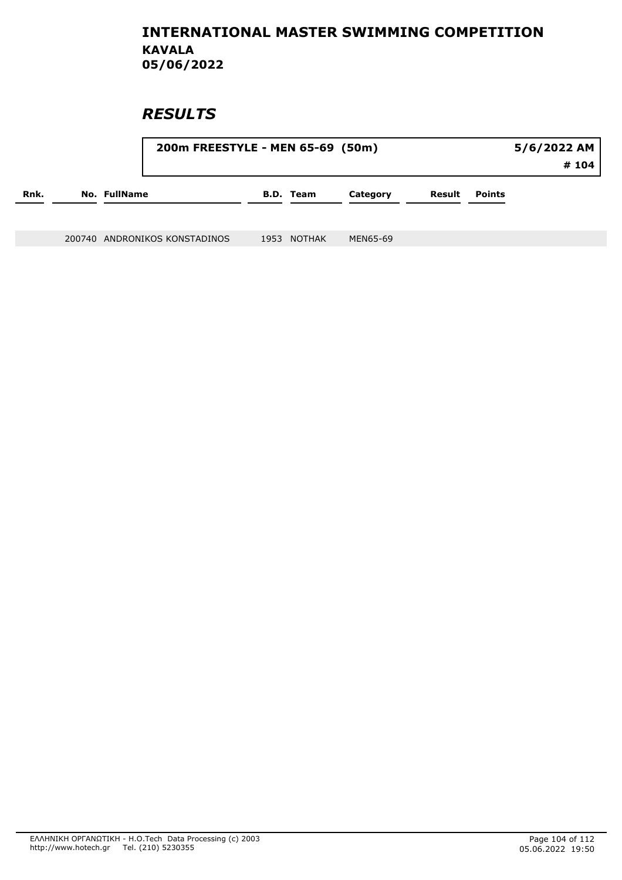# INTERNATIONAL MASTER SWIMMING COMPETITION

## KAVALA

## 05/06/2022

## *RESULTS*

### 200m FREESTYLE - MEN 65-69 (50m)

5/6/2022 AM

# 104

| Rnk. | No. | FullName | B.D. | Team | Category | Result | Points |
|---|---|---|---|---|---|---|---|
| | 200740 | ANDRONIKOS KONSTADINOS | 1953 | NOTHAK | MEN65-69 | | |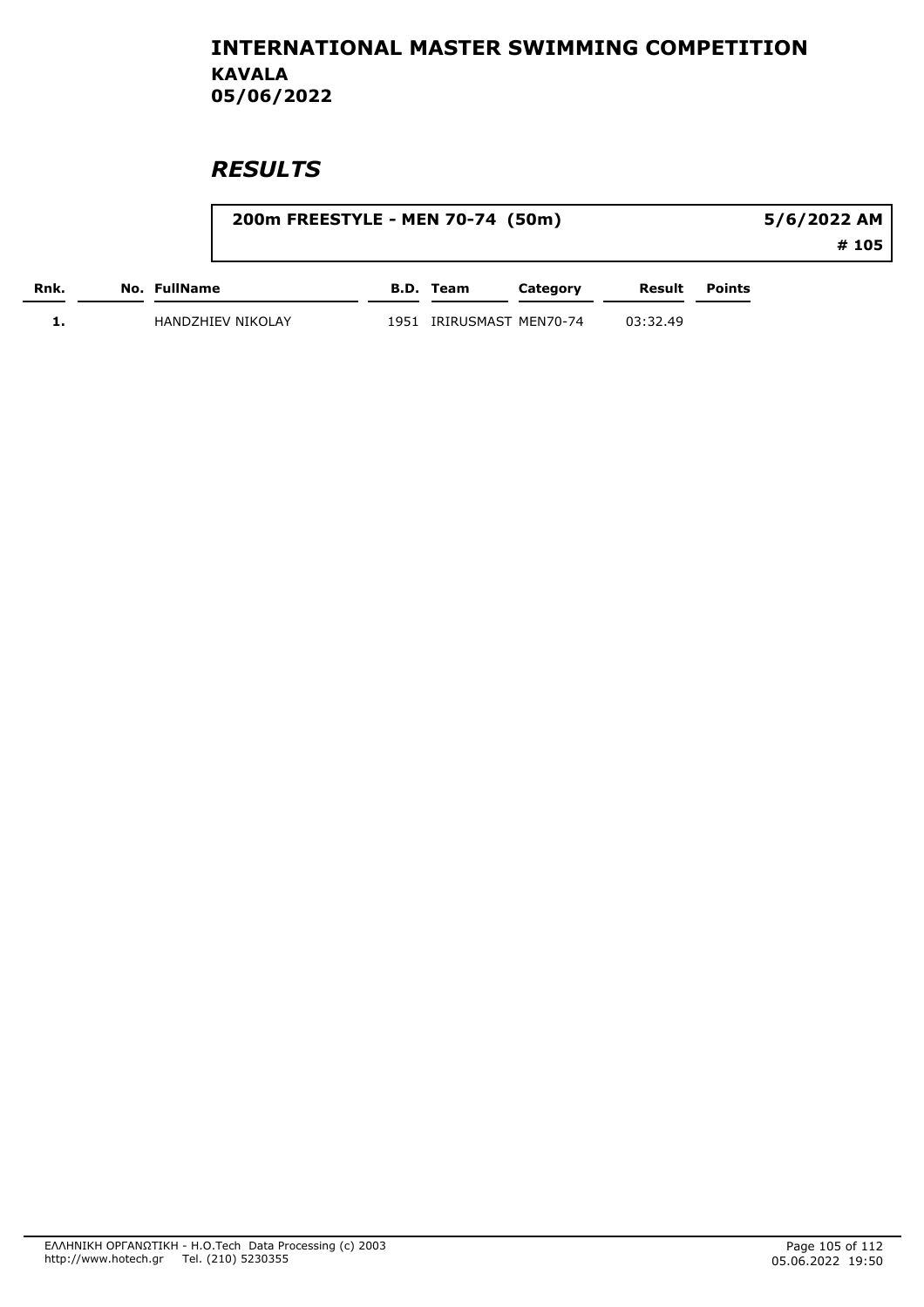# INTERNATIONAL MASTER SWIMMING COMPETITION
## KAVALA
## 05/06/2022

## *RESULTS*

**200m FREESTYLE - MEN 70-74 (50m)** | **5/6/2022 AM** | **# 105**

| Rnk. | No. | FullName | B.D. | Team | Category | Result | Points |
|---|---|---|---|---|---|---|---|
| 1. | | HANDZHIEV NIKOLAY | 1951 | IRIRUSMAST | MEN70-74 | 03:32.49 | |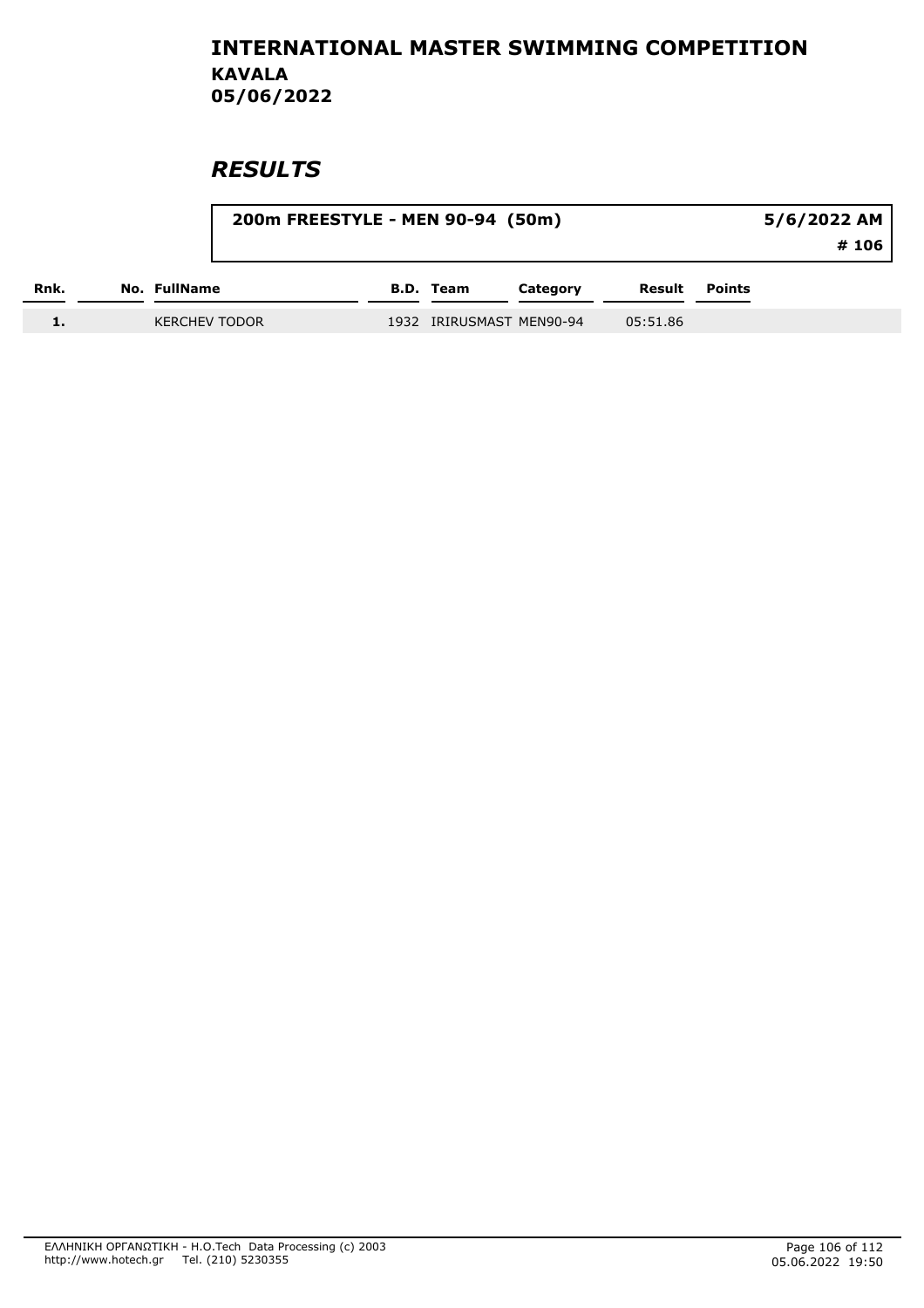# INTERNATIONAL MASTER SWIMMING COMPETITION

## KAVALA

## 05/06/2022

## *RESULTS*

**200m FREESTYLE - MEN 90-94 (50m)** | **5/6/2022 AM** | **# 106**

| Rnk. | No. | FullName | B.D. | Team | Category | Result | Points |
|---|---|---|---|---|---|---|---|
| 1. | | KERCHEV TODOR | 1932 | IRIRUSMAST | MEN90-94 | 05:51.86 | |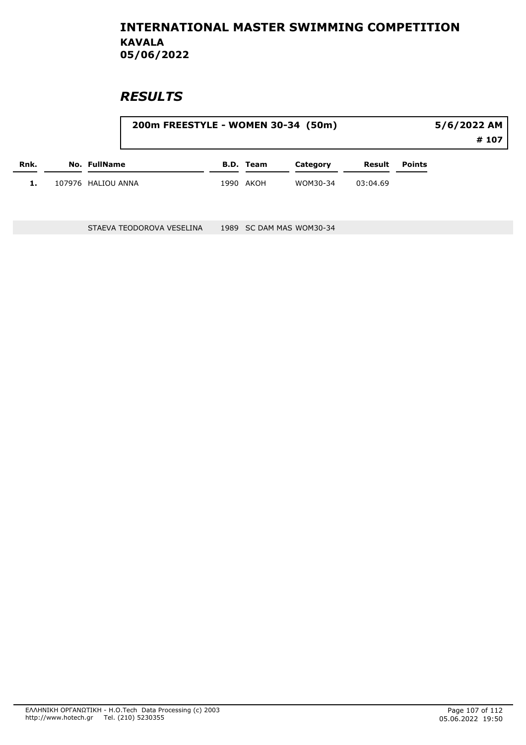# INTERNATIONAL MASTER SWIMMING COMPETITION

## KAVALA
## 05/06/2022

# *RESULTS*

| 200m FREESTYLE - WOMEN 30-34 (50m) | 5/6/2022 AM |
|---|---|
| | # 107 |

| Rnk. | No. | FullName | B.D. | Team | Category | Result | Points |
|---|---|---|---|---|---|---|---|
| 1. | 107976 | HALIOU ANNA | 1990 | AKOH | WOM30-34 | 03:04.69 | |
| | | STAEVA TEODOROVA VESELINA | 1989 | SC DAM MAS | WOM30-34 | | |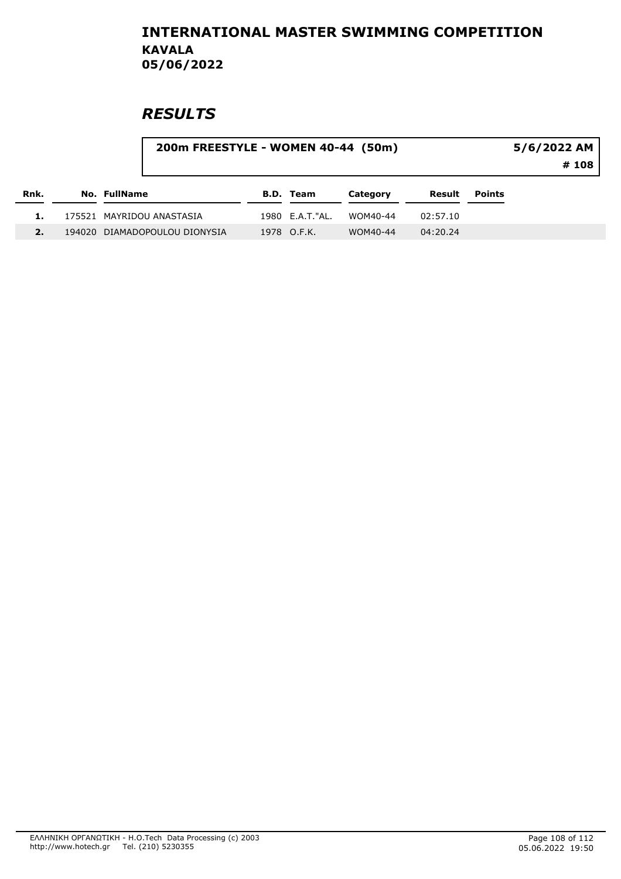# INTERNATIONAL MASTER SWIMMING COMPETITION

**KAVALA**

**05/06/2022**

## *RESULTS*

**200m FREESTYLE - WOMEN 40-44 (50m)** 5/6/2022 AM

**# 108**

| Rnk. | No. | FullName | B.D. | Team | Category | Result | Points |
|---|---|---|---|---|---|---|---|
| 1. | 175521 | MAYRIDOU ANASTASIA | 1980 | E.A.T."AL. | WOM40-44 | 02:57.10 | |
| 2. | 194020 | DIAMADOPOULOU DIONYSIA | 1978 | O.F.K. | WOM40-44 | 04:20.24 | |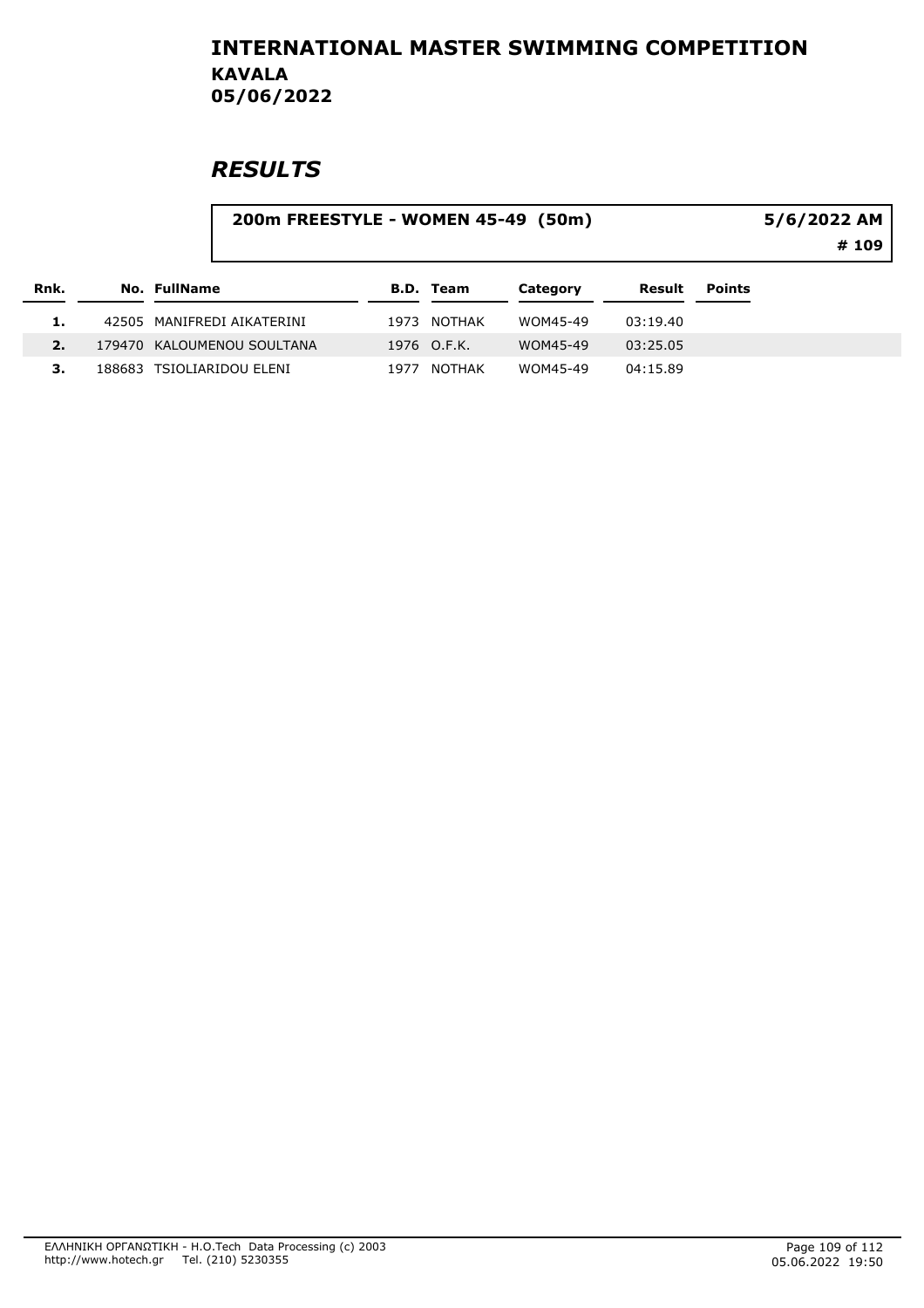# INTERNATIONAL MASTER SWIMMING COMPETITION

**KAVALA**
**05/06/2022**

## *RESULTS*

**200m FREESTYLE - WOMEN 45-49 (50m)** — **5/6/2022 AM** — **# 109**

| Rnk. | No. | FullName | B.D. | Team | Category | Result | Points |
|---|---|---|---|---|---|---|---|
| 1. | 42505 | MANIFREDI AIKATERINI | 1973 | NOTHAK | WOM45-49 | 03:19.40 | |
| 2. | 179470 | KALOUMENOU SOULTANA | 1976 | O.F.K. | WOM45-49 | 03:25.05 | |
| 3. | 188683 | TSIOLIARIDOU ELENI | 1977 | NOTHAK | WOM45-49 | 04:15.89 | |

ΕΛΛΗΝΙΚΗ ΟΡΓΑΝΩΤΙΚΗ - H.O.Tech Data Processing (c) 2003
http://www.hotech.gr Tel. (210) 5230355

05.06.2022 19:50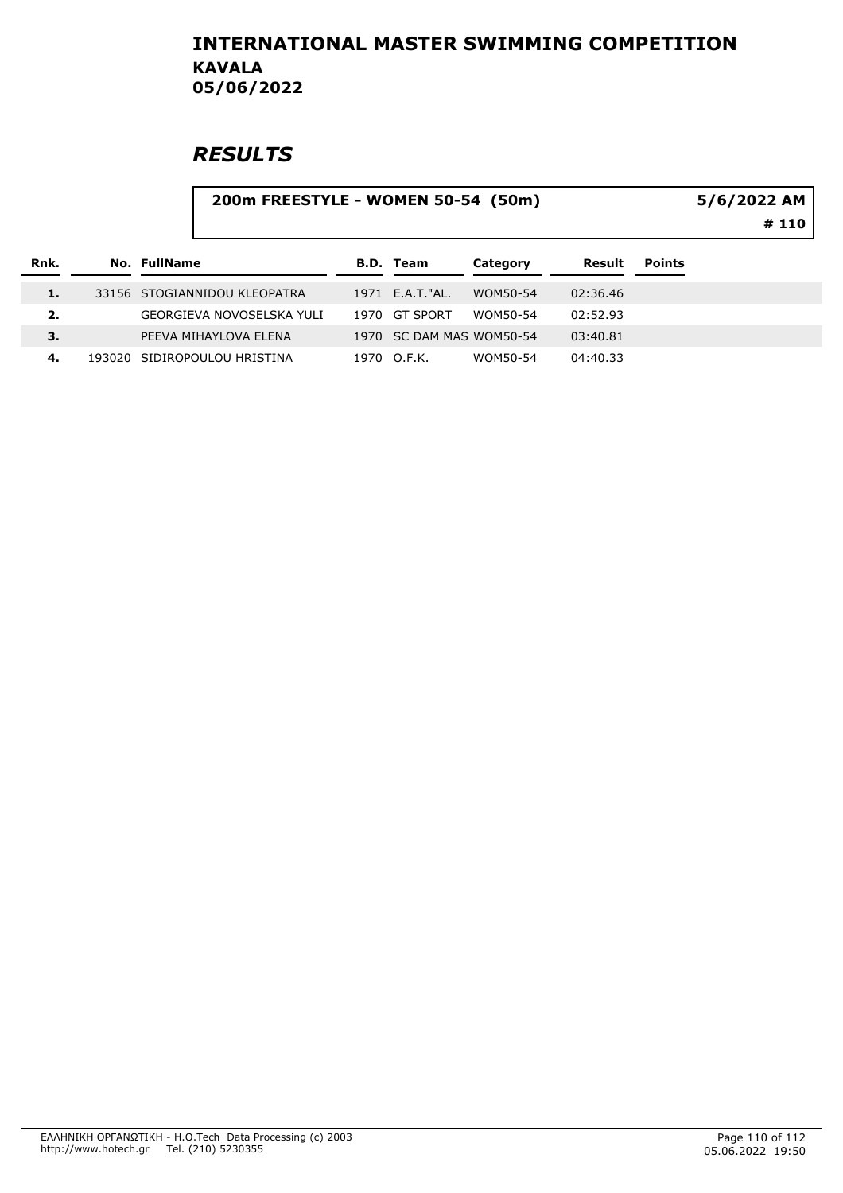# INTERNATIONAL MASTER SWIMMING COMPETITION
## KAVALA
## 05/06/2022

## *RESULTS*

**200m FREESTYLE - WOMEN 50-54 (50m)** — 5/6/2022 AM — # 110

| Rnk. | No. | FullName | B.D. | Team | Category | Result | Points |
|---|---|---|---|---|---|---|---|
| 1. | 33156 | STOGIANNIDOU KLEOPATRA | 1971 | E.A.T."AL. | WOM50-54 | 02:36.46 | |
| 2. | | GEORGIEVA NOVOSELSKA YULI | 1970 | GT SPORT | WOM50-54 | 02:52.93 | |
| 3. | | PEEVA MIHAYLOVA ELENA | 1970 | SC DAM MAS | WOM50-54 | 03:40.81 | |
| 4. | 193020 | SIDIROPOULOU HRISTINA | 1970 | O.F.K. | WOM50-54 | 04:40.33 | |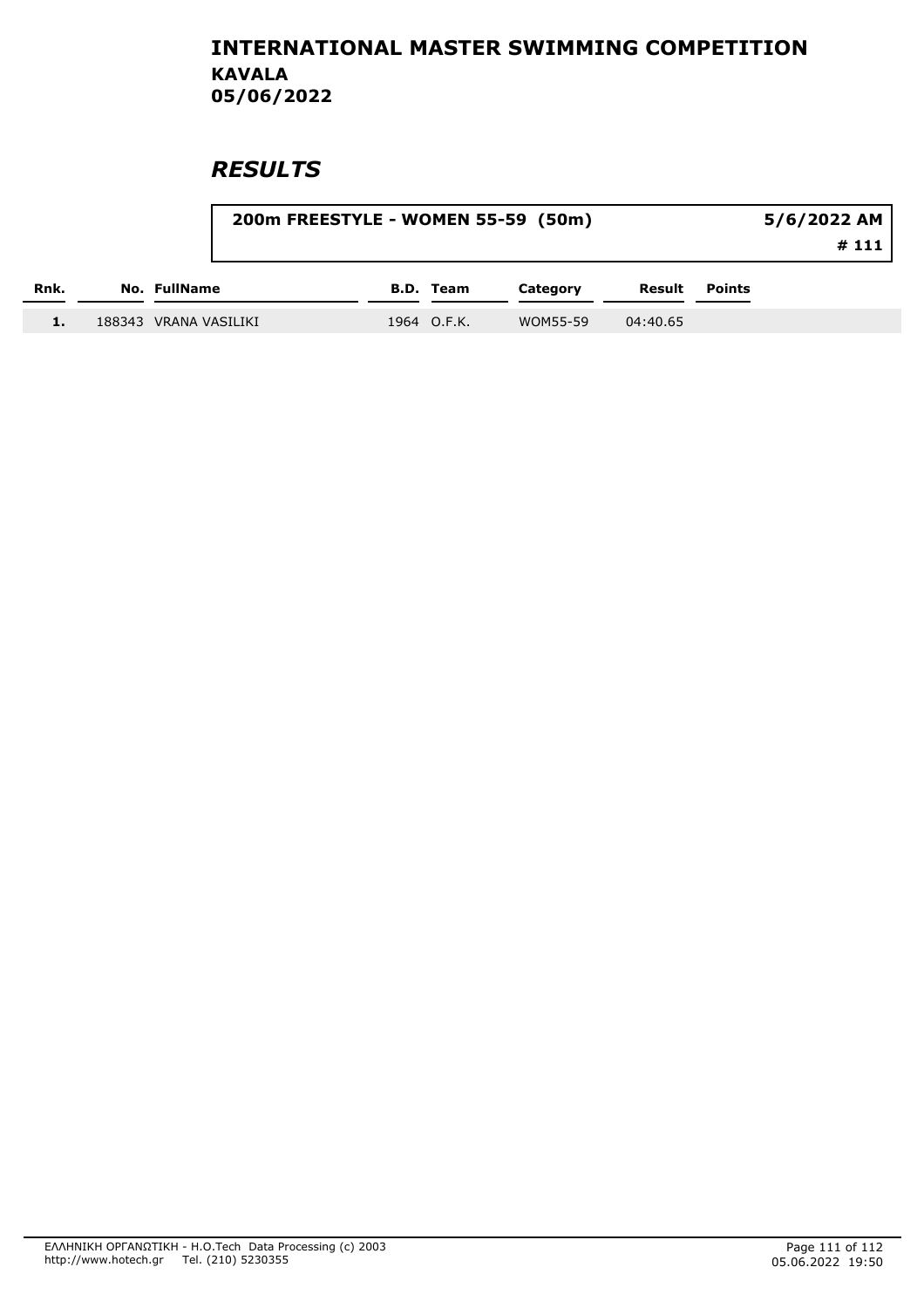# INTERNATIONAL MASTER SWIMMING COMPETITION

**KAVALA**

**05/06/2022**

## *RESULTS*

| 200m FREESTYLE - WOMEN 55-59 (50m) | 5/6/2022 AM |
|---|---|
| | # 111 |

| Rnk. | No. | FullName | B.D. | Team | Category | Result | Points |
|---|---|---|---|---|---|---|---|
| 1. | 188343 | VRANA VASILIKI | 1964 | O.F.K. | WOM55-59 | 04:40.65 | |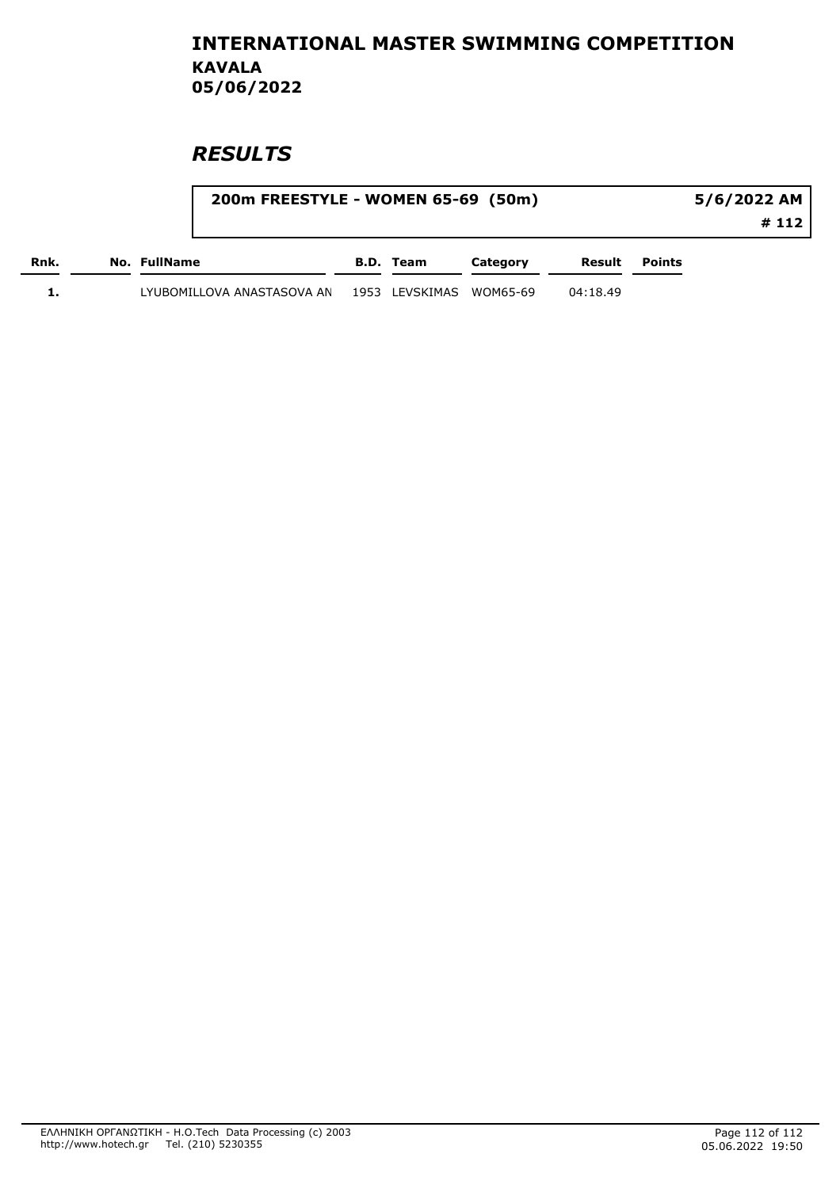# INTERNATIONAL MASTER SWIMMING COMPETITION

**KAVALA**
**05/06/2022**

## *RESULTS*

**200m FREESTYLE - WOMEN 65-69 (50m)** — 5/6/2022 AM — # 112

| Rnk. | No. | FullName | B.D. | Team | Category | Result | Points |
|---|---|---|---|---|---|---|---|
| 1. | | LYUBOMILLOVA ANASTASOVA AN | 1953 | LEVSKIMAS | WOM65-69 | 04:18.49 | |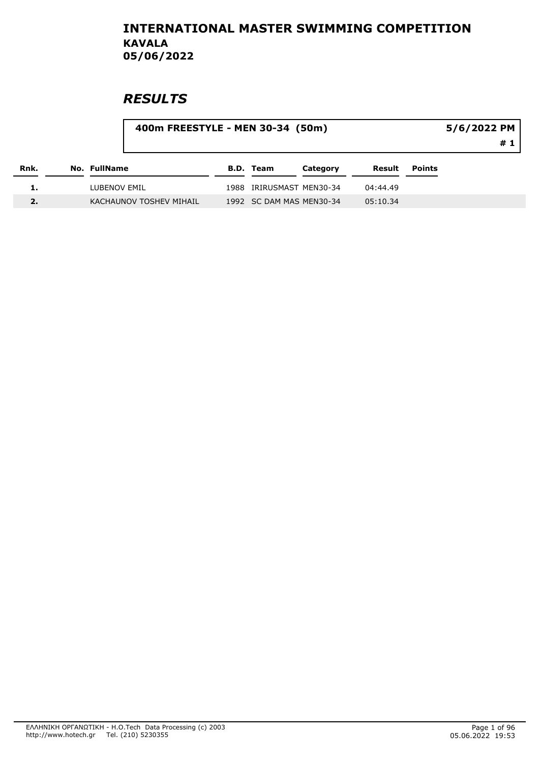# INTERNATIONAL MASTER SWIMMING COMPETITION
## KAVALA
## 05/06/2022

# RESULTS

**400m FREESTYLE - MEN 30-34 (50m)** — 5/6/2022 PM — # 1

| Rnk. | No. | FullName | B.D. | Team | Category | Result | Points |
|---|---|---|---|---|---|---|---|
| 1. | | LUBENOV EMIL | 1988 | IRIRUSMAST | MEN30-34 | 04:44.49 | |
| 2. | | KACHAUNOV TOSHEV MIHAIL | 1992 | SC DAM MAS | MEN30-34 | 05:10.34 | |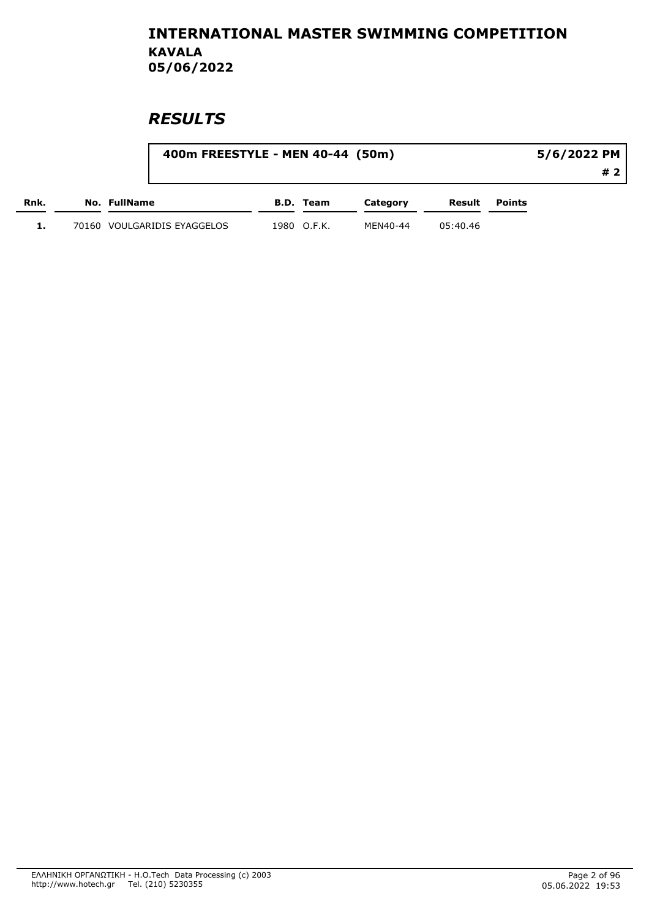# INTERNATIONAL MASTER SWIMMING COMPETITION

**KAVALA**
**05/06/2022**

## *RESULTS*

**400m FREESTYLE - MEN 40-44 (50m)** — **5/6/2022 PM** — **# 2**

| Rnk. | No. | FullName | B.D. | Team | Category | Result | Points |
|---|---|---|---|---|---|---|---|
| 1. | 70160 | VOULGARIDIS EYAGGELOS | 1980 | O.F.K. | MEN40-44 | 05:40.46 | |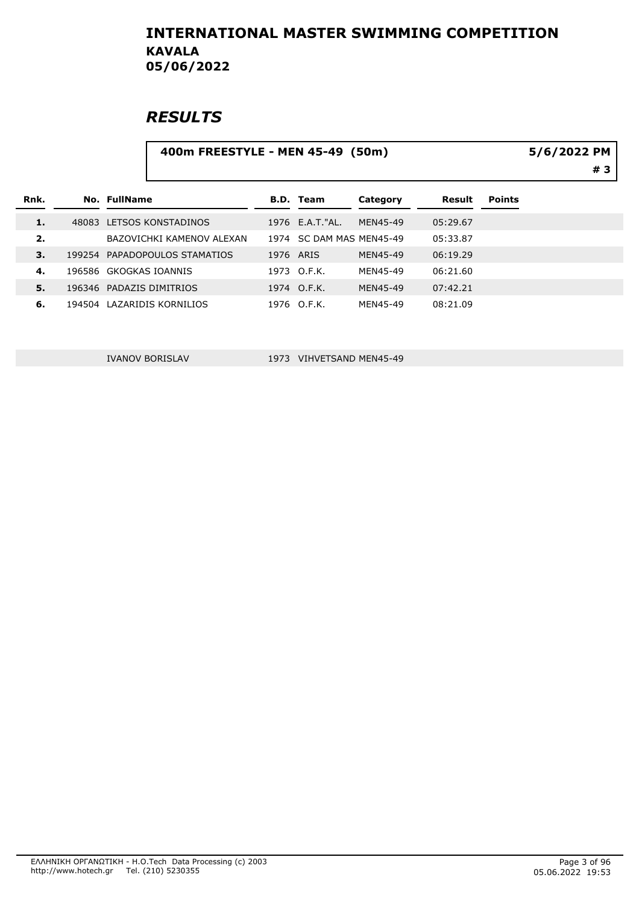# INTERNATIONAL MASTER SWIMMING COMPETITION

**KAVALA**
**05/06/2022**

## RESULTS

**400m FREESTYLE - MEN 45-49 (50m)** — 5/6/2022 PM — # 3

| Rnk. | No. | FullName | B.D. | Team | Category | Result | Points |
|---|---|---|---|---|---|---|---|
| 1. | 48083 | LETSOS KONSTADINOS | 1976 | E.A.T."AL. | MEN45-49 | 05:29.67 | |
| 2. | | BAZOVICHKI KAMENOV ALEXAN | 1974 | SC DAM MAS | MEN45-49 | 05:33.87 | |
| 3. | 199254 | PAPADOPOULOS STAMATIOS | 1976 | ARIS | MEN45-49 | 06:19.29 | |
| 4. | 196586 | GKOGKAS IOANNIS | 1973 | O.F.K. | MEN45-49 | 06:21.60 | |
| 5. | 196346 | PADAZIS DIMITRIOS | 1974 | O.F.K. | MEN45-49 | 07:42.21 | |
| 6. | 194504 | LAZARIDIS KORNILIOS | 1976 | O.F.K. | MEN45-49 | 08:21.09 | |
| | | IVANOV BORISLAV | 1973 | VIHVETSAND | MEN45-49 | | |

ΕΛΛΗΝΙΚΗ ΟΡΓΑΝΩΤΙΚΗ - H.O.Tech Data Processing (c) 2003
http://www.hotech.gr Tel. (210) 5230355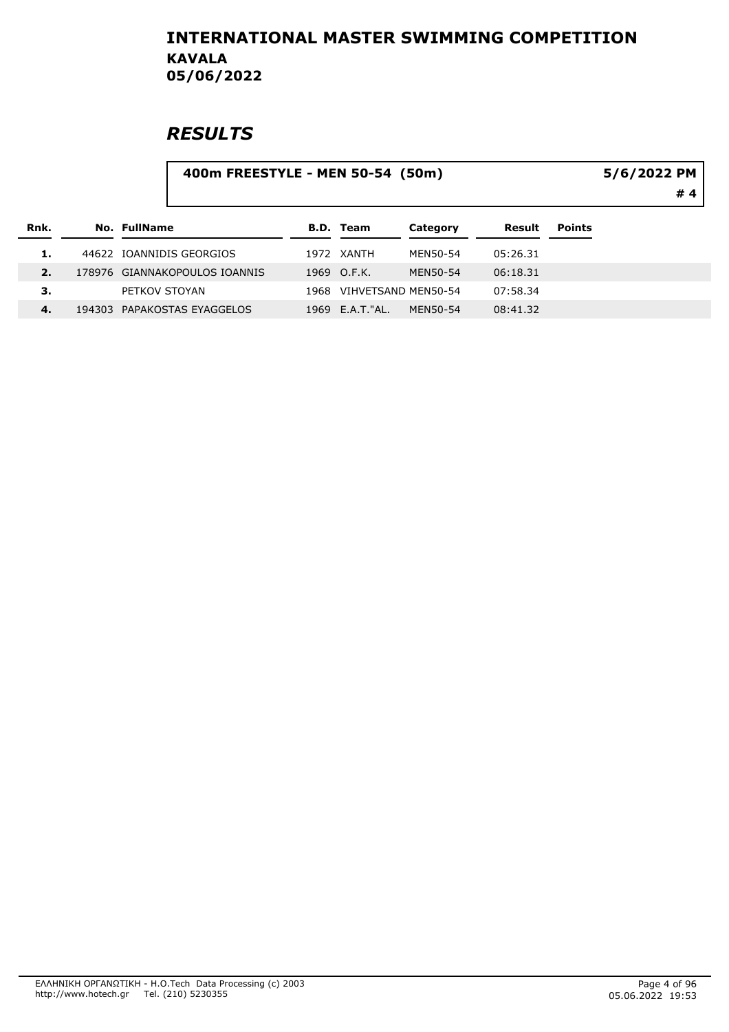# INTERNATIONAL MASTER SWIMMING COMPETITION

## KAVALA

## 05/06/2022

# *RESULTS*

**400m FREESTYLE - MEN 50-54 (50m)** — **5/6/2022 PM** — **# 4**

| Rnk. | No. | FullName | B.D. | Team | Category | Result | Points |
|---|---|---|---|---|---|---|---|
| 1. | 44622 | IOANNIDIS GEORGIOS | 1972 | XANTH | MEN50-54 | 05:26.31 | |
| 2. | 178976 | GIANNAKOPOULOS IOANNIS | 1969 | O.F.K. | MEN50-54 | 06:18.31 | |
| 3. | | PETKOV STOYAN | 1968 | VIHVETSAND | MEN50-54 | 07:58.34 | |
| 4. | 194303 | PAPAKOSTAS EYAGGELOS | 1969 | E.A.T."AL. | MEN50-54 | 08:41.32 | |

ΕΛΛΗΝΙΚΗ ΟΡΓΑΝΩΤΙΚΗ - H.O.Tech Data Processing (c) 2003
http://www.hotech.gr Tel. (210) 5230355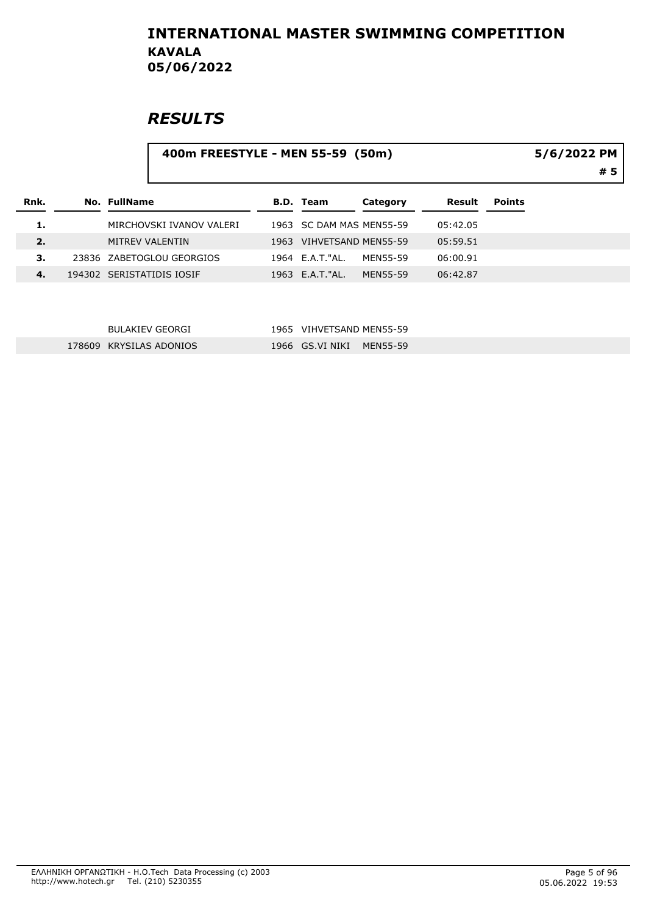# INTERNATIONAL MASTER SWIMMING COMPETITION
## KAVALA
## 05/06/2022

# *RESULTS*

**400m FREESTYLE - MEN 55-59 (50m)** — **5/6/2022 PM** — **# 5**

| Rnk. | No. | FullName | B.D. | Team | Category | Result | Points |
|---|---|---|---|---|---|---|---|
| 1. | | MIRCHOVSKI IVANOV VALERI | 1963 | SC DAM MAS | MEN55-59 | 05:42.05 | |
| 2. | | MITREV VALENTIN | 1963 | VIHVETSAND | MEN55-59 | 05:59.51 | |
| 3. | 23836 | ZABETOGLOU GEORGIOS | 1964 | E.A.T."AL. | MEN55-59 | 06:00.91 | |
| 4. | 194302 | SERISTATIDIS IOSIF | 1963 | E.A.T."AL. | MEN55-59 | 06:42.87 | |
| | | BULAKIEV GEORGI | 1965 | VIHVETSAND | MEN55-59 | | |
| | 178609 | KRYSILAS ADONIOS | 1966 | GS.VI NIKI | MEN55-59 | | |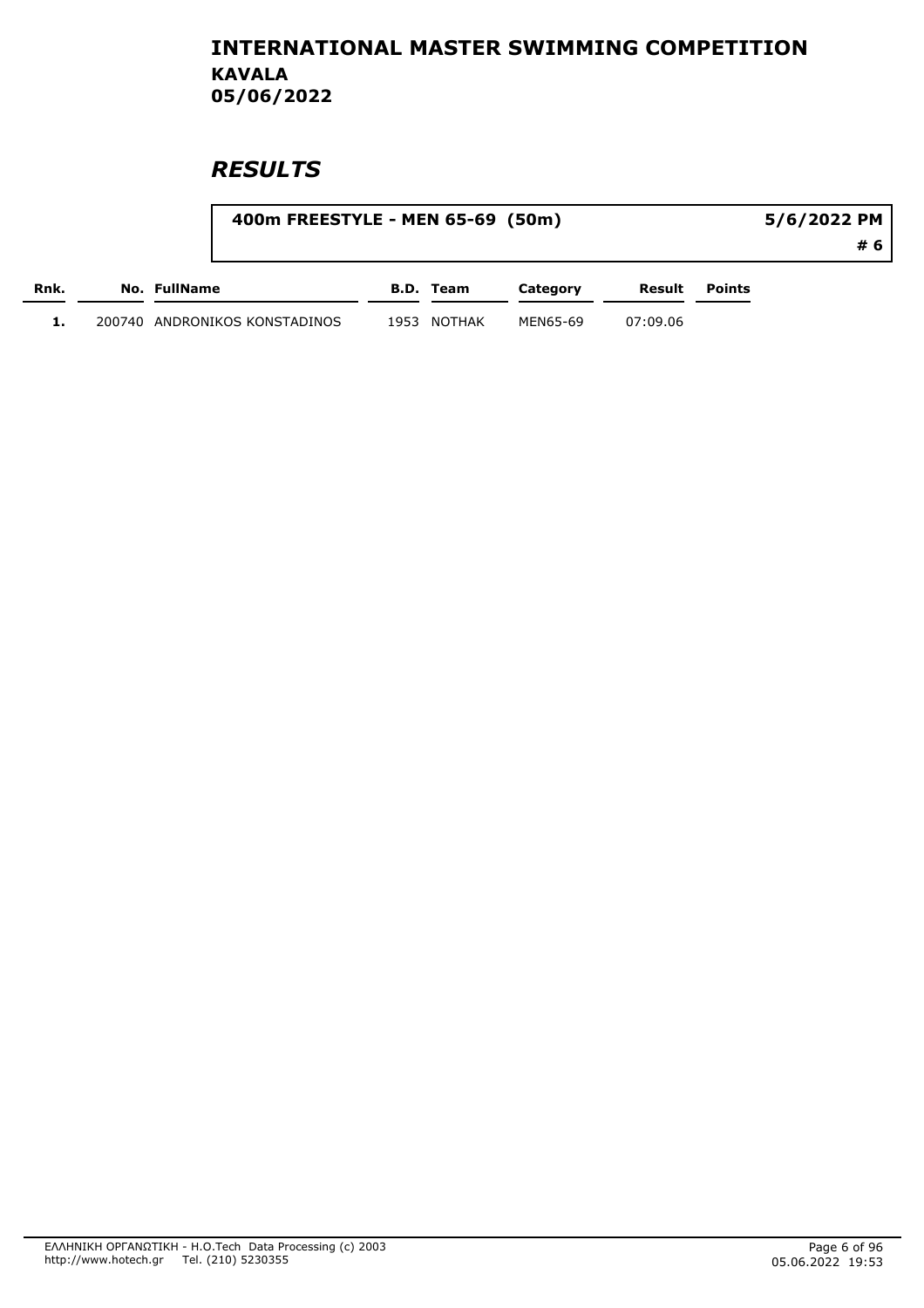# INTERNATIONAL MASTER SWIMMING COMPETITION

**KAVALA**

**05/06/2022**

## *RESULTS*

**400m FREESTYLE - MEN 65-69 (50m)** — **5/6/2022 PM** — **# 6**

| Rnk. | No. | FullName | B.D. | Team | Category | Result | Points |
|---|---|---|---|---|---|---|---|
| 1. | 200740 | ANDRONIKOS KONSTADINOS | 1953 | NOTHAK | MEN65-69 | 07:09.06 | |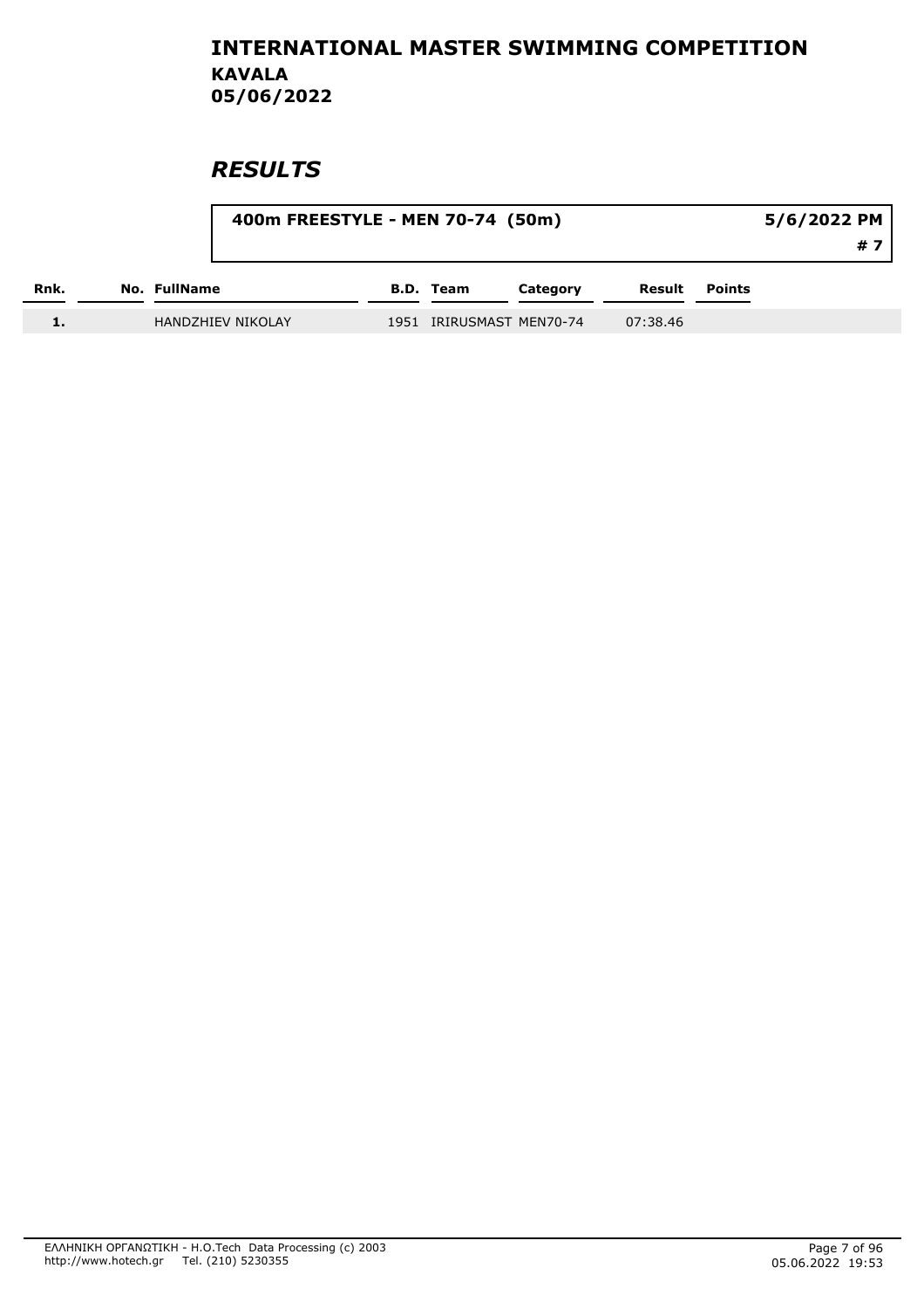# INTERNATIONAL MASTER SWIMMING COMPETITION
## KAVALA
## 05/06/2022

## *RESULTS*

### 400m FREESTYLE - MEN 70-74 (50m)

5/6/2022 PM

# 7

| Rnk. | No. | FullName | B.D. | Team | Category | Result | Points |
|---|---|---|---|---|---|---|---|
| 1. | | HANDZHIEV NIKOLAY | 1951 | IRIRUSMAST | MEN70-74 | 07:38.46 | |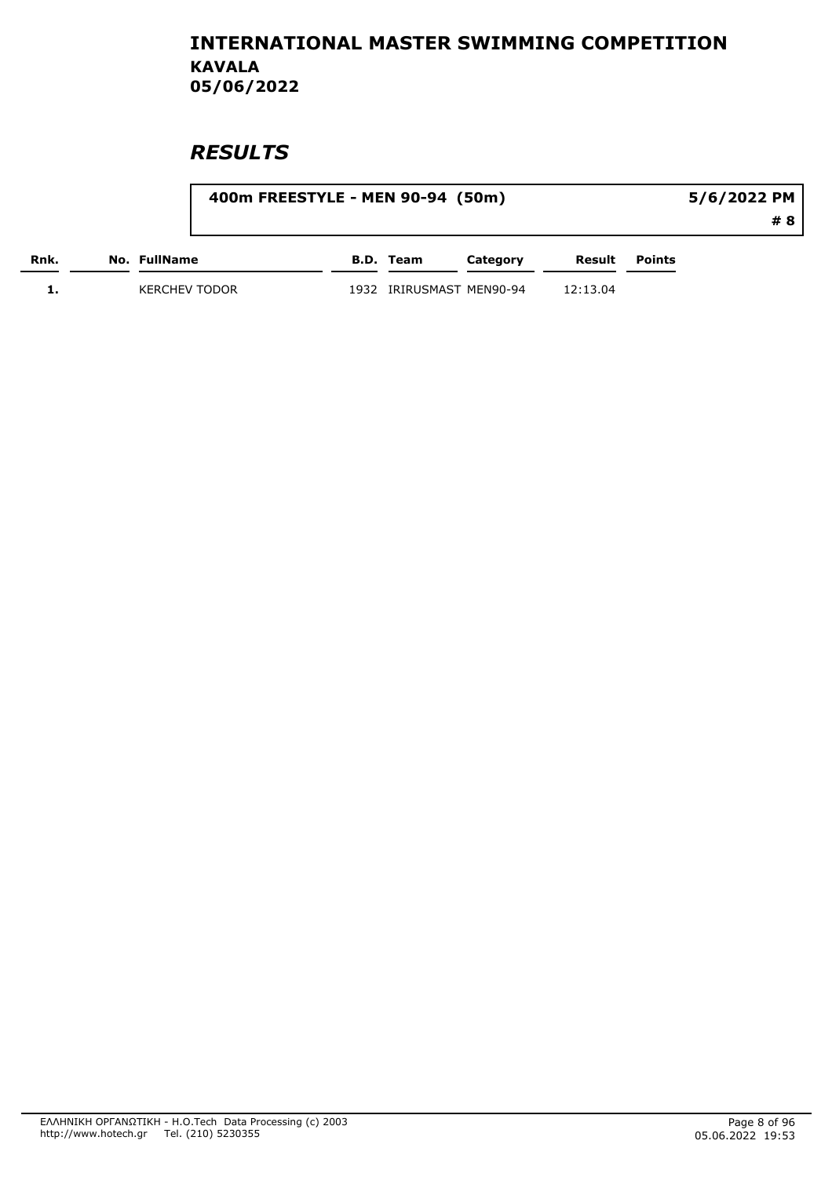# INTERNATIONAL MASTER SWIMMING COMPETITION
## KAVALA
## 05/06/2022

## *RESULTS*

**400m FREESTYLE - MEN 90-94 (50m)** — **5/6/2022 PM** — **# 8**

| Rnk. | No. | FullName | B.D. | Team | Category | Result | Points |
|---|---|---|---|---|---|---|---|
| 1. | | KERCHEV TODOR | 1932 | IRIRUSMAST | MEN90-94 | 12:13.04 | |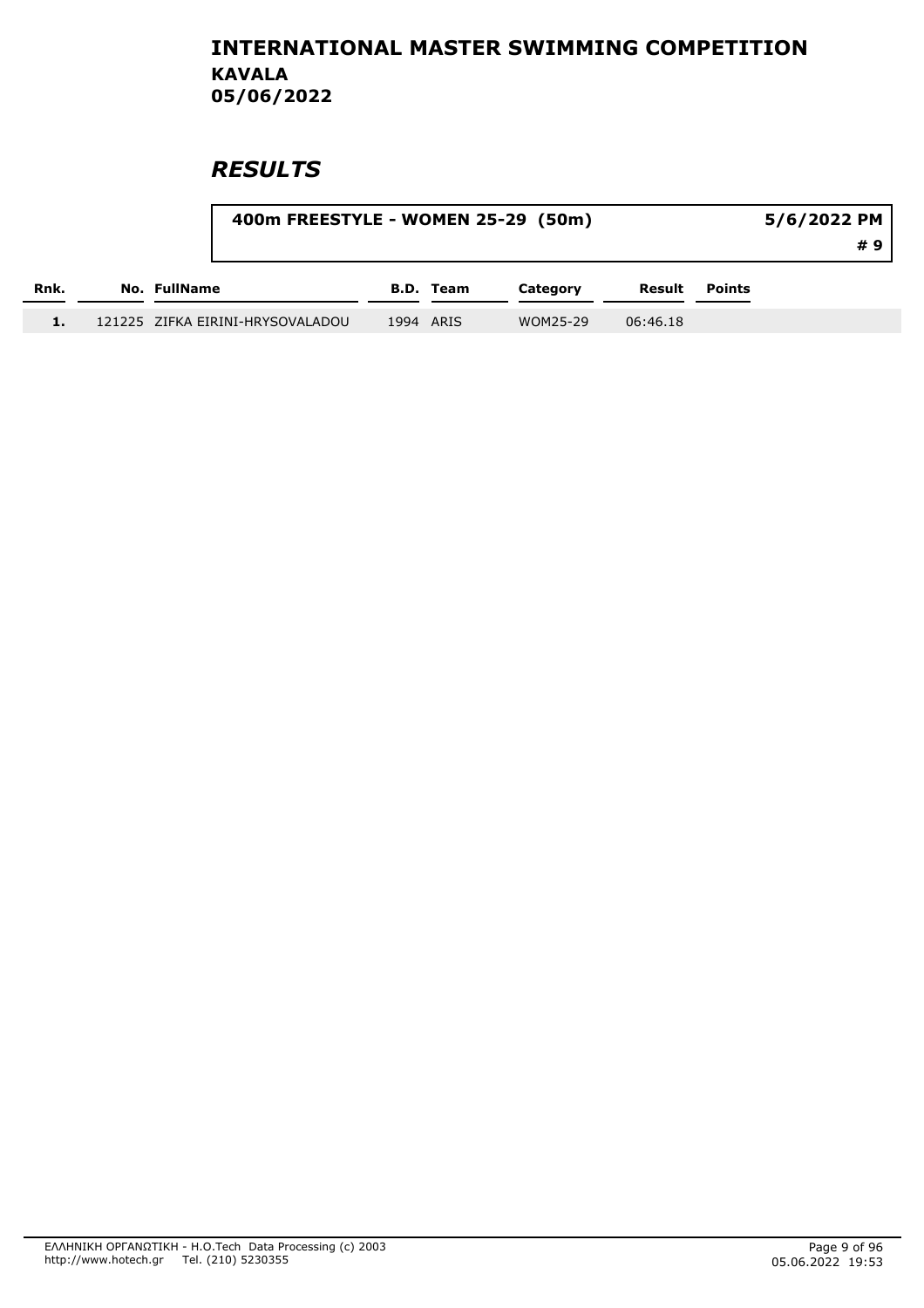# INTERNATIONAL MASTER SWIMMING COMPETITION

## KAVALA

## 05/06/2022

## *RESULTS*

**400m FREESTYLE - WOMEN 25-29 (50m)** — **5/6/2022 PM** — **# 9**

| Rnk. | No. | FullName | B.D. | Team | Category | Result | Points |
|---|---|---|---|---|---|---|---|
| 1. | 121225 | ZIFKA EIRINI-HRYSOVALADOU | 1994 | ARIS | WOM25-29 | 06:46.18 | |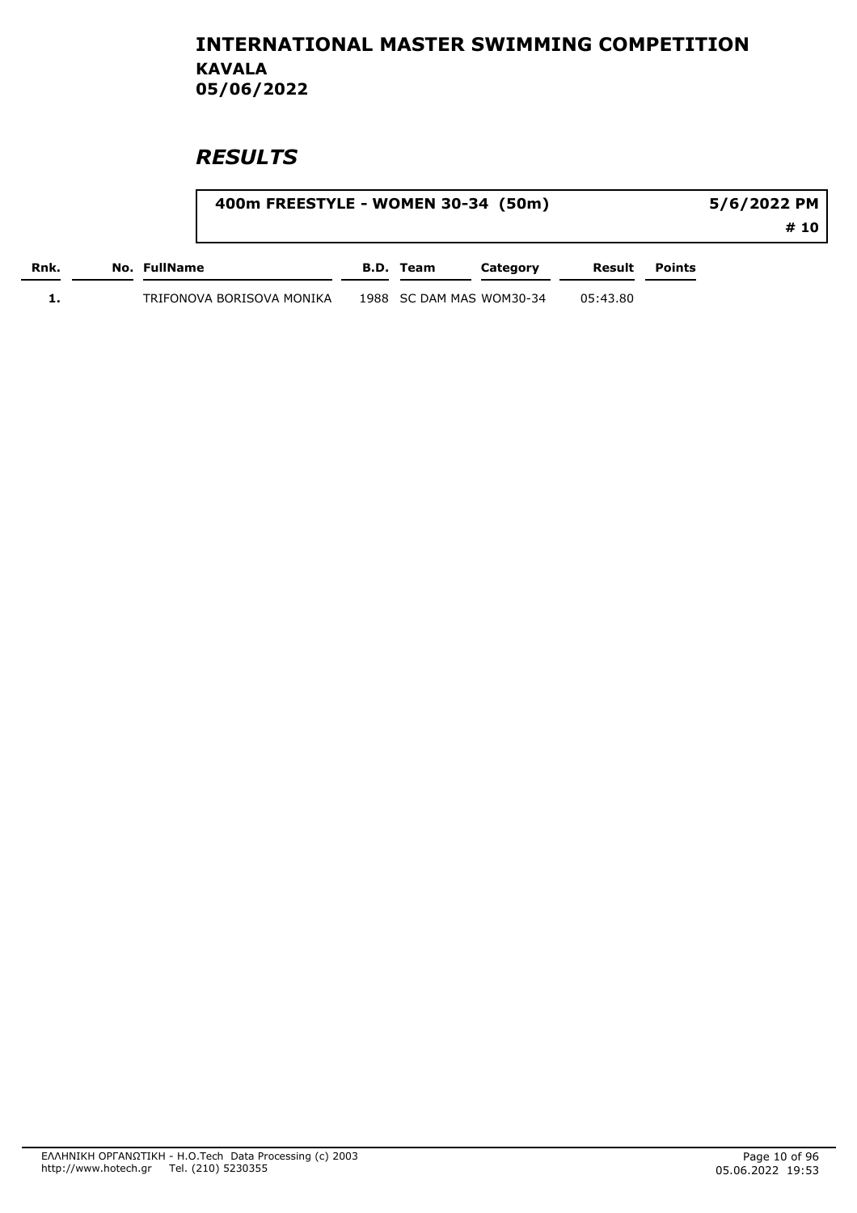# INTERNATIONAL MASTER SWIMMING COMPETITION
## KAVALA
## 05/06/2022

## *RESULTS*

**400m FREESTYLE - WOMEN 30-34 (50m)** — **5/6/2022 PM** — **# 10**

| Rnk. | No. | FullName | B.D. | Team | Category | Result | Points |
|---|---|---|---|---|---|---|---|
| 1. | | TRIFONOVA BORISOVA MONIKA | 1988 | SC DAM MAS | WOM30-34 | 05:43.80 | |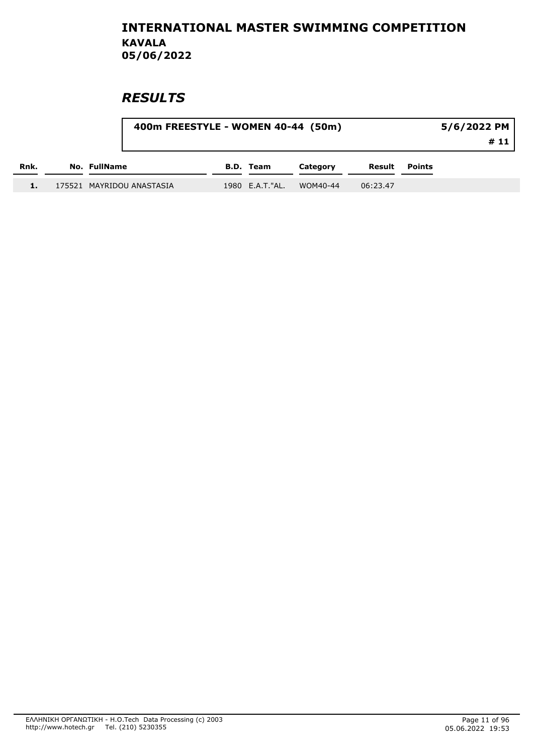# INTERNATIONAL MASTER SWIMMING COMPETITION

## KAVALA

## 05/06/2022

## *RESULTS*

| 400m FREESTYLE - WOMEN 40-44 (50m) | 5/6/2022 PM |
|---|---|
| | # 11 |

| Rnk. | No. | FullName | B.D. | Team | Category | Result | Points |
|---|---|---|---|---|---|---|---|
| 1. | 175521 | MAYRIDOU ANASTASIA | 1980 | E.A.T."AL. | WOM40-44 | 06:23.47 | |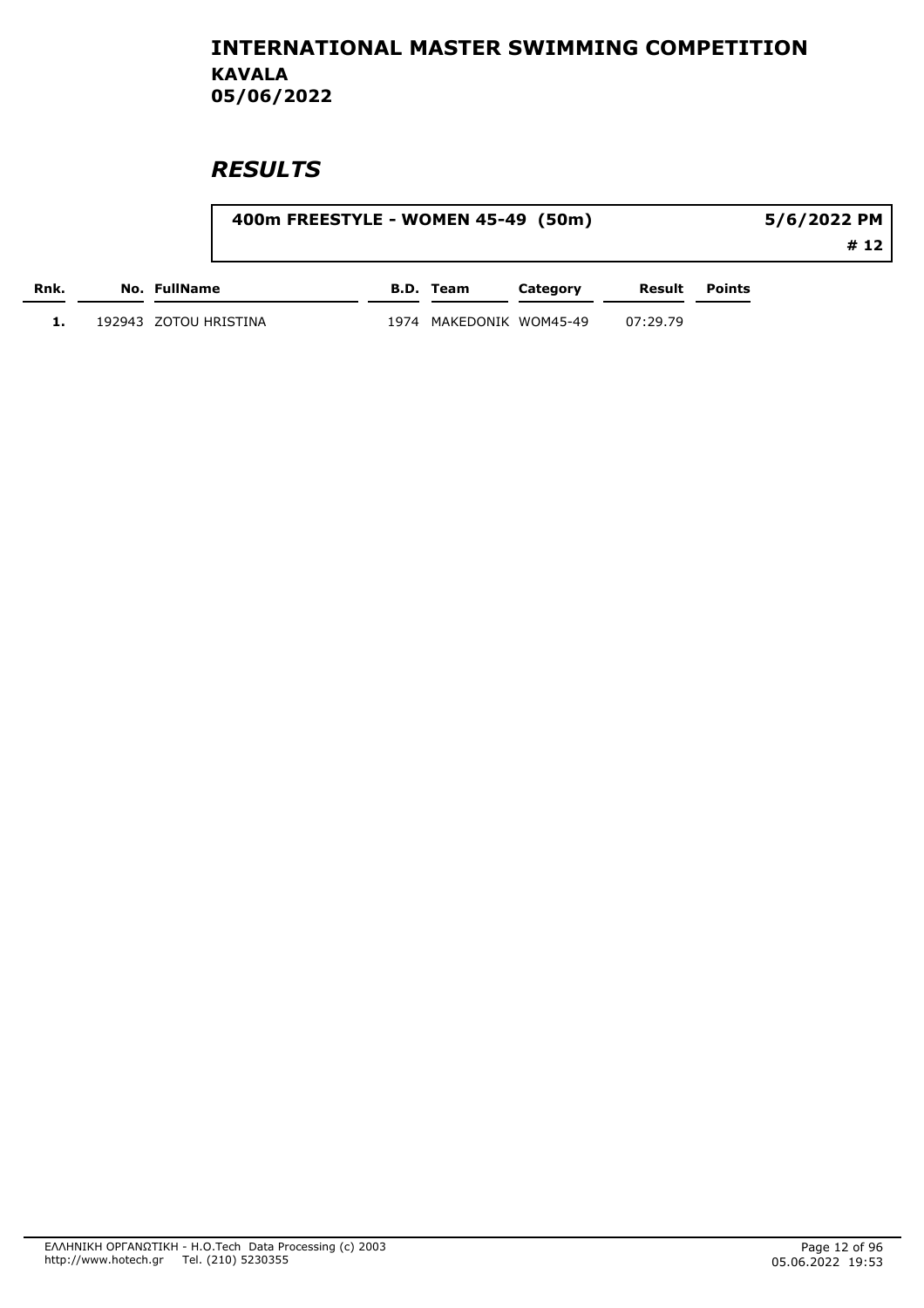# INTERNATIONAL MASTER SWIMMING COMPETITION

**KAVALA**
**05/06/2022**

## *RESULTS*

**400m FREESTYLE - WOMEN 45-49 (50m)** — **5/6/2022 PM** — **# 12**

| Rnk. | No. | FullName | B.D. | Team | Category | Result | Points |
|---|---|---|---|---|---|---|---|
| 1. | 192943 | ZOTOU HRISTINA | 1974 | MAKEDONIK | WOM45-49 | 07:29.79 | |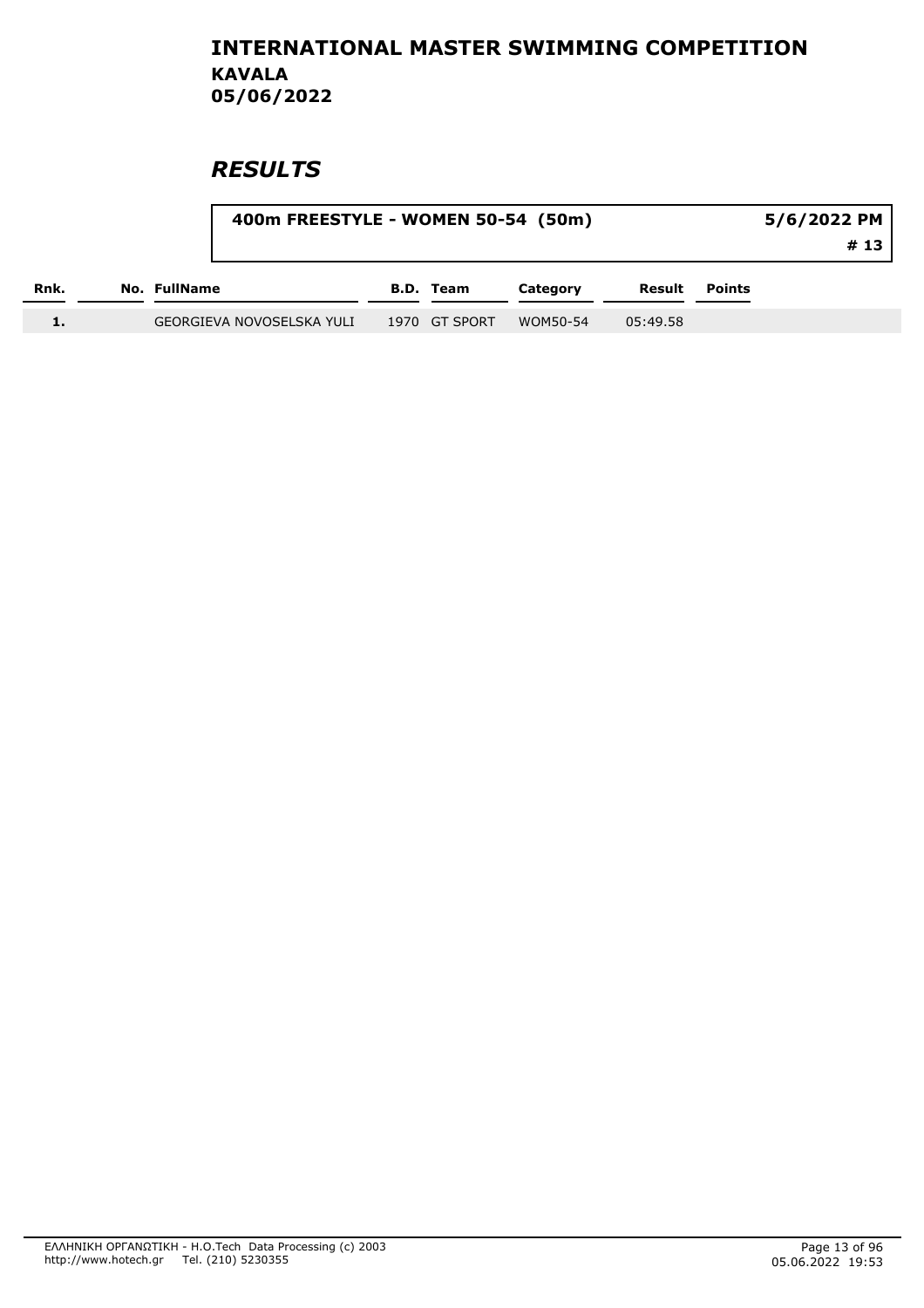# INTERNATIONAL MASTER SWIMMING COMPETITION
## KAVALA
## 05/06/2022

## *RESULTS*

| 400m FREESTYLE - WOMEN 50-54 (50m) | 5/6/2022 PM |
|---|---|
| | # 13 |

| Rnk. | No. | FullName | B.D. | Team | Category | Result | Points |
|---|---|---|---|---|---|---|---|
| 1. | | GEORGIEVA NOVOSELSKA YULI | 1970 | GT SPORT | WOM50-54 | 05:49.58 | |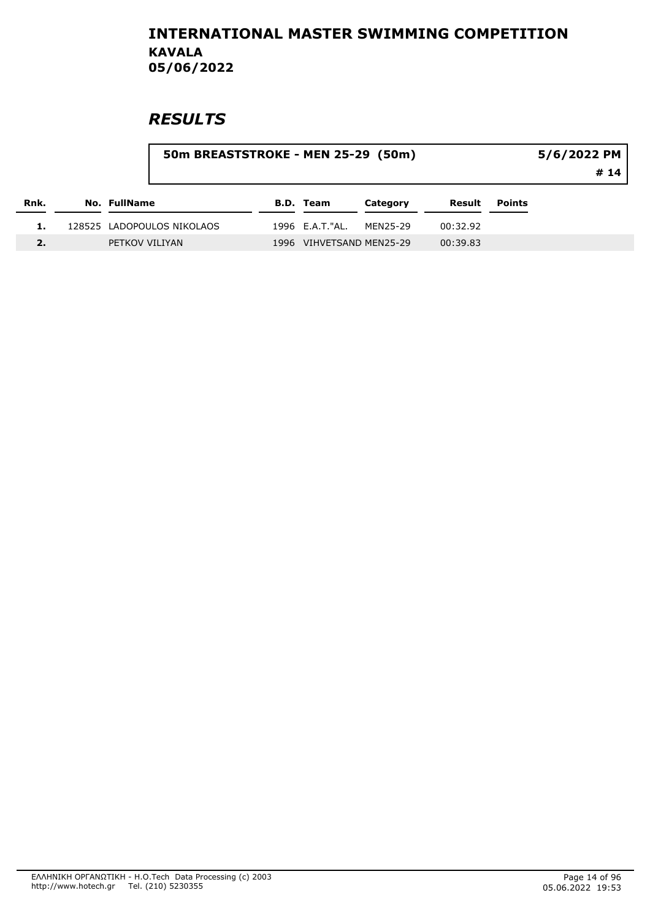# INTERNATIONAL MASTER SWIMMING COMPETITION

**KAVALA**

**05/06/2022**

## *RESULTS*

**50m BREASTSTROKE - MEN 25-29 (50m)** — 5/6/2022 PM — # 14

| Rnk. | No. | FullName | B.D. | Team | Category | Result | Points |
|---|---|---|---|---|---|---|---|
| 1. | 128525 | LADOPOULOS NIKOLAOS | 1996 | E.A.T."AL. | MEN25-29 | 00:32.92 | |
| 2. | | PETKOV VILIYAN | 1996 | VIHVETSAND | MEN25-29 | 00:39.83 | |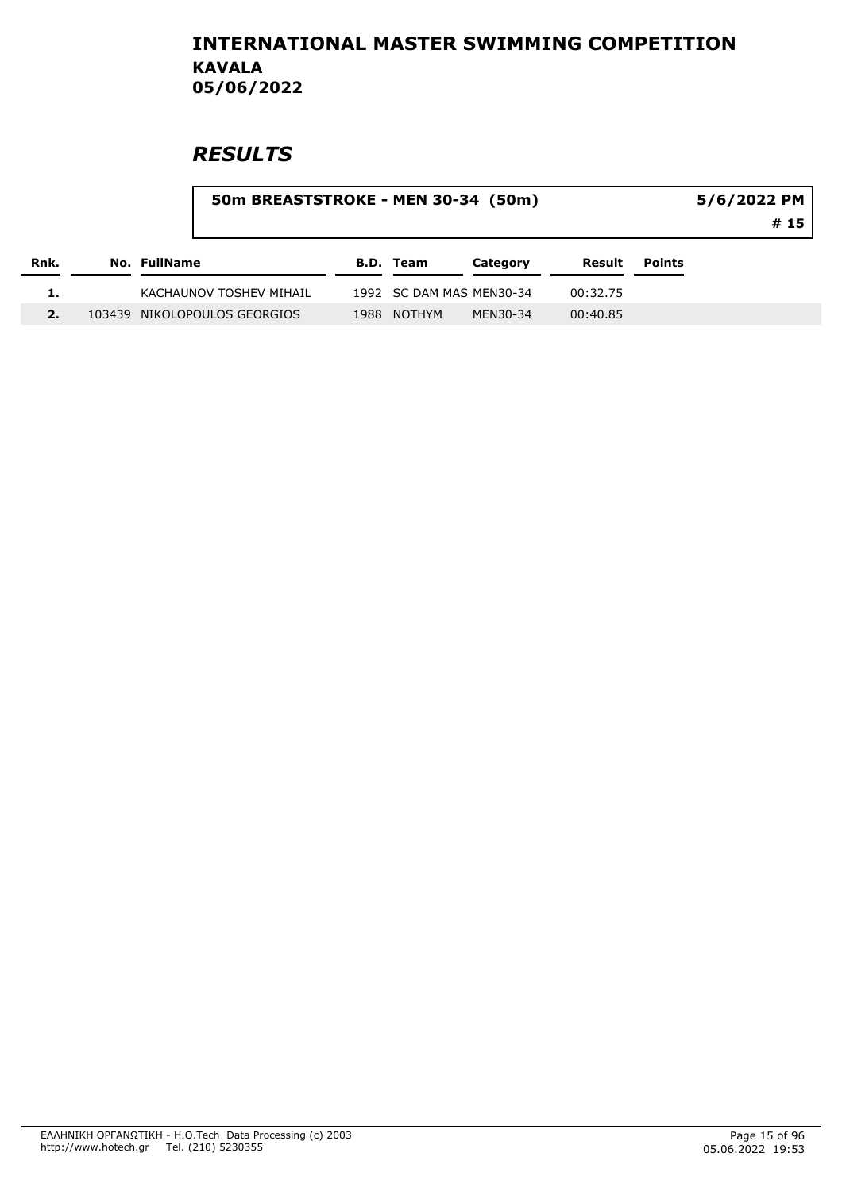# INTERNATIONAL MASTER SWIMMING COMPETITION

## KAVALA

## 05/06/2022

## *RESULTS*

### 50m BREASTSTROKE - MEN 30-34 (50m)

5/6/2022 PM

# 15

| Rnk. | No. | FullName | B.D. | Team | Category | Result | Points |
|---|---|---|---|---|---|---|---|
| 1. | | KACHAUNOV TOSHEV MIHAIL | 1992 | SC DAM MAS | MEN30-34 | 00:32.75 | |
| 2. | 103439 | NIKOLOPOULOS GEORGIOS | 1988 | NOTHYM | MEN30-34 | 00:40.85 | |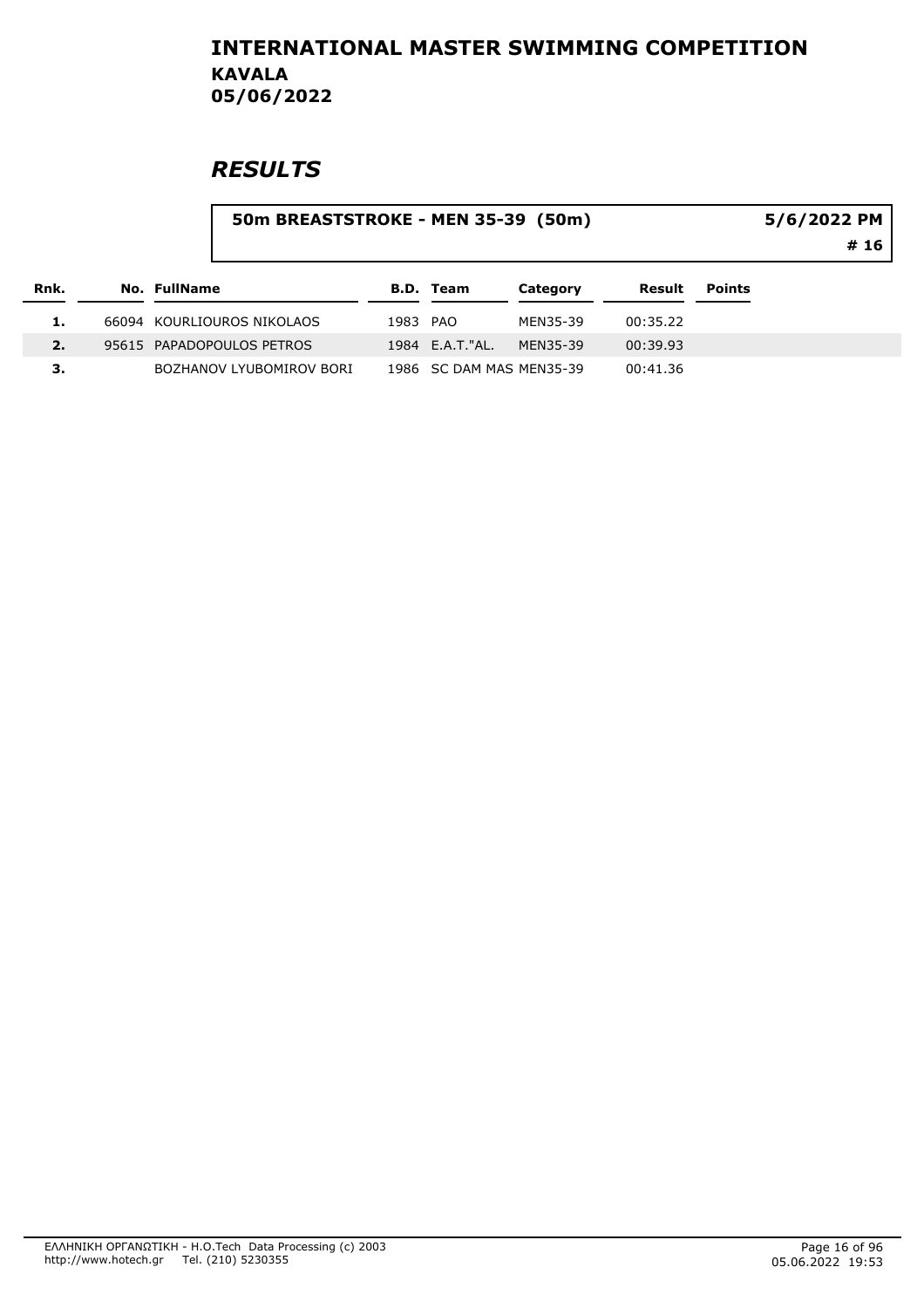# INTERNATIONAL MASTER SWIMMING COMPETITION
## KAVALA
## 05/06/2022

## *RESULTS*

**50m BREASTSTROKE - MEN 35-39 (50m)** | **5/6/2022 PM** | **# 16**

| Rnk. | No. | FullName | B.D. | Team | Category | Result | Points |
|---|---|---|---|---|---|---|---|
| 1. | 66094 | KOURLIOUROS NIKOLAOS | 1983 | PAO | MEN35-39 | 00:35.22 | |
| 2. | 95615 | PAPADOPOULOS PETROS | 1984 | E.A.T."AL. | MEN35-39 | 00:39.93 | |
| 3. | | BOZHANOV LYUBOMIROV BORI | 1986 | SC DAM MAS | MEN35-39 | 00:41.36 | |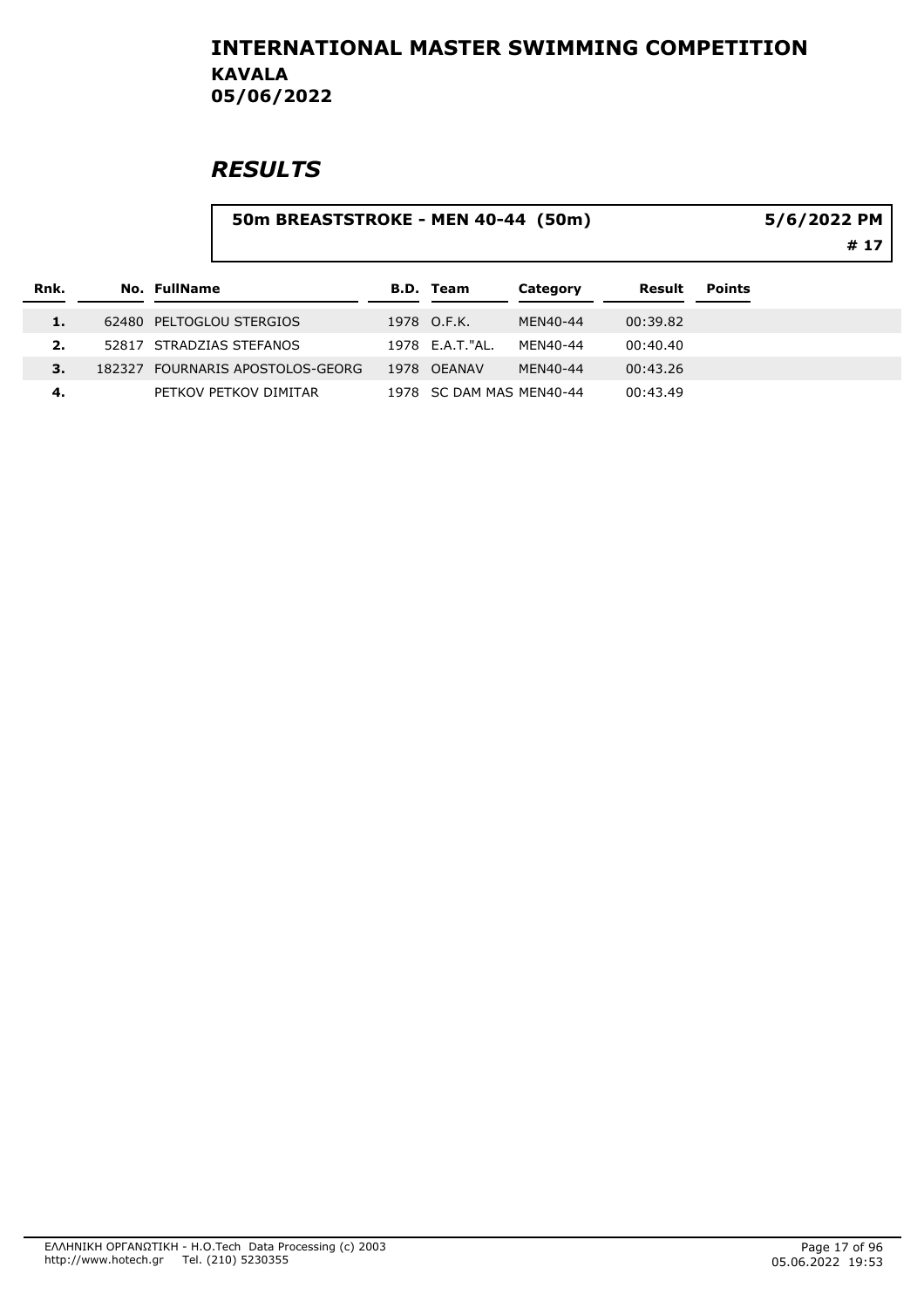# INTERNATIONAL MASTER SWIMMING COMPETITION
## KAVALA
## 05/06/2022

# *RESULTS*

**50m BREASTSTROKE - MEN 40-44 (50m)** — 5/6/2022 PM — # 17

| Rnk. | No. | FullName | B.D. | Team | Category | Result | Points |
|---|---|---|---|---|---|---|---|
| 1. | 62480 | PELTOGLOU STERGIOS | 1978 | O.F.K. | MEN40-44 | 00:39.82 | |
| 2. | 52817 | STRADZIAS STEFANOS | 1978 | E.A.T."AL. | MEN40-44 | 00:40.40 | |
| 3. | 182327 | FOURNARIS APOSTOLOS-GEORG | 1978 | OEANAV | MEN40-44 | 00:43.26 | |
| 4. | | PETKOV PETKOV DIMITAR | 1978 | SC DAM MAS | MEN40-44 | 00:43.49 | |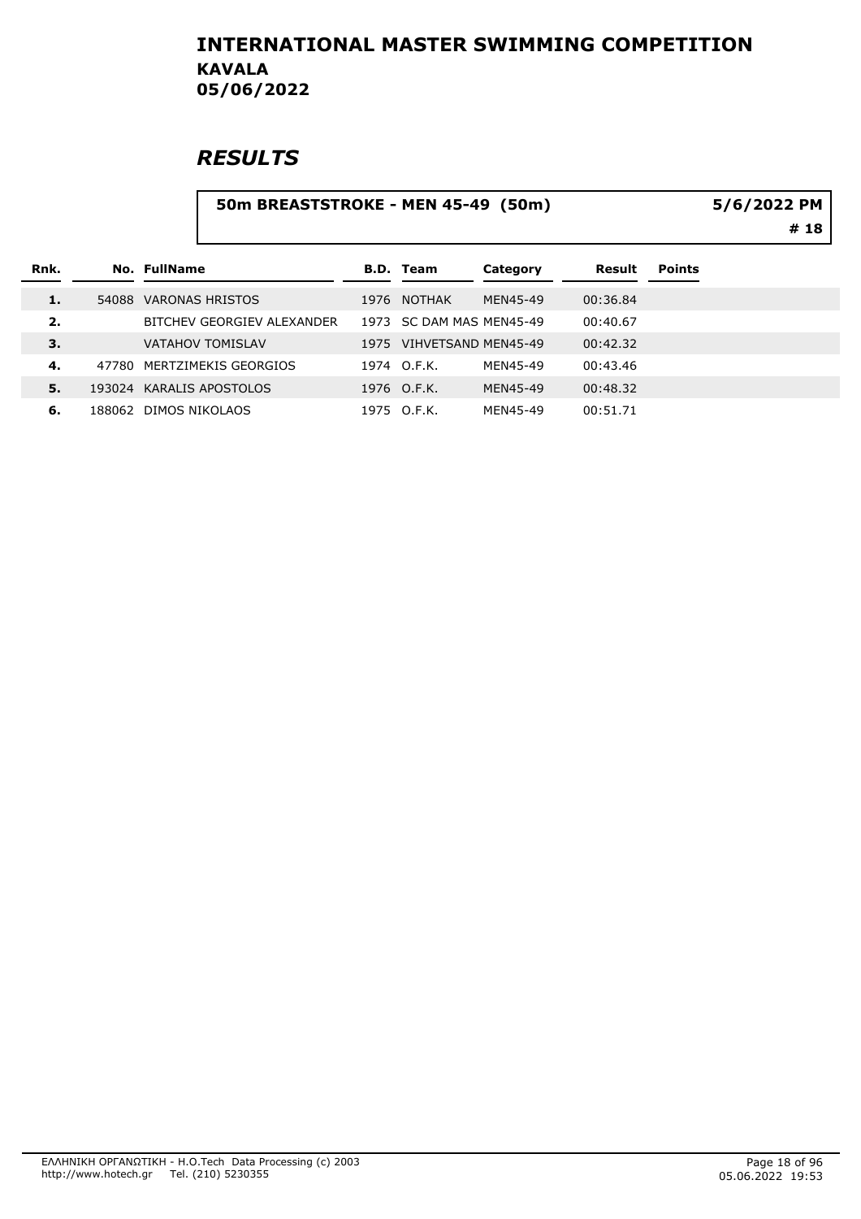# INTERNATIONAL MASTER SWIMMING COMPETITION

**KAVALA**
**05/06/2022**

## *RESULTS*

**50m BREASTSTROKE - MEN 45-49 (50m)** — **5/6/2022 PM** — **# 18**

| Rnk. | No. | FullName | B.D. | Team | Category | Result | Points |
|---|---|---|---|---|---|---|---|
| 1. | 54088 | VARONAS HRISTOS | 1976 | NOTHAK | MEN45-49 | 00:36.84 | |
| 2. | | BITCHEV GEORGIEV ALEXANDER | 1973 | SC DAM MAS | MEN45-49 | 00:40.67 | |
| 3. | | VATAHOV TOMISLAV | 1975 | VIHVETSAND | MEN45-49 | 00:42.32 | |
| 4. | 47780 | MERTZIMEKIS GEORGIOS | 1974 | O.F.K. | MEN45-49 | 00:43.46 | |
| 5. | 193024 | KARALIS APOSTOLOS | 1976 | O.F.K. | MEN45-49 | 00:48.32 | |
| 6. | 188062 | DIMOS NIKOLAOS | 1975 | O.F.K. | MEN45-49 | 00:51.71 | |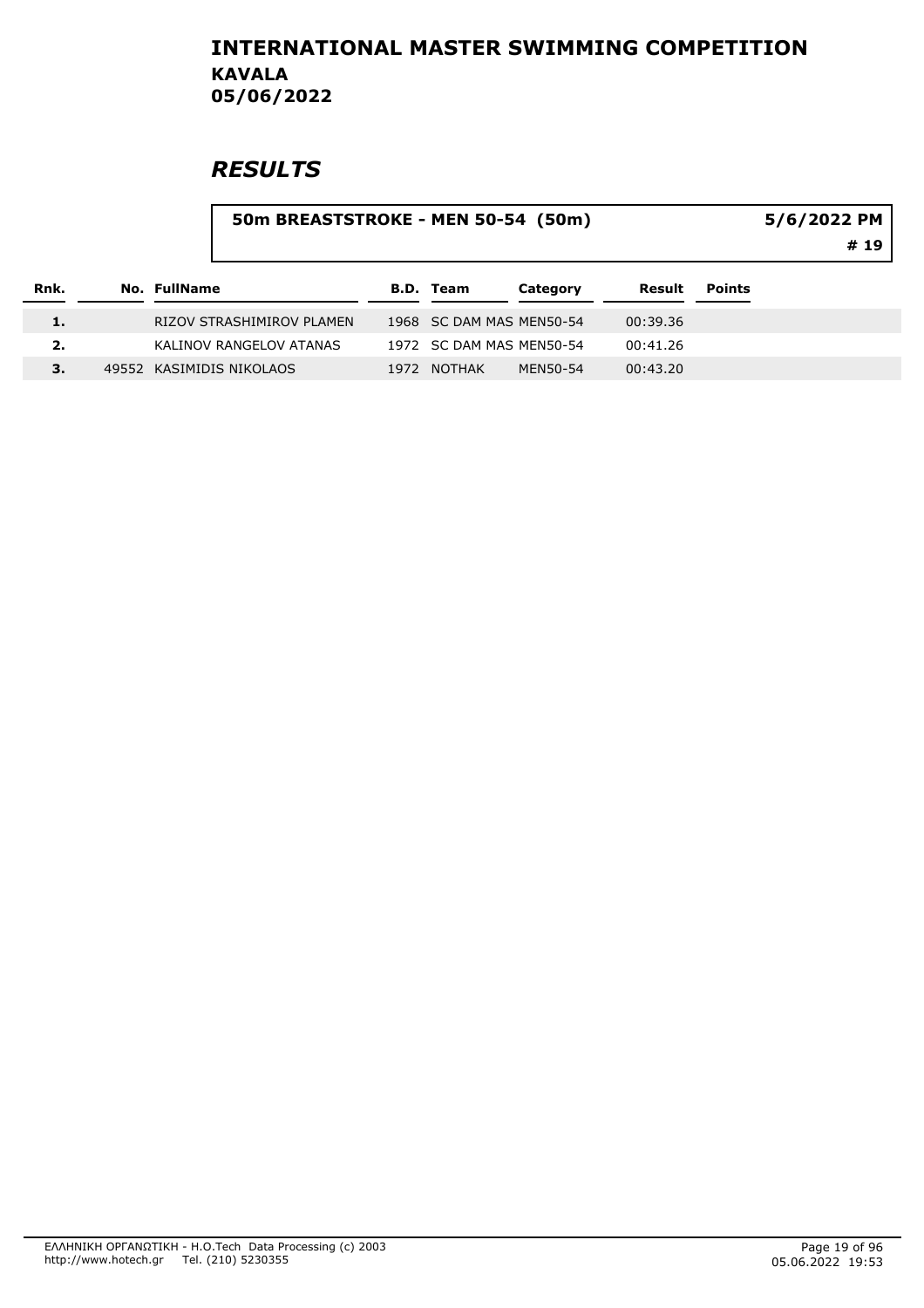# INTERNATIONAL MASTER SWIMMING COMPETITION

**KAVALA**

**05/06/2022**

## *RESULTS*

**50m BREASTSTROKE - MEN 50-54 (50m)** | **5/6/2022 PM** | **# 19**

| Rnk. | No. | FullName | B.D. | Team | Category | Result | Points |
|---|---|---|---|---|---|---|---|
| 1. | | RIZOV STRASHIMIROV PLAMEN | 1968 | SC DAM MAS | MEN50-54 | 00:39.36 | |
| 2. | | KALINOV RANGELOV ATANAS | 1972 | SC DAM MAS | MEN50-54 | 00:41.26 | |
| 3. | 49552 | KASIMIDIS NIKOLAOS | 1972 | NOTHAK | MEN50-54 | 00:43.20 | |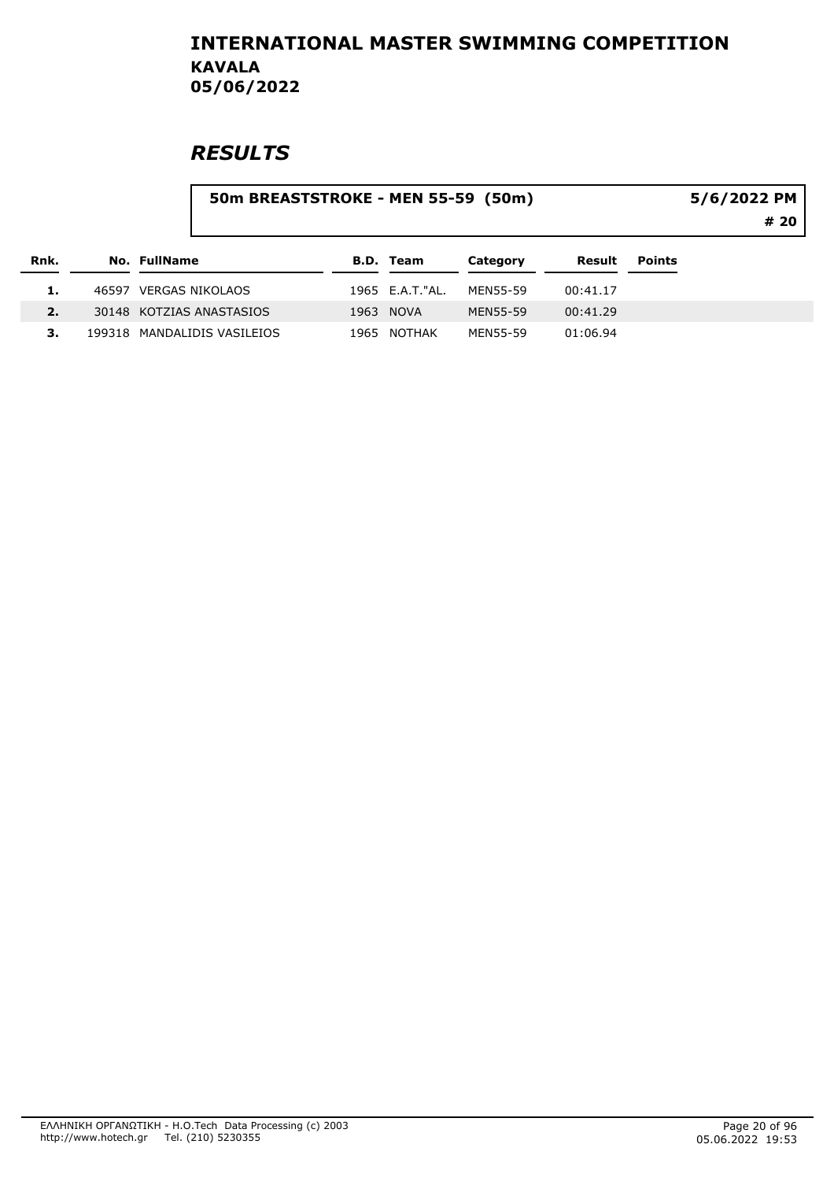# INTERNATIONAL MASTER SWIMMING COMPETITION

## KAVALA

## 05/06/2022

# *RESULTS*

**50m BREASTSTROKE - MEN 55-59 (50m)** **5/6/2022 PM**

**# 20**

| Rnk. | No. | FullName | B.D. | Team | Category | Result | Points |
|---|---|---|---|---|---|---|---|
| 1. | 46597 | VERGAS NIKOLAOS | 1965 | E.A.T."AL. | MEN55-59 | 00:41.17 | |
| 2. | 30148 | KOTZIAS ANASTASIOS | 1963 | NOVA | MEN55-59 | 00:41.29 | |
| 3. | 199318 | MANDALIDIS VASILEIOS | 1965 | NOTHAK | MEN55-59 | 01:06.94 | |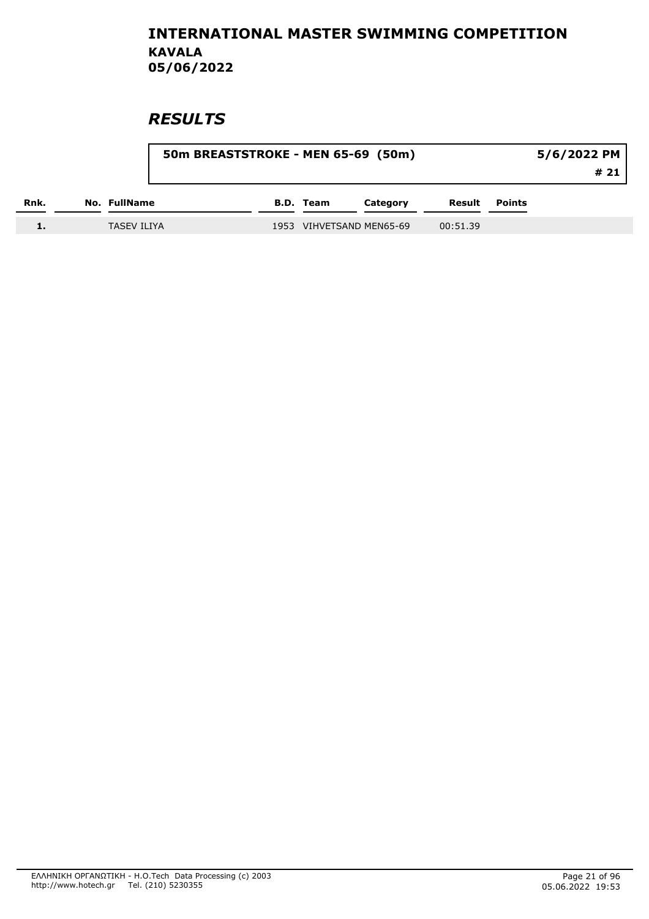# INTERNATIONAL MASTER SWIMMING COMPETITION
## KAVALA
## 05/06/2022

# *RESULTS*

**50m BREASTSTROKE - MEN 65-69 (50m)** — **5/6/2022 PM** — **# 21**

| Rnk. | No. | FullName | B.D. | Team | Category | Result | Points |
|---|---|---|---|---|---|---|---|
| 1. | | TASEV ILIYA | 1953 | VIHVETSAND | MEN65-69 | 00:51.39 | |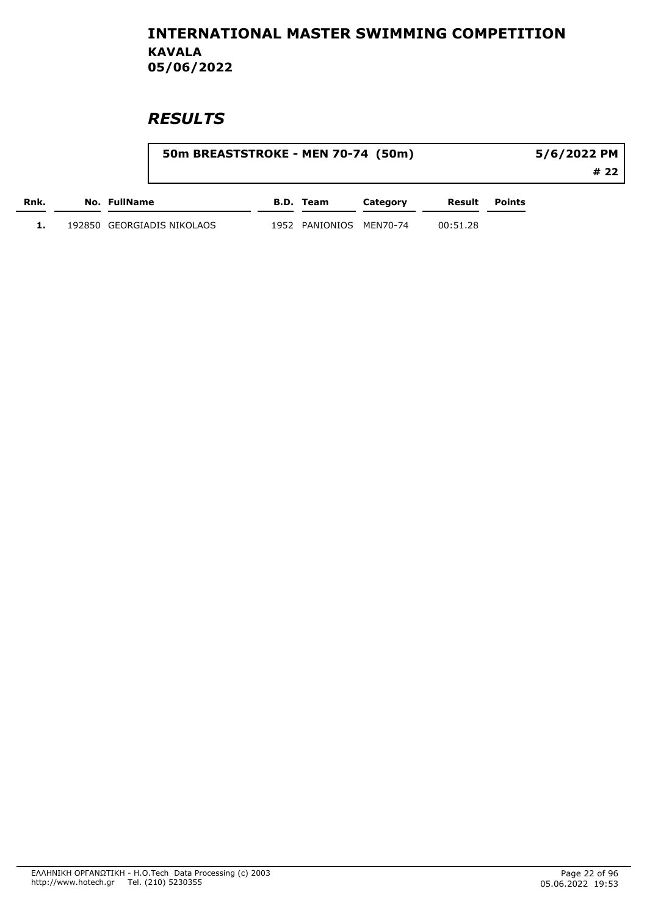# INTERNATIONAL MASTER SWIMMING COMPETITION
## KAVALA
## 05/06/2022

## *RESULTS*

**50m BREASTSTROKE - MEN 70-74 (50m)** | **5/6/2022 PM** | **# 22**

| Rnk. | No. | FullName | B.D. | Team | Category | Result | Points |
|---|---|---|---|---|---|---|---|
| 1. | 192850 | GEORGIADIS NIKOLAOS | 1952 | PANIONIOS | MEN70-74 | 00:51.28 | |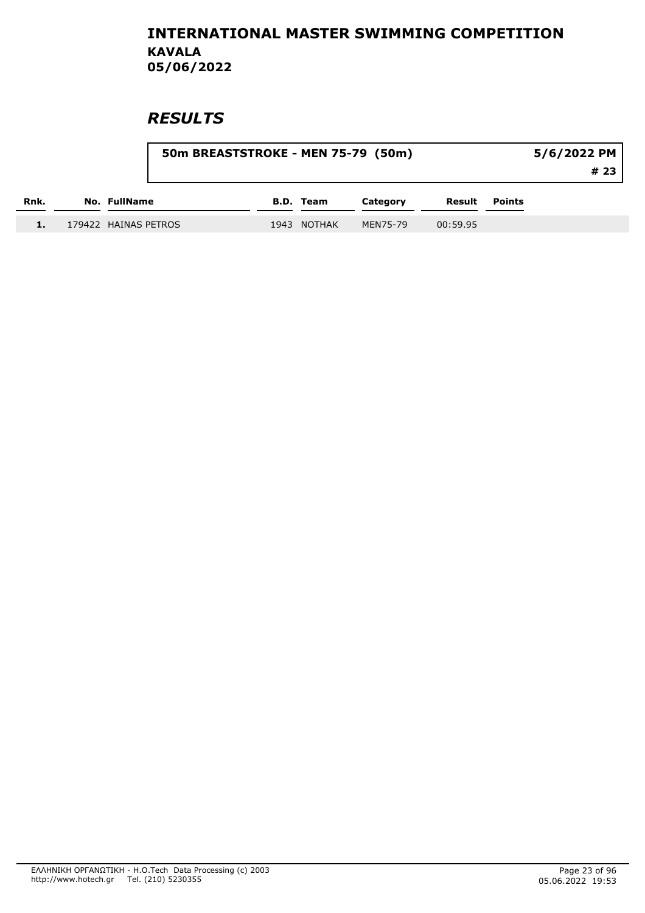# INTERNATIONAL MASTER SWIMMING COMPETITION

**KAVALA**
**05/06/2022**

## *RESULTS*

**50m BREASTSTROKE - MEN 75-79 (50m)** — **5/6/2022 PM** — **# 23**

| Rnk. | No. | FullName | B.D. | Team | Category | Result | Points |
|---|---|---|---|---|---|---|---|
| 1. | 179422 | HAINAS PETROS | 1943 | NOTHAK | MEN75-79 | 00:59.95 | |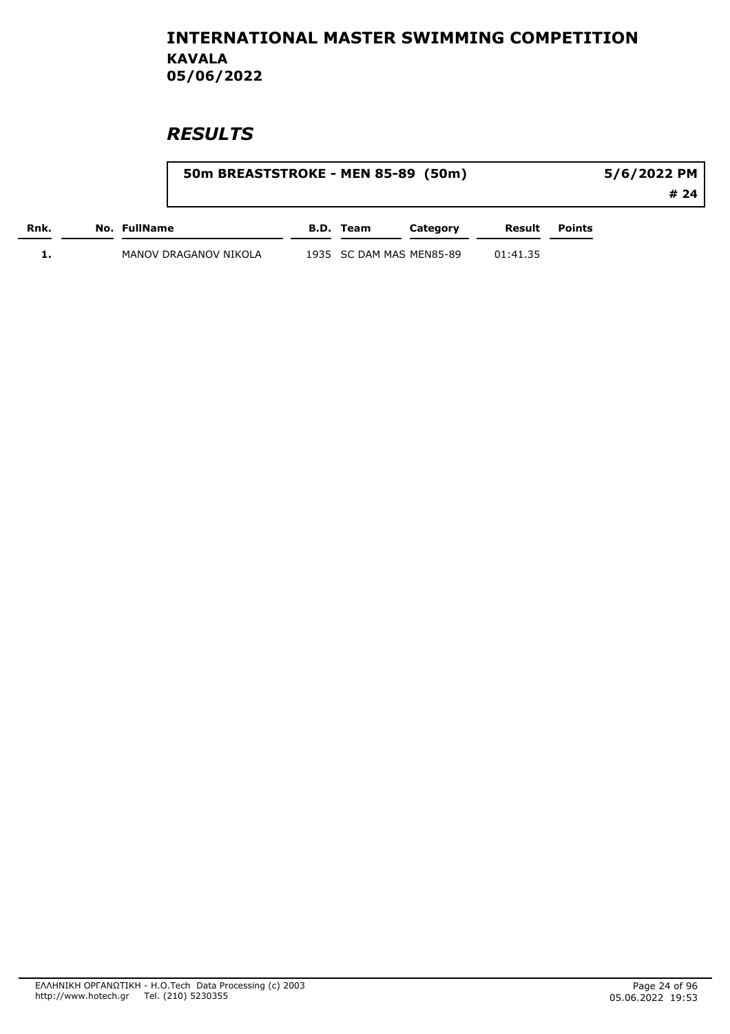# INTERNATIONAL MASTER SWIMMING COMPETITION

**KAVALA**

**05/06/2022**

## *RESULTS*

**50m BREASTSTROKE - MEN 85-89 (50m)** — **5/6/2022 PM** — **# 24**

| Rnk. | No. | FullName | B.D. | Team | Category | Result | Points |
|---|---|---|---|---|---|---|---|
| 1. | | MANOV DRAGANOV NIKOLA | 1935 | SC DAM MAS | MEN85-89 | 01:41.35 | |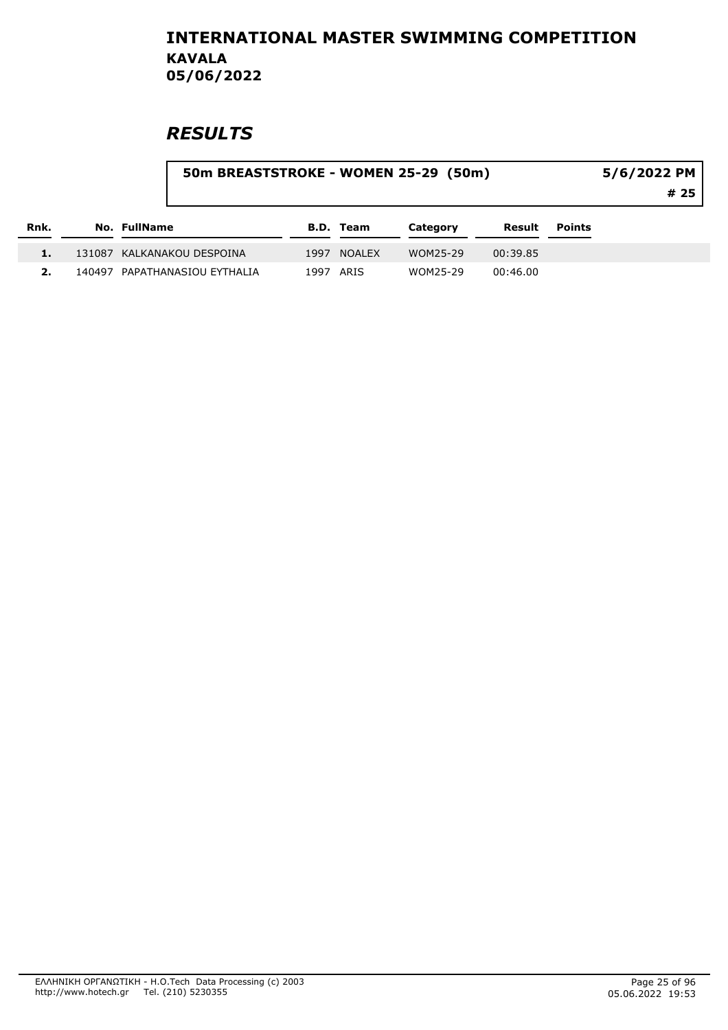# INTERNATIONAL MASTER SWIMMING COMPETITION

## KAVALA

## 05/06/2022

## *RESULTS*

**50m BREASTSTROKE - WOMEN 25-29 (50m)** — **5/6/2022 PM** — **# 25**

| Rnk. | No. | FullName | B.D. | Team | Category | Result | Points |
|---|---|---|---|---|---|---|---|
| 1. | 131087 | KALKANAKOU DESPOINA | 1997 | NOALEX | WOM25-29 | 00:39.85 | |
| 2. | 140497 | PAPATHANASIOU EYTHALIA | 1997 | ARIS | WOM25-29 | 00:46.00 | |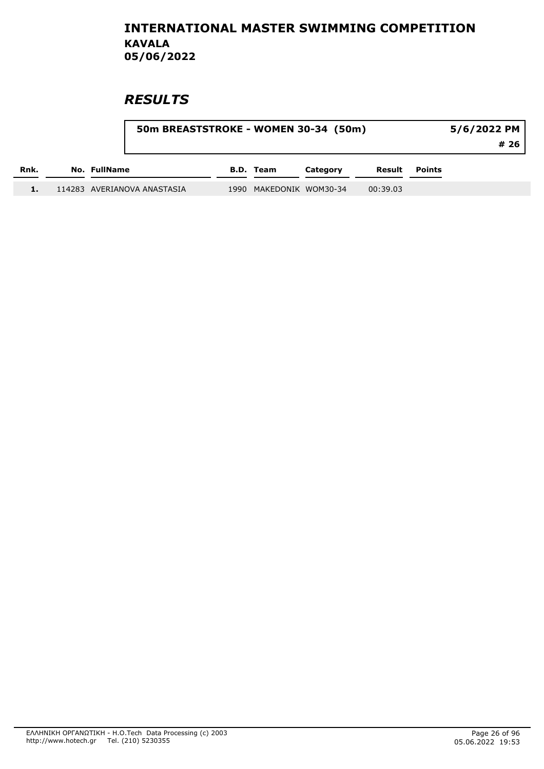# INTERNATIONAL MASTER SWIMMING COMPETITION

**KAVALA**

**05/06/2022**

## *RESULTS*

**50m BREASTSTROKE - WOMEN 30-34 (50m)** — **5/6/2022 PM** — **# 26**

| Rnk. | No. | FullName | B.D. | Team | Category | Result | Points |
|---|---|---|---|---|---|---|---|
| 1. | 114283 | AVERIANOVA ANASTASIA | 1990 | MAKEDONIK | WOM30-34 | 00:39.03 | |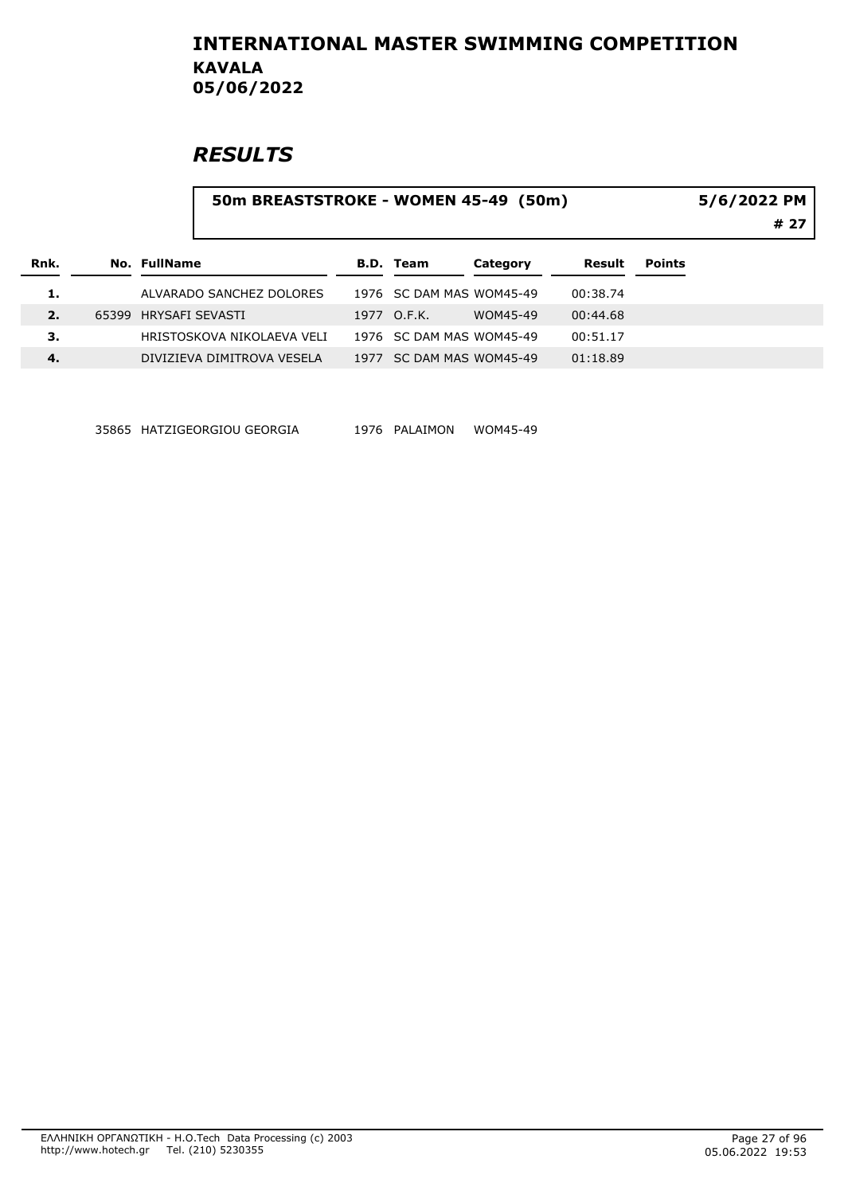# INTERNATIONAL MASTER SWIMMING COMPETITION

**KAVALA**

**05/06/2022**

## *RESULTS*

**50m BREASTSTROKE - WOMEN 45-49 (50m)** — **5/6/2022 PM** — **# 27**

| Rnk. | No. | FullName | B.D. | Team | Category | Result | Points |
|---|---|---|---|---|---|---|---|
| 1. | | ALVARADO SANCHEZ DOLORES | 1976 | SC DAM MAS | WOM45-49 | 00:38.74 | |
| 2. | 65399 | HRYSAFI SEVASTI | 1977 | O.F.K. | WOM45-49 | 00:44.68 | |
| 3. | | HRISTOSKOVA NIKOLAEVA VELI | 1976 | SC DAM MAS | WOM45-49 | 00:51.17 | |
| 4. | | DIVIZIEVA DIMITROVA VESELA | 1977 | SC DAM MAS | WOM45-49 | 01:18.89 | |
| | 35865 | HATZIGEORGIOU GEORGIA | 1976 | PALAIMON | WOM45-49 | | |

ΕΛΛΗΝΙΚΗ ΟΡΓΑΝΩΤΙΚΗ - H.O.Tech Data Processing (c) 2003
http://www.hotech.gr Tel. (210) 5230355

05.06.2022 19:53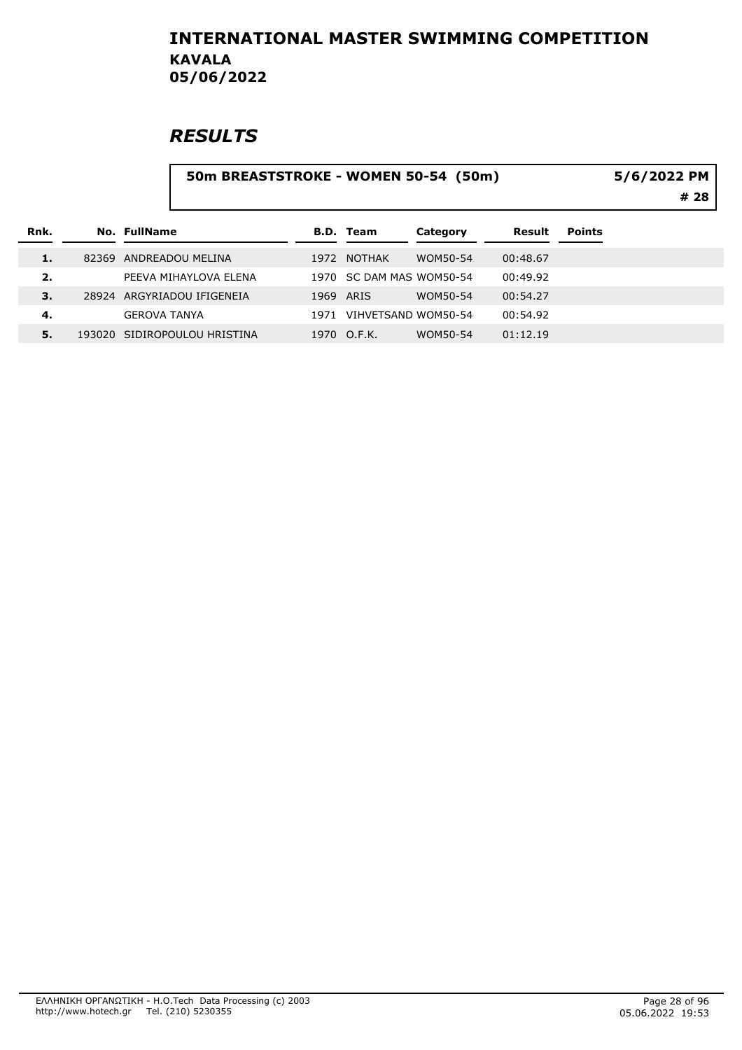# INTERNATIONAL MASTER SWIMMING COMPETITION

**KAVALA**

**05/06/2022**

## *RESULTS*

**50m BREASTSTROKE - WOMEN 50-54 (50m)** — **5/6/2022 PM** — **# 28**

| Rnk. | No. | FullName | B.D. | Team | Category | Result | Points |
|---|---|---|---|---|---|---|---|
| 1. | 82369 | ANDREADOU MELINA | 1972 | NOTHAK | WOM50-54 | 00:48.67 | |
| 2. | | PEEVA MIHAYLOVA ELENA | 1970 | SC DAM MAS | WOM50-54 | 00:49.92 | |
| 3. | 28924 | ARGYRIADOU IFIGENEIA | 1969 | ARIS | WOM50-54 | 00:54.27 | |
| 4. | | GEROVA TANYA | 1971 | VIHVETSAND | WOM50-54 | 00:54.92 | |
| 5. | 193020 | SIDIROPOULOU HRISTINA | 1970 | O.F.K. | WOM50-54 | 01:12.19 | |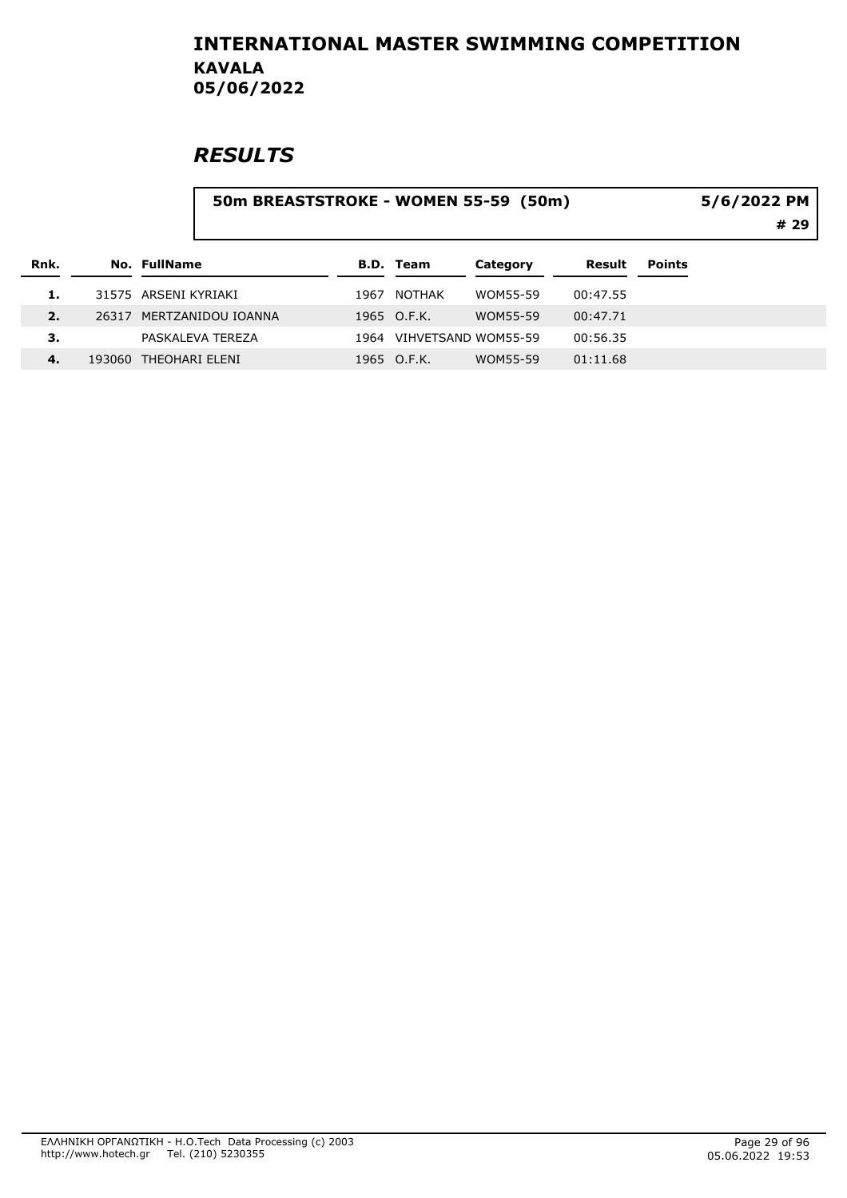# INTERNATIONAL MASTER SWIMMING COMPETITION
## KAVALA
## 05/06/2022

## *RESULTS*

**50m BREASTSTROKE - WOMEN 55-59 (50m)** **5/6/2022 PM**

**# 29**

| Rnk. | No. | FullName | B.D. | Team | Category | Result | Points |
|---|---|---|---|---|---|---|---|
| 1. | 31575 | ARSENI KYRIAKI | 1967 | NOTHAK | WOM55-59 | 00:47.55 | |
| 2. | 26317 | MERTZANIDOU IOANNA | 1965 | O.F.K. | WOM55-59 | 00:47.71 | |
| 3. | | PASKALEVA TEREZA | 1964 | VIHVETSAND | WOM55-59 | 00:56.35 | |
| 4. | 193060 | THEOHARI ELENI | 1965 | O.F.K. | WOM55-59 | 01:11.68 | |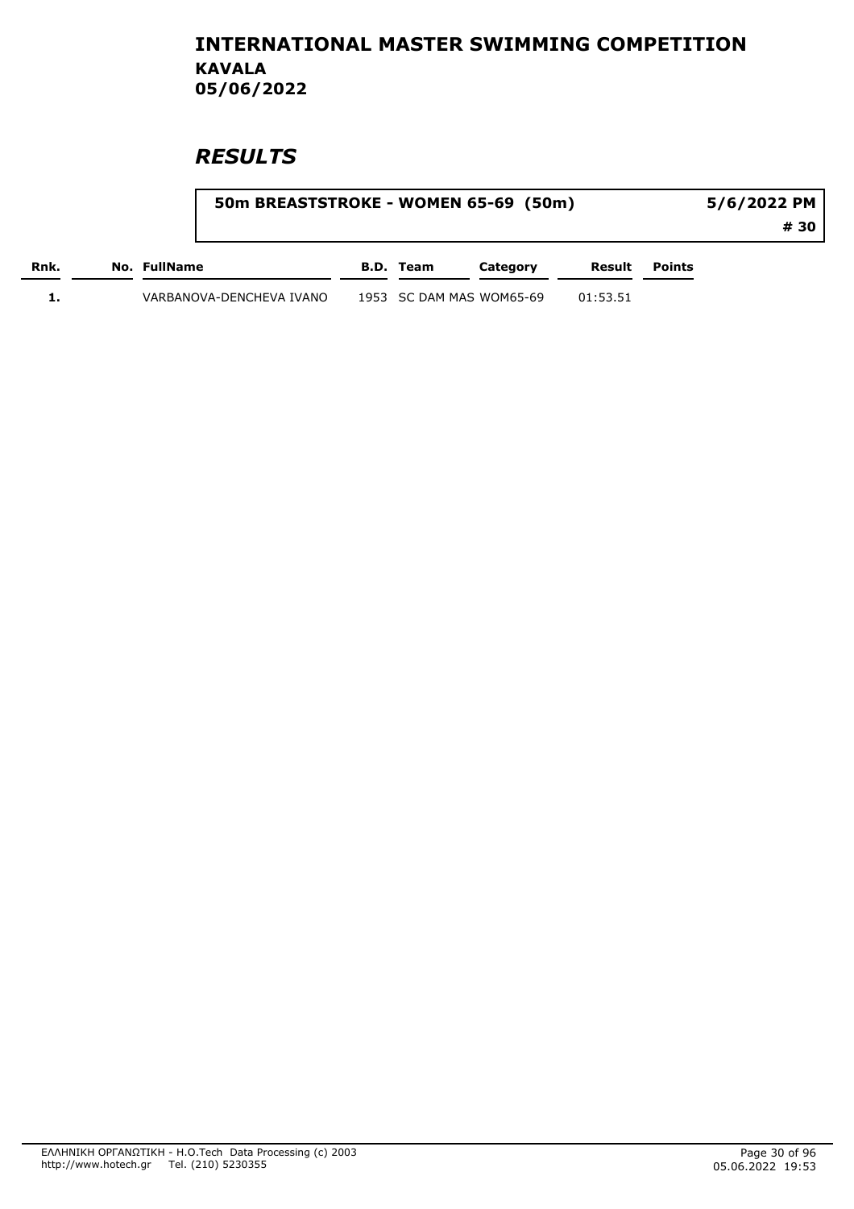# INTERNATIONAL MASTER SWIMMING COMPETITION

**KAVALA**

**05/06/2022**

## *RESULTS*

**50m BREASTSTROKE - WOMEN 65-69 (50m)** — **5/6/2022 PM** — **# 30**

| Rnk. | No. | FullName | B.D. | Team | Category | Result | Points |
|---|---|---|---|---|---|---|---|
| 1. | | VARBANOVA-DENCHEVA IVANO | 1953 | SC DAM MAS | WOM65-69 | 01:53.51 | |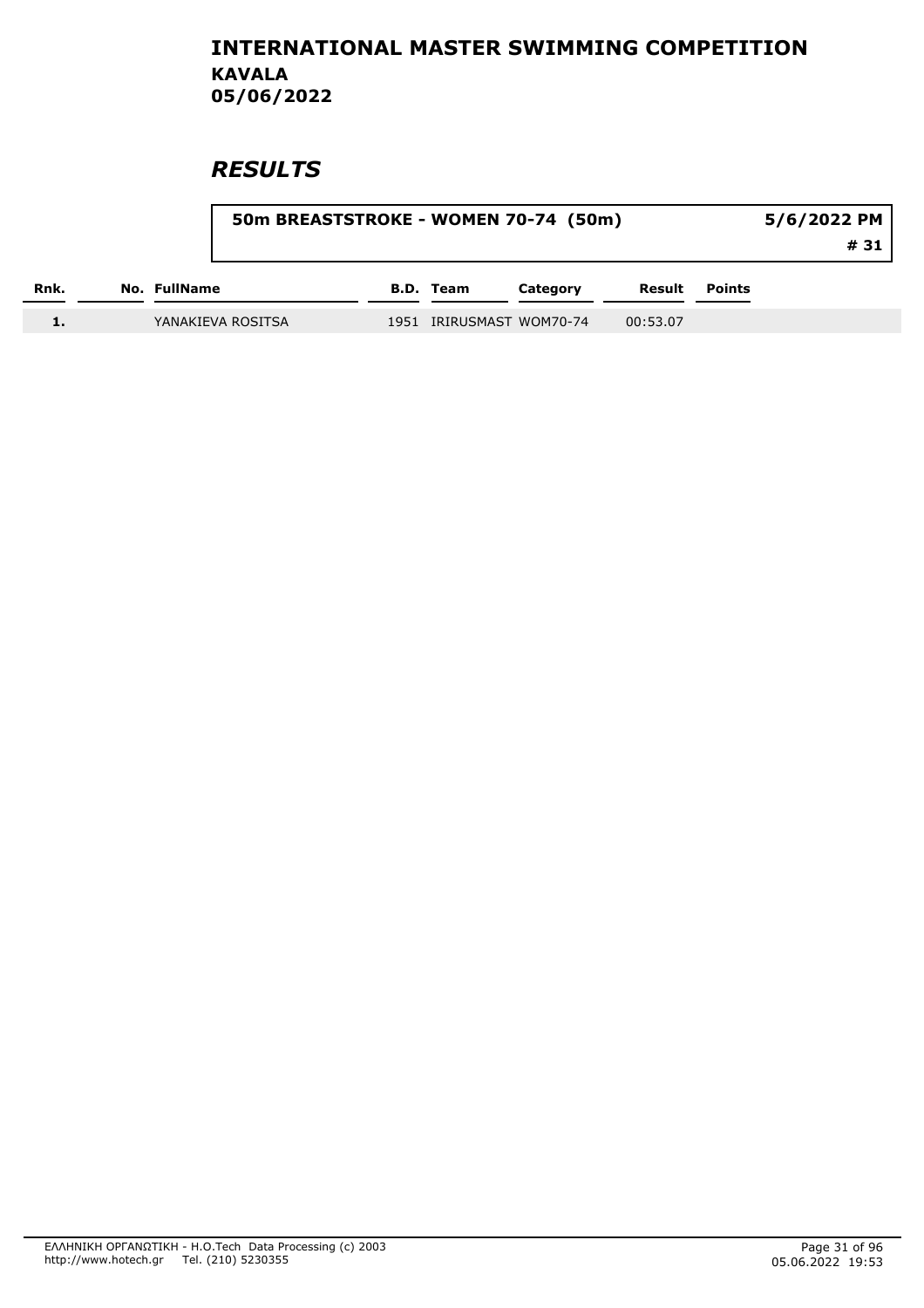# INTERNATIONAL MASTER SWIMMING COMPETITION
## KAVALA
## 05/06/2022

## *RESULTS*

| 50m BREASTSTROKE - WOMEN 70-74 (50m) | 5/6/2022 PM |
| --- | --- |
| | # 31 |

| Rnk. | No. | FullName | B.D. | Team | Category | Result | Points |
| --- | --- | --- | --- | --- | --- | --- | --- |
| 1. | | YANAKIEVA ROSITSA | 1951 | IRIRUSMAST | WOM70-74 | 00:53.07 | |

ΕΛΛΗΝΙΚΗ ΟΡΓΑΝΩΤΙΚΗ - H.O.Tech Data Processing (c) 2003
http://www.hotech.gr Tel. (210) 5230355

05.06.2022 19:53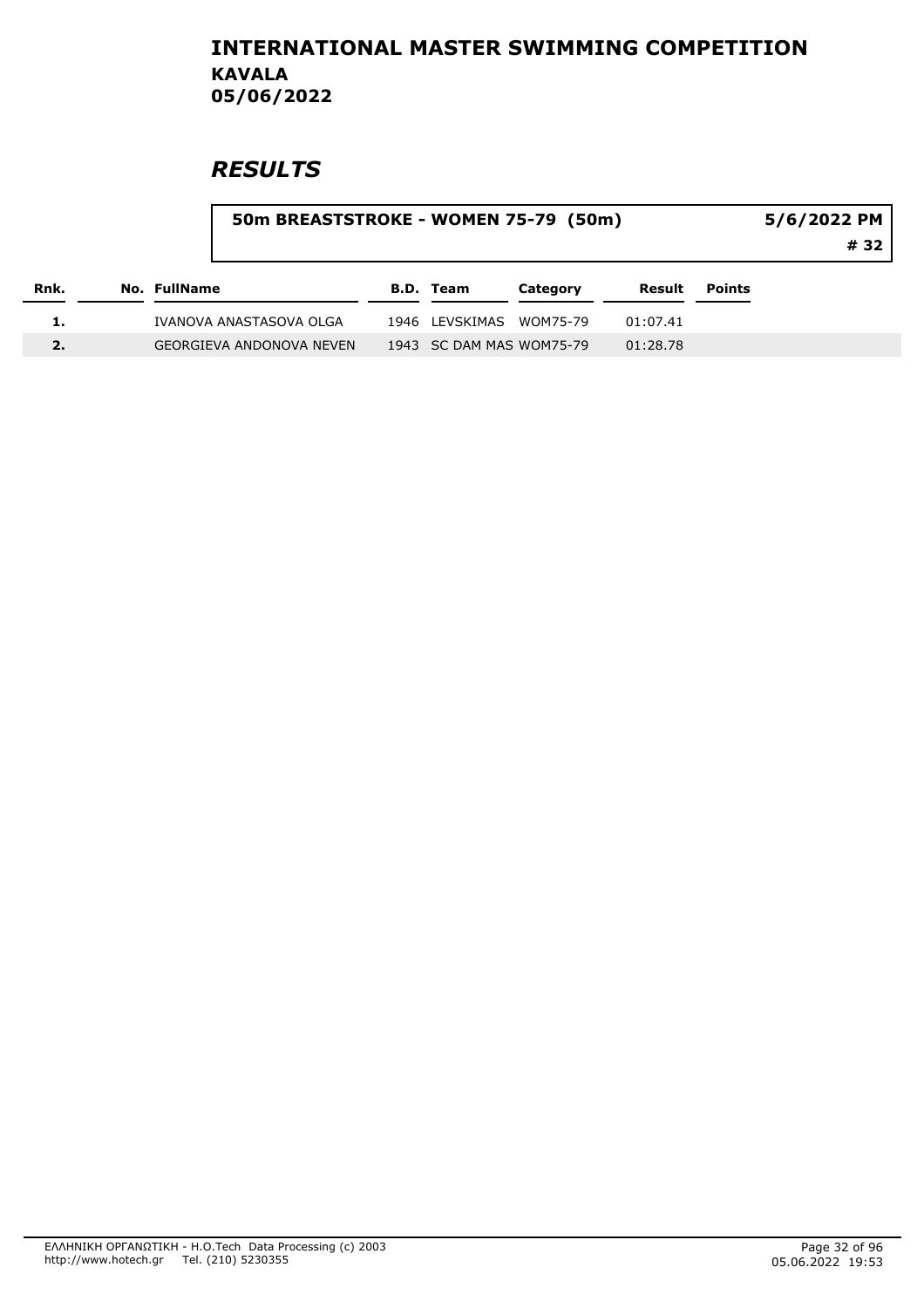# INTERNATIONAL MASTER SWIMMING COMPETITION
## KAVALA
## 05/06/2022

# *RESULTS*

**50m BREASTSTROKE - WOMEN 75-79 (50m)** **5/6/2022 PM**

**# 32**

| Rnk. | No. | FullName | B.D. | Team | Category | Result | Points |
|---|---|---|---|---|---|---|---|
| 1. | | IVANOVA ANASTASOVA OLGA | 1946 | LEVSKIMAS | WOM75-79 | 01:07.41 | |
| 2. | | GEORGIEVA ANDONOVA NEVEN | 1943 | SC DAM MAS | WOM75-79 | 01:28.78 | |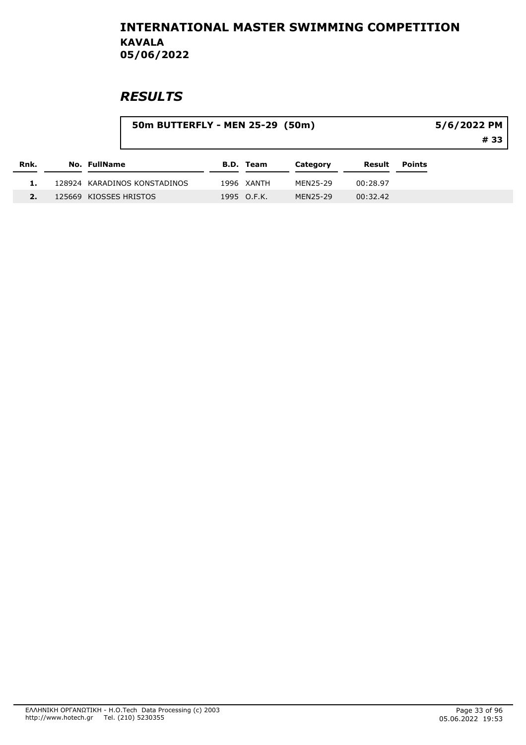# INTERNATIONAL MASTER SWIMMING COMPETITION
## KAVALA
## 05/06/2022

# *RESULTS*

**50m BUTTERFLY - MEN 25-29 (50m)** — **5/6/2022 PM** — **# 33**

| Rnk. | No. | FullName | B.D. | Team | Category | Result | Points |
|---|---|---|---|---|---|---|---|
| 1. | 128924 | KARADINOS KONSTADINOS | 1996 | XANTH | MEN25-29 | 00:28.97 | |
| 2. | 125669 | KIOSSES HRISTOS | 1995 | O.F.K. | MEN25-29 | 00:32.42 | |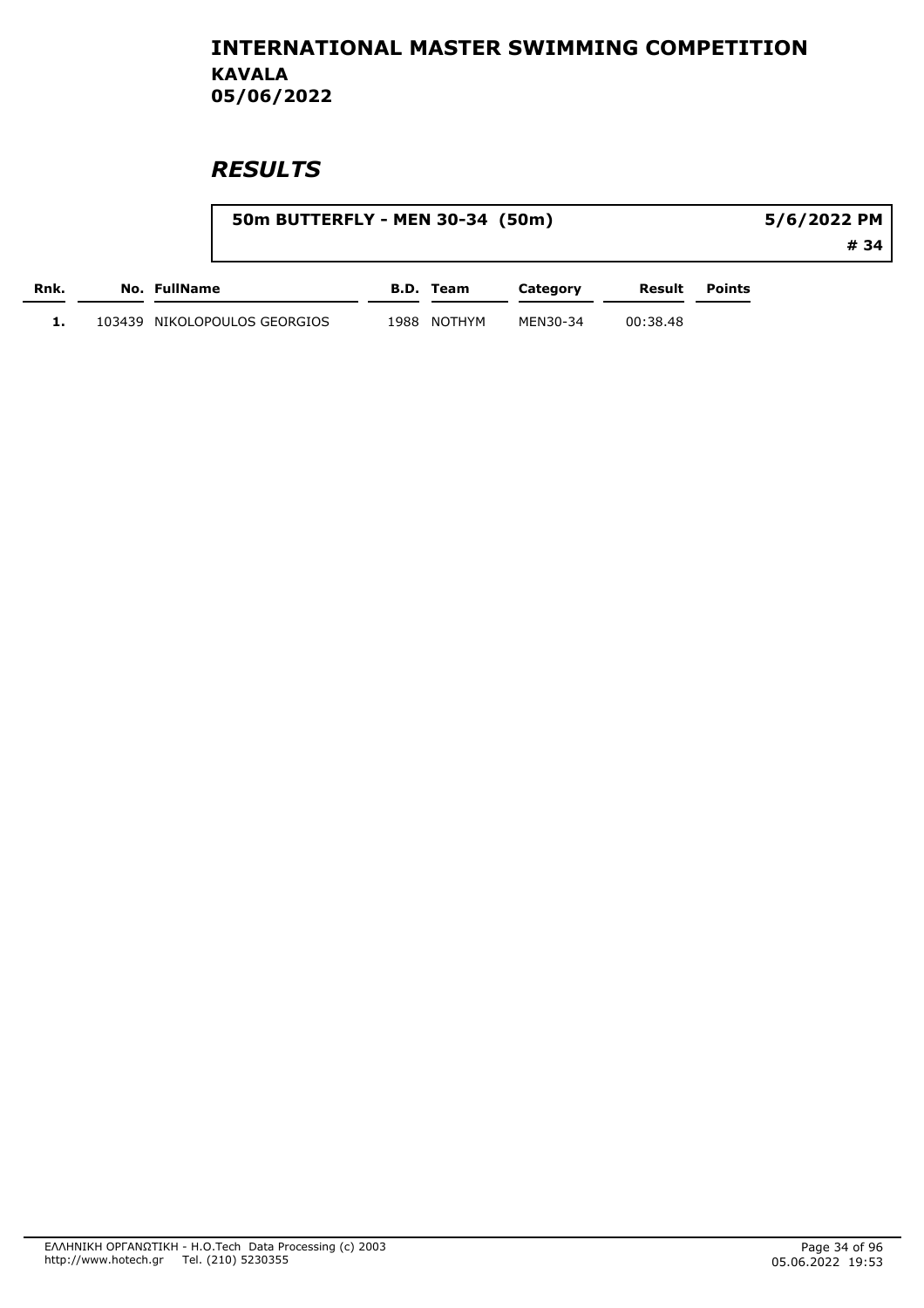# INTERNATIONAL MASTER SWIMMING COMPETITION

**KAVALA**
**05/06/2022**

## *RESULTS*

**50m BUTTERFLY - MEN 30-34 (50m)** — **5/6/2022 PM** — **# 34**

| Rnk. | No. | FullName | B.D. | Team | Category | Result | Points |
|---|---|---|---|---|---|---|---|
| 1. | 103439 | NIKOLOPOULOS GEORGIOS | 1988 | NOTHYM | MEN30-34 | 00:38.48 | |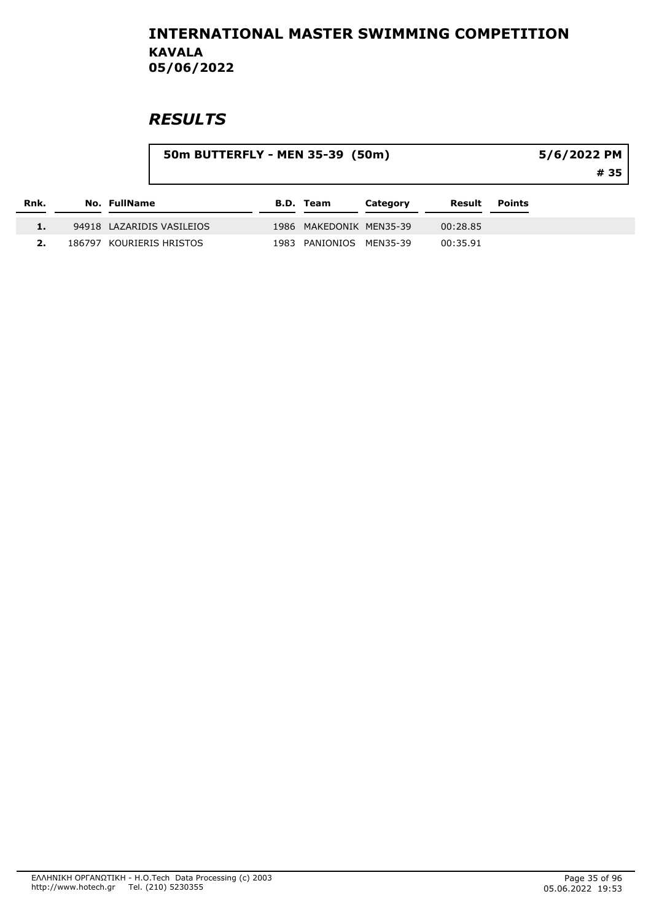# INTERNATIONAL MASTER SWIMMING COMPETITION

**KAVALA**
**05/06/2022**

## *RESULTS*

**50m BUTTERFLY - MEN 35-39 (50m)** — **5/6/2022 PM** — **# 35**

| Rnk. | No. | FullName | B.D. | Team | Category | Result | Points |
|---|---|---|---|---|---|---|---|
| 1. | 94918 | LAZARIDIS VASILEIOS | 1986 | MAKEDONIK | MEN35-39 | 00:28.85 | |
| 2. | 186797 | KOURIERIS HRISTOS | 1983 | PANIONIOS | MEN35-39 | 00:35.91 | |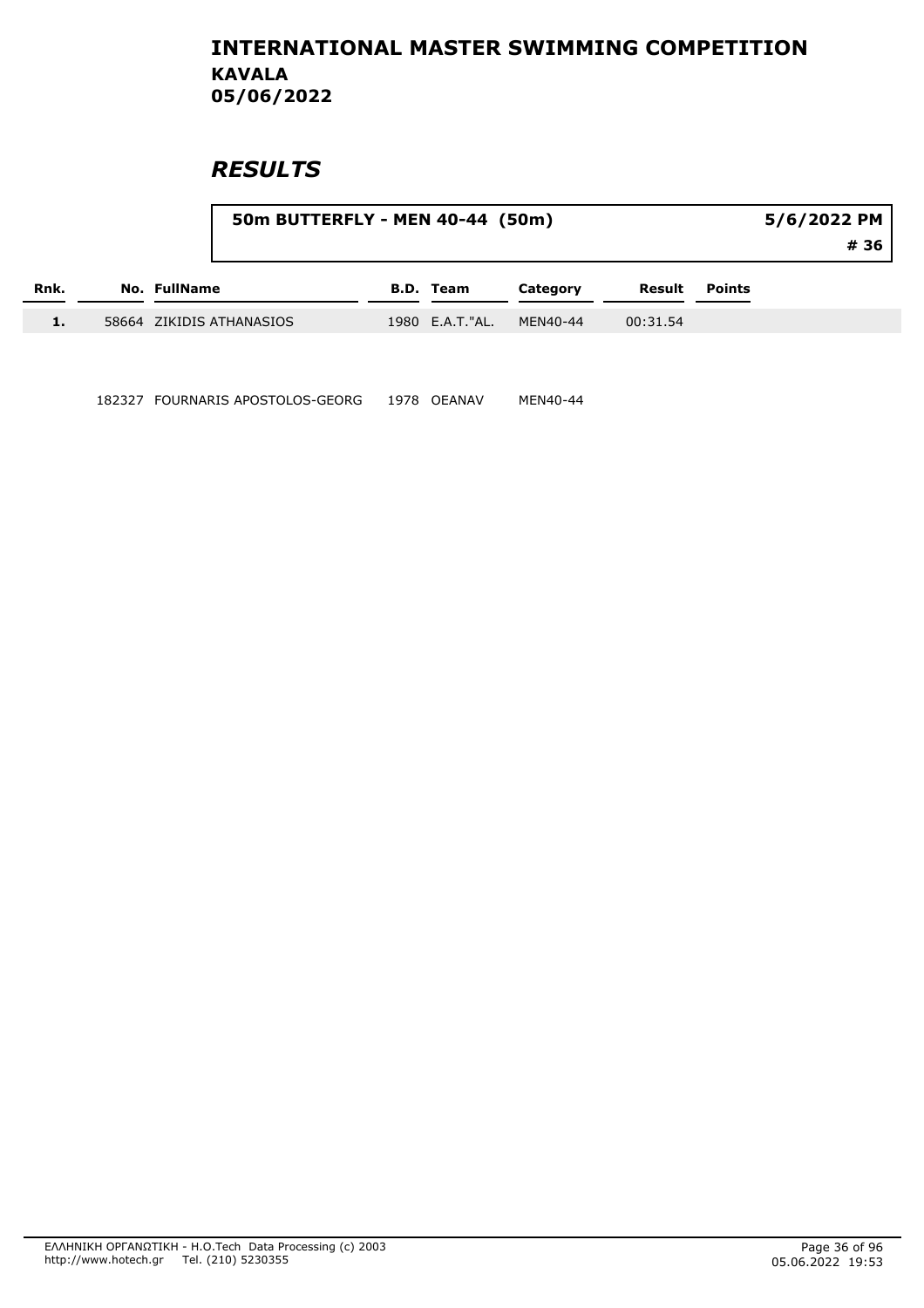# INTERNATIONAL MASTER SWIMMING COMPETITION
## KAVALA
## 05/06/2022

## *RESULTS*

**50m BUTTERFLY - MEN 40-44 (50m)** — **5/6/2022 PM** — **# 36**

| Rnk. | No. | FullName | B.D. | Team | Category | Result | Points |
|---|---|---|---|---|---|---|---|
| 1. | 58664 | ZIKIDIS ATHANASIOS | 1980 | E.A.T."AL. | MEN40-44 | 00:31.54 | |
| | 182327 | FOURNARIS APOSTOLOS-GEORG | 1978 | OEANAV | MEN40-44 | | |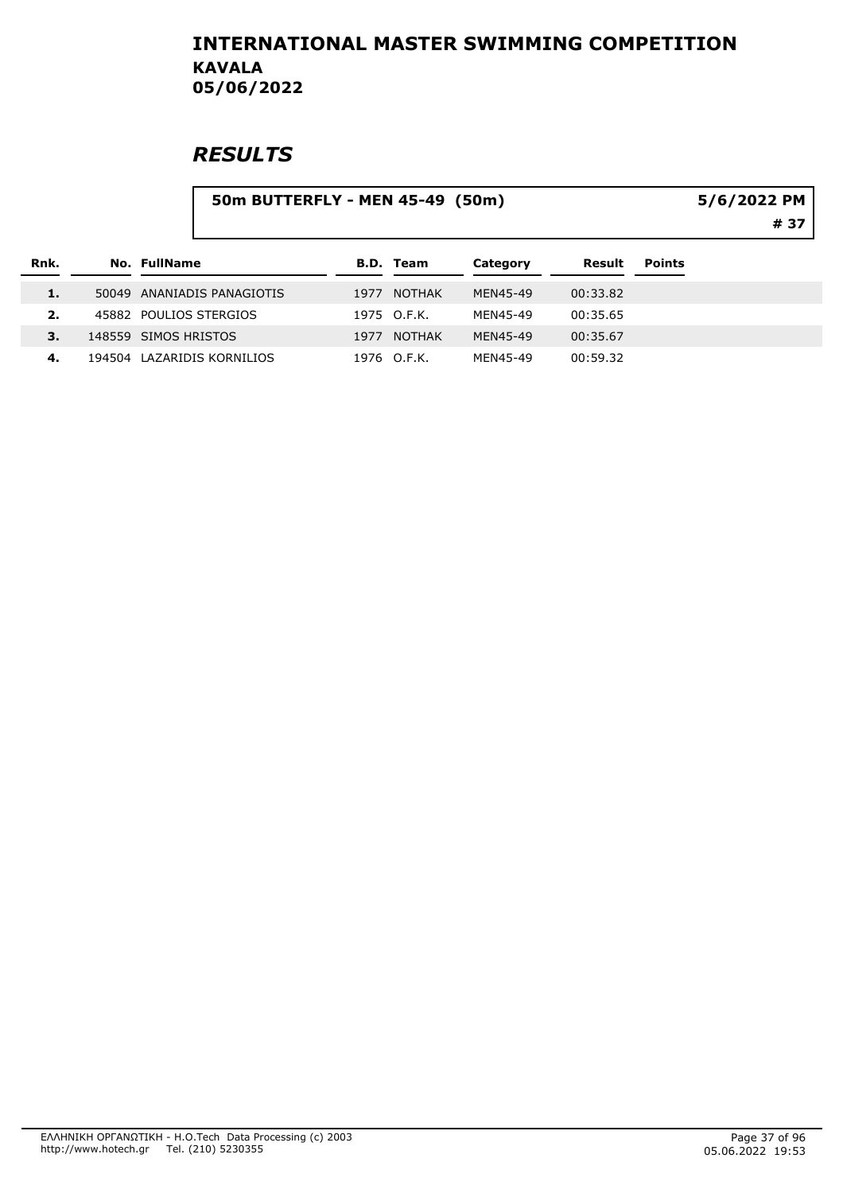# INTERNATIONAL MASTER SWIMMING COMPETITION
## KAVALA
## 05/06/2022

# RESULTS

**50m BUTTERFLY - MEN 45-49 (50m)** — 5/6/2022 PM — # 37

| Rnk. | No. | FullName | B.D. | Team | Category | Result | Points |
|---|---|---|---|---|---|---|---|
| 1. | 50049 | ANANIADIS PANAGIOTIS | 1977 | NOTHAK | MEN45-49 | 00:33.82 | |
| 2. | 45882 | POULIOS STERGIOS | 1975 | O.F.K. | MEN45-49 | 00:35.65 | |
| 3. | 148559 | SIMOS HRISTOS | 1977 | NOTHAK | MEN45-49 | 00:35.67 | |
| 4. | 194504 | LAZARIDIS KORNILIOS | 1976 | O.F.K. | MEN45-49 | 00:59.32 | |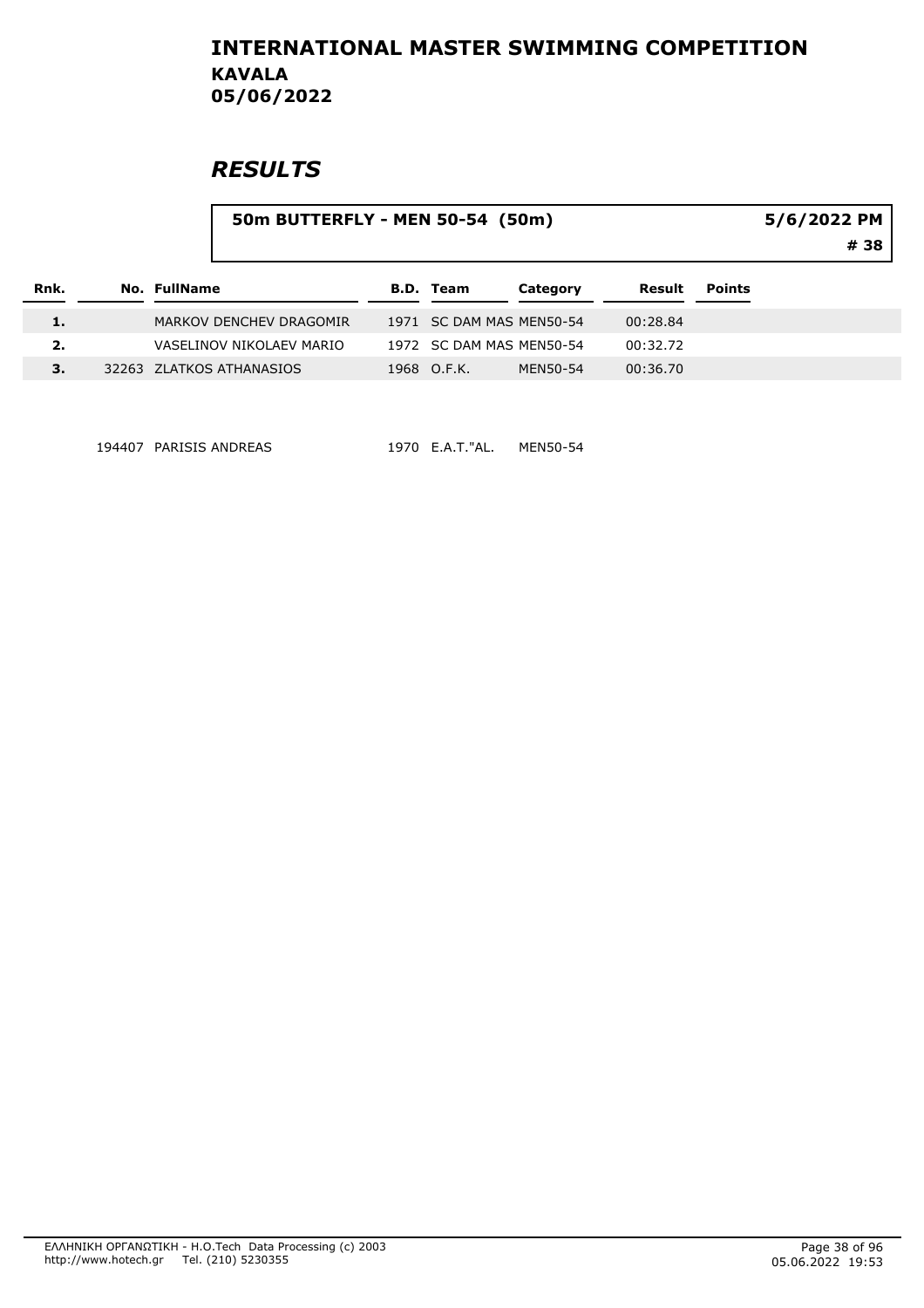# INTERNATIONAL MASTER SWIMMING COMPETITION

**KAVALA**
**05/06/2022**

## *RESULTS*

**50m BUTTERFLY - MEN 50-54 (50m)** **5/6/2022 PM**
**# 38**

| Rnk. | No. | FullName | B.D. | Team | Category | Result | Points |
|---|---|---|---|---|---|---|---|
| 1. | | MARKOV DENCHEV DRAGOMIR | 1971 | SC DAM MAS | MEN50-54 | 00:28.84 | |
| 2. | | VASELINOV NIKOLAEV MARIO | 1972 | SC DAM MAS | MEN50-54 | 00:32.72 | |
| 3. | 32263 | ZLATKOS ATHANASIOS | 1968 | O.F.K. | MEN50-54 | 00:36.70 | |
| | 194407 | PARISIS ANDREAS | 1970 | E.A.T."AL. | MEN50-54 | | |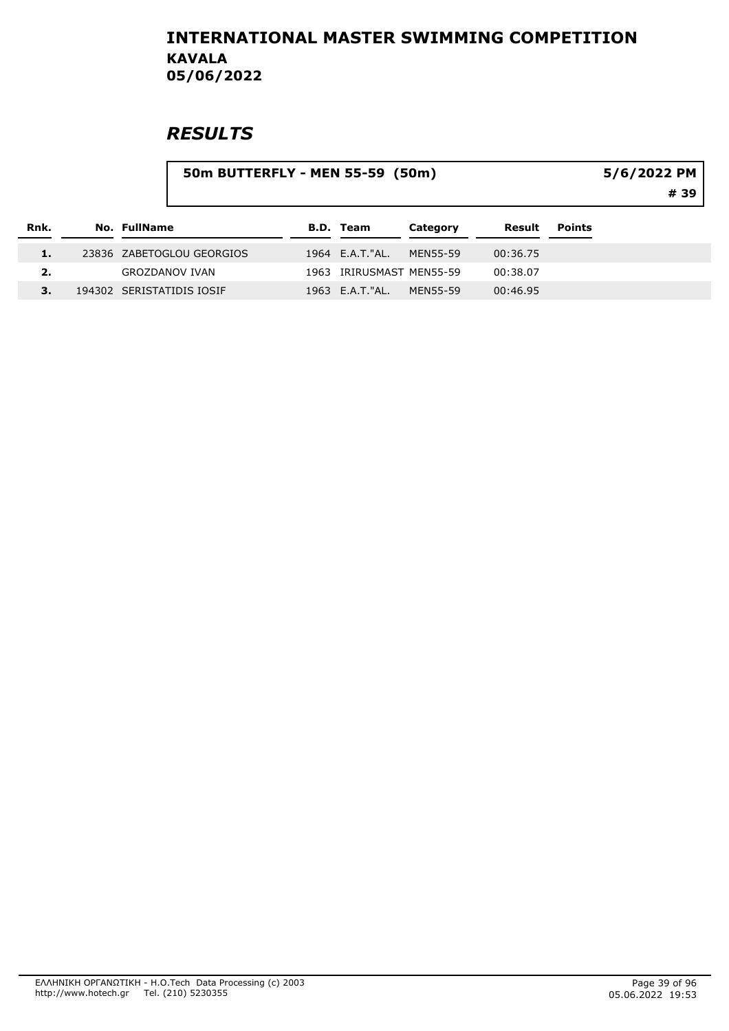# INTERNATIONAL MASTER SWIMMING COMPETITION

**KAVALA**
**05/06/2022**

## *RESULTS*

**50m BUTTERFLY - MEN 55-59 (50m)** — **5/6/2022 PM** — **# 39**

| Rnk. | No. | FullName | B.D. | Team | Category | Result | Points |
|---|---|---|---|---|---|---|---|
| 1. | 23836 | ZABETOGLOU GEORGIOS | 1964 | E.A.T."AL. | MEN55-59 | 00:36.75 | |
| 2. | | GROZDANOV IVAN | 1963 | IRIRUSMAST | MEN55-59 | 00:38.07 | |
| 3. | 194302 | SERISTATIDIS IOSIF | 1963 | E.A.T."AL. | MEN55-59 | 00:46.95 | |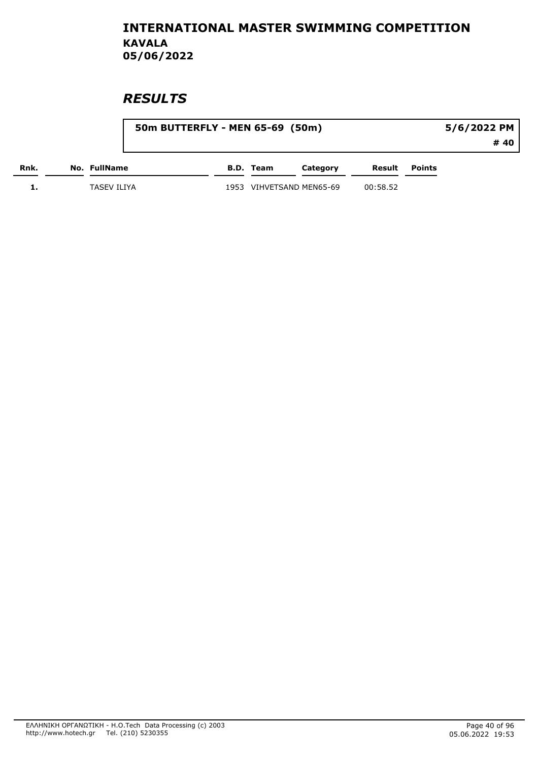# INTERNATIONAL MASTER SWIMMING COMPETITION
## KAVALA
## 05/06/2022

## *RESULTS*

**50m BUTTERFLY - MEN 65-69 (50m)** — **5/6/2022 PM** — **# 40**

| Rnk. | No. | FullName | B.D. | Team | Category | Result | Points |
|---|---|---|---|---|---|---|---|
| 1. | | TASEV ILIYA | 1953 | VIHVETSAND | MEN65-69 | 00:58.52 | |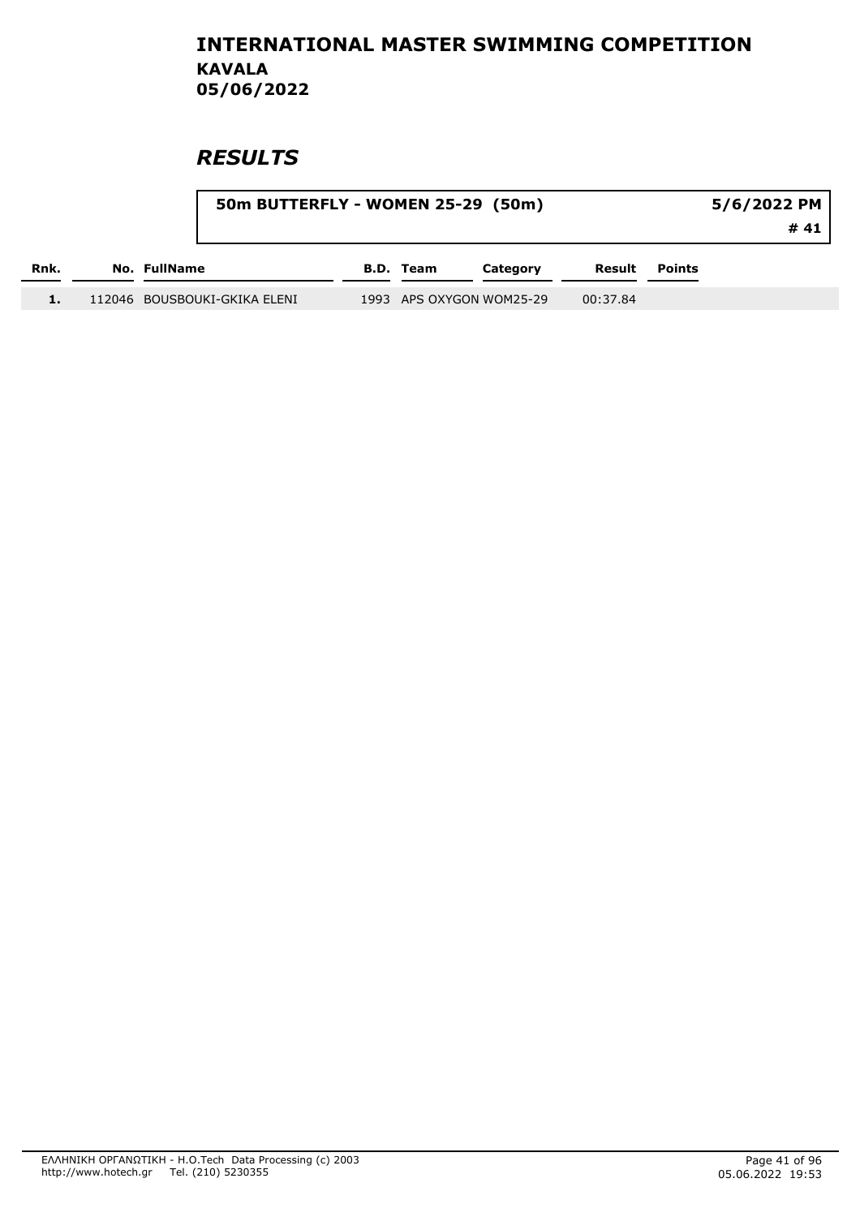# INTERNATIONAL MASTER SWIMMING COMPETITION

## KAVALA

## 05/06/2022

## *RESULTS*

**50m BUTTERFLY - WOMEN 25-29 (50m)** — **5/6/2022 PM** — **# 41**

| Rnk. | No. | FullName | B.D. | Team | Category | Result | Points |
|---|---|---|---|---|---|---|---|
| 1. | 112046 | BOUSBOUKI-GKIKA ELENI | 1993 | APS OXYGON | WOM25-29 | 00:37.84 | |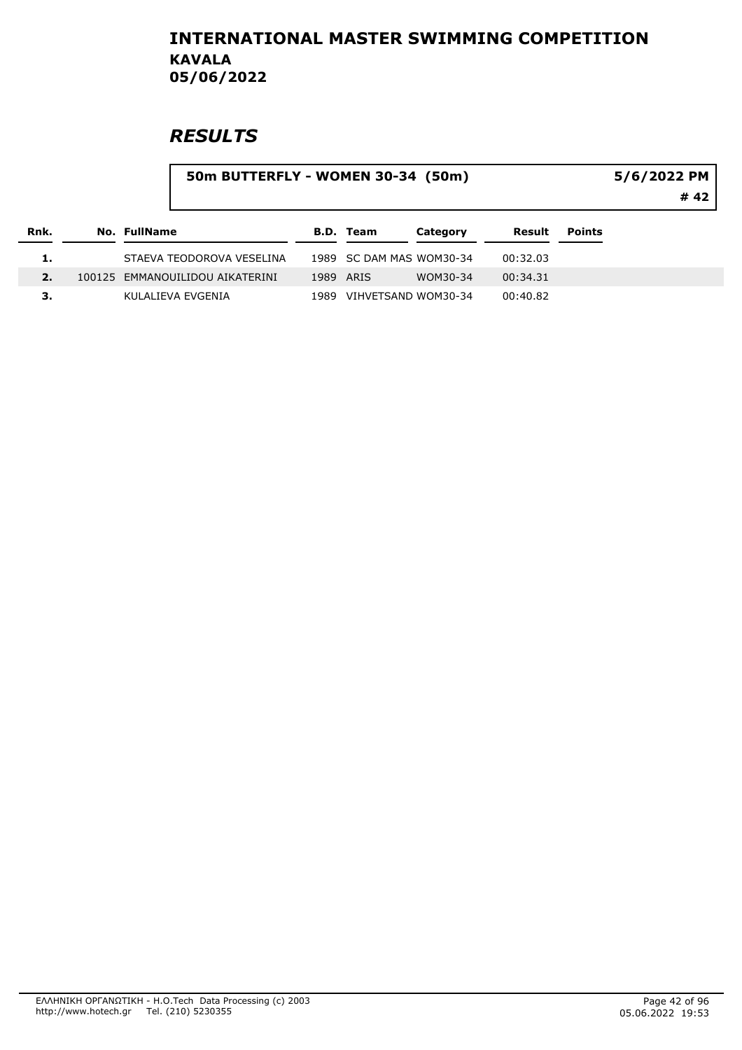# INTERNATIONAL MASTER SWIMMING COMPETITION

**KAVALA**
**05/06/2022**

## *RESULTS*

**50m BUTTERFLY - WOMEN 30-34 (50m)** — **5/6/2022 PM** — **# 42**

| Rnk. | No. | FullName | B.D. | Team | Category | Result | Points |
|---|---|---|---|---|---|---|---|
| 1. | | STAEVA TEODOROVA VESELINA | 1989 | SC DAM MAS | WOM30-34 | 00:32.03 | |
| 2. | 100125 | EMMANOUILIDOU AIKATERINI | 1989 | ARIS | WOM30-34 | 00:34.31 | |
| 3. | | KULALIEVA EVGENIA | 1989 | VIHVETSAND | WOM30-34 | 00:40.82 | |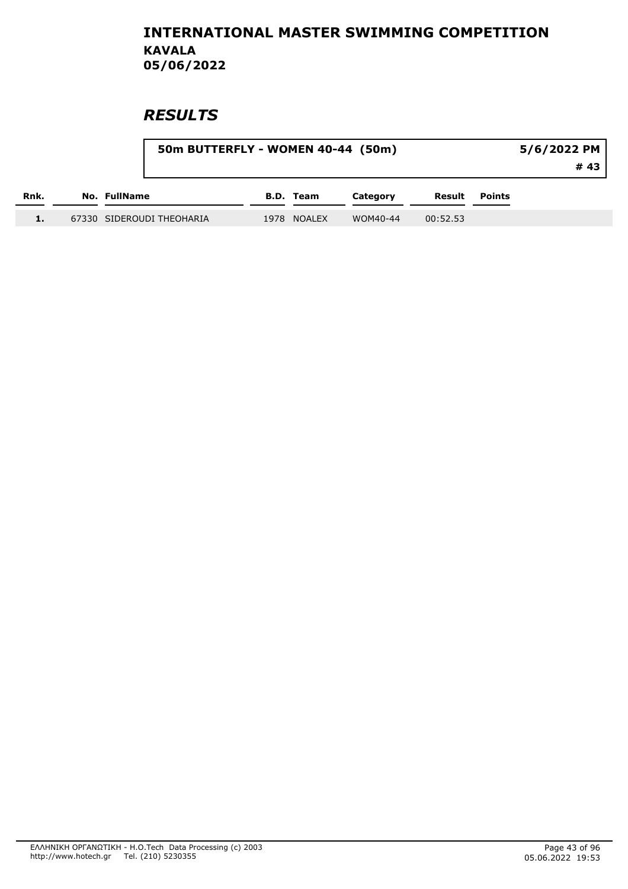# INTERNATIONAL MASTER SWIMMING COMPETITION
**KAVALA**
**05/06/2022**

## *RESULTS*

| 50m BUTTERFLY - WOMEN 40-44 (50m) | 5/6/2022 PM |
|---|---|
| | # 43 |

| Rnk. | No. | FullName | B.D. | Team | Category | Result | Points |
|---|---|---|---|---|---|---|---|
| 1. | 67330 | SIDEROUDI THEOHARIA | 1978 | NOALEX | WOM40-44 | 00:52.53 | |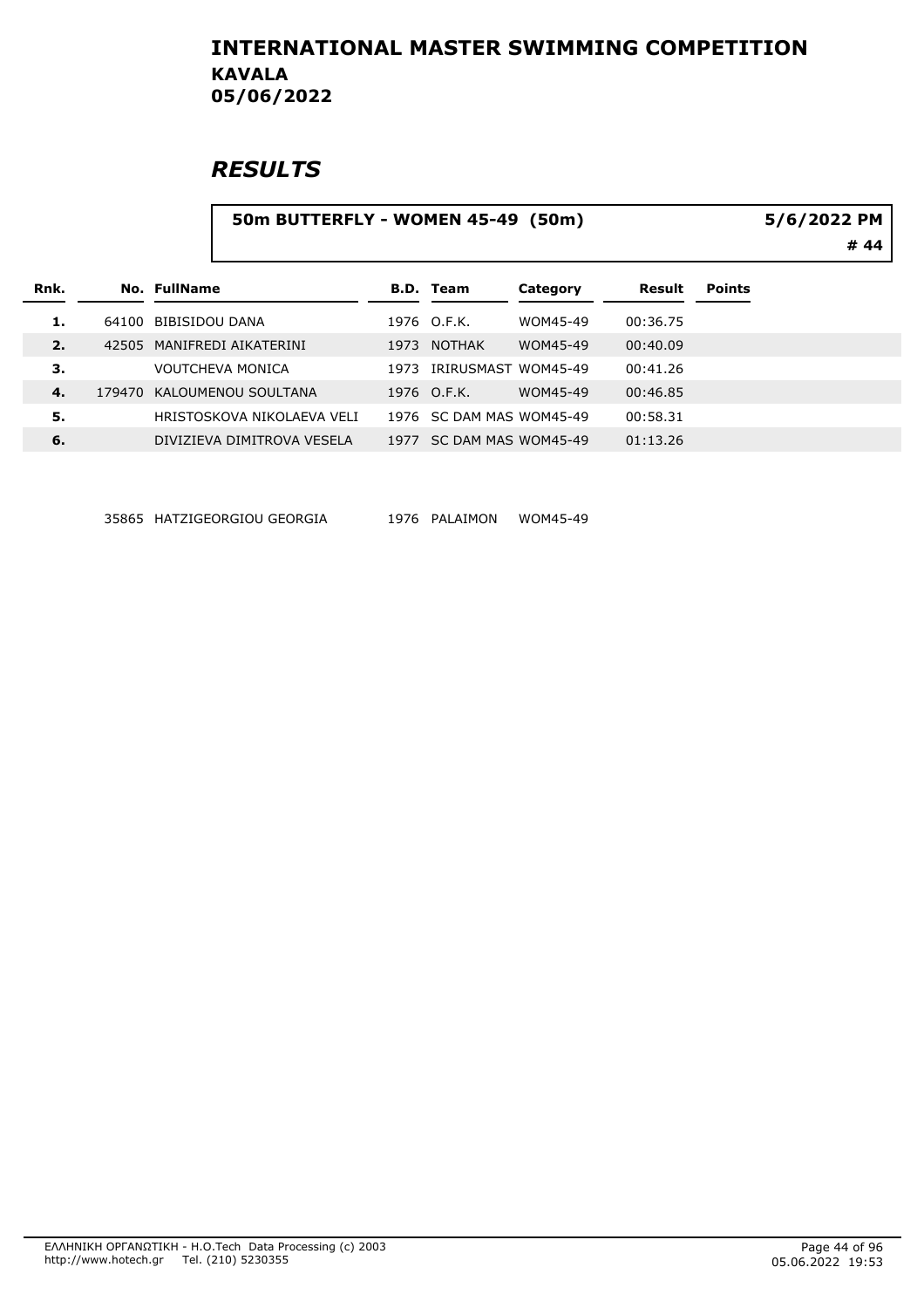# INTERNATIONAL MASTER SWIMMING COMPETITION
**KAVALA**
**05/06/2022**

## *RESULTS*

**50m BUTTERFLY - WOMEN 45-49 (50m)** — 5/6/2022 PM — # 44

| Rnk. | No. | FullName | B.D. | Team | Category | Result | Points |
|---|---|---|---|---|---|---|---|
| 1. | 64100 | BIBISIDOU DANA | 1976 | O.F.K. | WOM45-49 | 00:36.75 | |
| 2. | 42505 | MANIFREDI AIKATERINI | 1973 | NOTHAK | WOM45-49 | 00:40.09 | |
| 3. | | VOUTCHEVA MONICA | 1973 | IRIRUSMAST | WOM45-49 | 00:41.26 | |
| 4. | 179470 | KALOUMENOU SOULTANA | 1976 | O.F.K. | WOM45-49 | 00:46.85 | |
| 5. | | HRISTOSKOVA NIKOLAEVA VELI | 1976 | SC DAM MAS | WOM45-49 | 00:58.31 | |
| 6. | | DIVIZIEVA DIMITROVA VESELA | 1977 | SC DAM MAS | WOM45-49 | 01:13.26 | |
| | 35865 | HATZIGEORGIOU GEORGIA | 1976 | PALAIMON | WOM45-49 | | |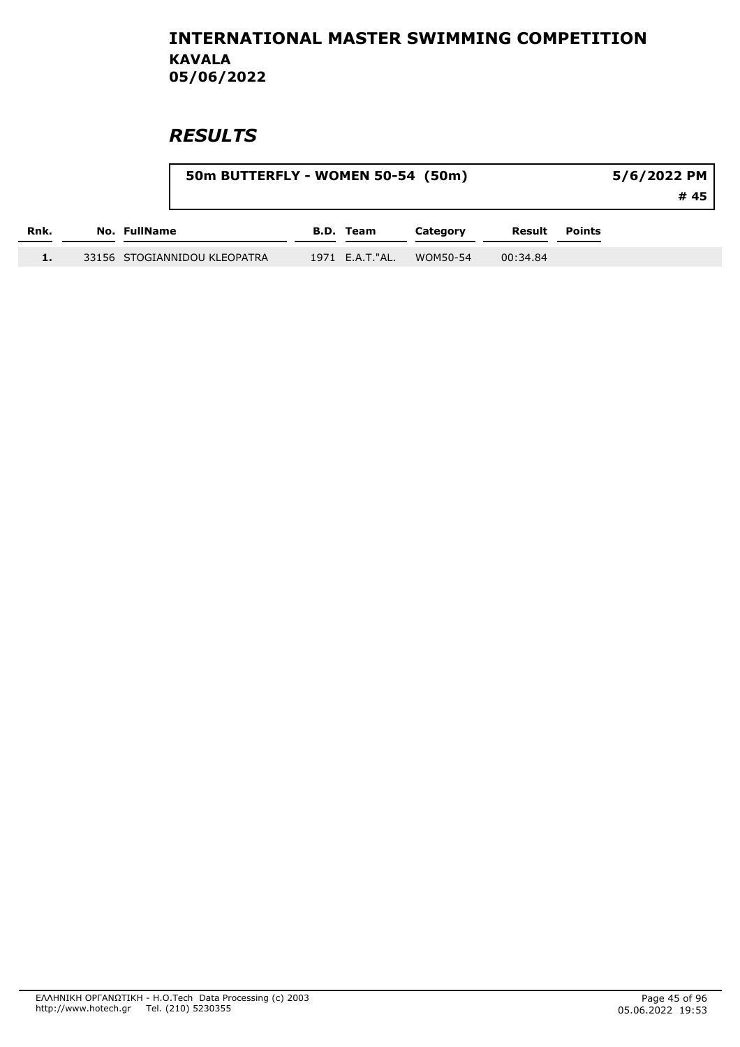# INTERNATIONAL MASTER SWIMMING COMPETITION

**KAVALA**
**05/06/2022**

## *RESULTS*

**50m BUTTERFLY - WOMEN 50-54 (50m)** **5/6/2022 PM**

**# 45**

| Rnk. | No. | FullName | B.D. | Team | Category | Result | Points |
|---|---|---|---|---|---|---|---|
| 1. | 33156 | STOGIANNIDOU KLEOPATRA | 1971 | E.A.T."AL. | WOM50-54 | 00:34.84 | |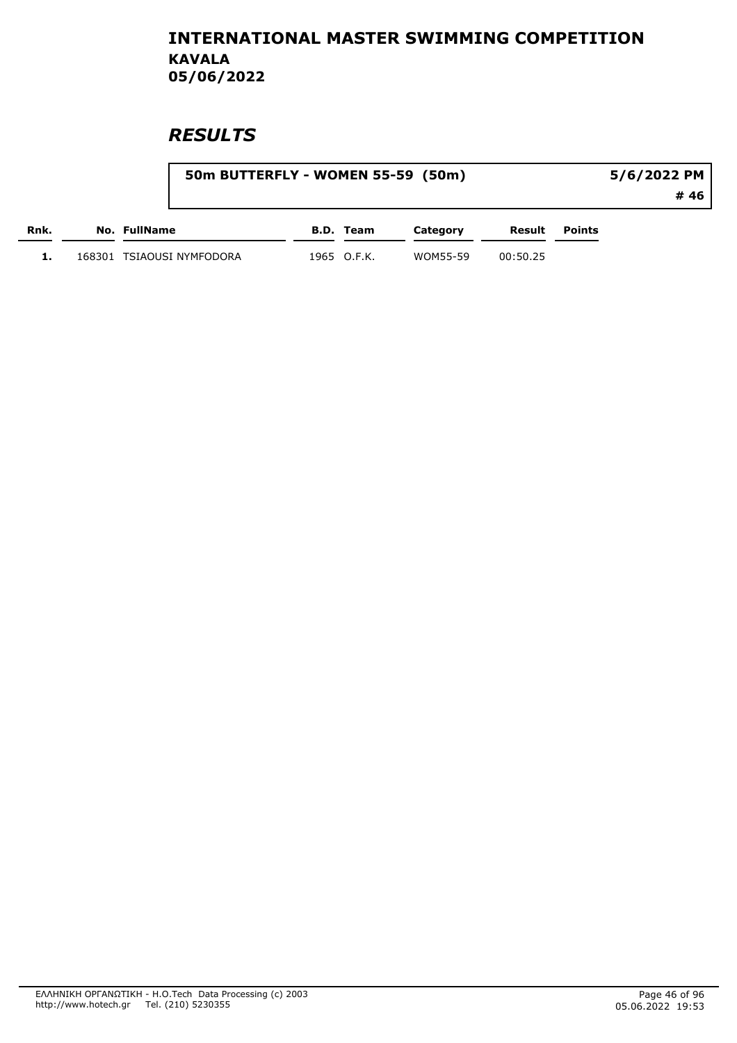# INTERNATIONAL MASTER SWIMMING COMPETITION

**KAVALA**

**05/06/2022**

## *RESULTS*

**50m BUTTERFLY - WOMEN 55-59 (50m)** — **5/6/2022 PM** — **# 46**

| Rnk. | No. | FullName | B.D. | Team | Category | Result | Points |
|---|---|---|---|---|---|---|---|
| 1. | 168301 | TSIAOUSI NYMFODORA | 1965 | O.F.K. | WOM55-59 | 00:50.25 | |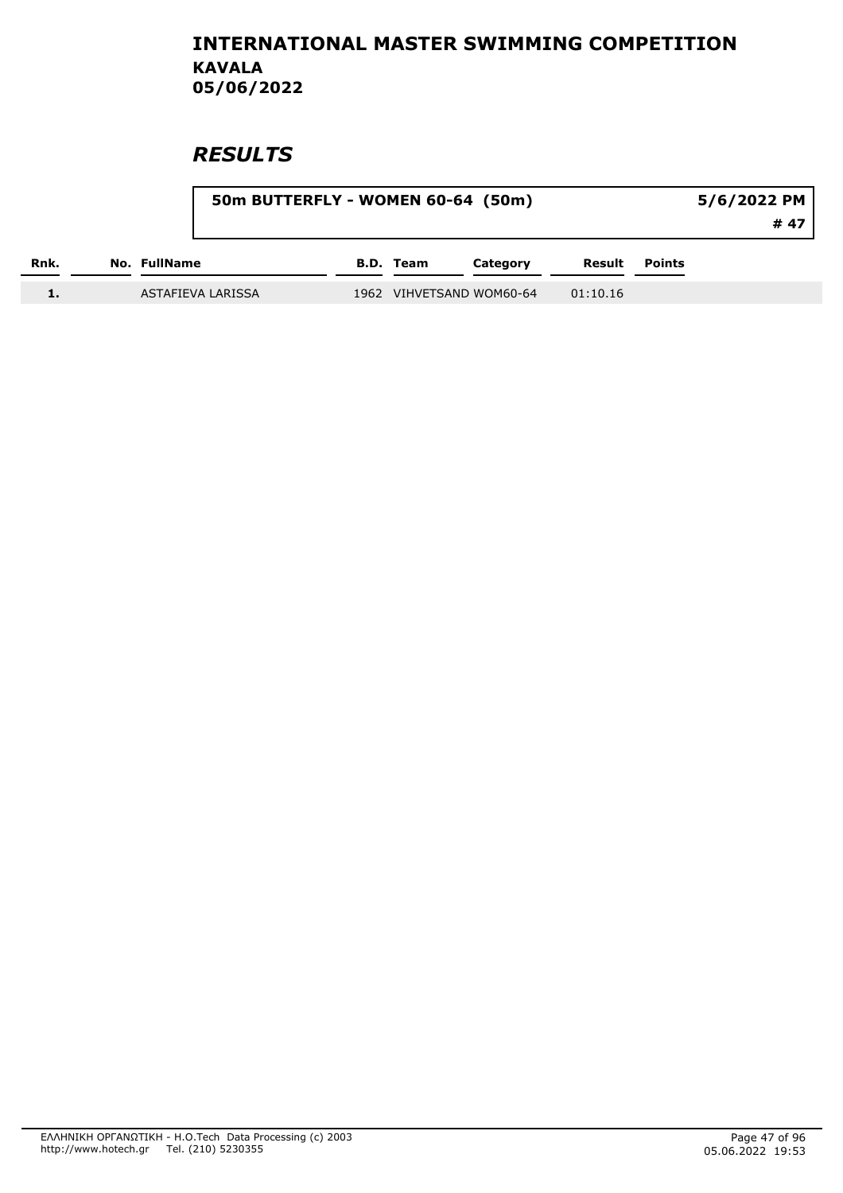# INTERNATIONAL MASTER SWIMMING COMPETITION
## KAVALA
## 05/06/2022

# *RESULTS*

**50m BUTTERFLY - WOMEN 60-64 (50m)** | **5/6/2022 PM** | **# 47**

| Rnk. | No. | FullName | B.D. | Team | Category | Result | Points |
|---|---|---|---|---|---|---|---|
| 1. | | ASTAFIEVA LARISSA | 1962 | VIHVETSAND | WOM60-64 | 01:10.16 | |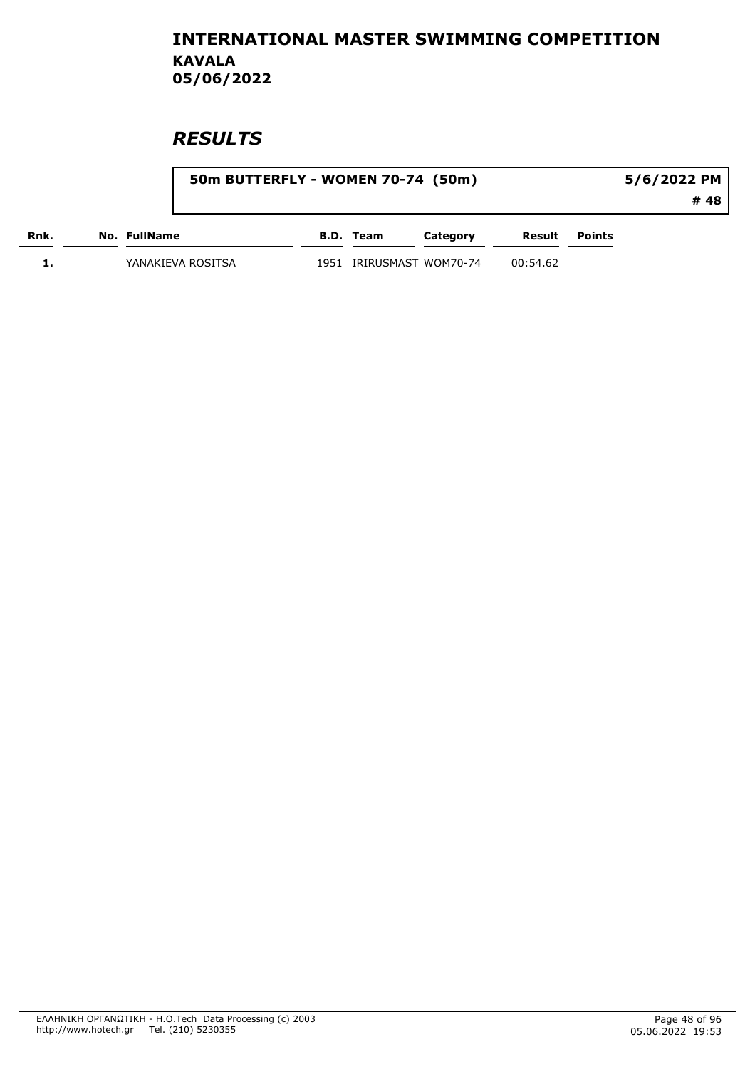# INTERNATIONAL MASTER SWIMMING COMPETITION
## KAVALA
## 05/06/2022

## *RESULTS*

**50m BUTTERFLY - WOMEN 70-74 (50m)** — **5/6/2022 PM** — **# 48**

| Rnk. | No. | FullName | B.D. | Team | Category | Result | Points |
|---|---|---|---|---|---|---|---|
| 1. | | YANAKIEVA ROSITSA | 1951 | IRIRUSMAST | WOM70-74 | 00:54.62 | |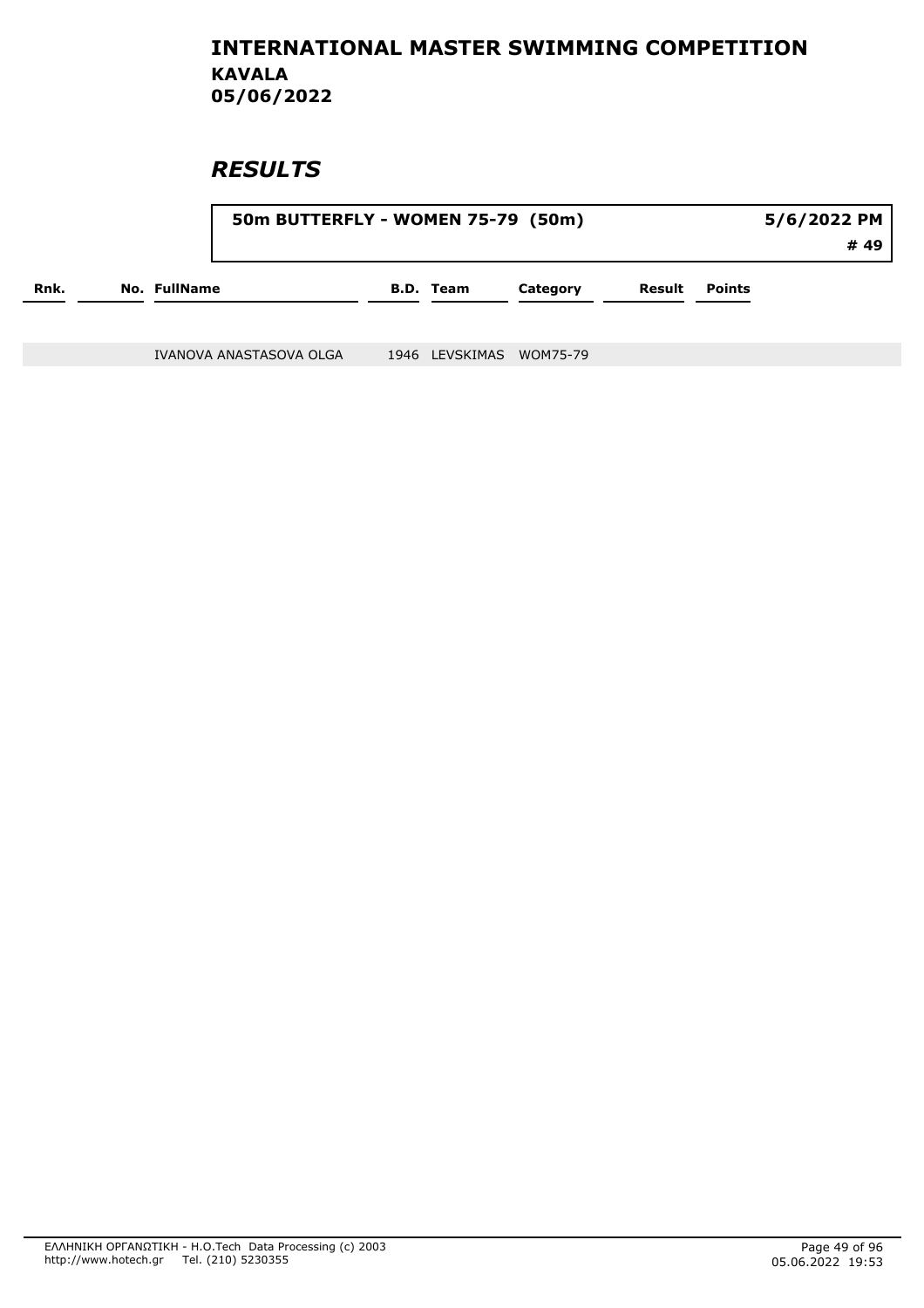# INTERNATIONAL MASTER SWIMMING COMPETITION
## KAVALA
## 05/06/2022

## *RESULTS*

**50m BUTTERFLY - WOMEN 75-79 (50m)** — **5/6/2022 PM** — **# 49**

| Rnk. | No. | FullName | B.D. | Team | Category | Result | Points |
|---|---|---|---|---|---|---|---|
| | | IVANOVA ANASTASOVA OLGA | 1946 | LEVSKIMAS | WOM75-79 | | |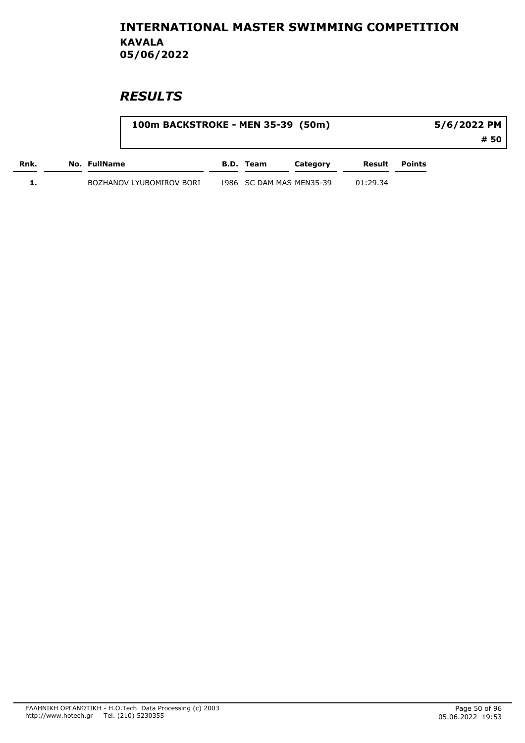# INTERNATIONAL MASTER SWIMMING COMPETITION
## KAVALA
## 05/06/2022

## *RESULTS*

**100m BACKSTROKE - MEN 35-39 (50m)** — **5/6/2022 PM** — **# 50**

| Rnk. | No. | FullName | B.D. | Team | Category | Result | Points |
|---|---|---|---|---|---|---|---|
| 1. | | BOZHANOV LYUBOMIROV BORI | 1986 | SC DAM MAS | MEN35-39 | 01:29.34 | |

ΕΛΛΗΝΙΚΗ ΟΡΓΑΝΩΤΙΚΗ - H.O.Tech Data Processing (c) 2003
http://www.hotech.gr Tel. (210) 5230355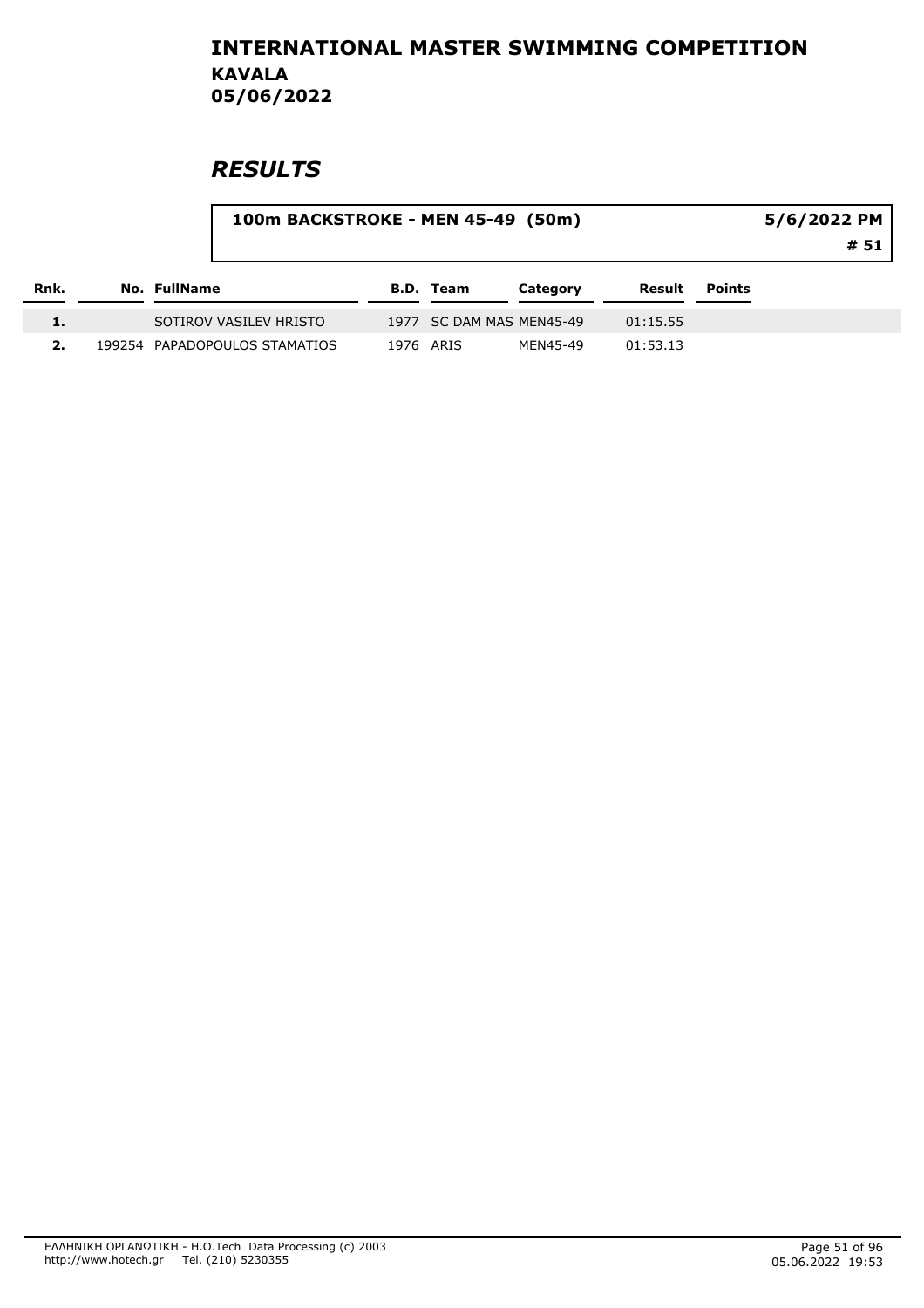# INTERNATIONAL MASTER SWIMMING COMPETITION
## KAVALA
## 05/06/2022

## *RESULTS*

**100m BACKSTROKE - MEN 45-49 (50m)** — **5/6/2022 PM** — **# 51**

| Rnk. | No. | FullName | B.D. | Team | Category | Result | Points |
|---|---|---|---|---|---|---|---|
| 1. | | SOTIROV VASILEV HRISTO | 1977 | SC DAM MAS | MEN45-49 | 01:15.55 | |
| 2. | 199254 | PAPADOPOULOS STAMATIOS | 1976 | ARIS | MEN45-49 | 01:53.13 | |

ΕΛΛΗΝΙΚΗ ΟΡΓΑΝΩΤΙΚΗ - H.O.Tech Data Processing (c) 2003
http://www.hotech.gr Tel. (210) 5230355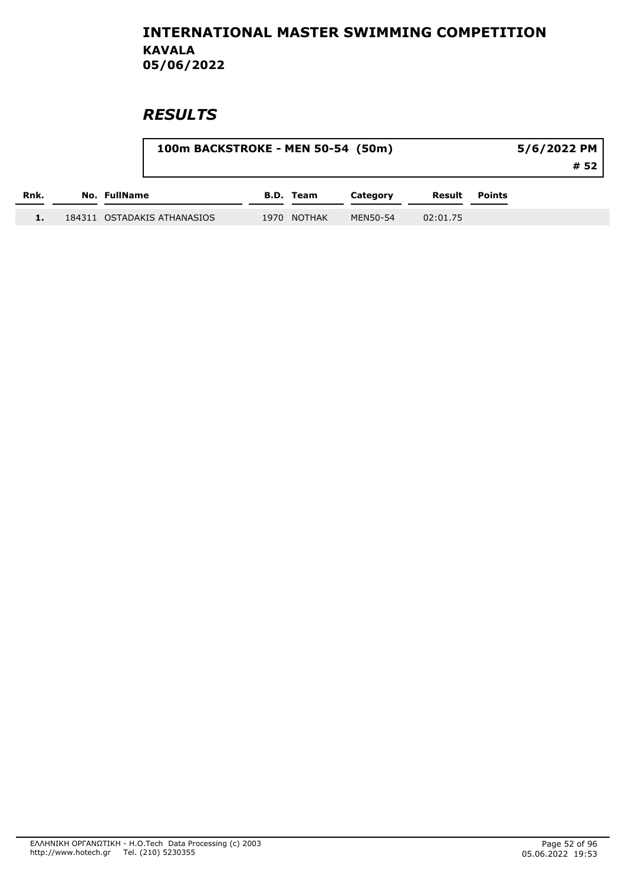# INTERNATIONAL MASTER SWIMMING COMPETITION

## KAVALA

## 05/06/2022

# *RESULTS*

**100m BACKSTROKE - MEN 50-54 (50m)** — **5/6/2022 PM** — **# 52**

| Rnk. | No. | FullName | B.D. | Team | Category | Result | Points |
|---|---|---|---|---|---|---|---|
| 1. | 184311 | OSTADAKIS ATHANASIOS | 1970 | NOTHAK | MEN50-54 | 02:01.75 | |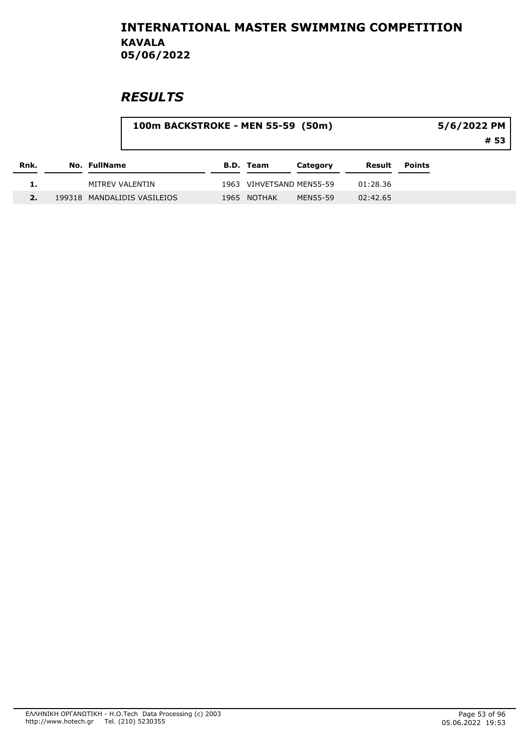# INTERNATIONAL MASTER SWIMMING COMPETITION
## KAVALA
## 05/06/2022

## *RESULTS*

**100m BACKSTROKE - MEN 55-59 (50m)** — 5/6/2022 PM — # 53

| Rnk. | No. | FullName | B.D. | Team | Category | Result | Points |
|---|---|---|---|---|---|---|---|
| 1. | | MITREV VALENTIN | 1963 | VIHVETSAND | MEN55-59 | 01:28.36 | |
| 2. | 199318 | MANDALIDIS VASILEIOS | 1965 | NOTHAK | MEN55-59 | 02:42.65 | |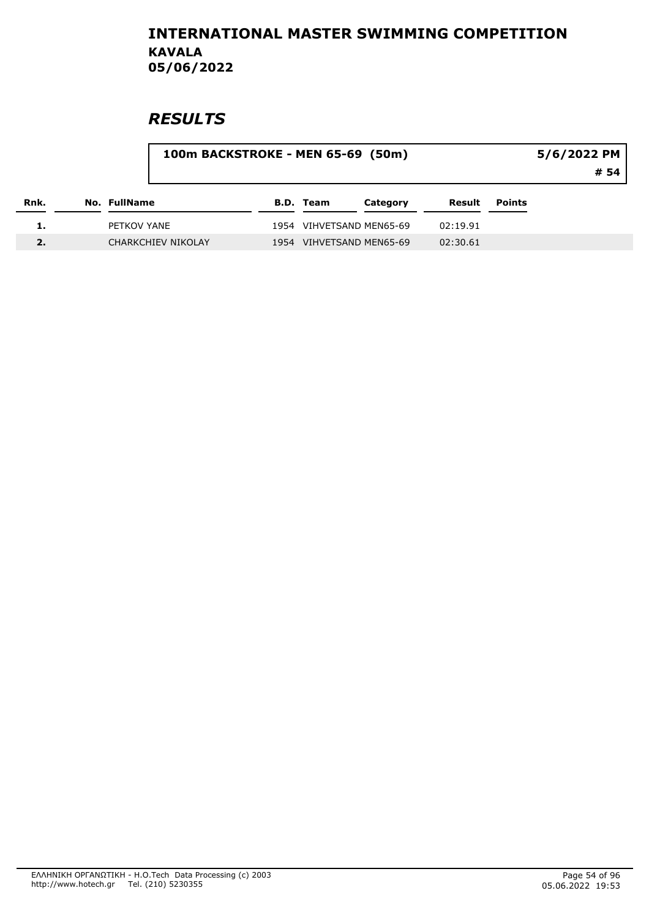# INTERNATIONAL MASTER SWIMMING COMPETITION
## KAVALA
## 05/06/2022

## *RESULTS*

**100m BACKSTROKE - MEN 65-69 (50m)** — **5/6/2022 PM** — **# 54**

| Rnk. | No. | FullName | B.D. | Team | Category | Result | Points |
|---|---|---|---|---|---|---|---|
| 1. | | PETKOV YANE | 1954 | VIHVETSAND | MEN65-69 | 02:19.91 | |
| 2. | | CHARKCHIEV NIKOLAY | 1954 | VIHVETSAND | MEN65-69 | 02:30.61 | |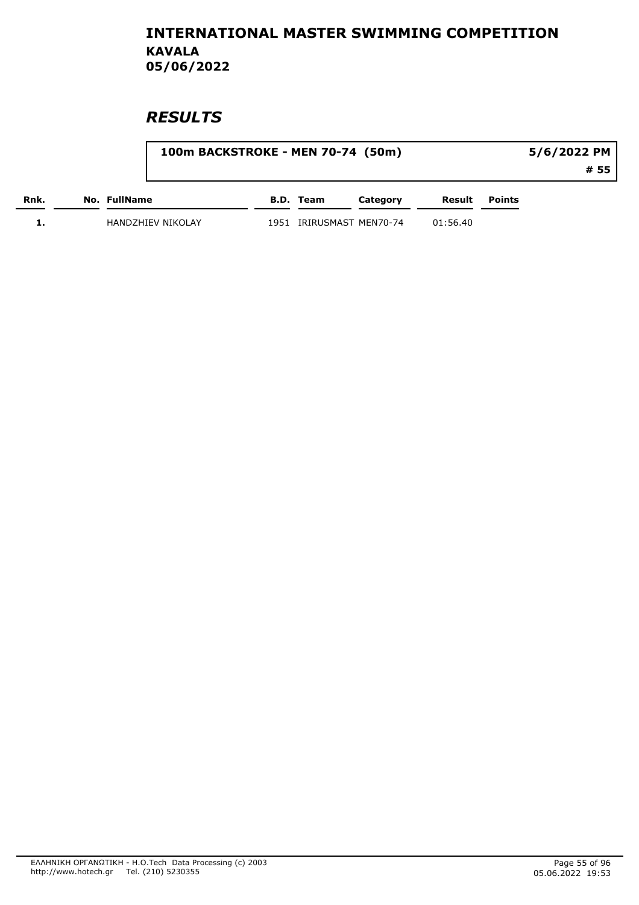# INTERNATIONAL MASTER SWIMMING COMPETITION

**KAVALA**
**05/06/2022**

## *RESULTS*

**100m BACKSTROKE - MEN 70-74 (50m)** — **5/6/2022 PM** — **# 55**

| Rnk. | No. | FullName | B.D. | Team | Category | Result | Points |
|---|---|---|---|---|---|---|---|
| 1. | | HANDZHIEV NIKOLAY | 1951 | IRIRUSMAST | MEN70-74 | 01:56.40 | |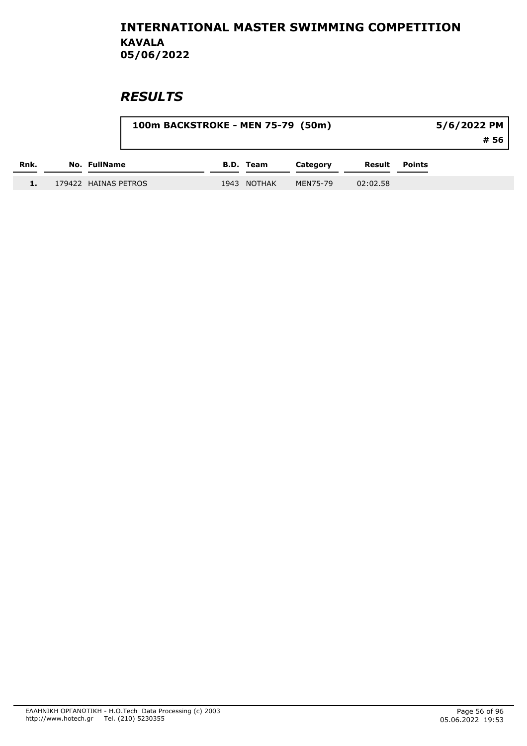# INTERNATIONAL MASTER SWIMMING COMPETITION

**KAVALA**
**05/06/2022**

## *RESULTS*

**100m BACKSTROKE - MEN 75-79 (50m)** — **5/6/2022 PM** — **# 56**

| Rnk. | No. | FullName | B.D. | Team | Category | Result | Points |
|---|---|---|---|---|---|---|---|
| 1. | 179422 | HAINAS PETROS | 1943 | NOTHAK | MEN75-79 | 02:02.58 | |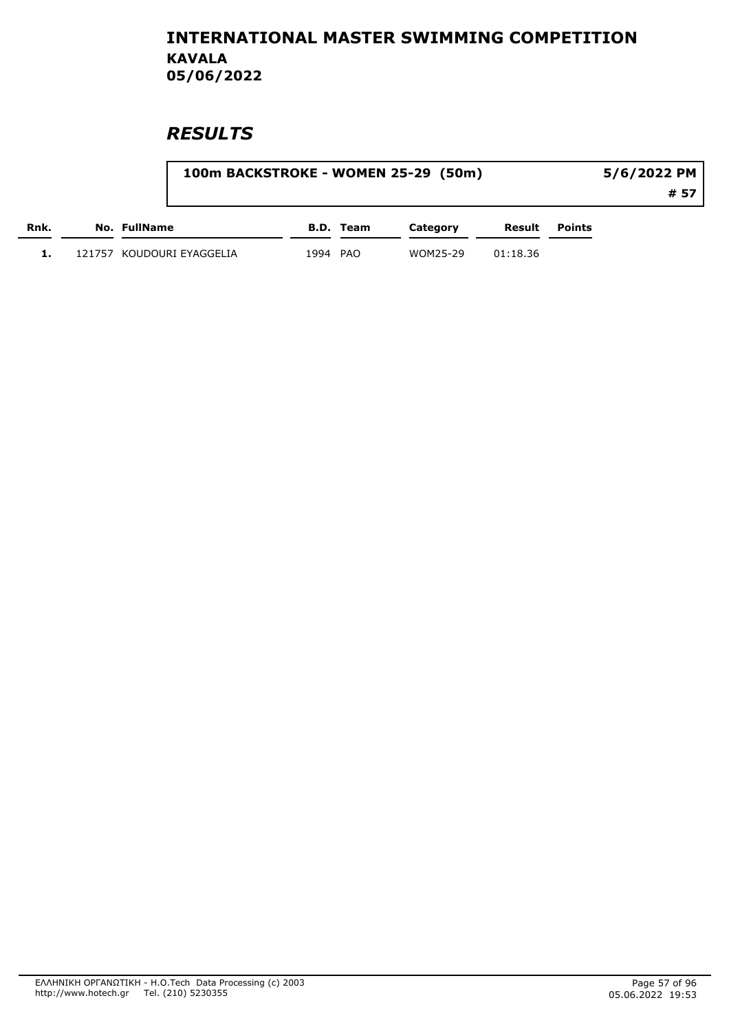# INTERNATIONAL MASTER SWIMMING COMPETITION
## KAVALA
## 05/06/2022

## *RESULTS*

**100m BACKSTROKE - WOMEN 25-29 (50m)** — **5/6/2022 PM** — **# 57**

| Rnk. | No. | FullName | B.D. | Team | Category | Result | Points |
|---|---|---|---|---|---|---|---|
| 1. | 121757 | KOUDOURI EYAGGELIA | 1994 | PAO | WOM25-29 | 01:18.36 | |

ΕΛΛΗΝΙΚΗ ΟΡΓΑΝΩΤΙΚΗ - H.O.Tech Data Processing (c) 2003
http://www.hotech.gr Tel. (210) 5230355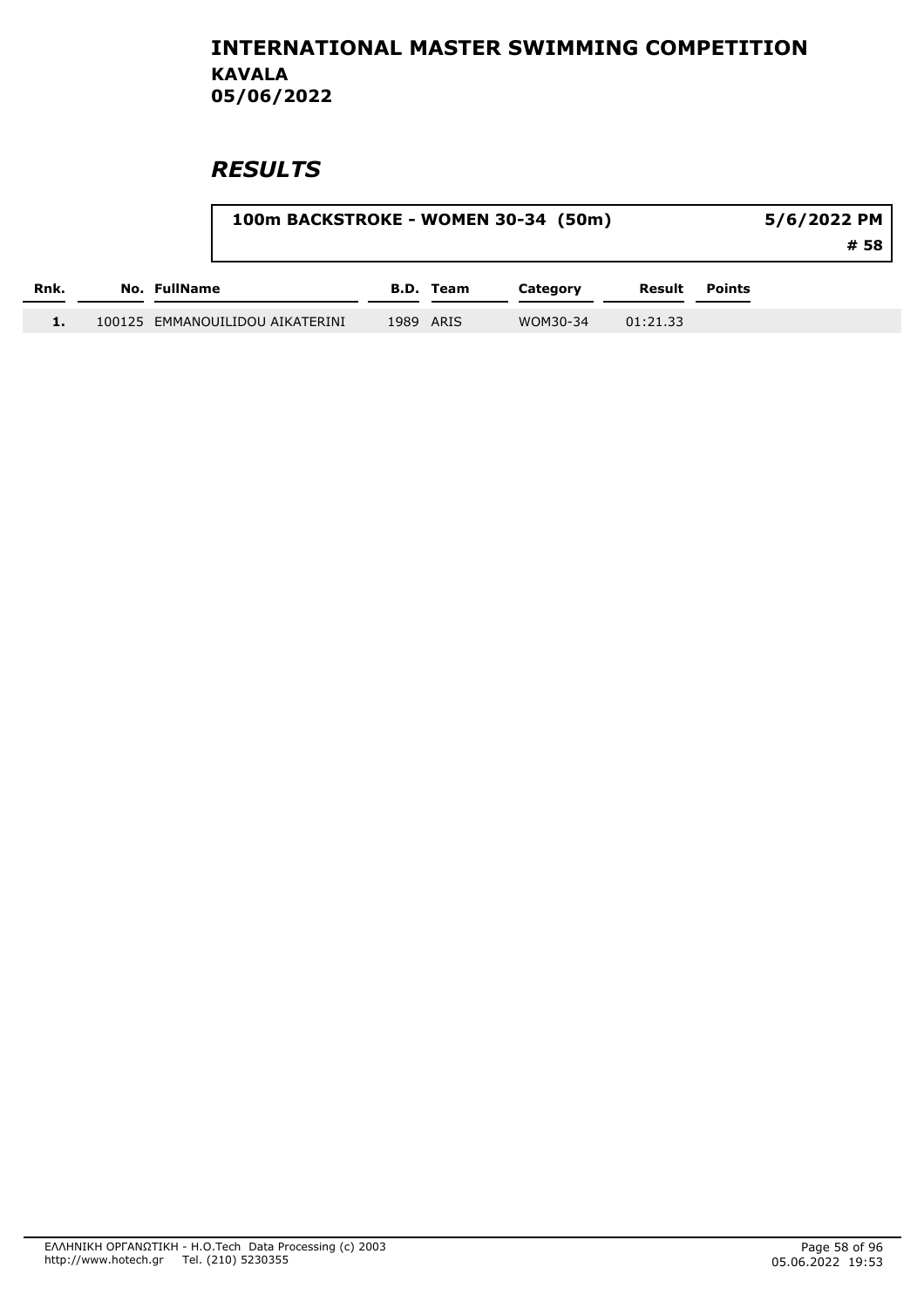# INTERNATIONAL MASTER SWIMMING COMPETITION

## KAVALA

## 05/06/2022

## *RESULTS*

**100m BACKSTROKE - WOMEN 30-34 (50m)** — **5/6/2022 PM** — **# 58**

| Rnk. | No. | FullName | B.D. | Team | Category | Result | Points |
|---|---|---|---|---|---|---|---|
| 1. | 100125 | EMMANOUILIDOU AIKATERINI | 1989 | ARIS | WOM30-34 | 01:21.33 | |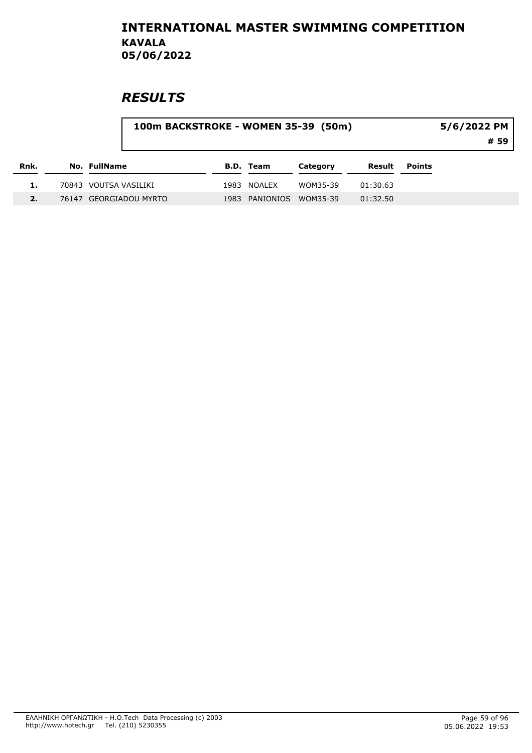# INTERNATIONAL MASTER SWIMMING COMPETITION

## KAVALA

## 05/06/2022

## *RESULTS*

**100m BACKSTROKE - WOMEN 35-39 (50m)** — **5/6/2022 PM** — **# 59**

| Rnk. | No. | FullName | B.D. | Team | Category | Result | Points |
|---|---|---|---|---|---|---|---|
| 1. | 70843 | VOUTSA VASILIKI | 1983 | NOALEX | WOM35-39 | 01:30.63 | |
| 2. | 76147 | GEORGIADOU MYRTO | 1983 | PANIONIOS | WOM35-39 | 01:32.50 | |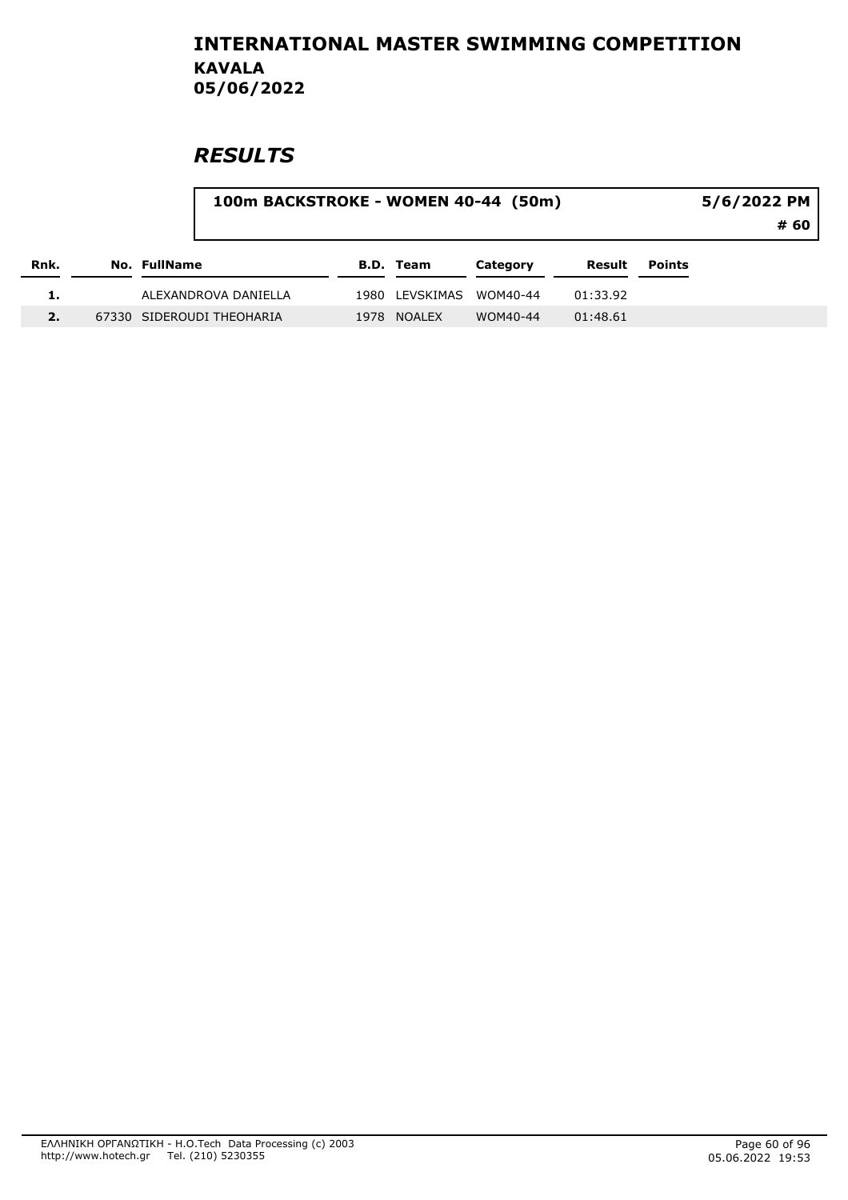# INTERNATIONAL MASTER SWIMMING COMPETITION
## KAVALA
## 05/06/2022

# *RESULTS*

**100m BACKSTROKE - WOMEN 40-44 (50m)** — **5/6/2022 PM** — **# 60**

| Rnk. | No. | FullName | B.D. | Team | Category | Result | Points |
|---|---|---|---|---|---|---|---|
| 1. | | ALEXANDROVA DANIELLA | 1980 | LEVSKIMAS | WOM40-44 | 01:33.92 | |
| 2. | 67330 | SIDEROUDI THEOHARIA | 1978 | NOALEX | WOM40-44 | 01:48.61 | |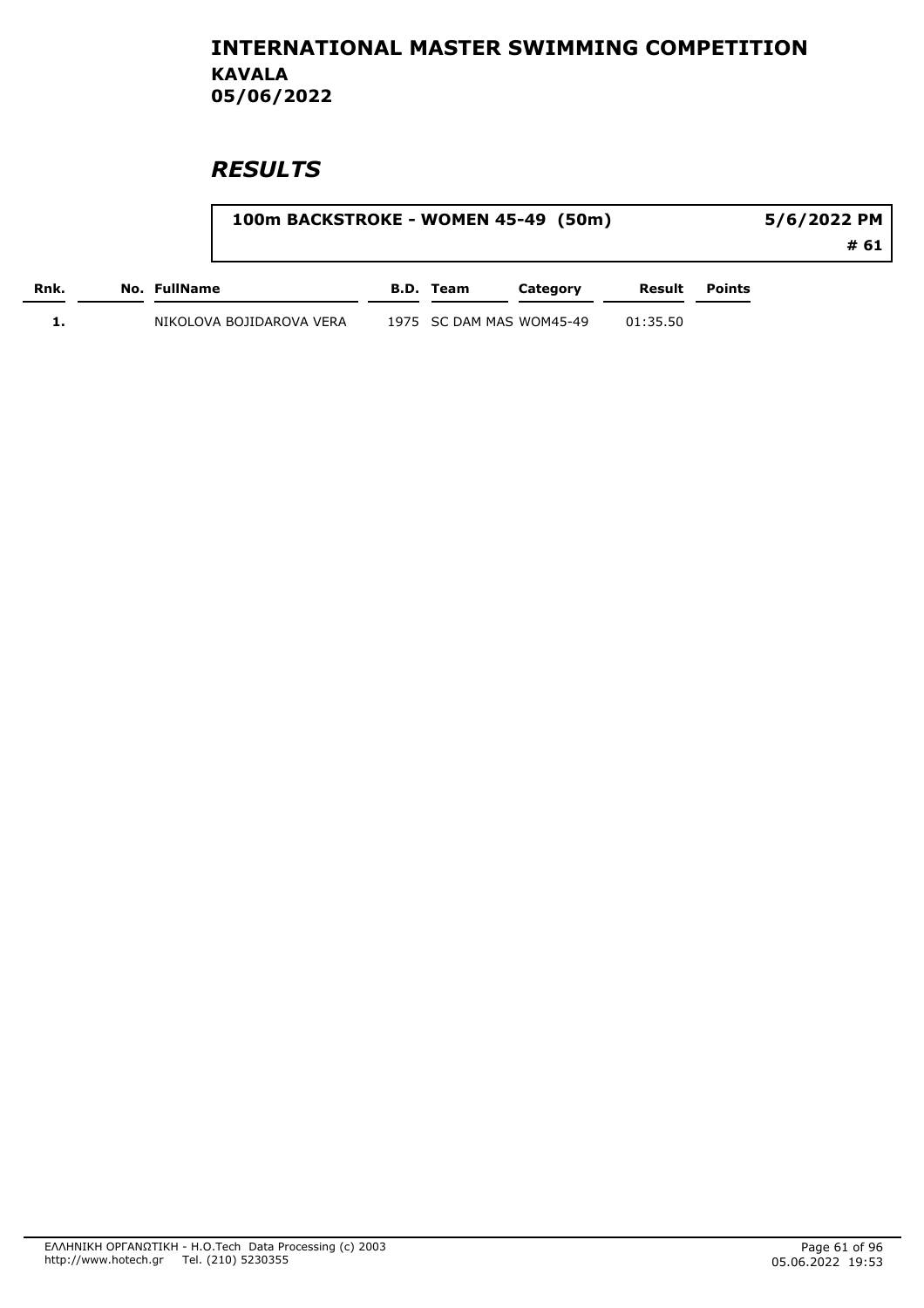# INTERNATIONAL MASTER SWIMMING COMPETITION
## KAVALA
## 05/06/2022

## *RESULTS*

**100m BACKSTROKE - WOMEN 45-49 (50m)** — **5/6/2022 PM** — **# 61**

| Rnk. | No. | FullName | B.D. | Team | Category | Result | Points |
|---|---|---|---|---|---|---|---|
| 1. | | NIKOLOVA BOJIDAROVA VERA | 1975 | SC DAM MAS | WOM45-49 | 01:35.50 | |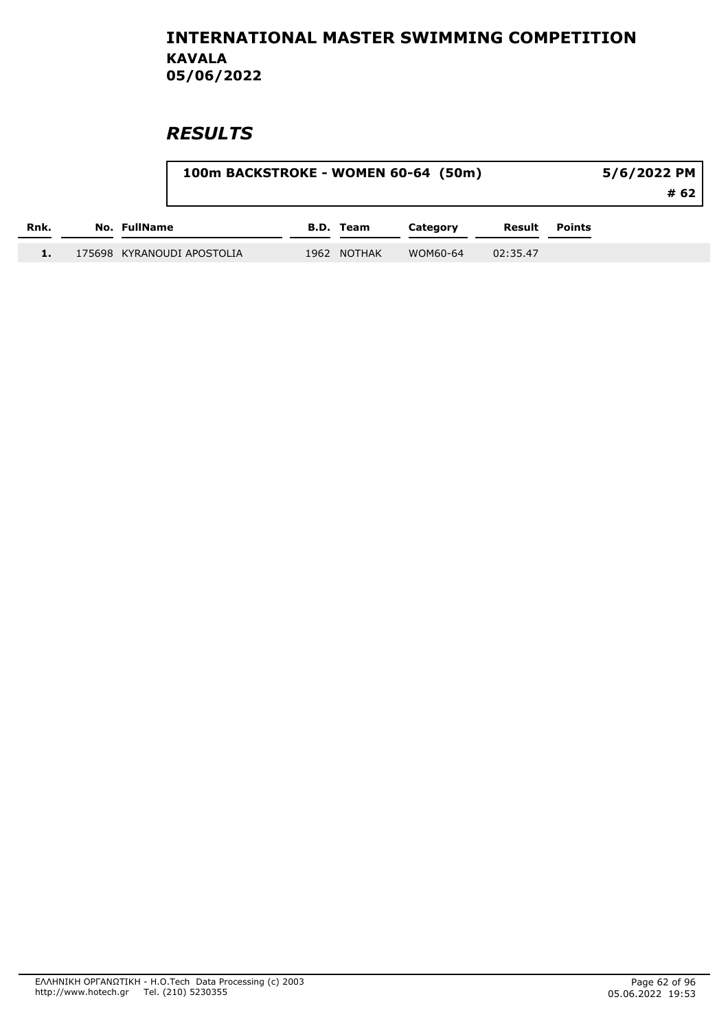# INTERNATIONAL MASTER SWIMMING COMPETITION

**KAVALA**

**05/06/2022**

## *RESULTS*

**100m BACKSTROKE - WOMEN 60-64 (50m)** — **5/6/2022 PM** — **# 62**

| Rnk. | No. | FullName | B.D. | Team | Category | Result | Points |
|---|---|---|---|---|---|---|---|
| 1. | 175698 | KYRANOUDI APOSTOLIA | 1962 | NOTHAK | WOM60-64 | 02:35.47 | |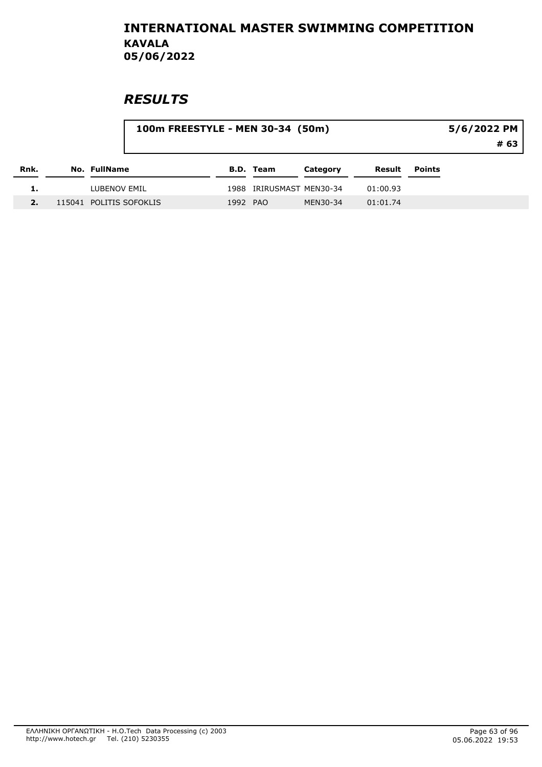# INTERNATIONAL MASTER SWIMMING COMPETITION
**KAVALA**
**05/06/2022**

## RESULTS

**100m FREESTYLE - MEN 30-34 (50m)** — 5/6/2022 PM — # 63

| Rnk. | No. | FullName | B.D. | Team | Category | Result | Points |
|---|---|---|---|---|---|---|---|
| 1. | | LUBENOV EMIL | 1988 | IRIRUSMAST | MEN30-34 | 01:00.93 | |
| 2. | 115041 | POLITIS SOFOKLIS | 1992 | PAO | MEN30-34 | 01:01.74 | |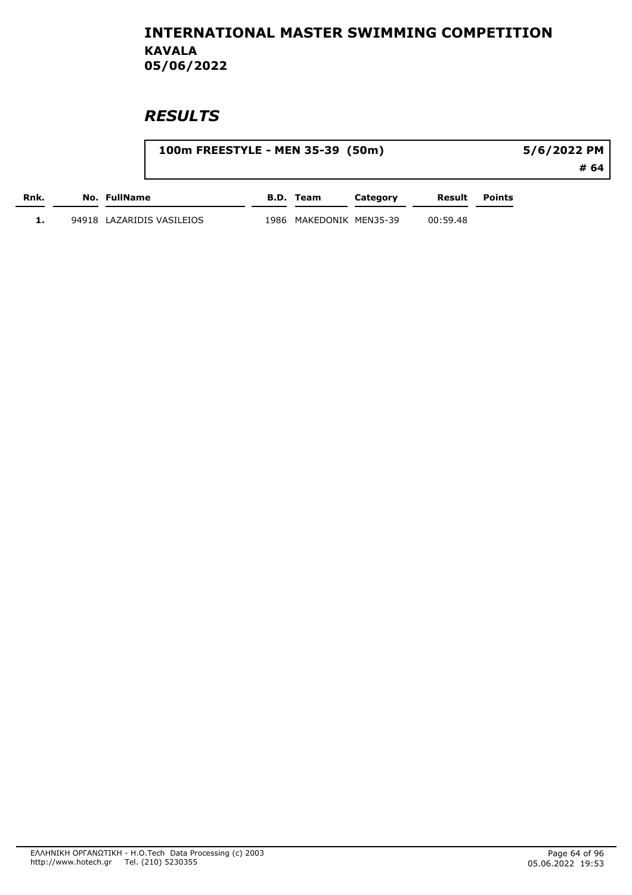# INTERNATIONAL MASTER SWIMMING COMPETITION

## KAVALA

## 05/06/2022

## *RESULTS*

**100m FREESTYLE - MEN 35-39 (50m)** **5/6/2022 PM**

**# 64**

| Rnk. | No. | FullName | B.D. | Team | Category | Result | Points |
|---|---|---|---|---|---|---|---|
| 1. | 94918 | LAZARIDIS VASILEIOS | 1986 | MAKEDONIK | MEN35-39 | 00:59.48 | |

ΕΛΛΗΝΙΚΗ ΟΡΓΑΝΩΤΙΚΗ - H.O.Tech Data Processing (c) 2003
http://www.hotech.gr Tel. (210) 5230355

05.06.2022 19:53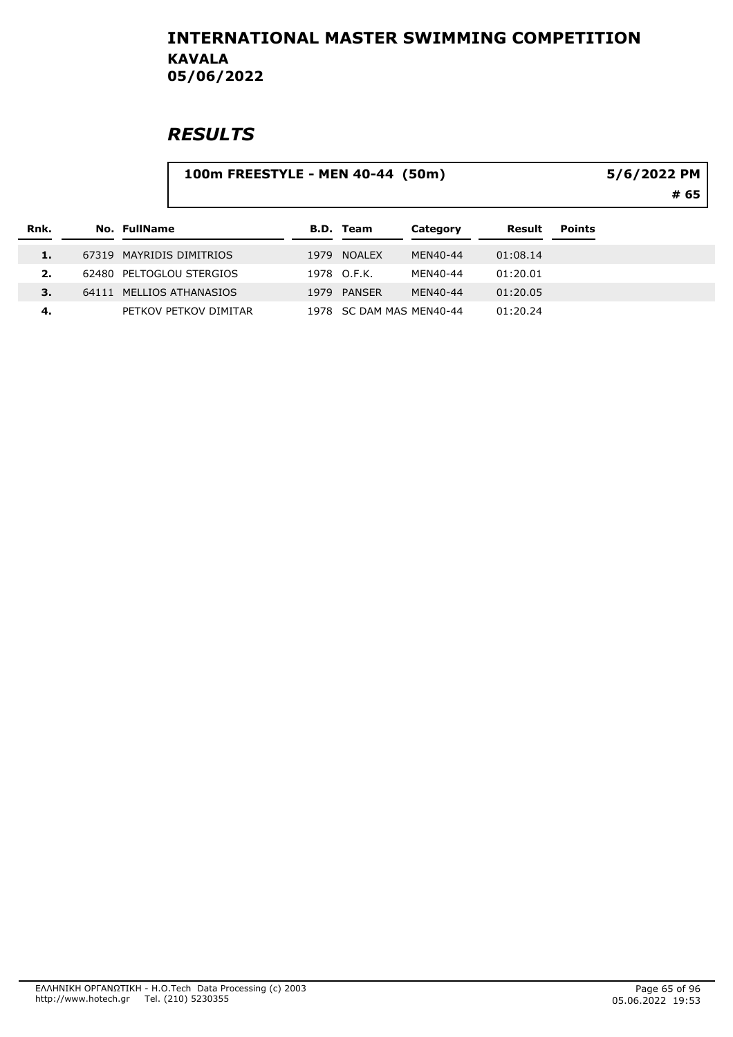# INTERNATIONAL MASTER SWIMMING COMPETITION

## KAVALA
## 05/06/2022

## *RESULTS*

**100m FREESTYLE - MEN 40-44 (50m)** — **5/6/2022 PM** — **# 65**

| Rnk. | No. | FullName | B.D. | Team | Category | Result | Points |
|---|---|---|---|---|---|---|---|
| 1. | 67319 | MAYRIDIS DIMITRIOS | 1979 | NOALEX | MEN40-44 | 01:08.14 | |
| 2. | 62480 | PELTOGLOU STERGIOS | 1978 | O.F.K. | MEN40-44 | 01:20.01 | |
| 3. | 64111 | MELLIOS ATHANASIOS | 1979 | PANSER | MEN40-44 | 01:20.05 | |
| 4. | | PETKOV PETKOV DIMITAR | 1978 | SC DAM MAS | MEN40-44 | 01:20.24 | |

ΕΛΛΗΝΙΚΗ ΟΡΓΑΝΩΤΙΚΗ - H.O.Tech Data Processing (c) 2003
http://www.hotech.gr Tel. (210) 5230355

05.06.2022 19:53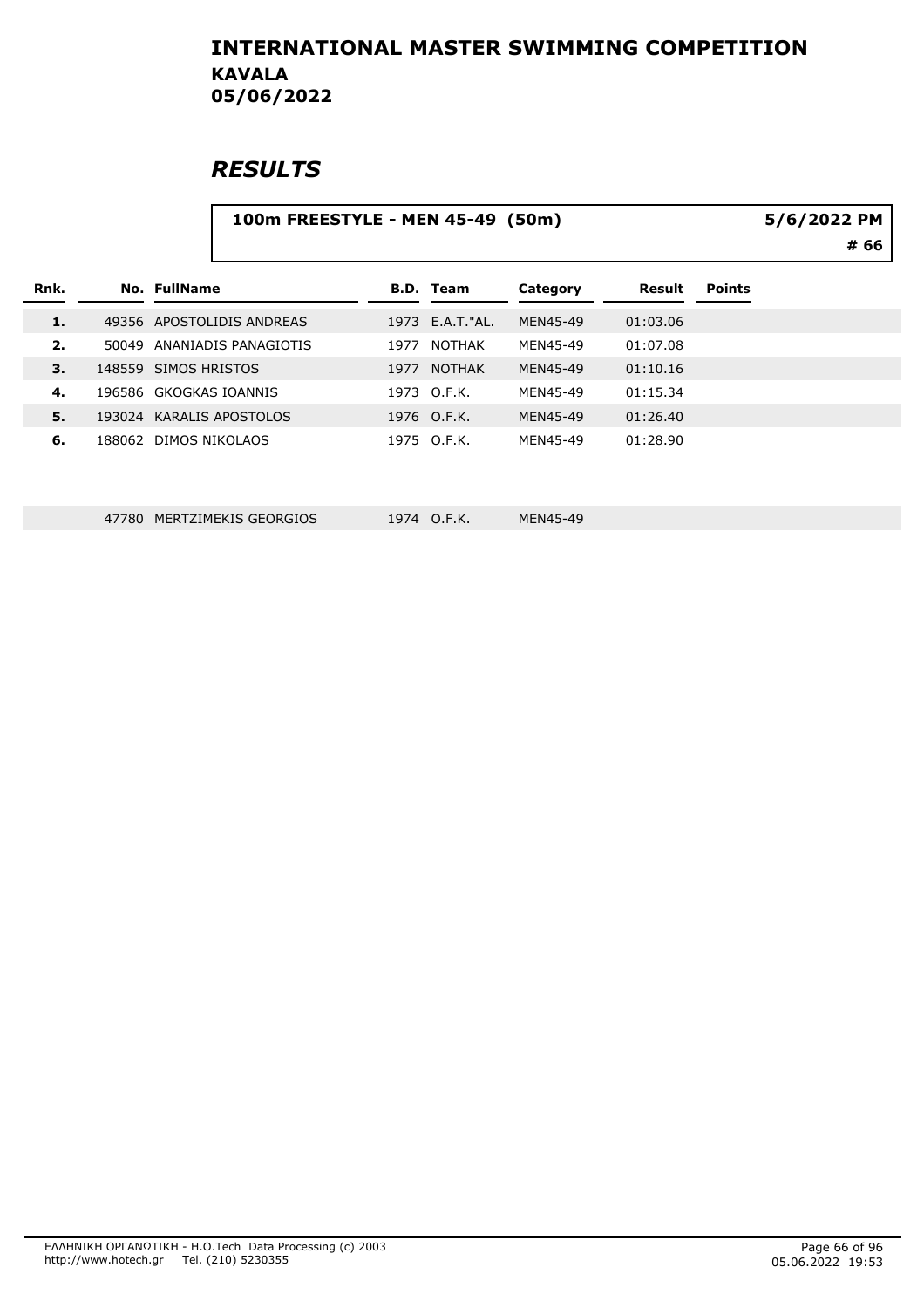# INTERNATIONAL MASTER SWIMMING COMPETITION
## KAVALA
## 05/06/2022

## *RESULTS*

**100m FREESTYLE - MEN 45-49 (50m)** 5/6/2022 PM

**# 66**

| Rnk. | No. | FullName | B.D. | Team | Category | Result | Points |
|---|---|---|---|---|---|---|---|
| 1. | 49356 | APOSTOLIDIS ANDREAS | 1973 | E.A.T."AL. | MEN45-49 | 01:03.06 | |
| 2. | 50049 | ANANIADIS PANAGIOTIS | 1977 | NOTHAK | MEN45-49 | 01:07.08 | |
| 3. | 148559 | SIMOS HRISTOS | 1977 | NOTHAK | MEN45-49 | 01:10.16 | |
| 4. | 196586 | GKOGKAS IOANNIS | 1973 | O.F.K. | MEN45-49 | 01:15.34 | |
| 5. | 193024 | KARALIS APOSTOLOS | 1976 | O.F.K. | MEN45-49 | 01:26.40 | |
| 6. | 188062 | DIMOS NIKOLAOS | 1975 | O.F.K. | MEN45-49 | 01:28.90 | |
| | 47780 | MERTZIMEKIS GEORGIOS | 1974 | O.F.K. | MEN45-49 | | |

ΕΛΛΗΝΙΚΗ ΟΡΓΑΝΩΤΙΚΗ - H.O.Tech Data Processing (c) 2003
http://www.hotech.gr Tel. (210) 5230355

05.06.2022 19:53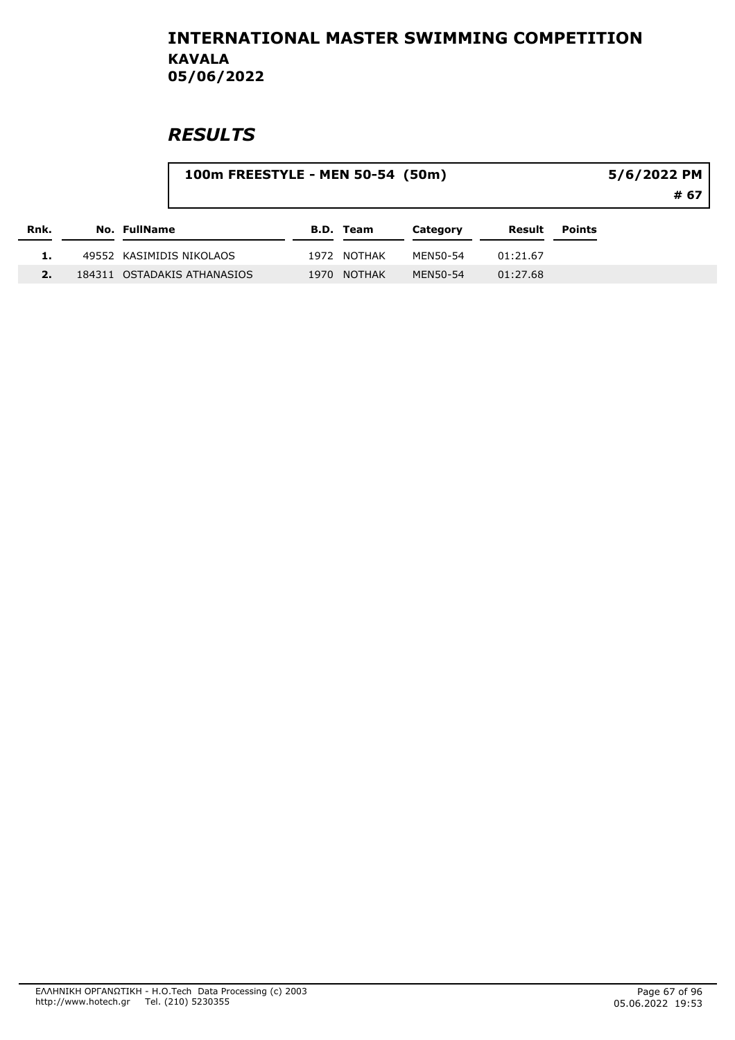# INTERNATIONAL MASTER SWIMMING COMPETITION

**KAVALA**
**05/06/2022**

## *RESULTS*

**100m FREESTYLE - MEN 50-54 (50m)** — **5/6/2022 PM** — **# 67**

| Rnk. | No. | FullName | B.D. | Team | Category | Result | Points |
|---|---|---|---|---|---|---|---|
| 1. | 49552 | KASIMIDIS NIKOLAOS | 1972 | NOTHAK | MEN50-54 | 01:21.67 | |
| 2. | 184311 | OSTADAKIS ATHANASIOS | 1970 | NOTHAK | MEN50-54 | 01:27.68 | |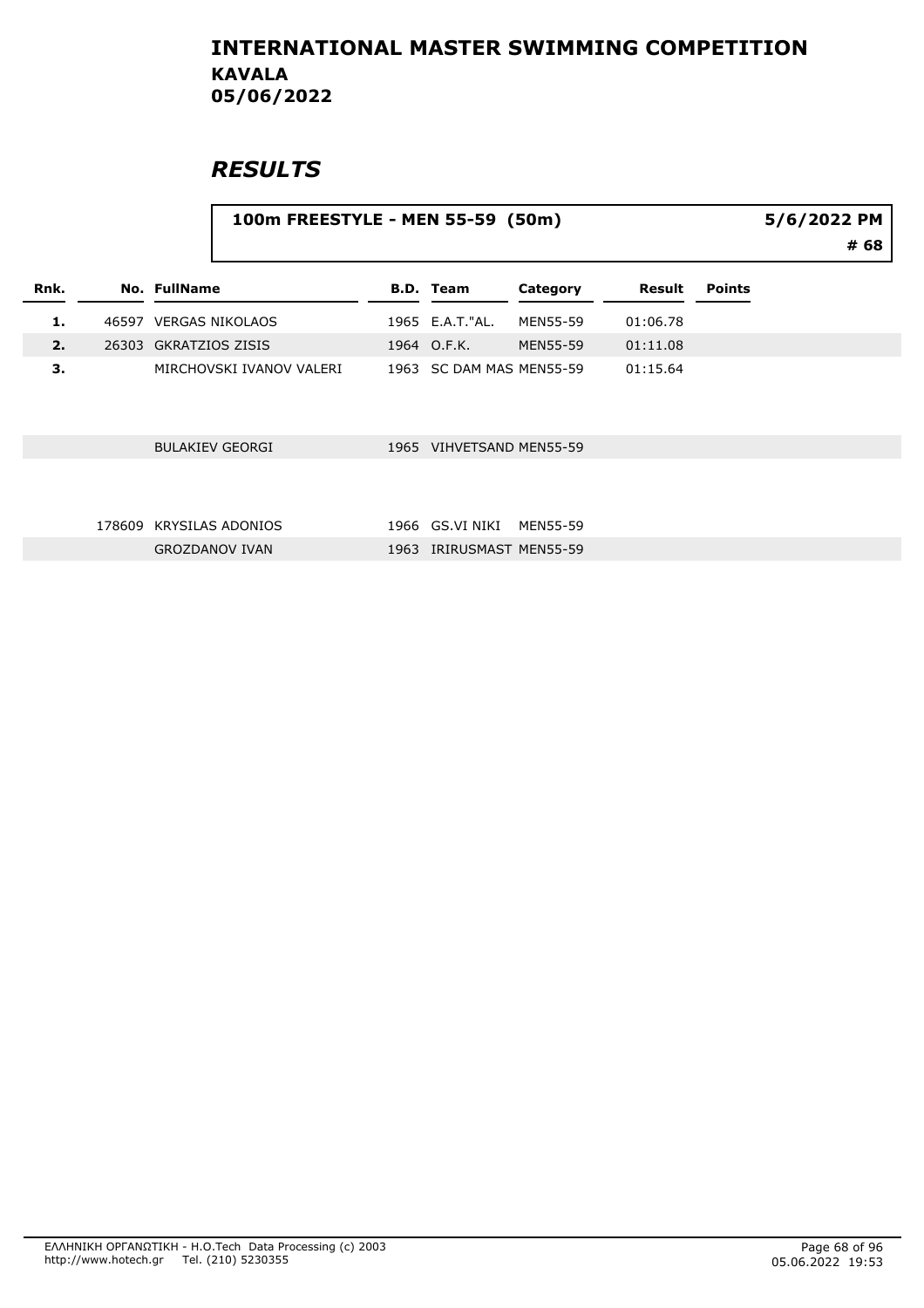# INTERNATIONAL MASTER SWIMMING COMPETITION

**KAVALA**
**05/06/2022**

## *RESULTS*

**100m FREESTYLE - MEN 55-59 (50m)** — **5/6/2022 PM** — **# 68**

| Rnk. | No. | FullName | B.D. | Team | Category | Result | Points |
|---|---|---|---|---|---|---|---|
| 1. | 46597 | VERGAS NIKOLAOS | 1965 | E.A.T."AL. | MEN55-59 | 01:06.78 | |
| 2. | 26303 | GKRATZIOS ZISIS | 1964 | O.F.K. | MEN55-59 | 01:11.08 | |
| 3. | | MIRCHOVSKI IVANOV VALERI | 1963 | SC DAM MAS | MEN55-59 | 01:15.64 | |
| | | BULAKIEV GEORGI | 1965 | VIHVETSAND | MEN55-59 | | |
| | 178609 | KRYSILAS ADONIOS | 1966 | GS.VI NIKI | MEN55-59 | | |
| | | GROZDANOV IVAN | 1963 | IRIRUSMAST | MEN55-59 | | |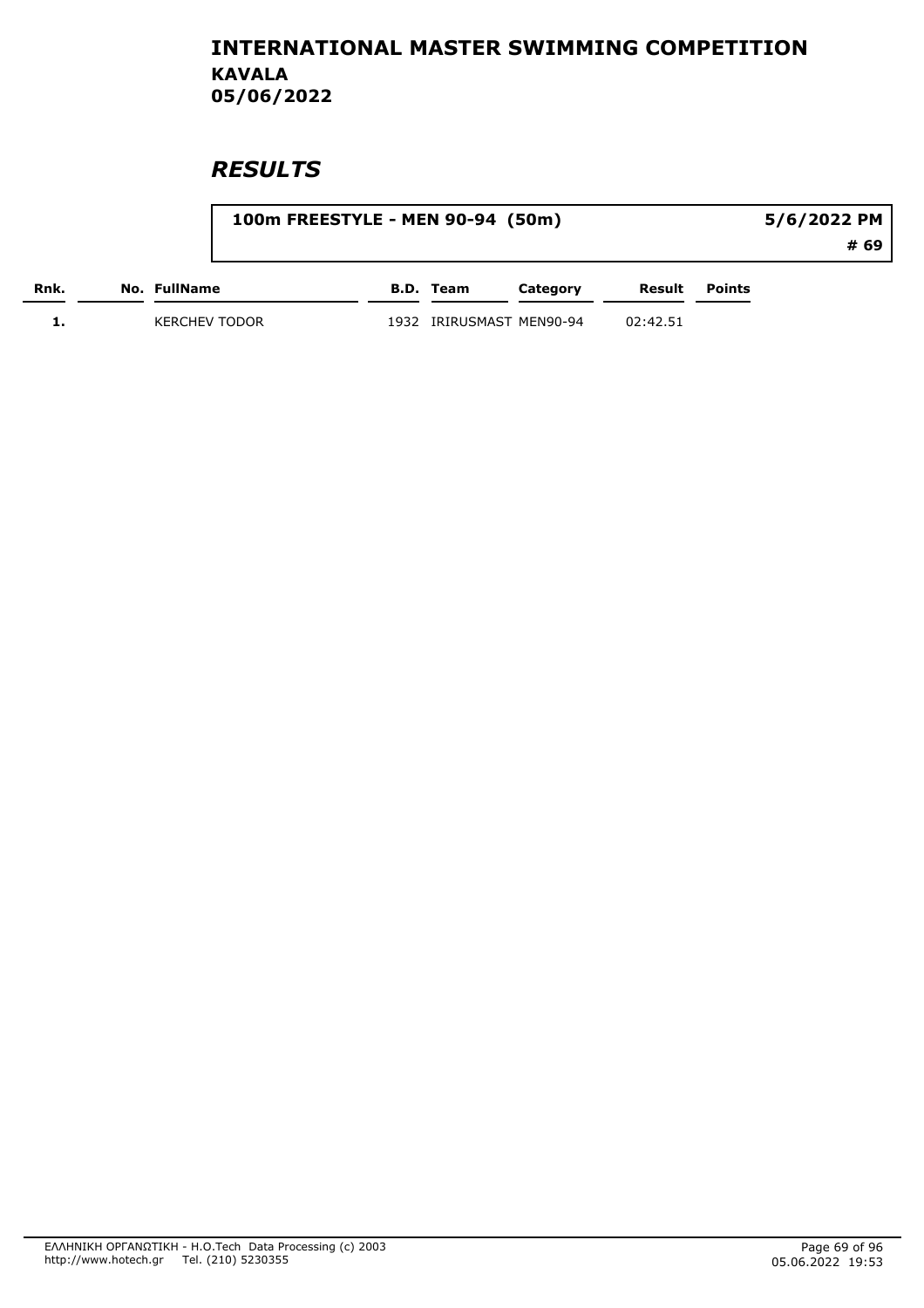# INTERNATIONAL MASTER SWIMMING COMPETITION
## KAVALA
## 05/06/2022

## *RESULTS*

**100m FREESTYLE - MEN 90-94 (50m)** — 5/6/2022 PM — # 69

| Rnk. | No. | FullName | B.D. | Team | Category | Result | Points |
|---|---|---|---|---|---|---|---|
| 1. | | KERCHEV TODOR | 1932 | IRIRUSMAST | MEN90-94 | 02:42.51 | |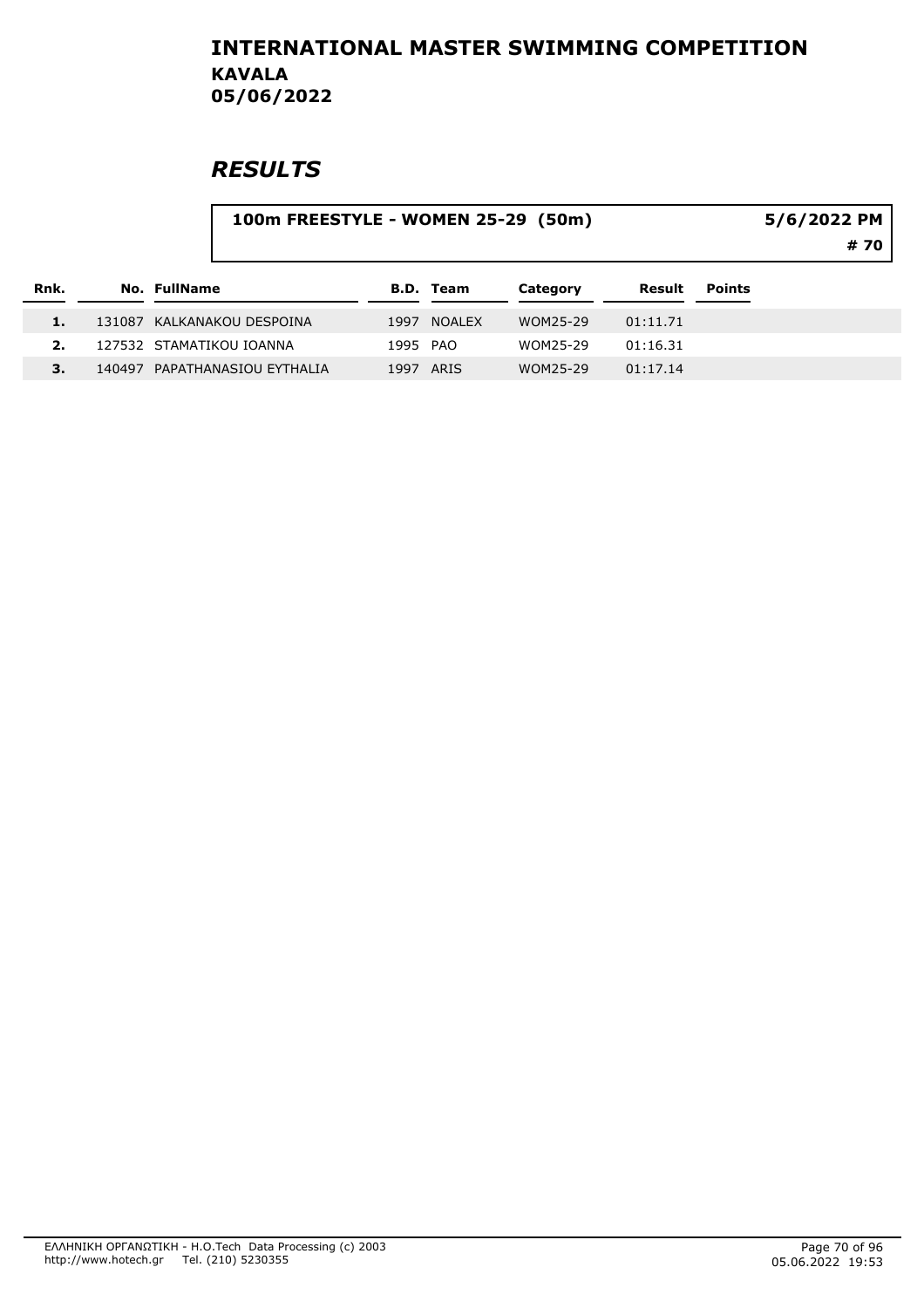# INTERNATIONAL MASTER SWIMMING COMPETITION
**KAVALA**
**05/06/2022**

## RESULTS

**100m FREESTYLE - WOMEN 25-29 (50m)** 5/6/2022 PM **# 70**

| Rnk. | No. | FullName | B.D. | Team | Category | Result | Points |
|---|---|---|---|---|---|---|---|
| 1. | 131087 | KALKANAKOU DESPOINA | 1997 | NOALEX | WOM25-29 | 01:11.71 | |
| 2. | 127532 | STAMATIKOU IOANNA | 1995 | PAO | WOM25-29 | 01:16.31 | |
| 3. | 140497 | PAPATHANASIOU EYTHALIA | 1997 | ARIS | WOM25-29 | 01:17.14 | |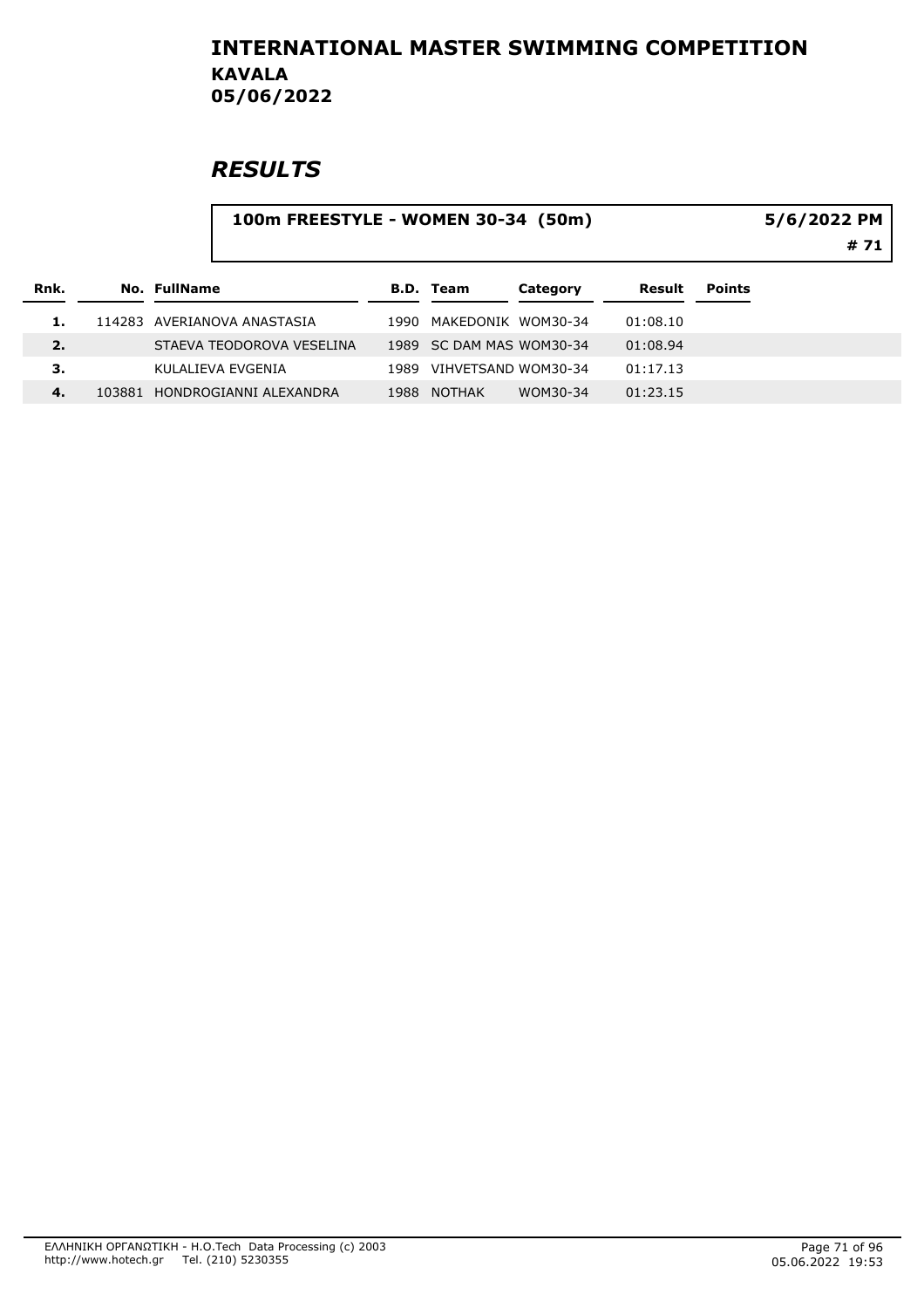# INTERNATIONAL MASTER SWIMMING COMPETITION

## KAVALA

## 05/06/2022

## *RESULTS*

**100m FREESTYLE - WOMEN 30-34 (50m)** **5/6/2022 PM**

**# 71**

| Rnk. | No. | FullName | B.D. | Team | Category | Result | Points |
|---|---|---|---|---|---|---|---|
| 1. | 114283 | AVERIANOVA ANASTASIA | 1990 | MAKEDONIK | WOM30-34 | 01:08.10 | |
| 2. | | STAEVA TEODOROVA VESELINA | 1989 | SC DAM MAS | WOM30-34 | 01:08.94 | |
| 3. | | KULALIEVA EVGENIA | 1989 | VIHVETSAND | WOM30-34 | 01:17.13 | |
| 4. | 103881 | HONDROGIANNI ALEXANDRA | 1988 | NOTHAK | WOM30-34 | 01:23.15 | |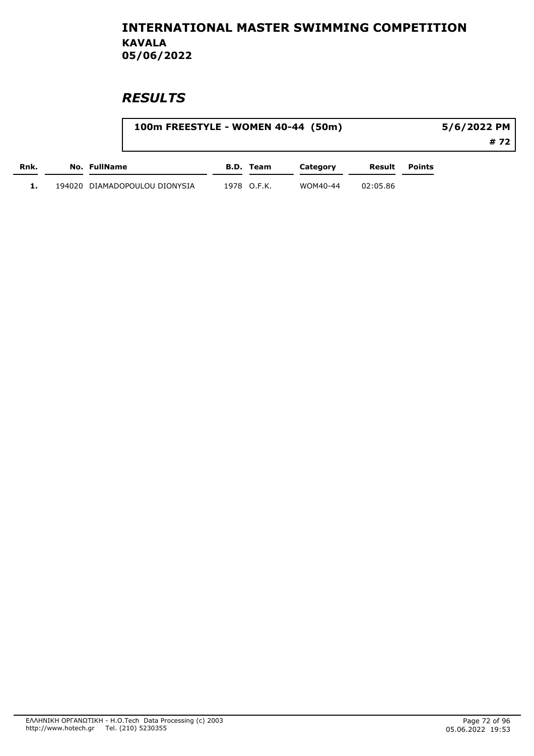# INTERNATIONAL MASTER SWIMMING COMPETITION

**KAVALA**

**05/06/2022**

## *RESULTS*

**100m FREESTYLE - WOMEN 40-44 (50m)** — **5/6/2022 PM** — **# 72**

| Rnk. | No. | FullName | B.D. | Team | Category | Result | Points |
|---|---|---|---|---|---|---|---|
| 1. | 194020 | DIAMADOPOULOU DIONYSIA | 1978 | O.F.K. | WOM40-44 | 02:05.86 | |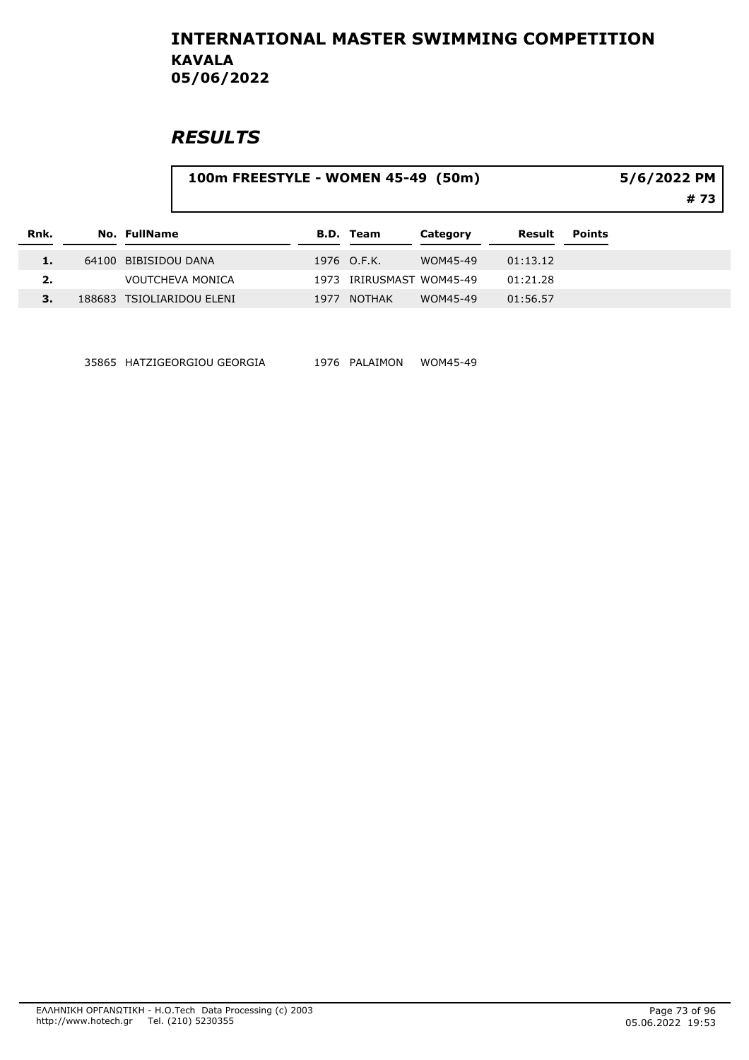# INTERNATIONAL MASTER SWIMMING COMPETITION
## KAVALA
## 05/06/2022

## *RESULTS*

**100m FREESTYLE - WOMEN 45-49 (50m)** — 5/6/2022 PM — # 73

| Rnk. | No. | FullName | B.D. | Team | Category | Result | Points |
|---|---|---|---|---|---|---|---|
| 1. | 64100 | BIBISIDOU DANA | 1976 | O.F.K. | WOM45-49 | 01:13.12 | |
| 2. | | VOUTCHEVA MONICA | 1973 | IRIRUSMAST | WOM45-49 | 01:21.28 | |
| 3. | 188683 | TSIOLIARIDOU ELENI | 1977 | NOTHAK | WOM45-49 | 01:56.57 | |
| | 35865 | HATZIGEORGIOU GEORGIA | 1976 | PALAIMON | WOM45-49 | | |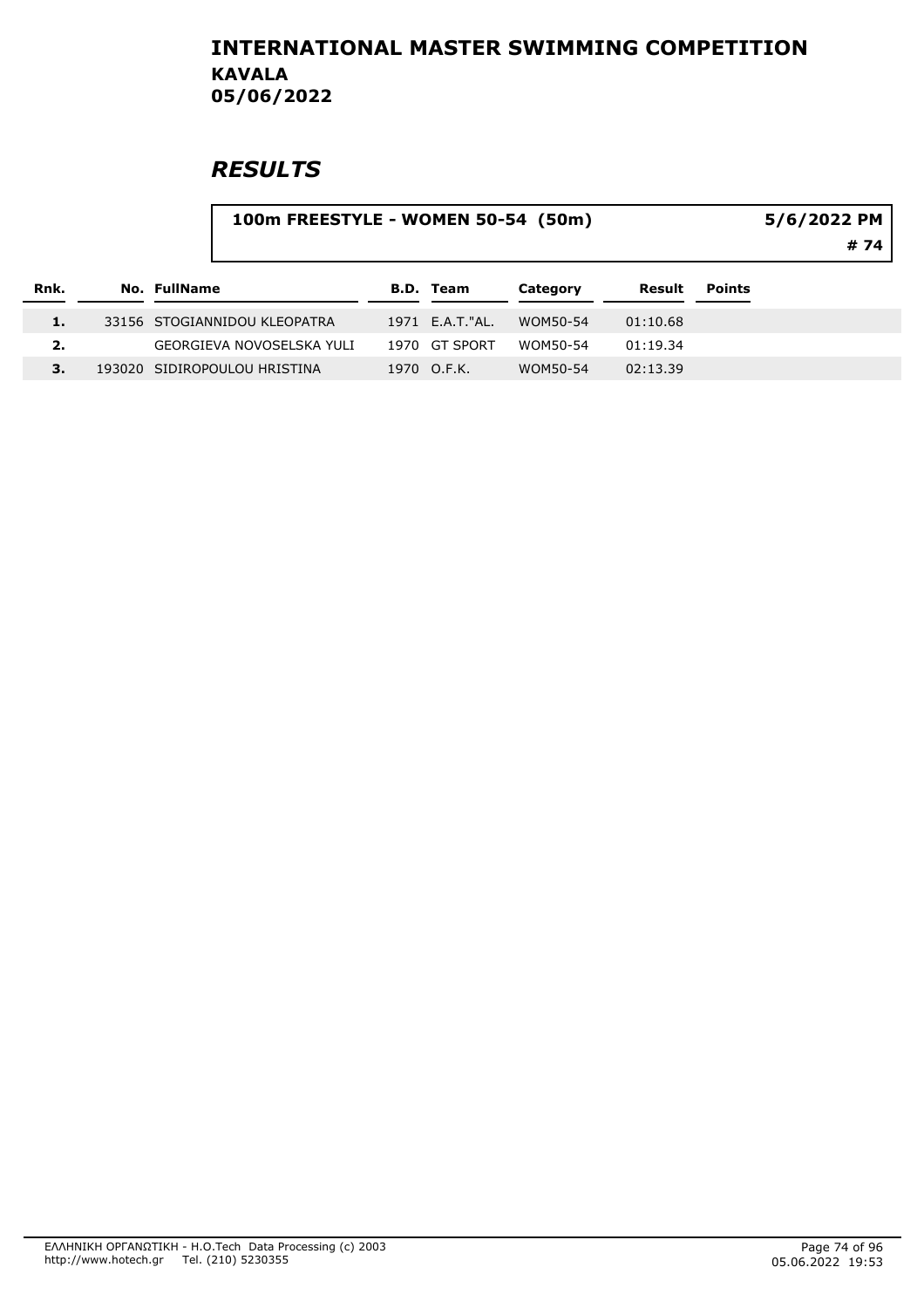# INTERNATIONAL MASTER SWIMMING COMPETITION

**KAVALA**
**05/06/2022**

## *RESULTS*

**100m FREESTYLE - WOMEN 50-54 (50m)** — **5/6/2022 PM** — **# 74**

| Rnk. | No. | FullName | B.D. | Team | Category | Result | Points |
|---|---|---|---|---|---|---|---|
| 1. | 33156 | STOGIANNIDOU KLEOPATRA | 1971 | E.A.T."AL. | WOM50-54 | 01:10.68 | |
| 2. | | GEORGIEVA NOVOSELSKA YULI | 1970 | GT SPORT | WOM50-54 | 01:19.34 | |
| 3. | 193020 | SIDIROPOULOU HRISTINA | 1970 | O.F.K. | WOM50-54 | 02:13.39 | |

ΕΛΛΗΝΙΚΗ ΟΡΓΑΝΩΤΙΚΗ - H.O.Tech Data Processing (c) 2003
http://www.hotech.gr Tel. (210) 5230355

05.06.2022 19:53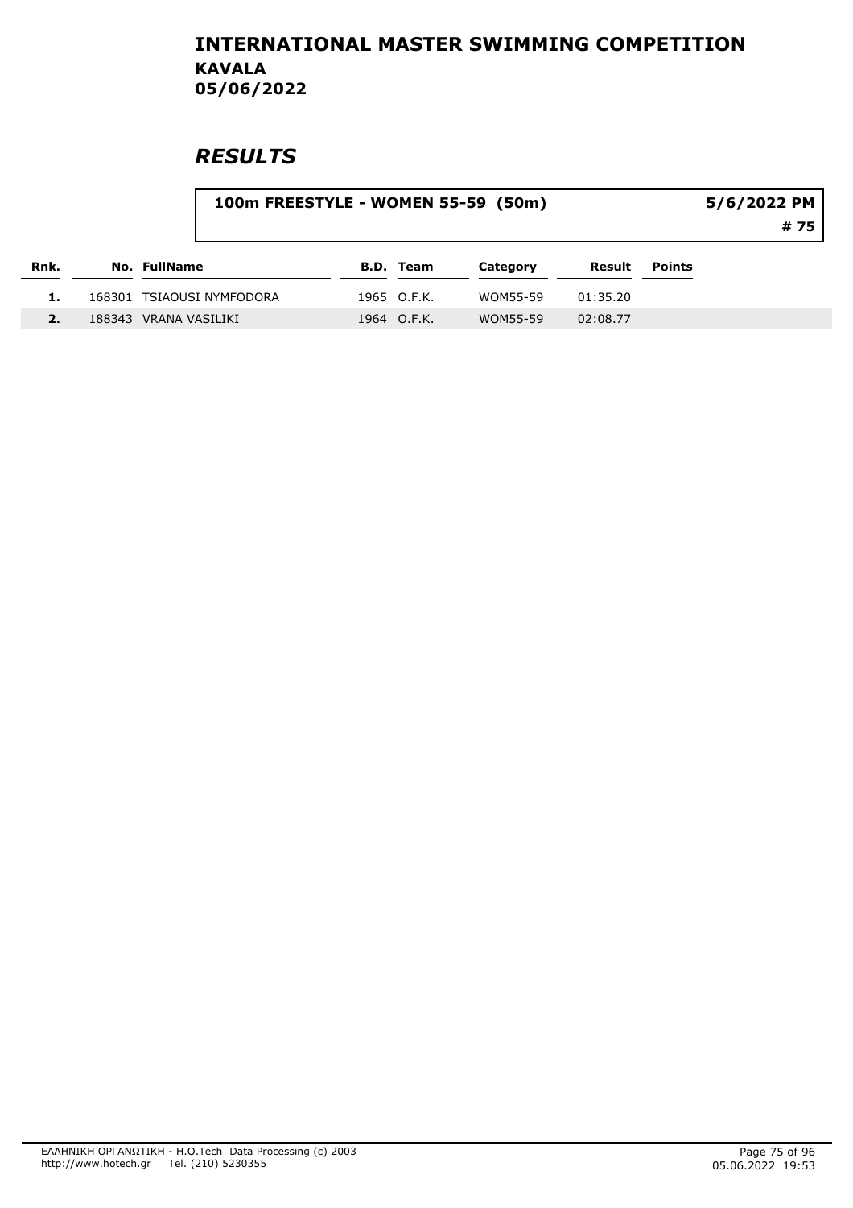# INTERNATIONAL MASTER SWIMMING COMPETITION
## KAVALA
## 05/06/2022

# *RESULTS*

**100m FREESTYLE - WOMEN 55-59 (50m)** — **5/6/2022 PM** — **# 75**

| Rnk. | No. | FullName | B.D. | Team | Category | Result | Points |
|---|---|---|---|---|---|---|---|
| 1. | 168301 | TSIAOUSI NYMFODORA | 1965 | O.F.K. | WOM55-59 | 01:35.20 | |
| 2. | 188343 | VRANA VASILIKI | 1964 | O.F.K. | WOM55-59 | 02:08.77 | |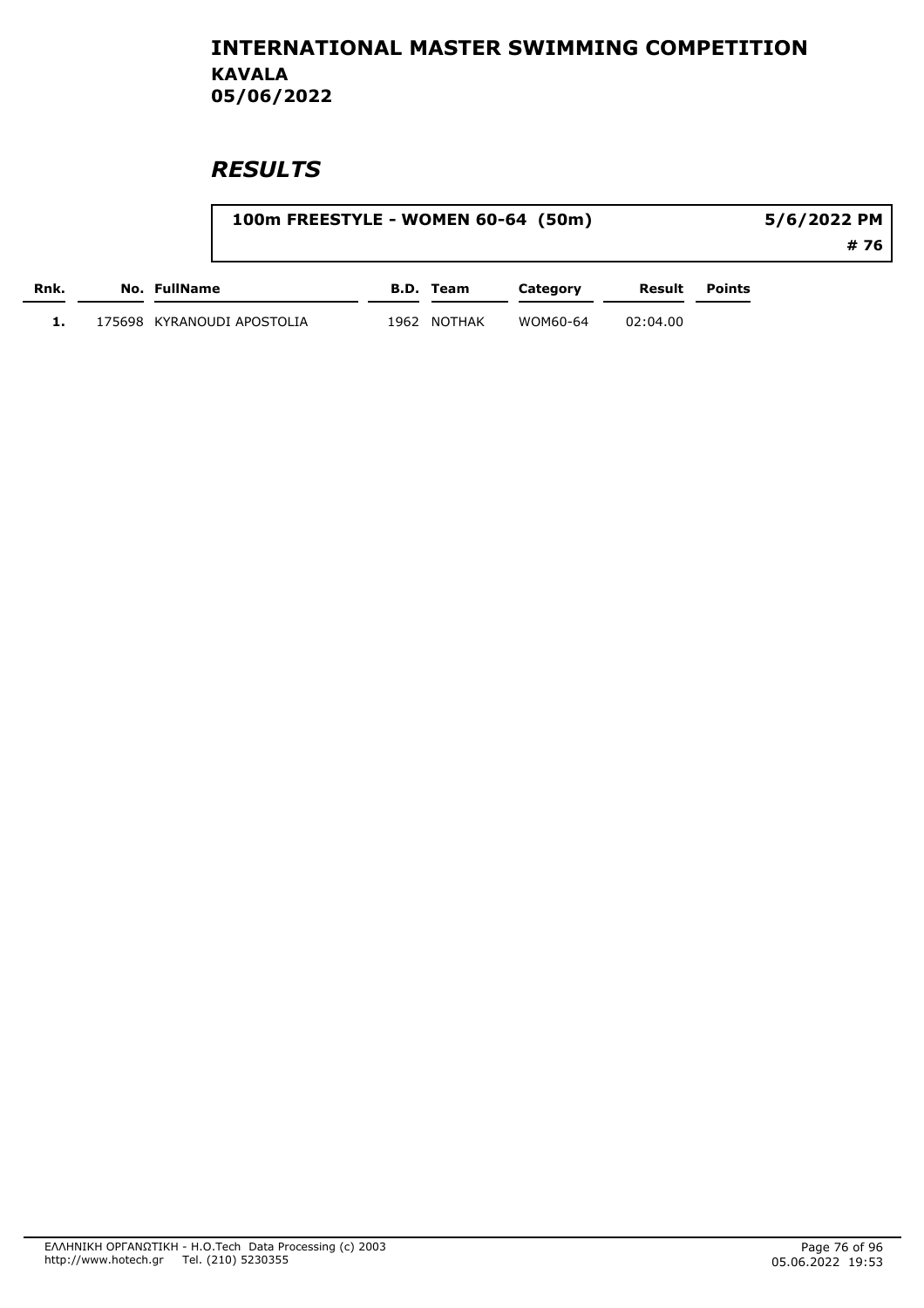# INTERNATIONAL MASTER SWIMMING COMPETITION
## KAVALA
## 05/06/2022

## *RESULTS*

**100m FREESTYLE - WOMEN 60-64 (50m)** — **5/6/2022 PM** — **# 76**

| Rnk. | No. | FullName | B.D. | Team | Category | Result | Points |
|---|---|---|---|---|---|---|---|
| 1. | 175698 | KYRANOUDI APOSTOLIA | 1962 | NOTHAK | WOM60-64 | 02:04.00 | |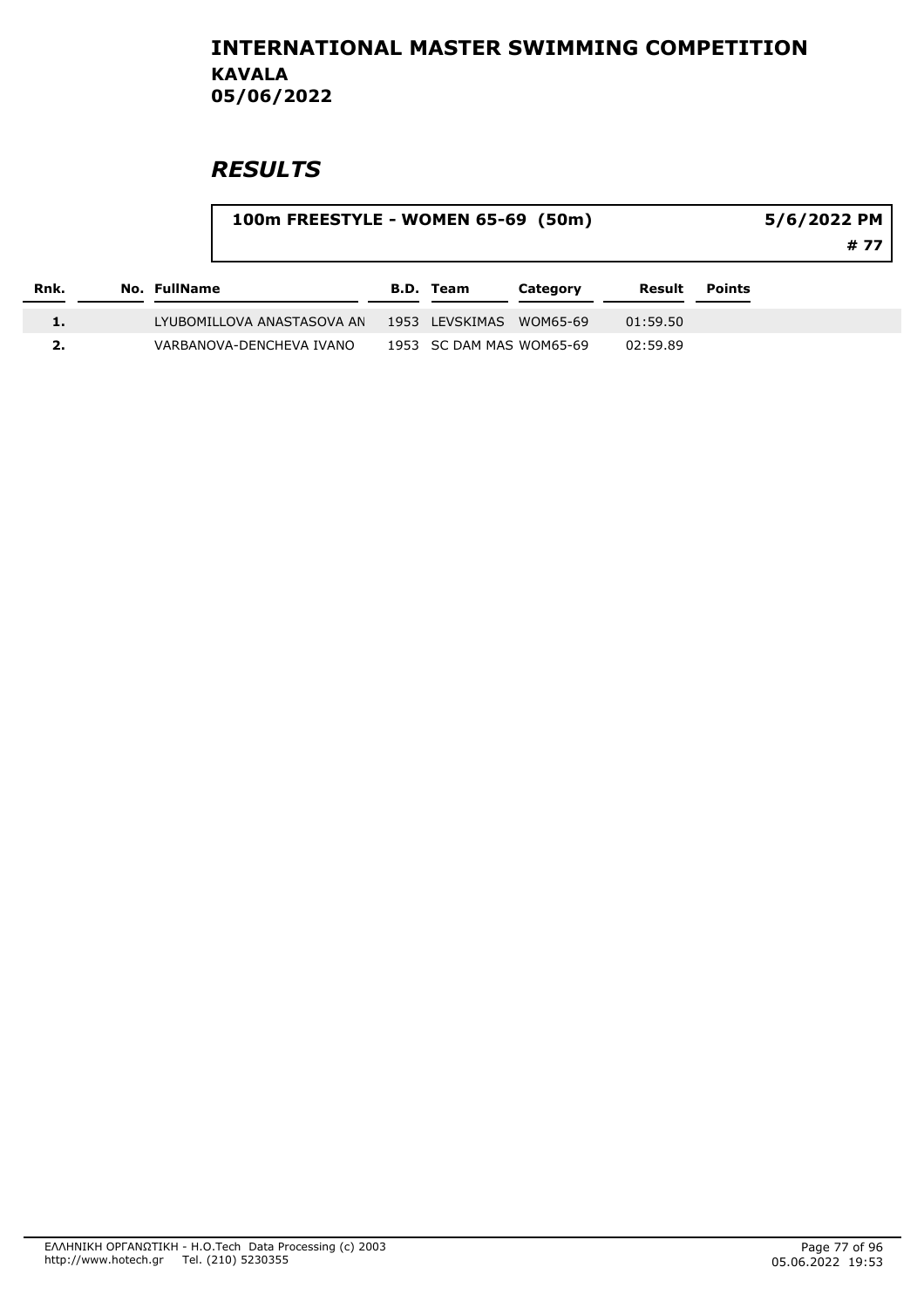# INTERNATIONAL MASTER SWIMMING COMPETITION
## KAVALA
## 05/06/2022

## *RESULTS*

**100m FREESTYLE - WOMEN 65-69 (50m)** — **5/6/2022 PM** — **# 77**

| Rnk. | No. | FullName | B.D. | Team | Category | Result | Points |
|---|---|---|---|---|---|---|---|
| 1. | | LYUBOMILLOVA ANASTASOVA AN | 1953 | LEVSKIMAS | WOM65-69 | 01:59.50 | |
| 2. | | VARBANOVA-DENCHEVA IVANO | 1953 | SC DAM MAS | WOM65-69 | 02:59.89 | |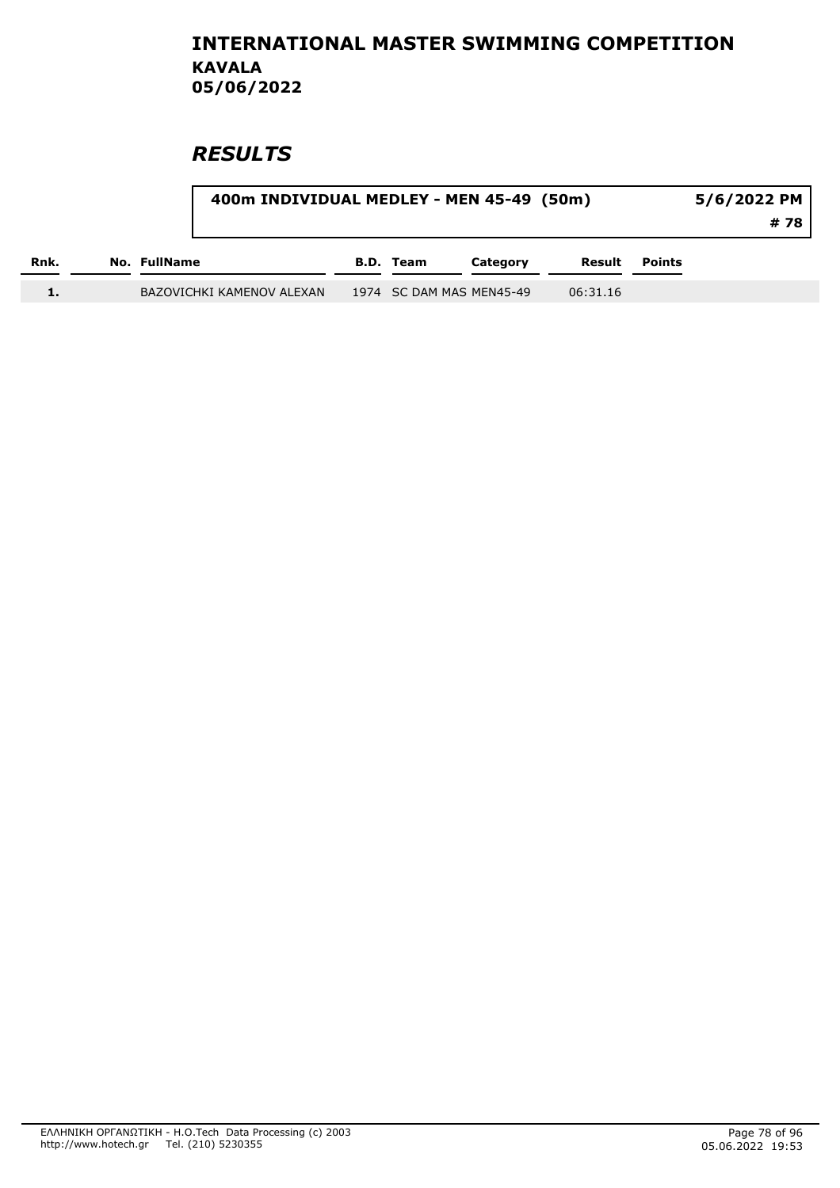# INTERNATIONAL MASTER SWIMMING COMPETITION
## KAVALA
## 05/06/2022

## *RESULTS*

**400m INDIVIDUAL MEDLEY - MEN 45-49 (50m)** — **5/6/2022 PM** — **# 78**

| Rnk. | No. | FullName | B.D. | Team | Category | Result | Points |
|---|---|---|---|---|---|---|---|
| 1. | | BAZOVICHKI KAMENOV ALEXAN | 1974 | SC DAM MAS | MEN45-49 | 06:31.16 | |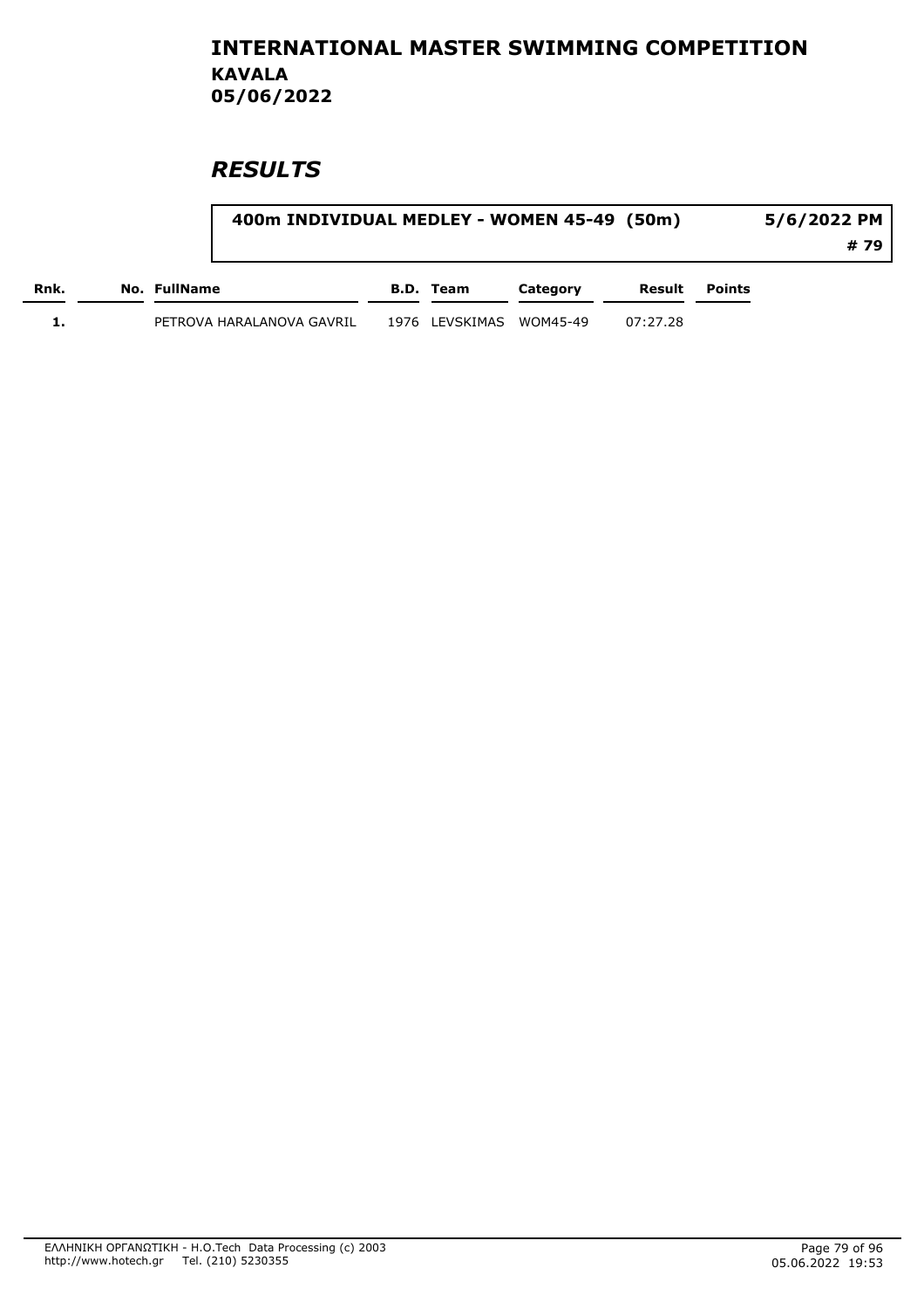# INTERNATIONAL MASTER SWIMMING COMPETITION
## KAVALA
## 05/06/2022

## *RESULTS*

**400m INDIVIDUAL MEDLEY - WOMEN 45-49 (50m)** — **5/6/2022 PM** — **# 79**

| Rnk. | No. | FullName | B.D. | Team | Category | Result | Points |
|---|---|---|---|---|---|---|---|
| 1. | | PETROVA HARALANOVA GAVRIL | 1976 | LEVSKIMAS | WOM45-49 | 07:27.28 | |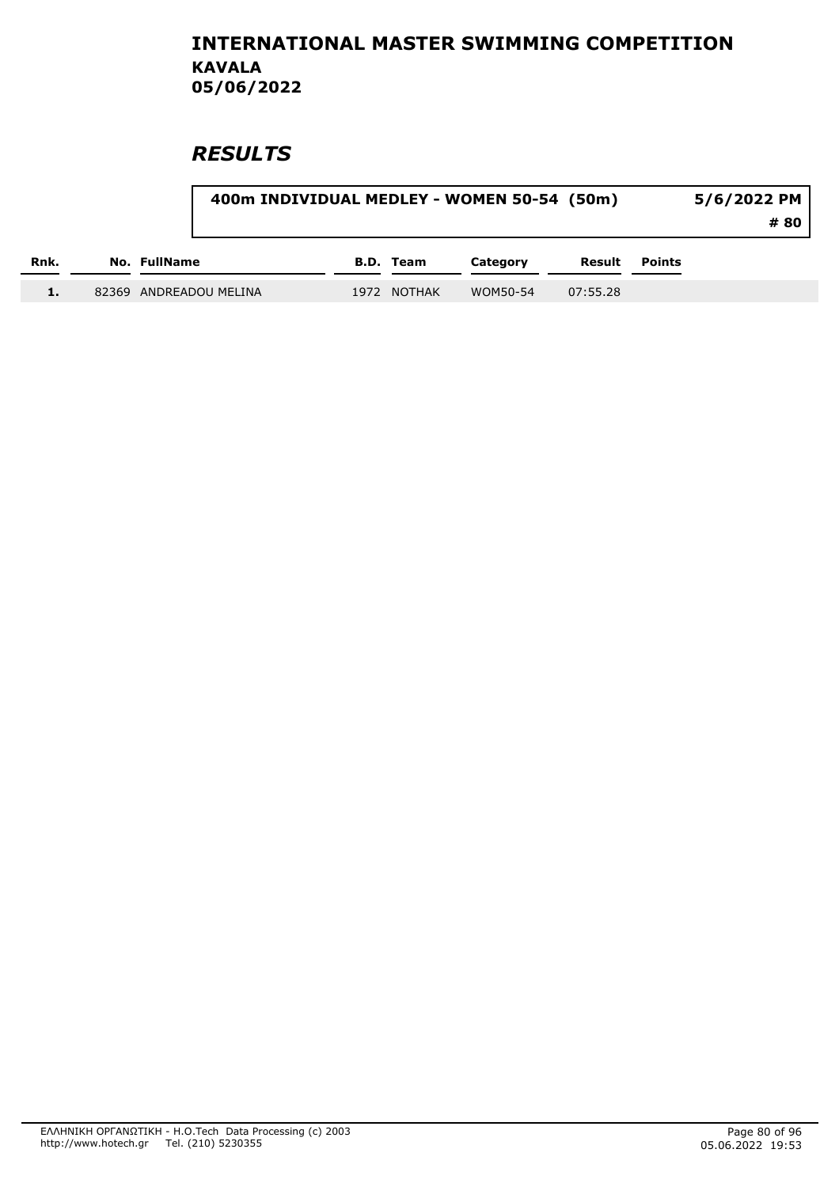# INTERNATIONAL MASTER SWIMMING COMPETITION
## KAVALA
## 05/06/2022

## *RESULTS*

**400m INDIVIDUAL MEDLEY - WOMEN 50-54 (50m)** | **5/6/2022 PM** | **# 80**

| Rnk. | No. | FullName | B.D. | Team | Category | Result | Points |
|---|---|---|---|---|---|---|---|
| 1. | 82369 | ANDREADOU MELINA | 1972 | NOTHAK | WOM50-54 | 07:55.28 | |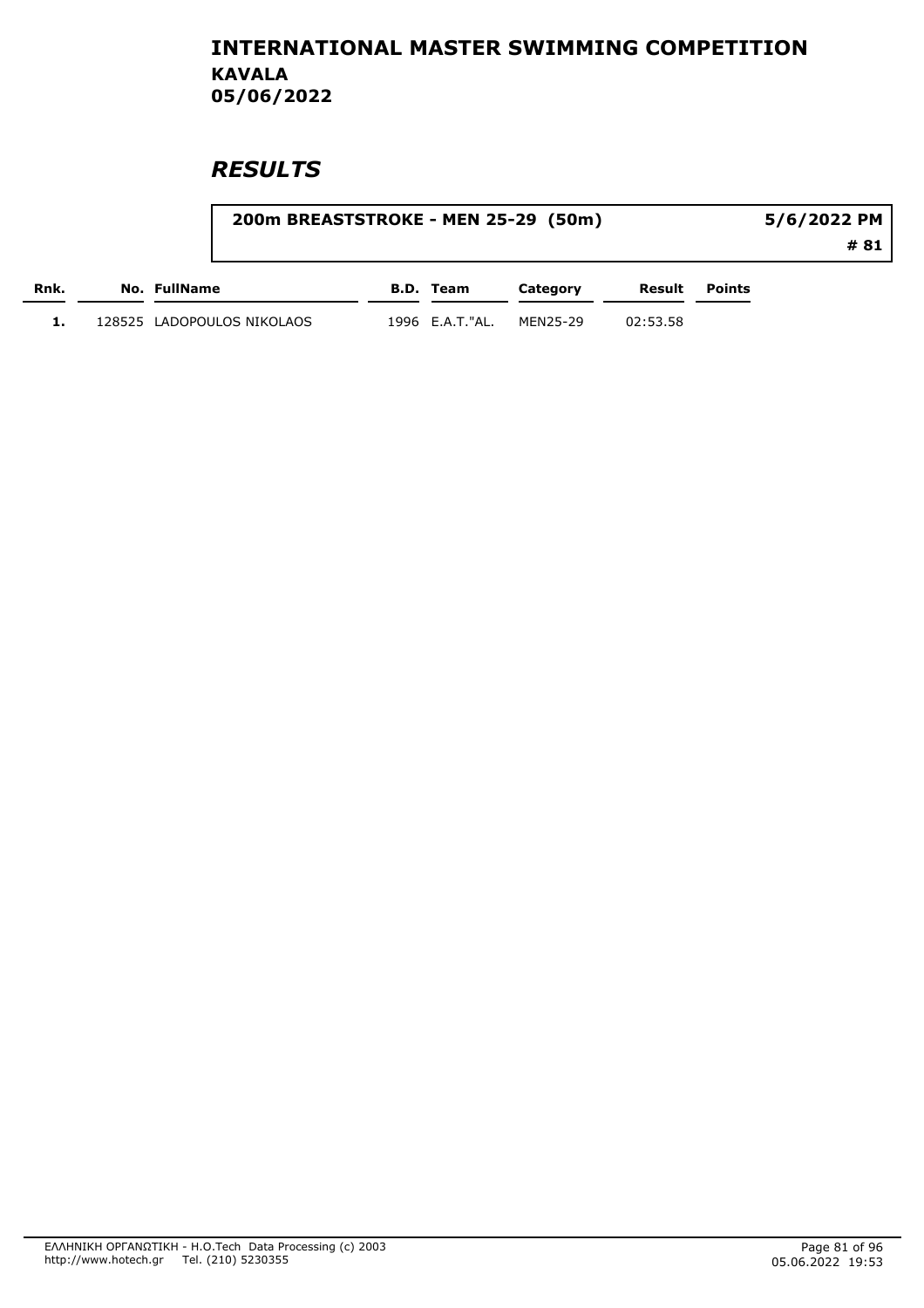# INTERNATIONAL MASTER SWIMMING COMPETITION
## KAVALA
## 05/06/2022

## *RESULTS*

**200m BREASTSTROKE - MEN 25-29 (50m)** — **5/6/2022 PM** — **# 81**

| Rnk. | No. | FullName | B.D. | Team | Category | Result | Points |
|---|---|---|---|---|---|---|---|
| 1. | 128525 | LADOPOULOS NIKOLAOS | 1996 | E.A.T."AL. | MEN25-29 | 02:53.58 | |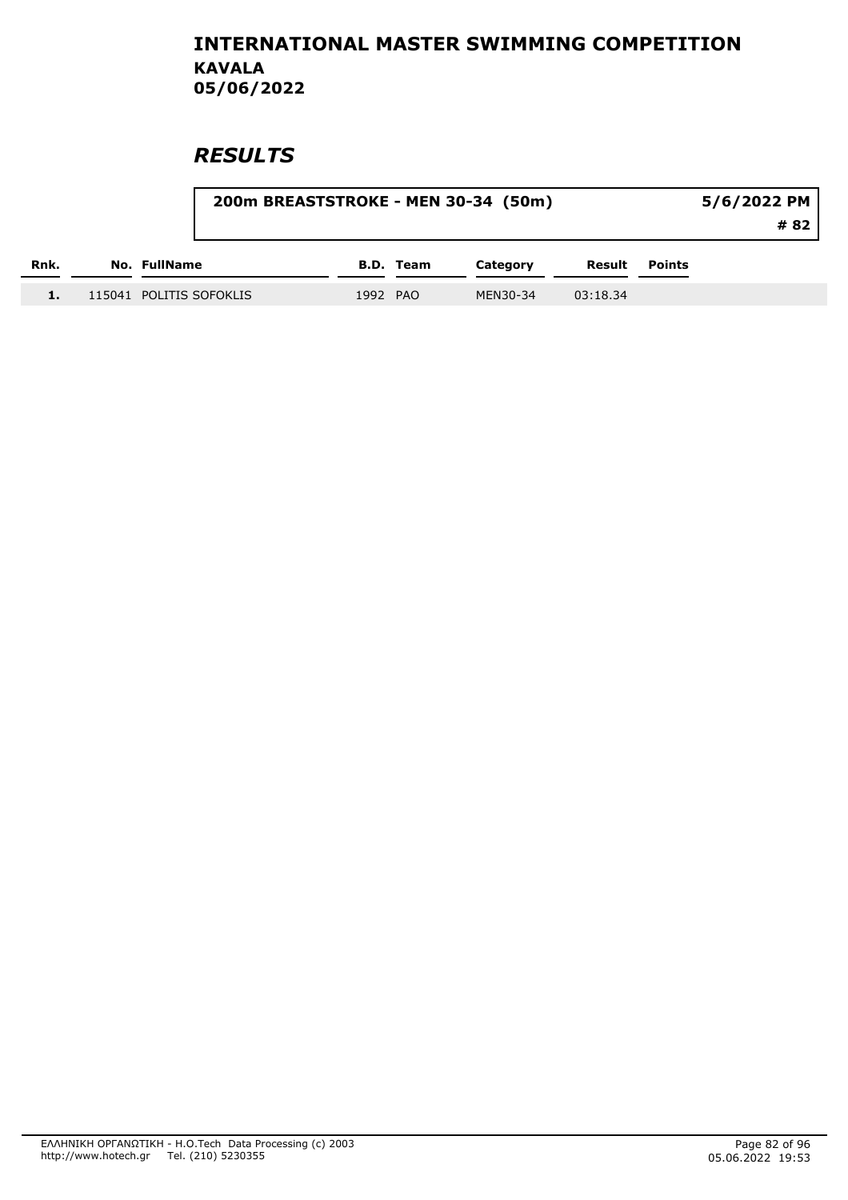# INTERNATIONAL MASTER SWIMMING COMPETITION

**KAVALA**

**05/06/2022**

## *RESULTS*

**200m BREASTSTROKE - MEN 30-34 (50m)** — **5/6/2022 PM** — **# 82**

| Rnk. | No. | FullName | B.D. | Team | Category | Result | Points |
|---|---|---|---|---|---|---|---|
| 1. | 115041 | POLITIS SOFOKLIS | 1992 | PAO | MEN30-34 | 03:18.34 | |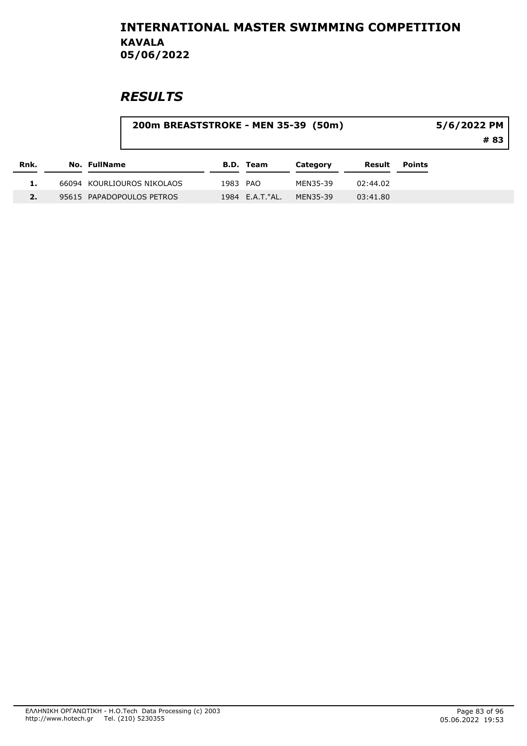# INTERNATIONAL MASTER SWIMMING COMPETITION
## KAVALA
## 05/06/2022

## *RESULTS*

**200m BREASTSTROKE - MEN 35-39 (50m)** — **5/6/2022 PM** — **# 83**

| Rnk. | No. | FullName | B.D. | Team | Category | Result | Points |
|---|---|---|---|---|---|---|---|
| 1. | 66094 | KOURLIOUROS NIKOLAOS | 1983 | PAO | MEN35-39 | 02:44.02 | |
| 2. | 95615 | PAPADOPOULOS PETROS | 1984 | E.A.T."AL. | MEN35-39 | 03:41.80 | |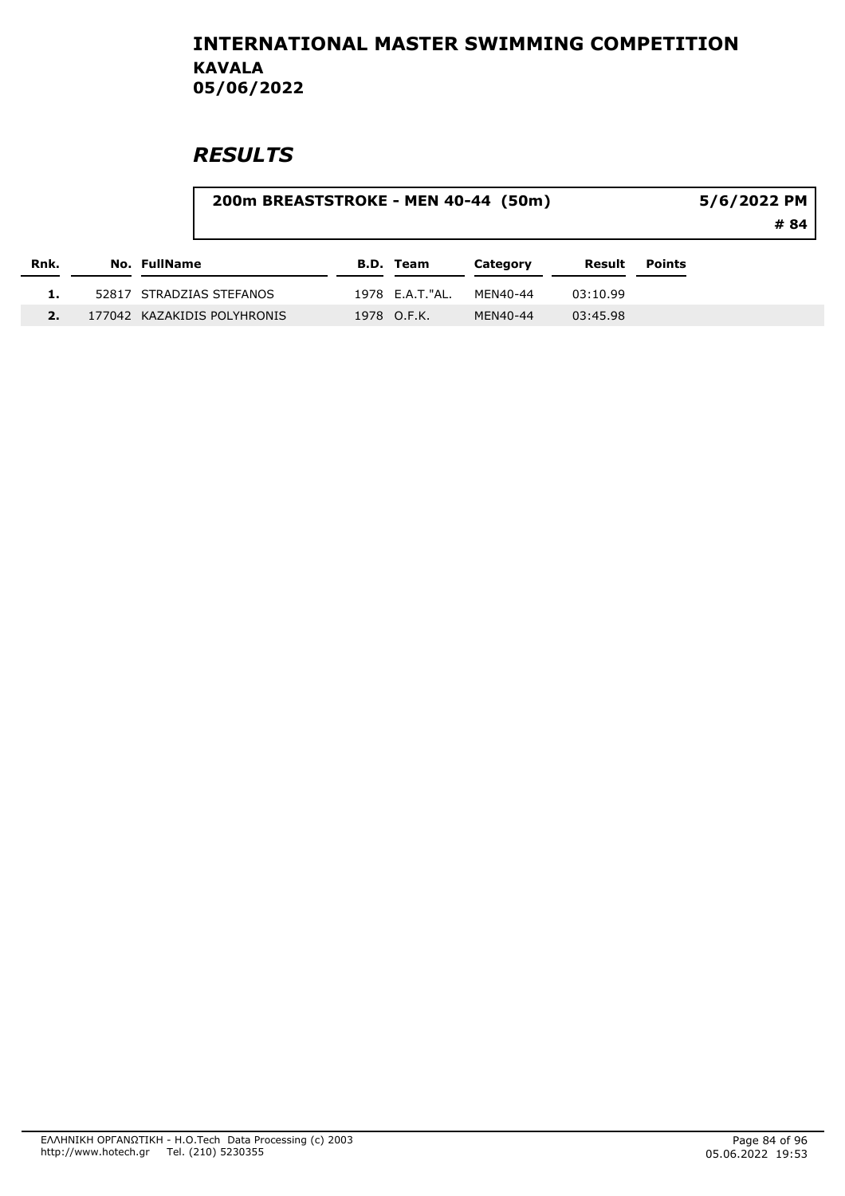# INTERNATIONAL MASTER SWIMMING COMPETITION

**KAVALA**

**05/06/2022**

## *RESULTS*

**200m BREASTSTROKE - MEN 40-44 (50m)** 5/6/2022 PM

**# 84**

| Rnk. | No. | FullName | B.D. | Team | Category | Result | Points |
|---|---|---|---|---|---|---|---|
| 1. | 52817 | STRADZIAS STEFANOS | 1978 | E.A.T."AL. | MEN40-44 | 03:10.99 | |
| 2. | 177042 | KAZAKIDIS POLYHRONIS | 1978 | O.F.K. | MEN40-44 | 03:45.98 | |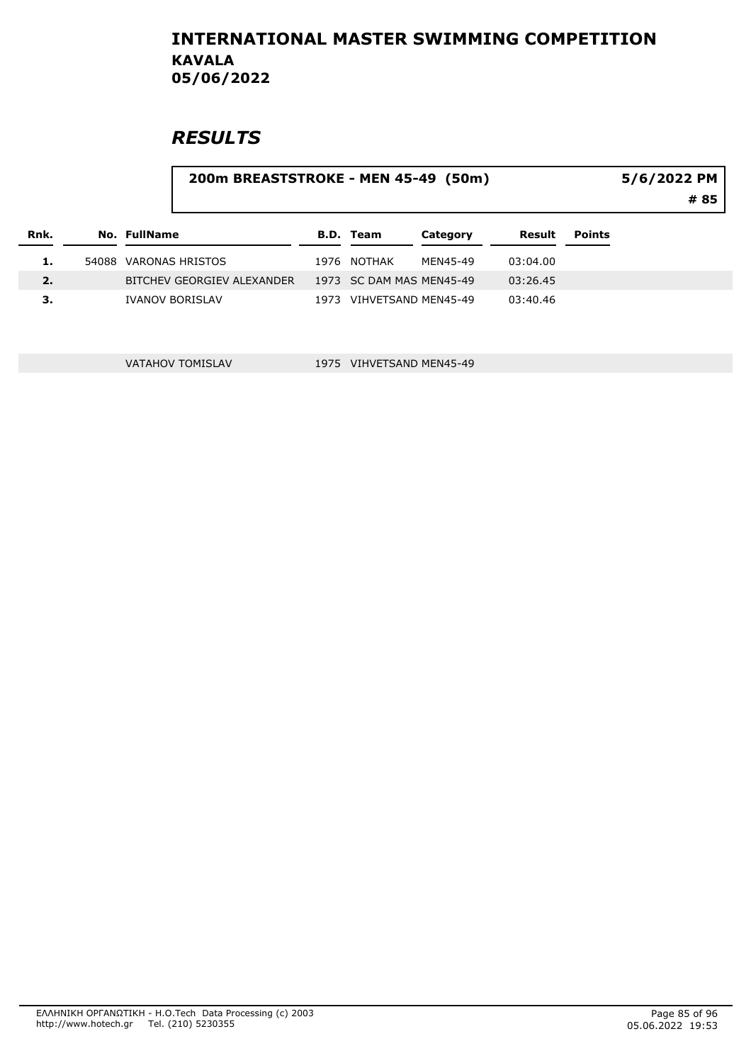# INTERNATIONAL MASTER SWIMMING COMPETITION
## KAVALA
## 05/06/2022

# RESULTS

**200m BREASTSTROKE - MEN 45-49 (50m)** — 5/6/2022 PM — # 85

| Rnk. | No. | FullName | B.D. | Team | Category | Result | Points |
|---|---|---|---|---|---|---|---|
| 1. | 54088 | VARONAS HRISTOS | 1976 | NOTHAK | MEN45-49 | 03:04.00 | |
| 2. | | BITCHEV GEORGIEV ALEXANDER | 1973 | SC DAM MAS | MEN45-49 | 03:26.45 | |
| 3. | | IVANOV BORISLAV | 1973 | VIHVETSAND | MEN45-49 | 03:40.46 | |
| | | VATAHOV TOMISLAV | 1975 | VIHVETSAND | MEN45-49 | | |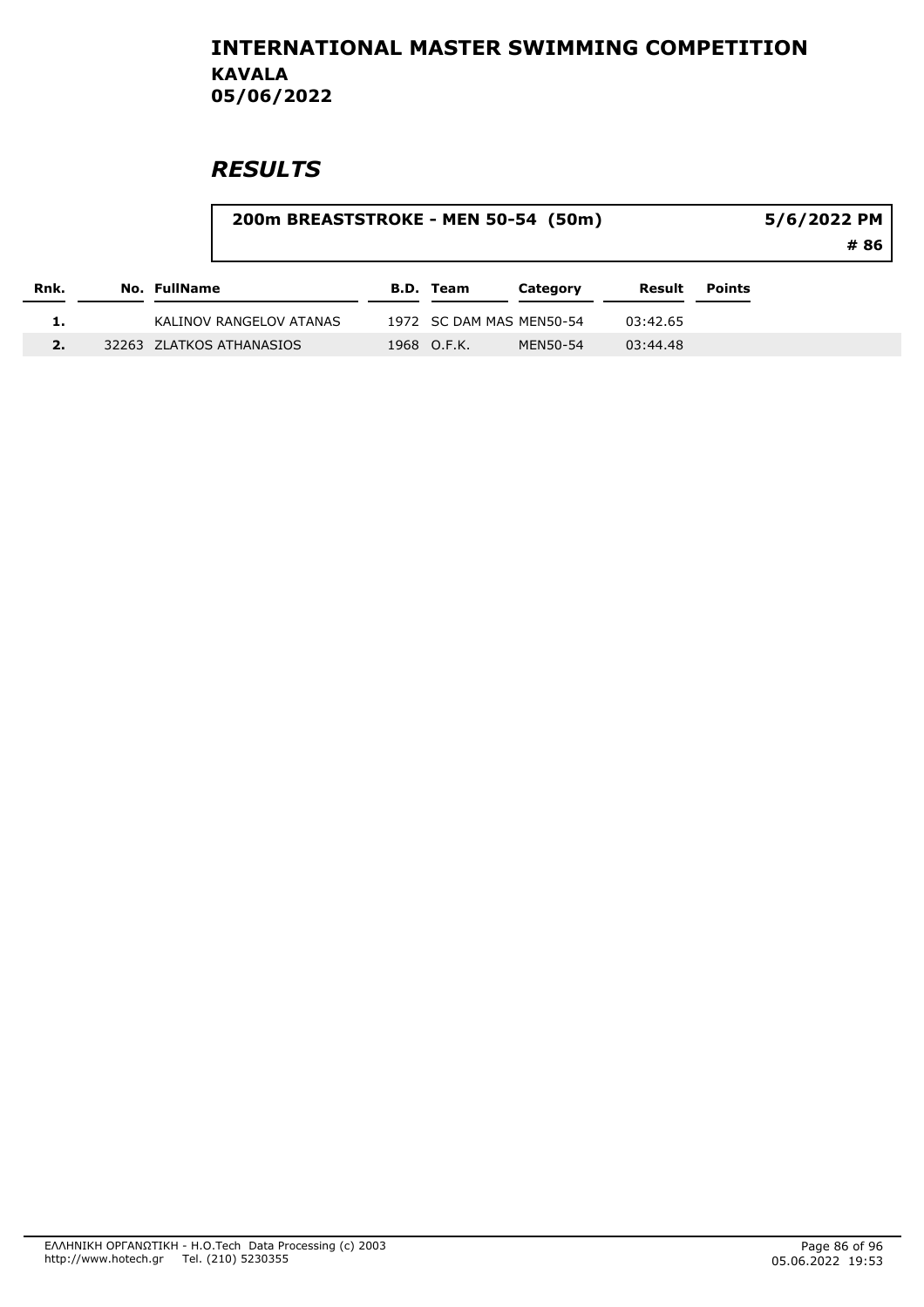# INTERNATIONAL MASTER SWIMMING COMPETITION
## KAVALA
## 05/06/2022

## *RESULTS*

**200m BREASTSTROKE - MEN 50-54 (50m)** | **5/6/2022 PM** | **# 86**

| Rnk. | No. | FullName | B.D. | Team | Category | Result | Points |
|---|---|---|---|---|---|---|---|
| 1. | | KALINOV RANGELOV ATANAS | 1972 | SC DAM MAS | MEN50-54 | 03:42.65 | |
| 2. | 32263 | ZLATKOS ATHANASIOS | 1968 | O.F.K. | MEN50-54 | 03:44.48 | |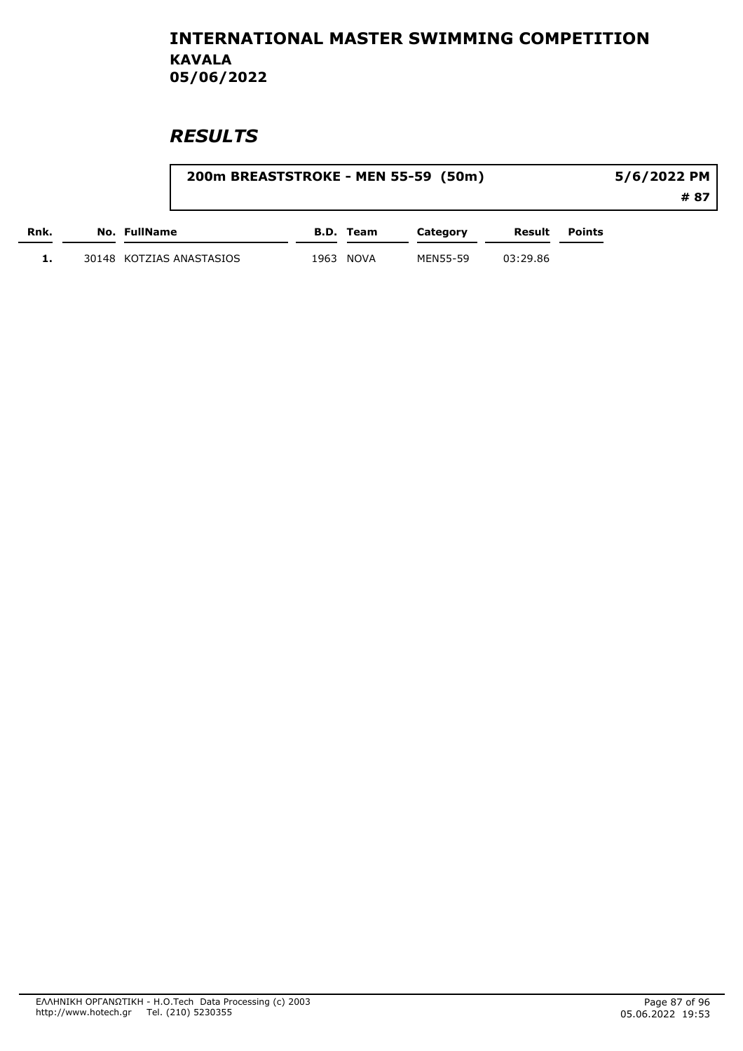# INTERNATIONAL MASTER SWIMMING COMPETITION

**KAVALA**
**05/06/2022**

## *RESULTS*

| 200m BREASTSTROKE - MEN 55-59 (50m) | 5/6/2022 PM |
|---|---|
| | # 87 |

| Rnk. | No. | FullName | B.D. | Team | Category | Result | Points |
|---|---|---|---|---|---|---|---|
| 1. | 30148 | KOTZIAS ANASTASIOS | 1963 | NOVA | MEN55-59 | 03:29.86 | |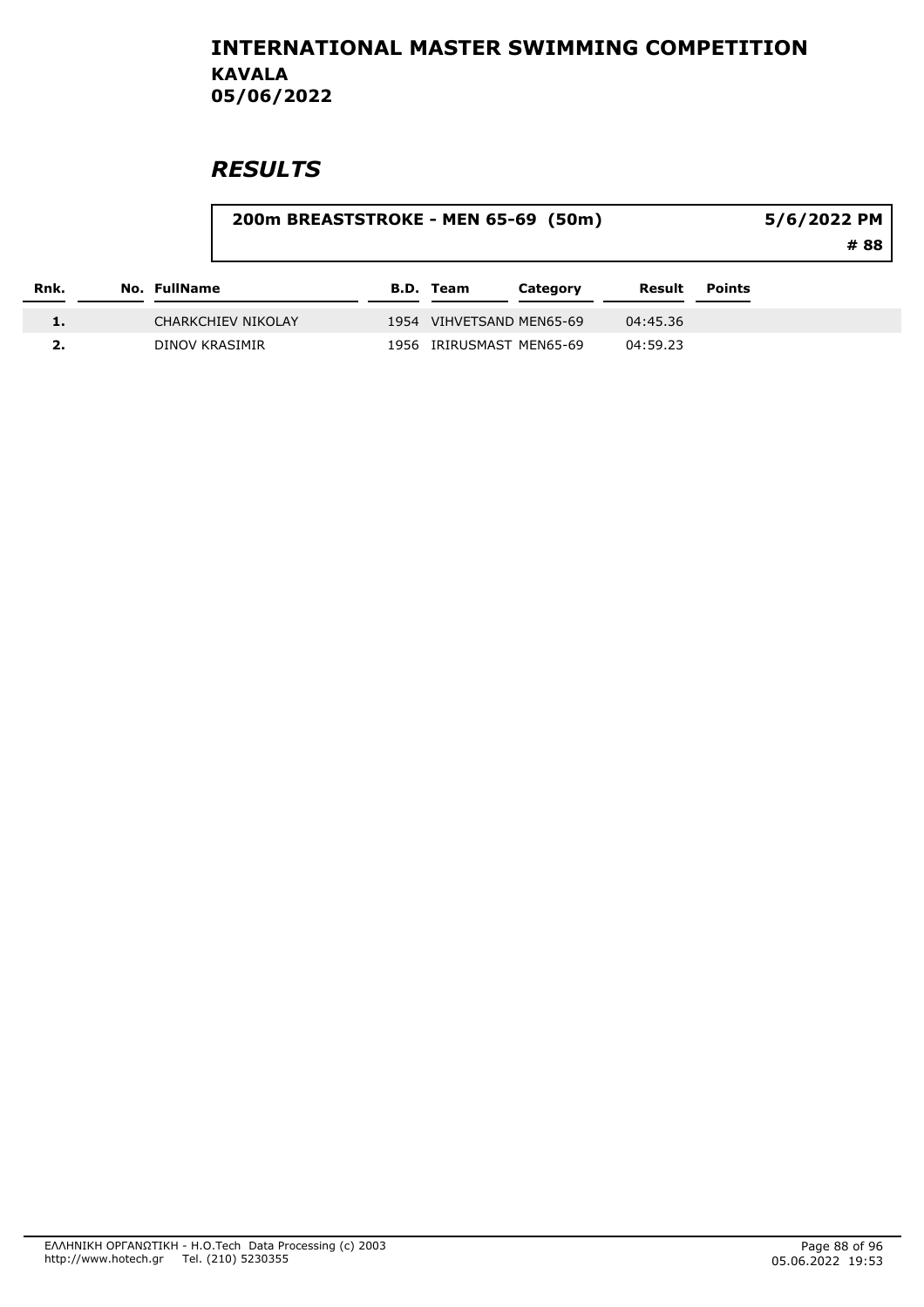# INTERNATIONAL MASTER SWIMMING COMPETITION

## KAVALA

## 05/06/2022

# RESULTS

**200m BREASTSTROKE - MEN 65-69 (50m)** | **5/6/2022 PM** | **# 88**

| Rnk. | No. | FullName | B.D. | Team | Category | Result | Points |
|---|---|---|---|---|---|---|---|
| 1. | | CHARKCHIEV NIKOLAY | 1954 | VIHVETSAND | MEN65-69 | 04:45.36 | |
| 2. | | DINOV KRASIMIR | 1956 | IRIRUSMAST | MEN65-69 | 04:59.23 | |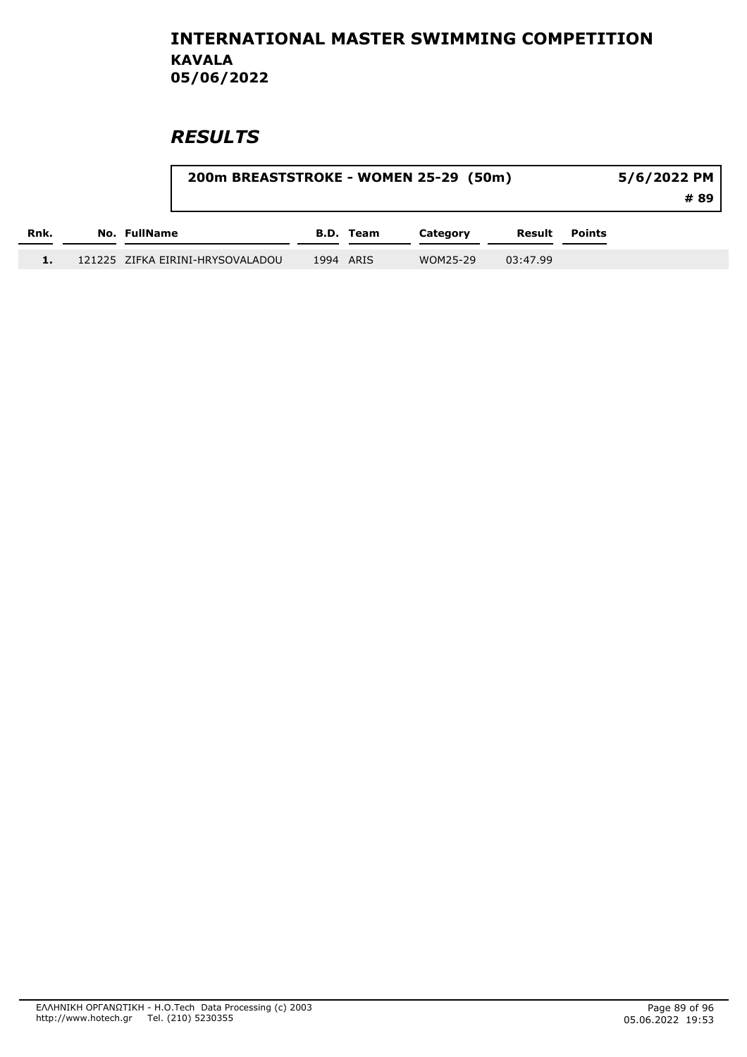# INTERNATIONAL MASTER SWIMMING COMPETITION

**KAVALA**
**05/06/2022**

## *RESULTS*

**200m BREASTSTROKE - WOMEN 25-29 (50m)** — **5/6/2022 PM** — **# 89**

| Rnk. | No. | FullName | B.D. | Team | Category | Result | Points |
|---|---|---|---|---|---|---|---|
| 1. | 121225 | ZIFKA EIRINI-HRYSOVALADOU | 1994 | ARIS | WOM25-29 | 03:47.99 | |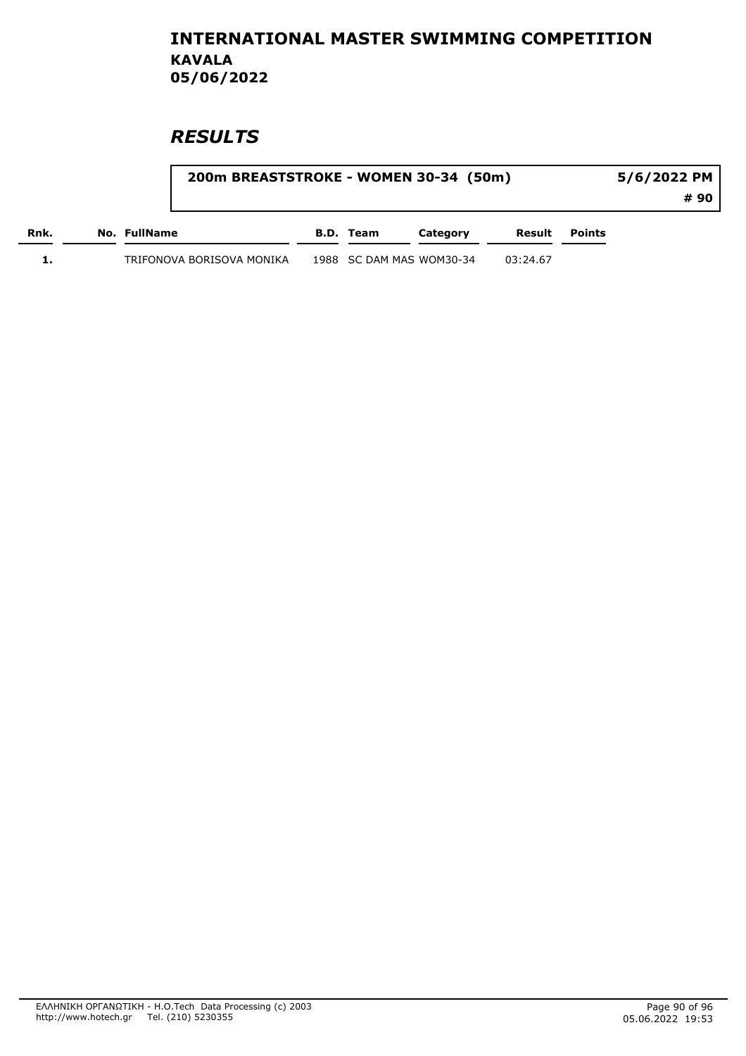# INTERNATIONAL MASTER SWIMMING COMPETITION
## KAVALA
## 05/06/2022

## *RESULTS*

**200m BREASTSTROKE - WOMEN 30-34 (50m)** — **5/6/2022 PM** — **# 90**

| Rnk. | No. | FullName | B.D. | Team | Category | Result | Points |
|---|---|---|---|---|---|---|---|
| 1. | | TRIFONOVA BORISOVA MONIKA | 1988 | SC DAM MAS | WOM30-34 | 03:24.67 | |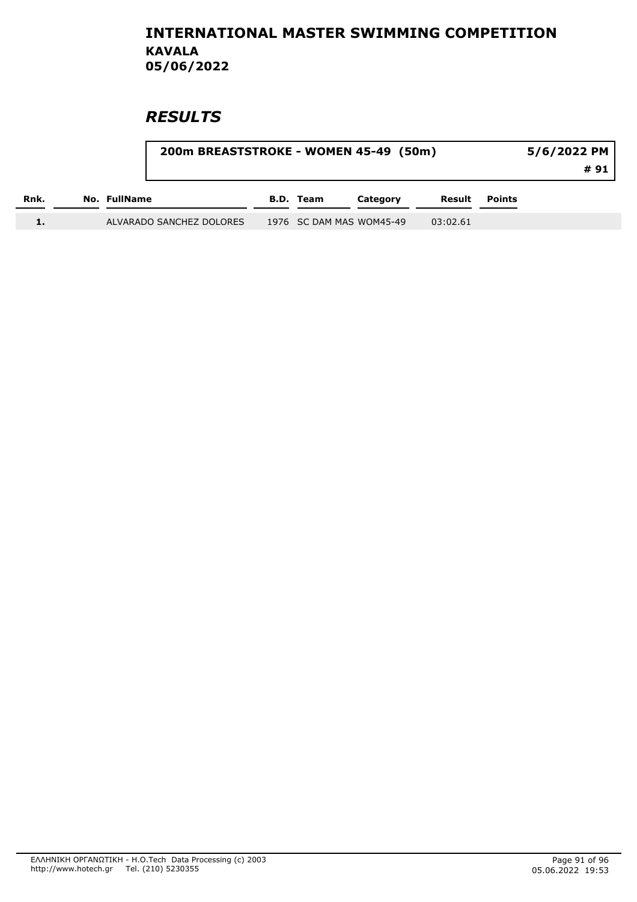# INTERNATIONAL MASTER SWIMMING COMPETITION
## KAVALA
## 05/06/2022

## *RESULTS*

**200m BREASTSTROKE - WOMEN 45-49 (50m)** | **5/6/2022 PM** | **# 91**

| Rnk. | No. | FullName | B.D. | Team | Category | Result | Points |
|---|---|---|---|---|---|---|---|
| 1. | | ALVARADO SANCHEZ DOLORES | 1976 | SC DAM MAS | WOM45-49 | 03:02.61 | |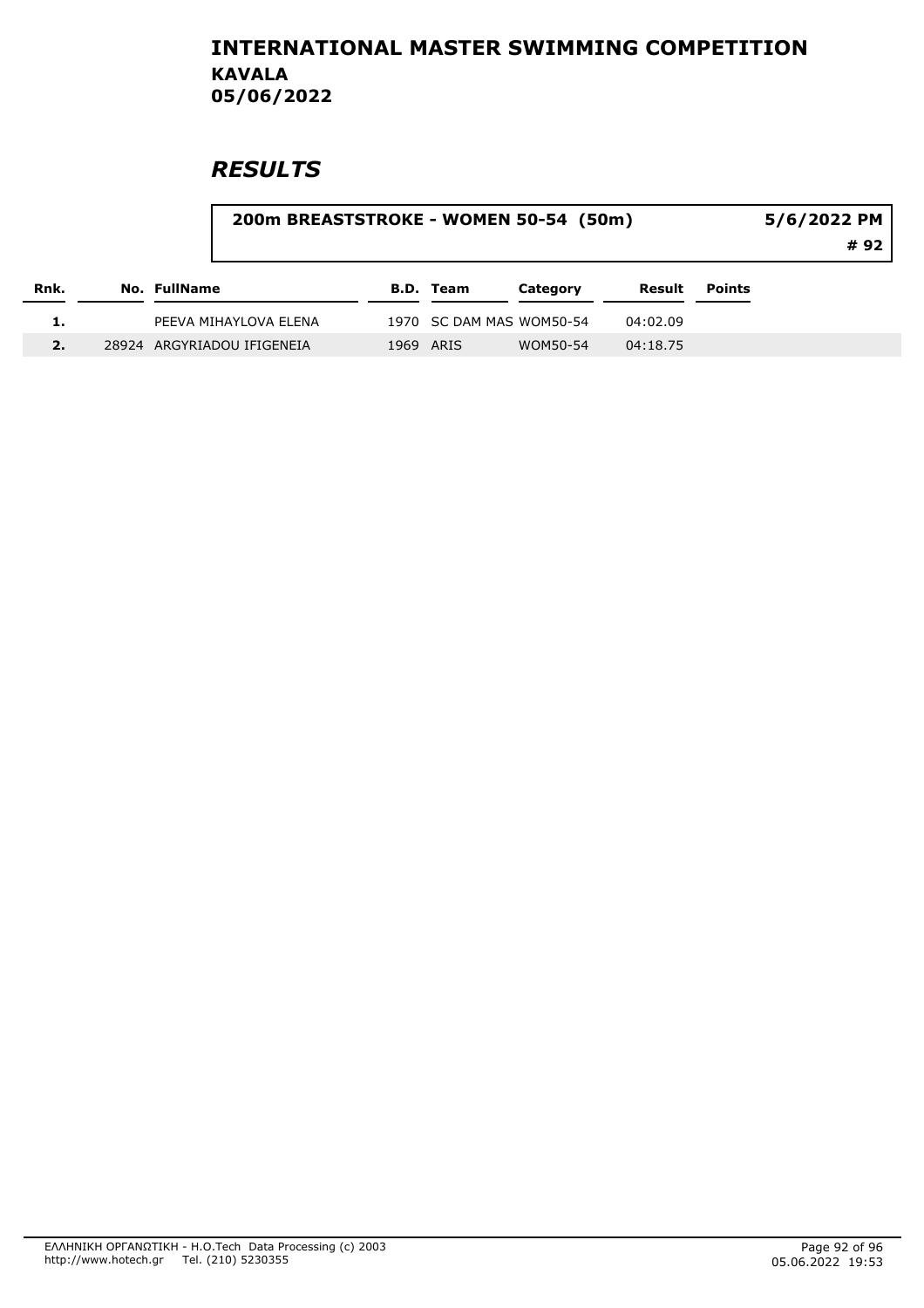## INTERNATIONAL MASTER SWIMMING COMPETITION
### KAVALA
### 05/06/2022

# RESULTS

**200m BREASTSTROKE - WOMEN 50-54 (50m)** — 5/6/2022 PM — # 92

| Rnk. | No. | FullName | B.D. | Team | Category | Result | Points |
|---|---|---|---|---|---|---|---|
| 1. | | PEEVA MIHAYLOVA ELENA | 1970 | SC DAM MAS | WOM50-54 | 04:02.09 | |
| 2. | 28924 | ARGYRIADOU IFIGENEIA | 1969 | ARIS | WOM50-54 | 04:18.75 | |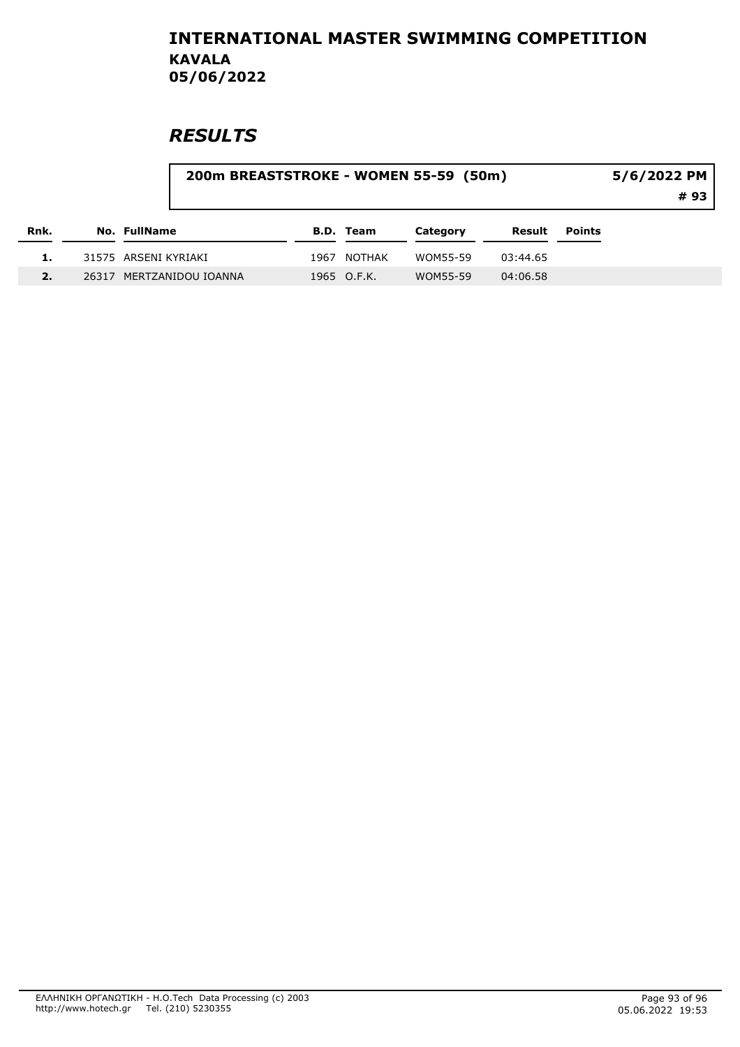# INTERNATIONAL MASTER SWIMMING COMPETITION
## KAVALA
## 05/06/2022

## RESULTS

**200m BREASTSTROKE - WOMEN 55-59 (50m)** — 5/6/2022 PM — # 93

| Rnk. | No. | FullName | B.D. | Team | Category | Result | Points |
|---|---|---|---|---|---|---|---|
| 1. | 31575 | ARSENI KYRIAKI | 1967 | NOTHAK | WOM55-59 | 03:44.65 | |
| 2. | 26317 | MERTZANIDOU IOANNA | 1965 | O.F.K. | WOM55-59 | 04:06.58 | |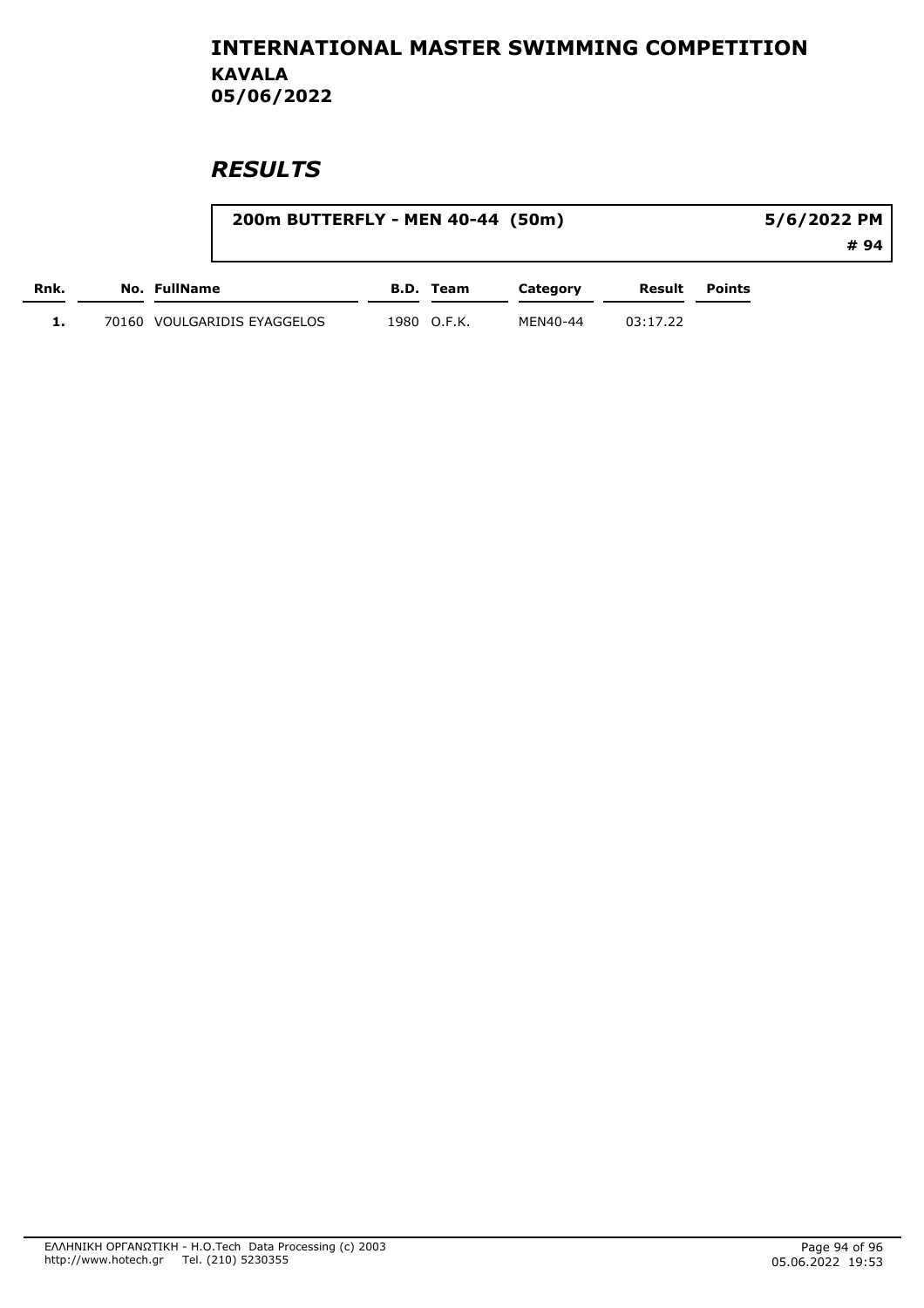# INTERNATIONAL MASTER SWIMMING COMPETITION

## KAVALA

## 05/06/2022

## *RESULTS*

| 200m BUTTERFLY - MEN 40-44 (50m) | 5/6/2022 PM |
|---|---|
| | # 94 |

| Rnk. | No. | FullName | B.D. | Team | Category | Result | Points |
|---|---|---|---|---|---|---|---|
| 1. | 70160 | VOULGARIDIS EYAGGELOS | 1980 | O.F.K. | MEN40-44 | 03:17.22 | |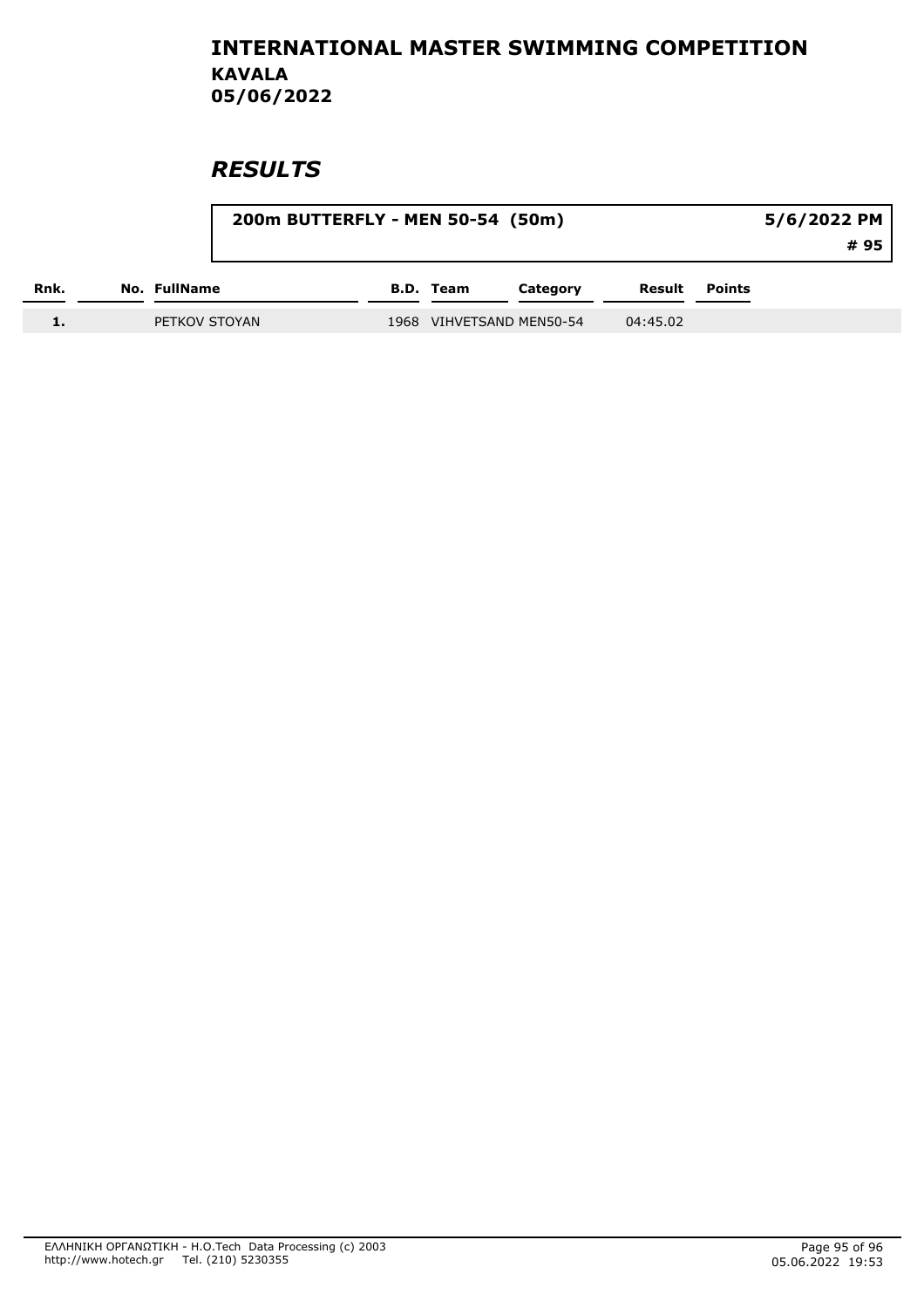# INTERNATIONAL MASTER SWIMMING COMPETITION

## KAVALA
## 05/06/2022

## *RESULTS*

**200m BUTTERFLY - MEN 50-54 (50m)** — **5/6/2022 PM** — **# 95**

| Rnk. | No. | FullName | B.D. | Team | Category | Result | Points |
|---|---|---|---|---|---|---|---|
| 1. | | PETKOV STOYAN | 1968 | VIHVETSAND | MEN50-54 | 04:45.02 | |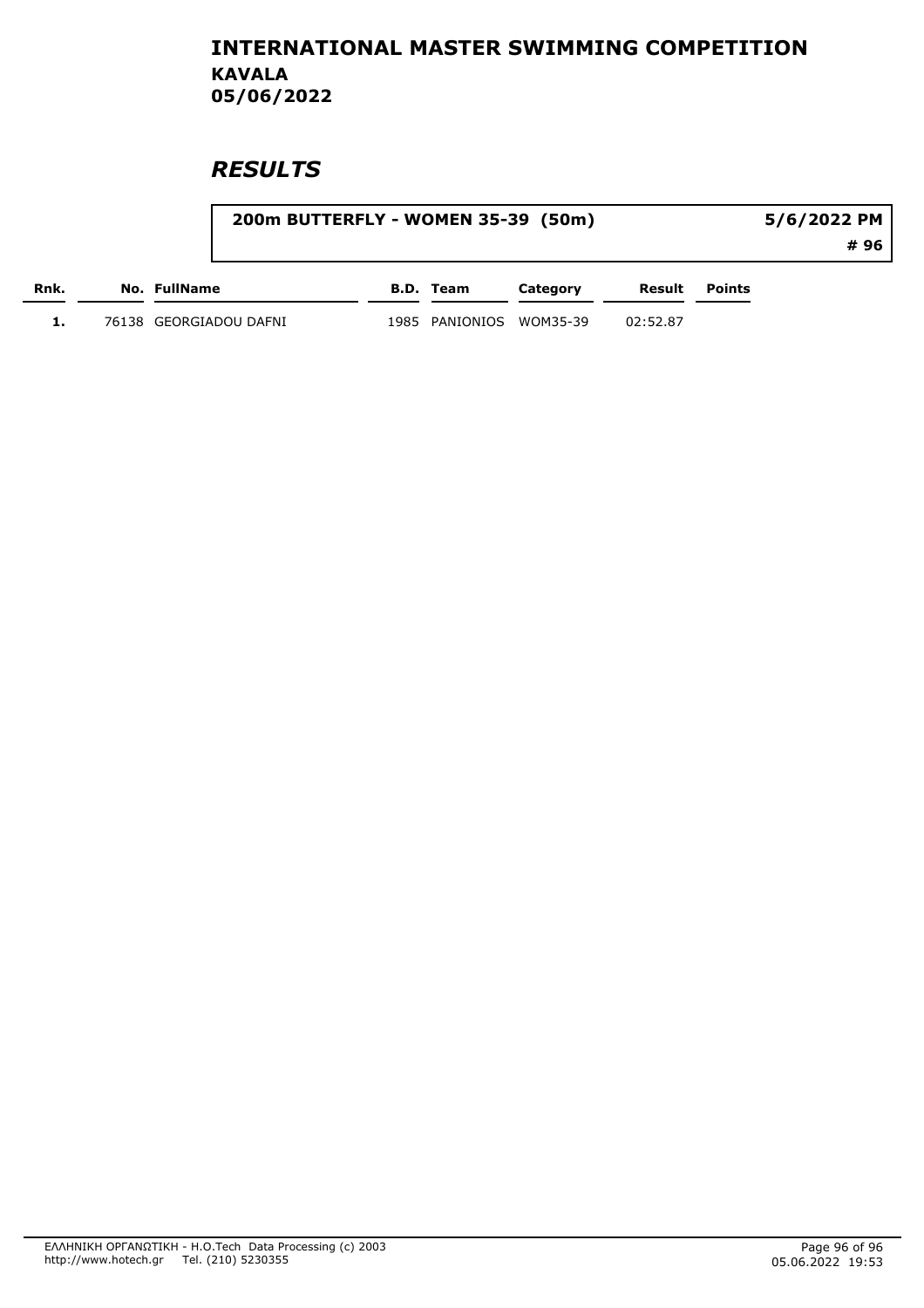# INTERNATIONAL MASTER SWIMMING COMPETITION
## KAVALA
## 05/06/2022

## *RESULTS*

**200m BUTTERFLY - WOMEN 35-39 (50m)** — **5/6/2022 PM** — **# 96**

| Rnk. | No. | FullName | B.D. | Team | Category | Result | Points |
|---|---|---|---|---|---|---|---|
| 1. | 76138 | GEORGIADOU DAFNI | 1985 | PANIONIOS | WOM35-39 | 02:52.87 | |